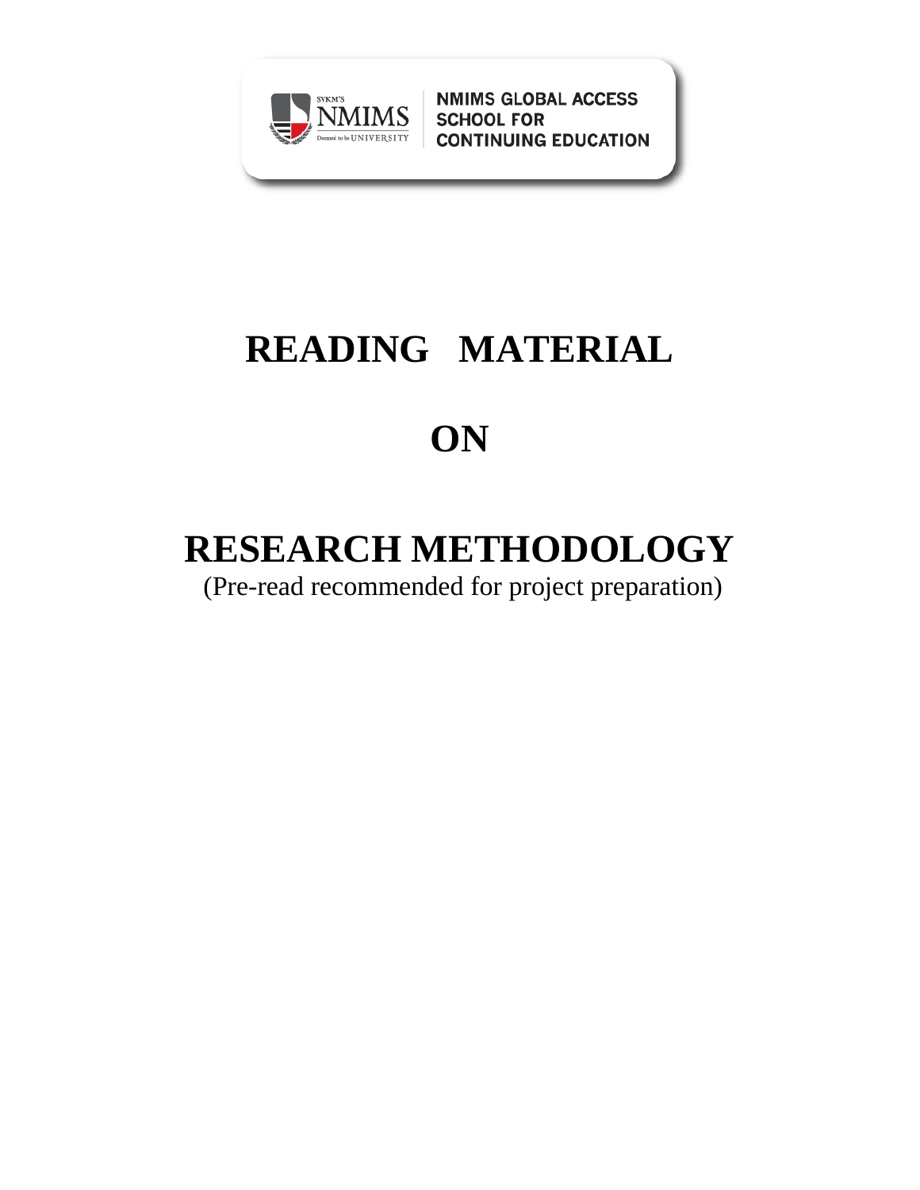NMIMS GLOBAL ACCESS SCHOOL FOR CONTINUING EDUCATION

# READING MATERIAL

# ON

# RESEARCH METHODOLOGY

(Pre-read recommended for project preparation)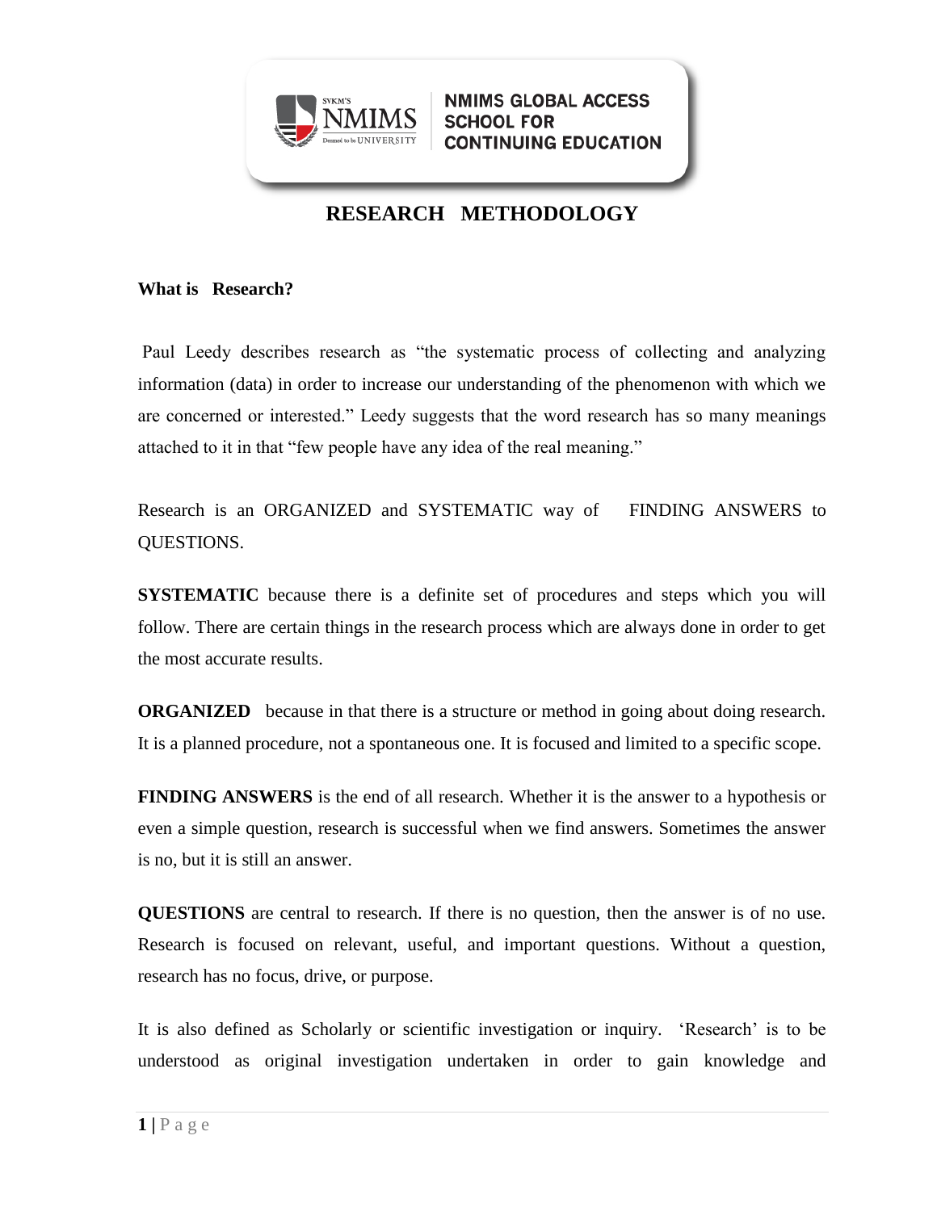# RESEARCH METHODOLOGY

## What is Research?

Paul Leedy describes research as "the systematic process of collecting and analyzing information (data) in order to increase our understanding of the phenomenon with which we are concerned or interested." Leedy suggests that the word research has so many meanings attached to it in that "few people have any idea of the real meaning."

Research is an ORGANIZED and SYSTEMATIC way of FINDING ANSWERS to QUESTIONS.

**SYSTEMATIC** because there is a definite set of procedures and steps which you will follow. There are certain things in the research process which are always done in order to get the most accurate results.

**ORGANIZED** because in that there is a structure or method in going about doing research. It is a planned procedure, not a spontaneous one. It is focused and limited to a specific scope.

**FINDING ANSWERS** is the end of all research. Whether it is the answer to a hypothesis or even a simple question, research is successful when we find answers. Sometimes the answer is no, but it is still an answer.

**QUESTIONS** are central to research. If there is no question, then the answer is of no use. Research is focused on relevant, useful, and important questions. Without a question, research has no focus, drive, or purpose.

It is also defined as Scholarly or scientific investigation or inquiry. 'Research' is to be understood as original investigation undertaken in order to gain knowledge and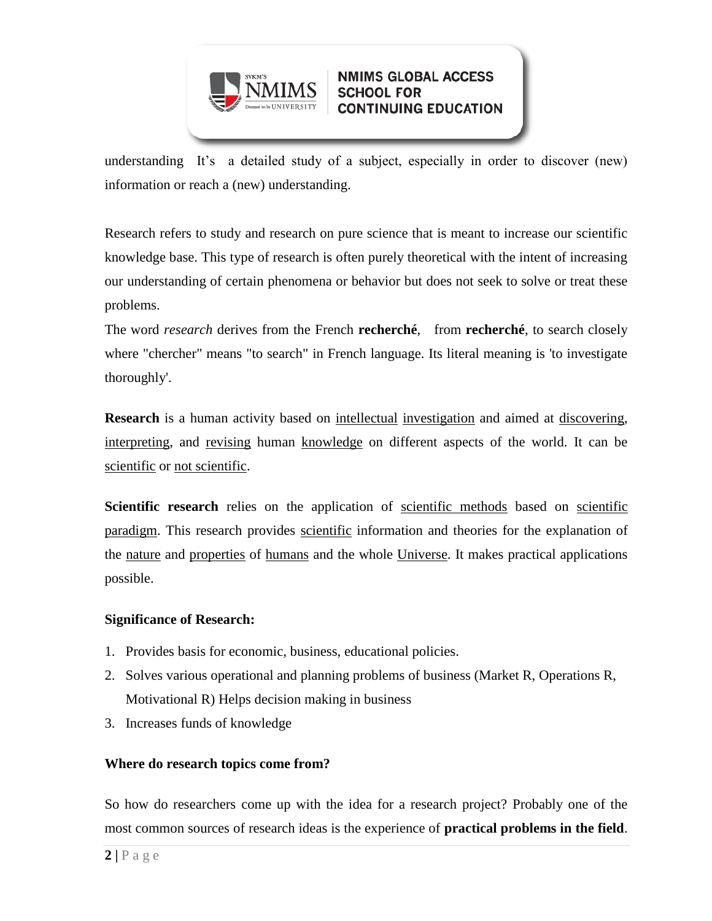understanding It's a detailed study of a subject, especially in order to discover (new) information or reach a (new) understanding.

Research refers to study and research on pure science that is meant to increase our scientific knowledge base. This type of research is often purely theoretical with the intent of increasing our understanding of certain phenomena or behavior but does not seek to solve or treat these problems.

The word *research* derives from the French **recherché**, from **recherché**, to search closely where "chercher" means "to search" in French language. Its literal meaning is 'to investigate thoroughly'.

**Research** is a human activity based on intellectual investigation and aimed at discovering, interpreting, and revising human knowledge on different aspects of the world. It can be scientific or not scientific.

**Scientific research** relies on the application of scientific methods based on scientific paradigm. This research provides scientific information and theories for the explanation of the nature and properties of humans and the whole Universe. It makes practical applications possible.

**Significance of Research:**

1. Provides basis for economic, business, educational policies.
2. Solves various operational and planning problems of business (Market R, Operations R, Motivational R) Helps decision making in business
3. Increases funds of knowledge

**Where do research topics come from?**

So how do researchers come up with the idea for a research project? Probably one of the most common sources of research ideas is the experience of **practical problems in the field**.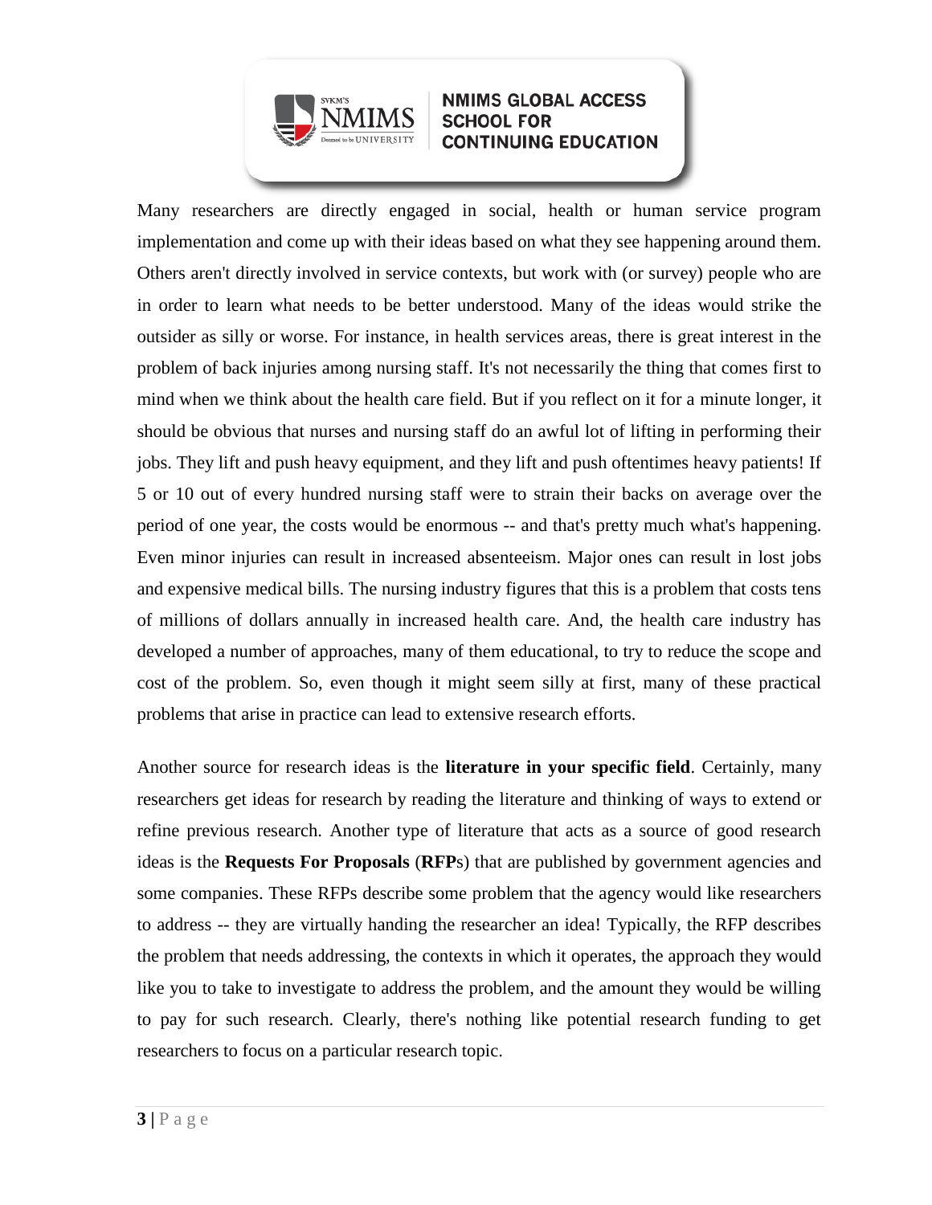Many researchers are directly engaged in social, health or human service program implementation and come up with their ideas based on what they see happening around them. Others aren't directly involved in service contexts, but work with (or survey) people who are in order to learn what needs to be better understood. Many of the ideas would strike the outsider as silly or worse. For instance, in health services areas, there is great interest in the problem of back injuries among nursing staff. It's not necessarily the thing that comes first to mind when we think about the health care field. But if you reflect on it for a minute longer, it should be obvious that nurses and nursing staff do an awful lot of lifting in performing their jobs. They lift and push heavy equipment, and they lift and push oftentimes heavy patients! If 5 or 10 out of every hundred nursing staff were to strain their backs on average over the period of one year, the costs would be enormous -- and that's pretty much what's happening. Even minor injuries can result in increased absenteeism. Major ones can result in lost jobs and expensive medical bills. The nursing industry figures that this is a problem that costs tens of millions of dollars annually in increased health care. And, the health care industry has developed a number of approaches, many of them educational, to try to reduce the scope and cost of the problem. So, even though it might seem silly at first, many of these practical problems that arise in practice can lead to extensive research efforts.

Another source for research ideas is the **literature in your specific field**. Certainly, many researchers get ideas for research by reading the literature and thinking of ways to extend or refine previous research. Another type of literature that acts as a source of good research ideas is the **Requests For Proposals** (**RFP**s) that are published by government agencies and some companies. These RFPs describe some problem that the agency would like researchers to address -- they are virtually handing the researcher an idea! Typically, the RFP describes the problem that needs addressing, the contexts in which it operates, the approach they would like you to take to investigate to address the problem, and the amount they would be willing to pay for such research. Clearly, there's nothing like potential research funding to get researchers to focus on a particular research topic.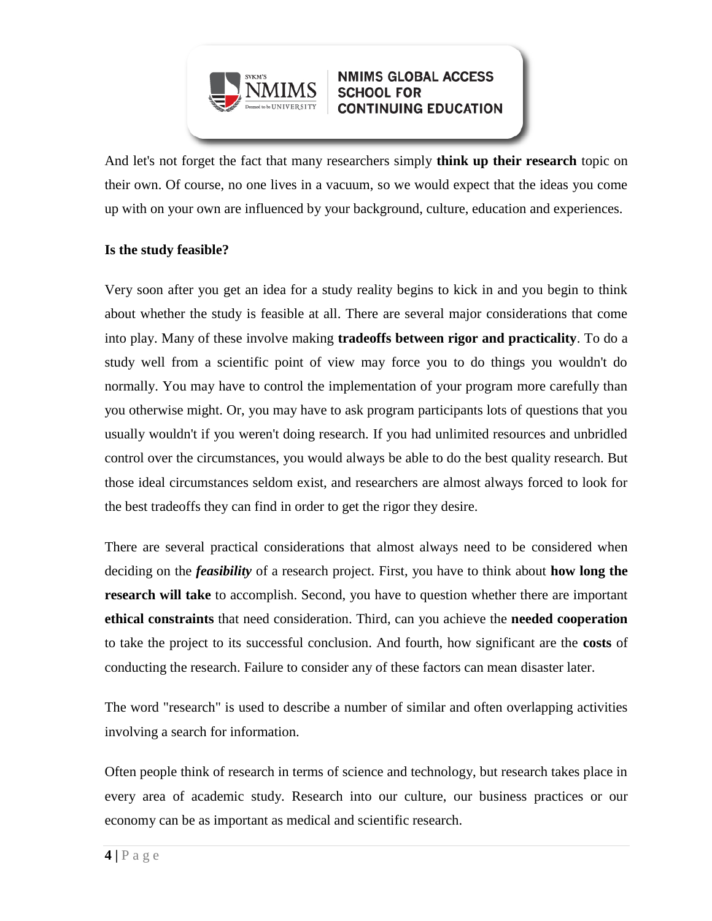And let's not forget the fact that many researchers simply **think up their research** topic on their own. Of course, no one lives in a vacuum, so we would expect that the ideas you come up with on your own are influenced by your background, culture, education and experiences.

**Is the study feasible?**

Very soon after you get an idea for a study reality begins to kick in and you begin to think about whether the study is feasible at all. There are several major considerations that come into play. Many of these involve making **tradeoffs between rigor and practicality**. To do a study well from a scientific point of view may force you to do things you wouldn't do normally. You may have to control the implementation of your program more carefully than you otherwise might. Or, you may have to ask program participants lots of questions that you usually wouldn't if you weren't doing research. If you had unlimited resources and unbridled control over the circumstances, you would always be able to do the best quality research. But those ideal circumstances seldom exist, and researchers are almost always forced to look for the best tradeoffs they can find in order to get the rigor they desire.

There are several practical considerations that almost always need to be considered when deciding on the ***feasibility*** of a research project. First, you have to think about **how long the research will take** to accomplish. Second, you have to question whether there are important **ethical constraints** that need consideration. Third, can you achieve the **needed cooperation** to take the project to its successful conclusion. And fourth, how significant are the **costs** of conducting the research. Failure to consider any of these factors can mean disaster later.

The word "research" is used to describe a number of similar and often overlapping activities involving a search for information.

Often people think of research in terms of science and technology, but research takes place in every area of academic study. Research into our culture, our business practices or our economy can be as important as medical and scientific research.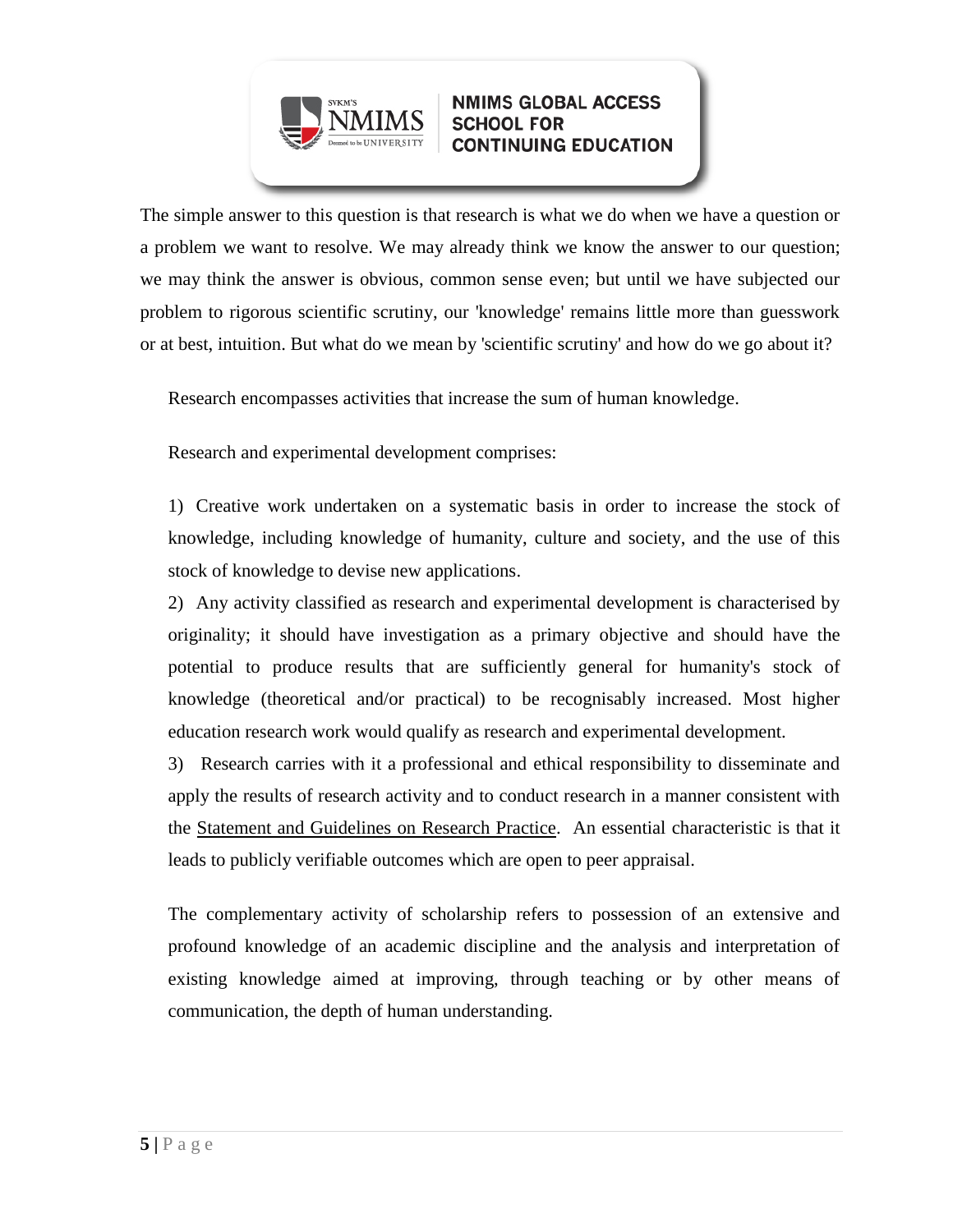The simple answer to this question is that research is what we do when we have a question or a problem we want to resolve. We may already think we know the answer to our question; we may think the answer is obvious, common sense even; but until we have subjected our problem to rigorous scientific scrutiny, our 'knowledge' remains little more than guesswork or at best, intuition. But what do we mean by 'scientific scrutiny' and how do we go about it?

Research encompasses activities that increase the sum of human knowledge.

Research and experimental development comprises:

1) Creative work undertaken on a systematic basis in order to increase the stock of knowledge, including knowledge of humanity, culture and society, and the use of this stock of knowledge to devise new applications.

2) Any activity classified as research and experimental development is characterised by originality; it should have investigation as a primary objective and should have the potential to produce results that are sufficiently general for humanity's stock of knowledge (theoretical and/or practical) to be recognisably increased. Most higher education research work would qualify as research and experimental development.

3) Research carries with it a professional and ethical responsibility to disseminate and apply the results of research activity and to conduct research in a manner consistent with the Statement and Guidelines on Research Practice. An essential characteristic is that it leads to publicly verifiable outcomes which are open to peer appraisal.

The complementary activity of scholarship refers to possession of an extensive and profound knowledge of an academic discipline and the analysis and interpretation of existing knowledge aimed at improving, through teaching or by other means of communication, the depth of human understanding.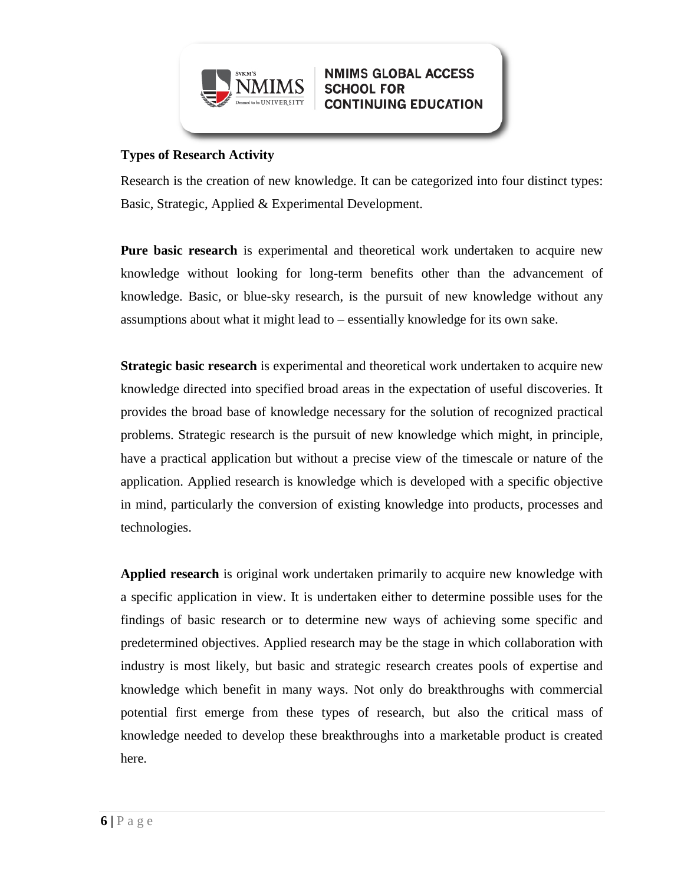**Types of Research Activity**

Research is the creation of new knowledge. It can be categorized into four distinct types: Basic, Strategic, Applied & Experimental Development.

**Pure basic research** is experimental and theoretical work undertaken to acquire new knowledge without looking for long-term benefits other than the advancement of knowledge. Basic, or blue-sky research, is the pursuit of new knowledge without any assumptions about what it might lead to – essentially knowledge for its own sake.

**Strategic basic research** is experimental and theoretical work undertaken to acquire new knowledge directed into specified broad areas in the expectation of useful discoveries. It provides the broad base of knowledge necessary for the solution of recognized practical problems. Strategic research is the pursuit of new knowledge which might, in principle, have a practical application but without a precise view of the timescale or nature of the application. Applied research is knowledge which is developed with a specific objective in mind, particularly the conversion of existing knowledge into products, processes and technologies.

**Applied research** is original work undertaken primarily to acquire new knowledge with a specific application in view. It is undertaken either to determine possible uses for the findings of basic research or to determine new ways of achieving some specific and predetermined objectives. Applied research may be the stage in which collaboration with industry is most likely, but basic and strategic research creates pools of expertise and knowledge which benefit in many ways. Not only do breakthroughs with commercial potential first emerge from these types of research, but also the critical mass of knowledge needed to develop these breakthroughs into a marketable product is created here.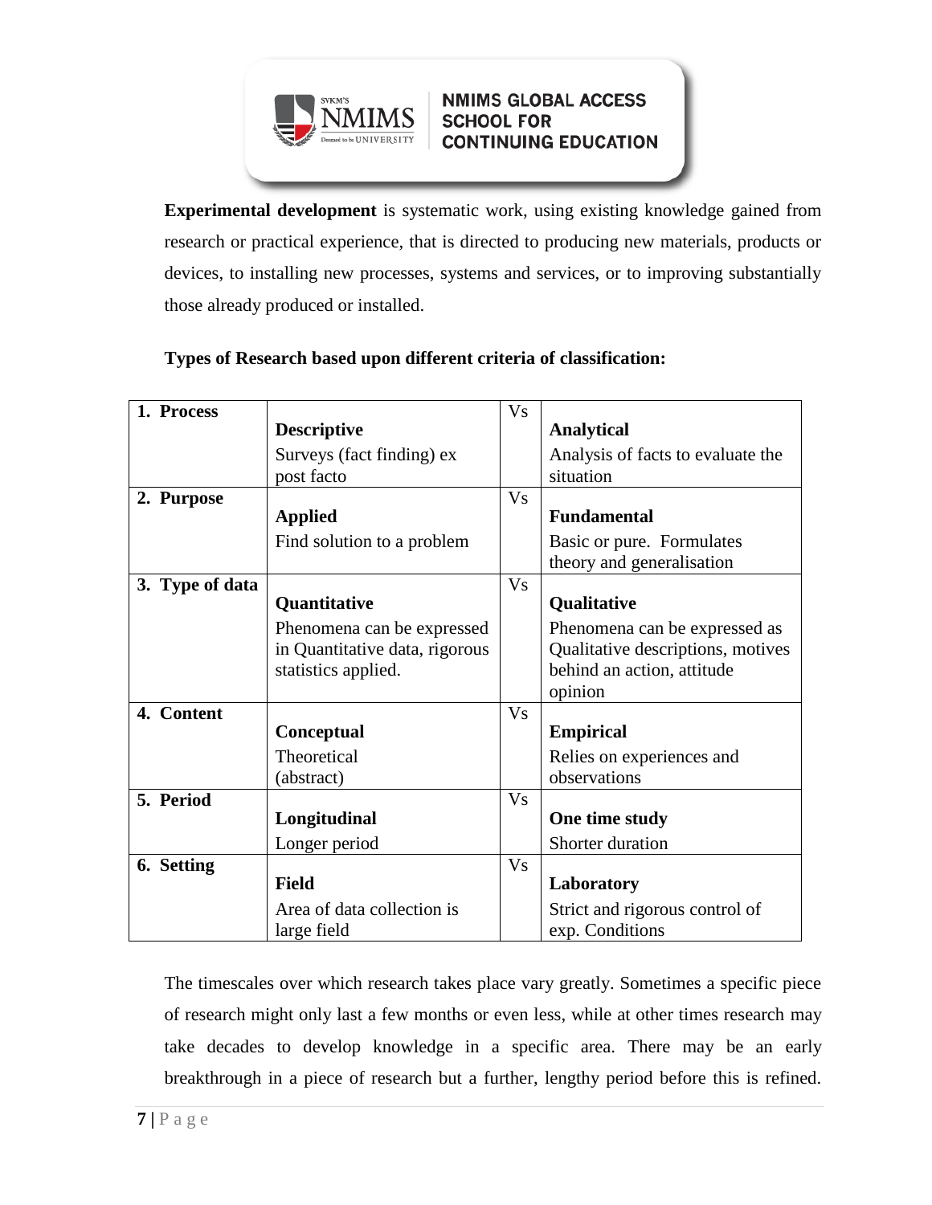**Experimental development** is systematic work, using existing knowledge gained from research or practical experience, that is directed to producing new materials, products or devices, to installing new processes, systems and services, or to improving substantially those already produced or installed.

**Types of Research based upon different criteria of classification:**

| Criteria | | | |
|---|---|---|---|
| **1. Process** | **Descriptive**<br>Surveys (fact finding) ex post facto | Vs | **Analytical**<br>Analysis of facts to evaluate the situation |
| **2. Purpose** | **Applied**<br>Find solution to a problem | Vs | **Fundamental**<br>Basic or pure. Formulates theory and generalisation |
| **3. Type of data** | **Quantitative**<br>Phenomena can be expressed in Quantitative data, rigorous statistics applied. | Vs | **Qualitative**<br>Phenomena can be expressed as Qualitative descriptions, motives behind an action, attitude opinion |
| **4. Content** | **Conceptual**<br>Theoretical (abstract) | Vs | **Empirical**<br>Relies on experiences and observations |
| **5. Period** | **Longitudinal**<br>Longer period | Vs | **One time study**<br>Shorter duration |
| **6. Setting** | **Field**<br>Area of data collection is large field | Vs | **Laboratory**<br>Strict and rigorous control of exp. Conditions |

The timescales over which research takes place vary greatly. Sometimes a specific piece of research might only last a few months or even less, while at other times research may take decades to develop knowledge in a specific area. There may be an early breakthrough in a piece of research but a further, lengthy period before this is refined.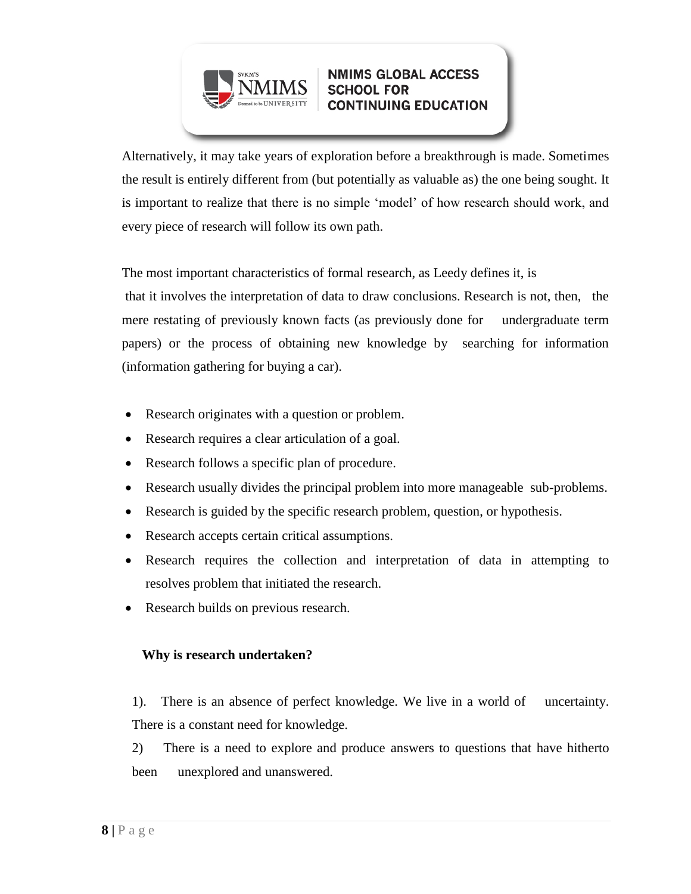Alternatively, it may take years of exploration before a breakthrough is made. Sometimes the result is entirely different from (but potentially as valuable as) the one being sought. It is important to realize that there is no simple 'model' of how research should work, and every piece of research will follow its own path.

The most important characteristics of formal research, as Leedy defines it, is that it involves the interpretation of data to draw conclusions. Research is not, then, the mere restating of previously known facts (as previously done for undergraduate term papers) or the process of obtaining new knowledge by searching for information (information gathering for buying a car).

- Research originates with a question or problem.
- Research requires a clear articulation of a goal.
- Research follows a specific plan of procedure.
- Research usually divides the principal problem into more manageable sub-problems.
- Research is guided by the specific research problem, question, or hypothesis.
- Research accepts certain critical assumptions.
- Research requires the collection and interpretation of data in attempting to resolves problem that initiated the research.
- Research builds on previous research.

**Why is research undertaken?**

1). There is an absence of perfect knowledge. We live in a world of uncertainty. There is a constant need for knowledge.

2) There is a need to explore and produce answers to questions that have hitherto been unexplored and unanswered.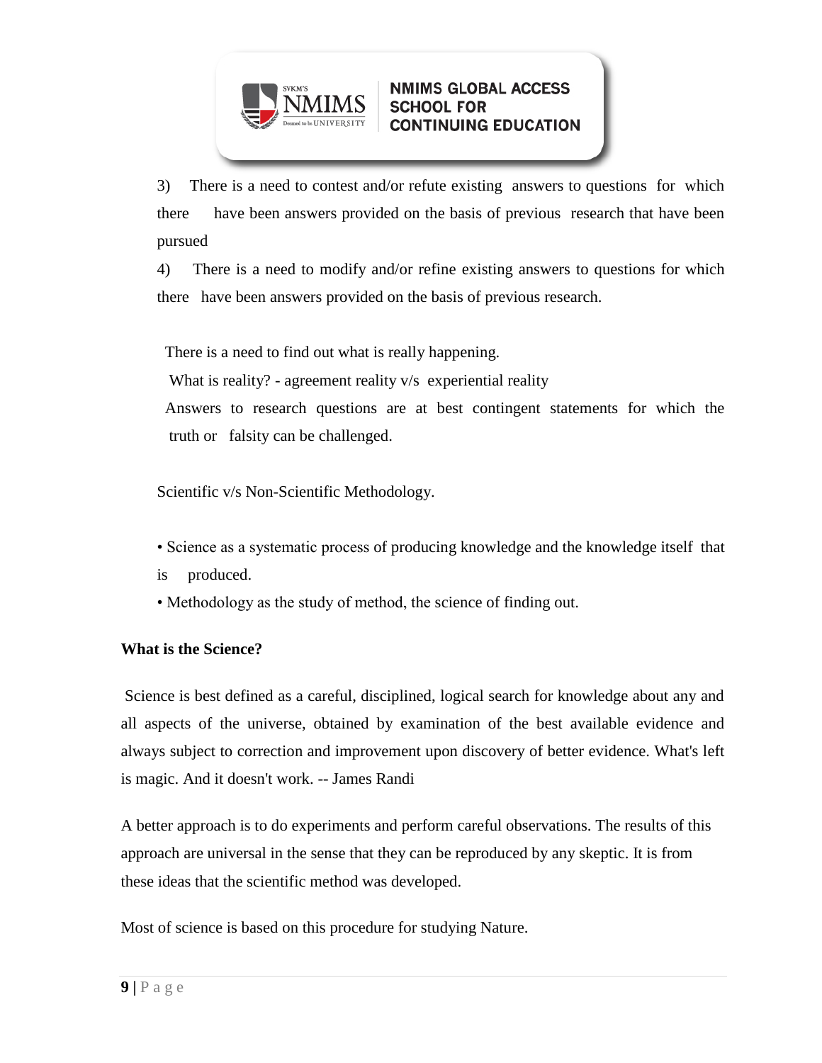3) There is a need to contest and/or refute existing answers to questions for which there have been answers provided on the basis of previous research that have been pursued

4) There is a need to modify and/or refine existing answers to questions for which there have been answers provided on the basis of previous research.

There is a need to find out what is really happening.

What is reality? - agreement reality v/s experiential reality

Answers to research questions are at best contingent statements for which the truth or falsity can be challenged.

Scientific v/s Non-Scientific Methodology.

- Science as a systematic process of producing knowledge and the knowledge itself that is produced.
- Methodology as the study of method, the science of finding out.

**What is the Science?**

Science is best defined as a careful, disciplined, logical search for knowledge about any and all aspects of the universe, obtained by examination of the best available evidence and always subject to correction and improvement upon discovery of better evidence. What's left is magic. And it doesn't work. -- James Randi

A better approach is to do experiments and perform careful observations. The results of this approach are universal in the sense that they can be reproduced by any skeptic. It is from these ideas that the scientific method was developed.

Most of science is based on this procedure for studying Nature.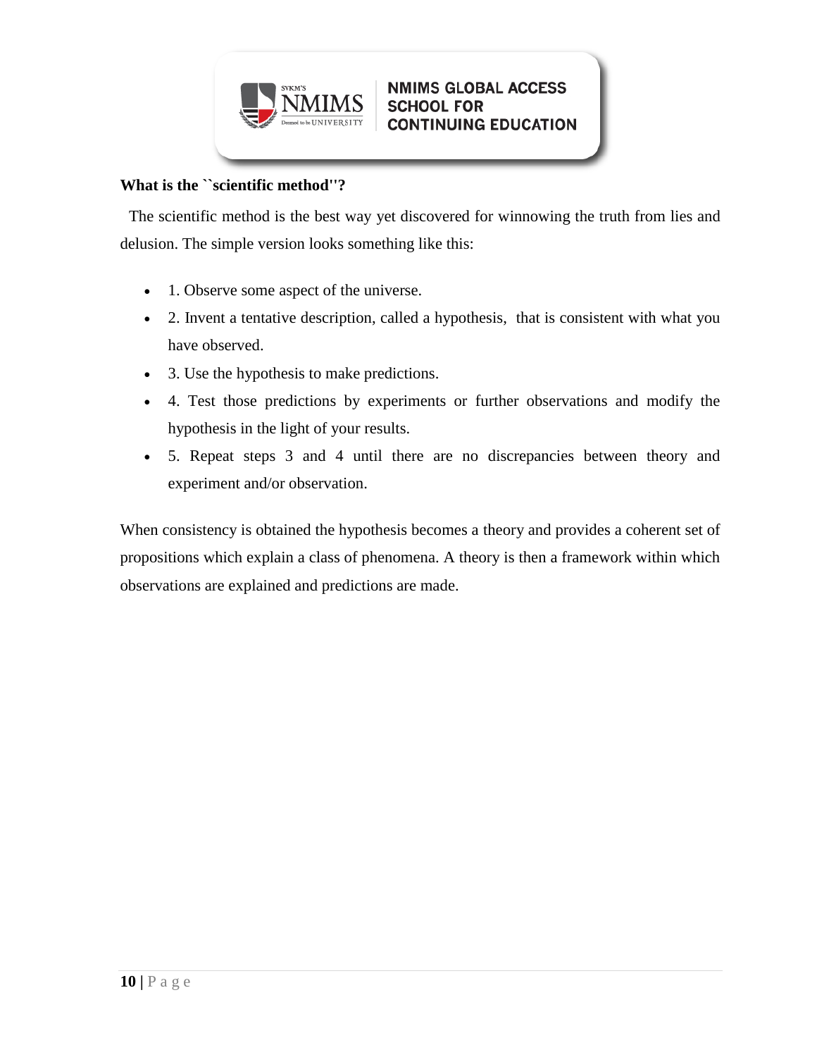**What is the ``scientific method''?**

The scientific method is the best way yet discovered for winnowing the truth from lies and delusion. The simple version looks something like this:

- 1. Observe some aspect of the universe.
- 2. Invent a tentative description, called a hypothesis, that is consistent with what you have observed.
- 3. Use the hypothesis to make predictions.
- 4. Test those predictions by experiments or further observations and modify the hypothesis in the light of your results.
- 5. Repeat steps 3 and 4 until there are no discrepancies between theory and experiment and/or observation.

When consistency is obtained the hypothesis becomes a theory and provides a coherent set of propositions which explain a class of phenomena. A theory is then a framework within which observations are explained and predictions are made.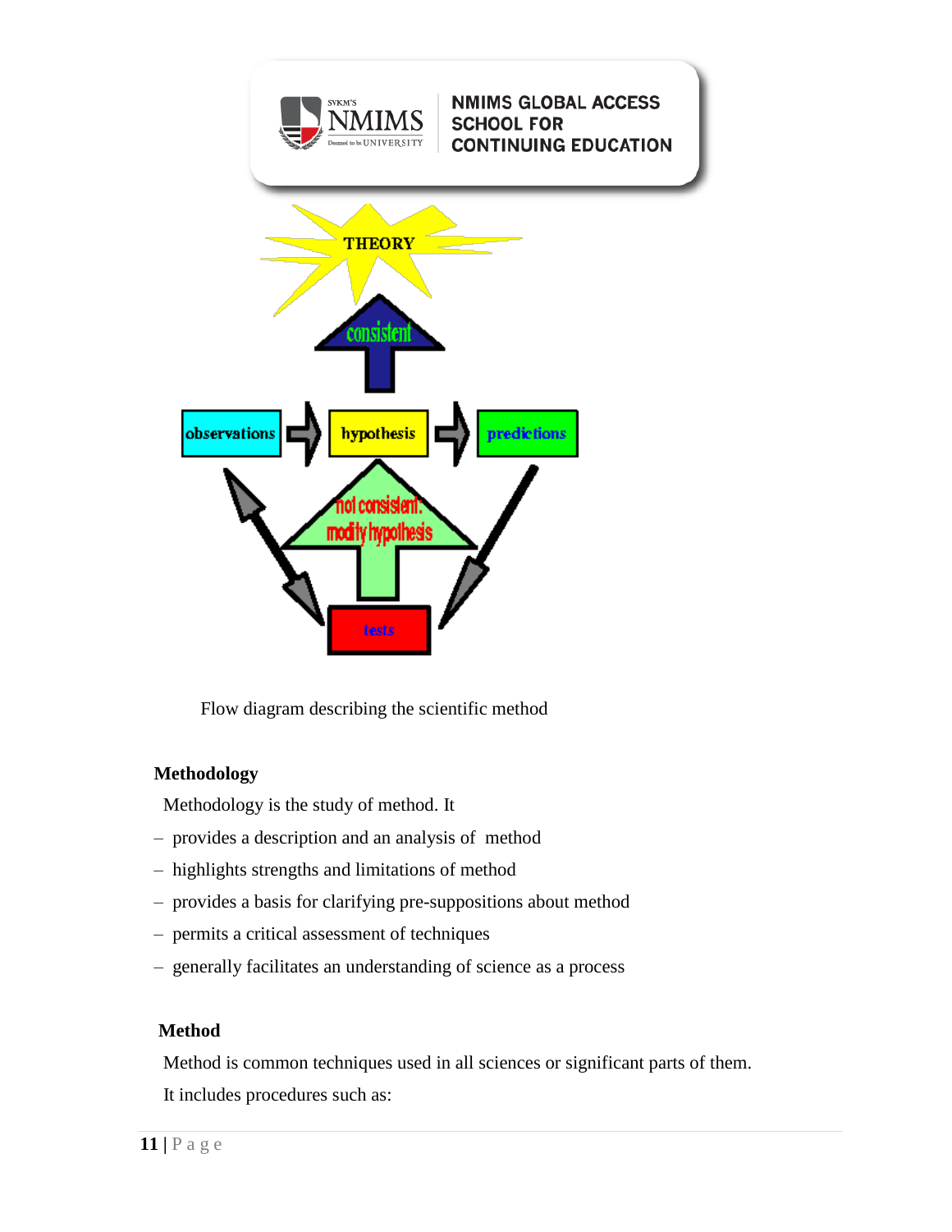Flow diagram describing the scientific method

**Methodology**

Methodology is the study of method. It

– provides a description and an analysis of method
– highlights strengths and limitations of method
– provides a basis for clarifying pre-suppositions about method
– permits a critical assessment of techniques
– generally facilitates an understanding of science as a process

**Method**

Method is common techniques used in all sciences or significant parts of them.

It includes procedures such as: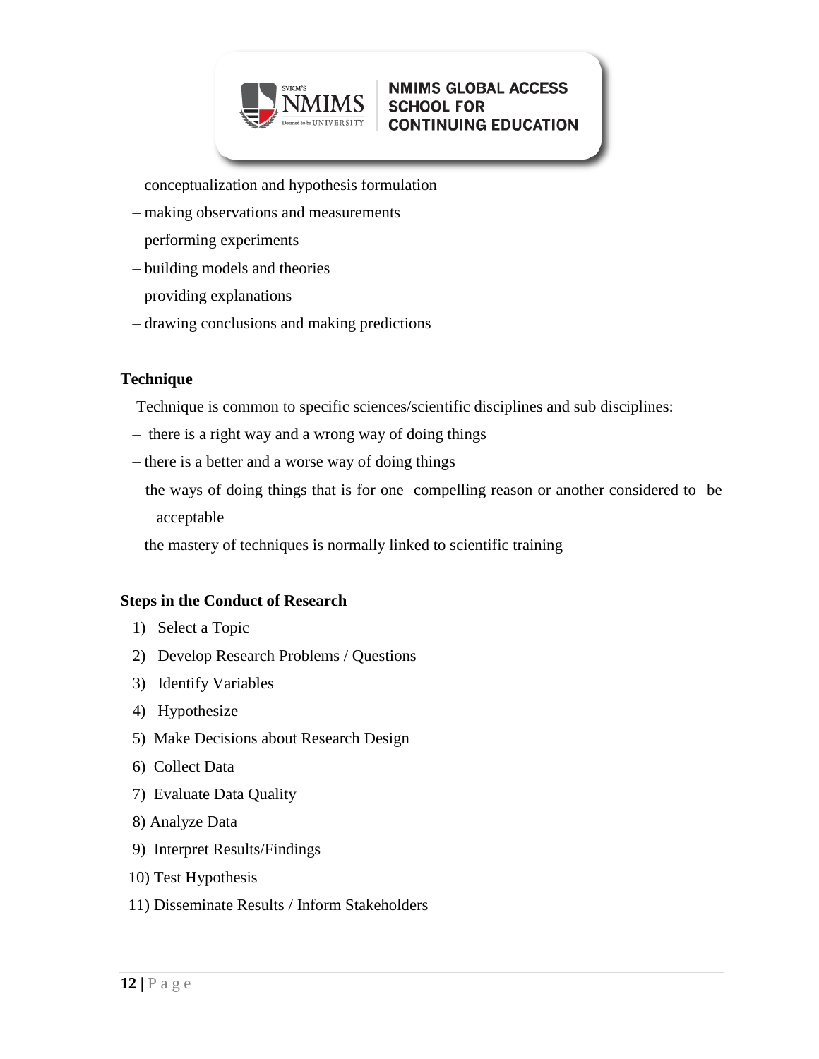– conceptualization and hypothesis formulation

– making observations and measurements

– performing experiments

– building models and theories

– providing explanations

– drawing conclusions and making predictions

**Technique**

Technique is common to specific sciences/scientific disciplines and sub disciplines:

– there is a right way and a wrong way of doing things

– there is a better and a worse way of doing things

– the ways of doing things that is for one compelling reason or another considered to be acceptable

– the mastery of techniques is normally linked to scientific training

**Steps in the Conduct of Research**

1) Select a Topic
2) Develop Research Problems / Questions
3) Identify Variables
4) Hypothesize
5) Make Decisions about Research Design
6) Collect Data
7) Evaluate Data Quality
8) Analyze Data
9) Interpret Results/Findings
10) Test Hypothesis
11) Disseminate Results / Inform Stakeholders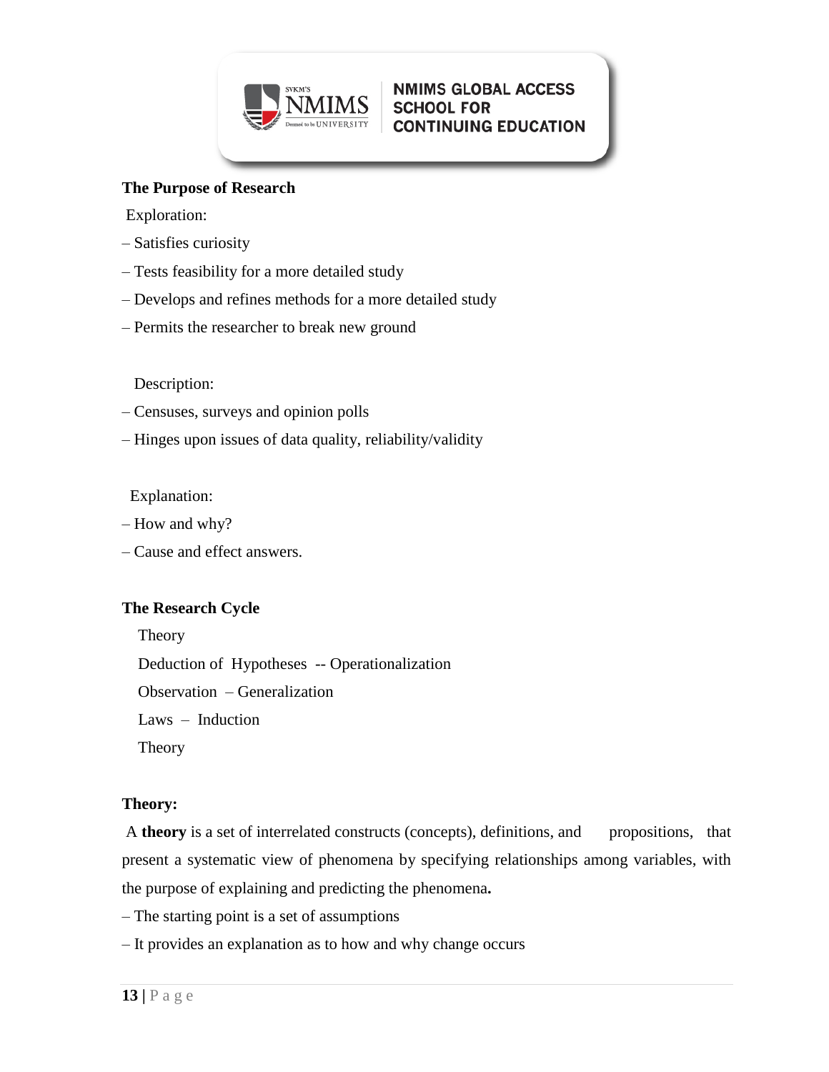**The Purpose of Research**

Exploration:

– Satisfies curiosity

– Tests feasibility for a more detailed study

– Develops and refines methods for a more detailed study

– Permits the researcher to break new ground

Description:

– Censuses, surveys and opinion polls

– Hinges upon issues of data quality, reliability/validity

Explanation:

– How and why?

– Cause and effect answers.

**The Research Cycle**

Theory

Deduction of Hypotheses -- Operationalization

Observation – Generalization

Laws – Induction

Theory

**Theory:**

A **theory** is a set of interrelated constructs (concepts), definitions, and propositions, that present a systematic view of phenomena by specifying relationships among variables, with the purpose of explaining and predicting the phenomena**.**

– The starting point is a set of assumptions

– It provides an explanation as to how and why change occurs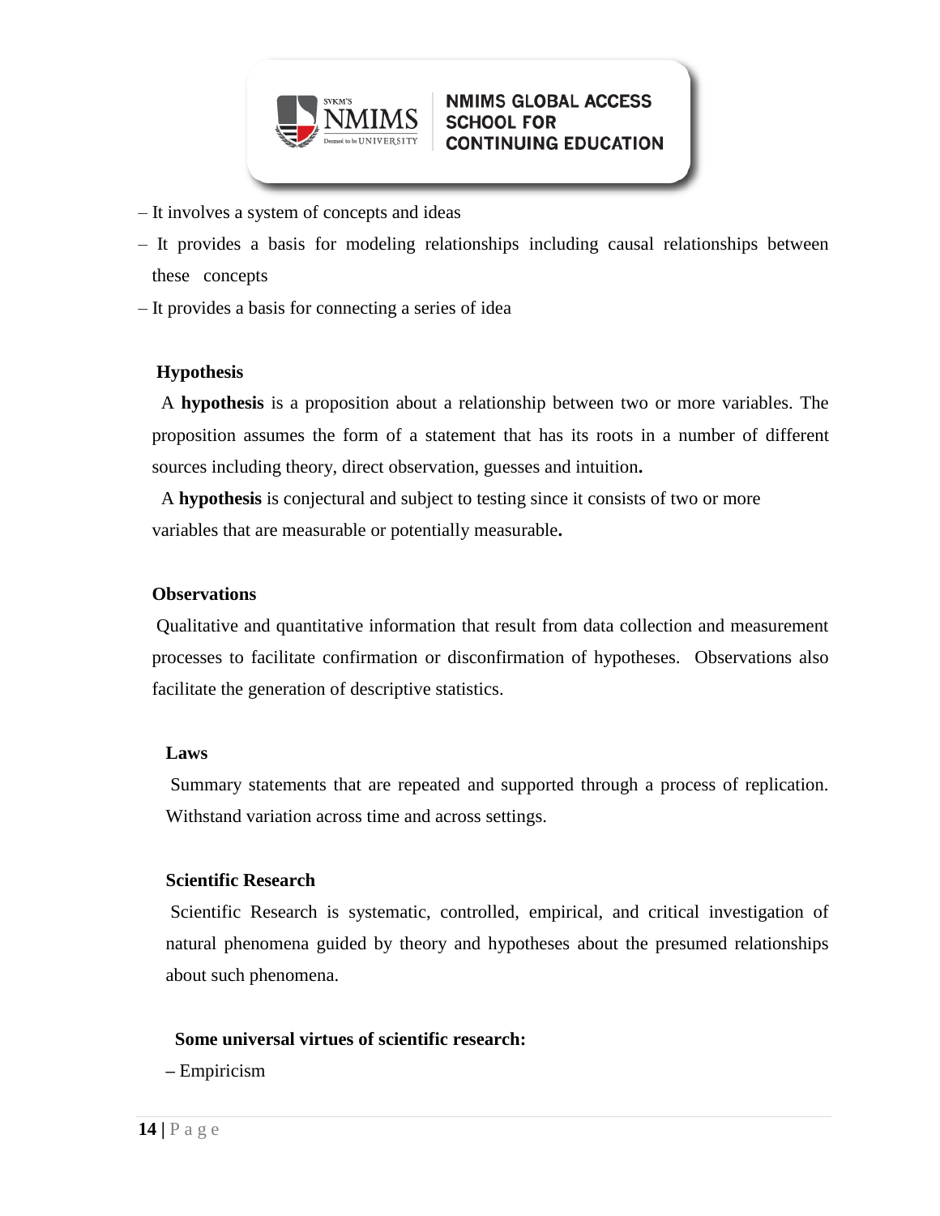– It involves a system of concepts and ideas

– It provides a basis for modeling relationships including causal relationships between these concepts

– It provides a basis for connecting a series of idea

**Hypothesis**

A **hypothesis** is a proposition about a relationship between two or more variables. The proposition assumes the form of a statement that has its roots in a number of different sources including theory, direct observation, guesses and intuition**.**

A **hypothesis** is conjectural and subject to testing since it consists of two or more variables that are measurable or potentially measurable**.**

**Observations**

Qualitative and quantitative information that result from data collection and measurement processes to facilitate confirmation or disconfirmation of hypotheses. Observations also facilitate the generation of descriptive statistics.

**Laws**

Summary statements that are repeated and supported through a process of replication. Withstand variation across time and across settings.

**Scientific Research**

Scientific Research is systematic, controlled, empirical, and critical investigation of natural phenomena guided by theory and hypotheses about the presumed relationships about such phenomena.

**Some universal virtues of scientific research:**

– Empiricism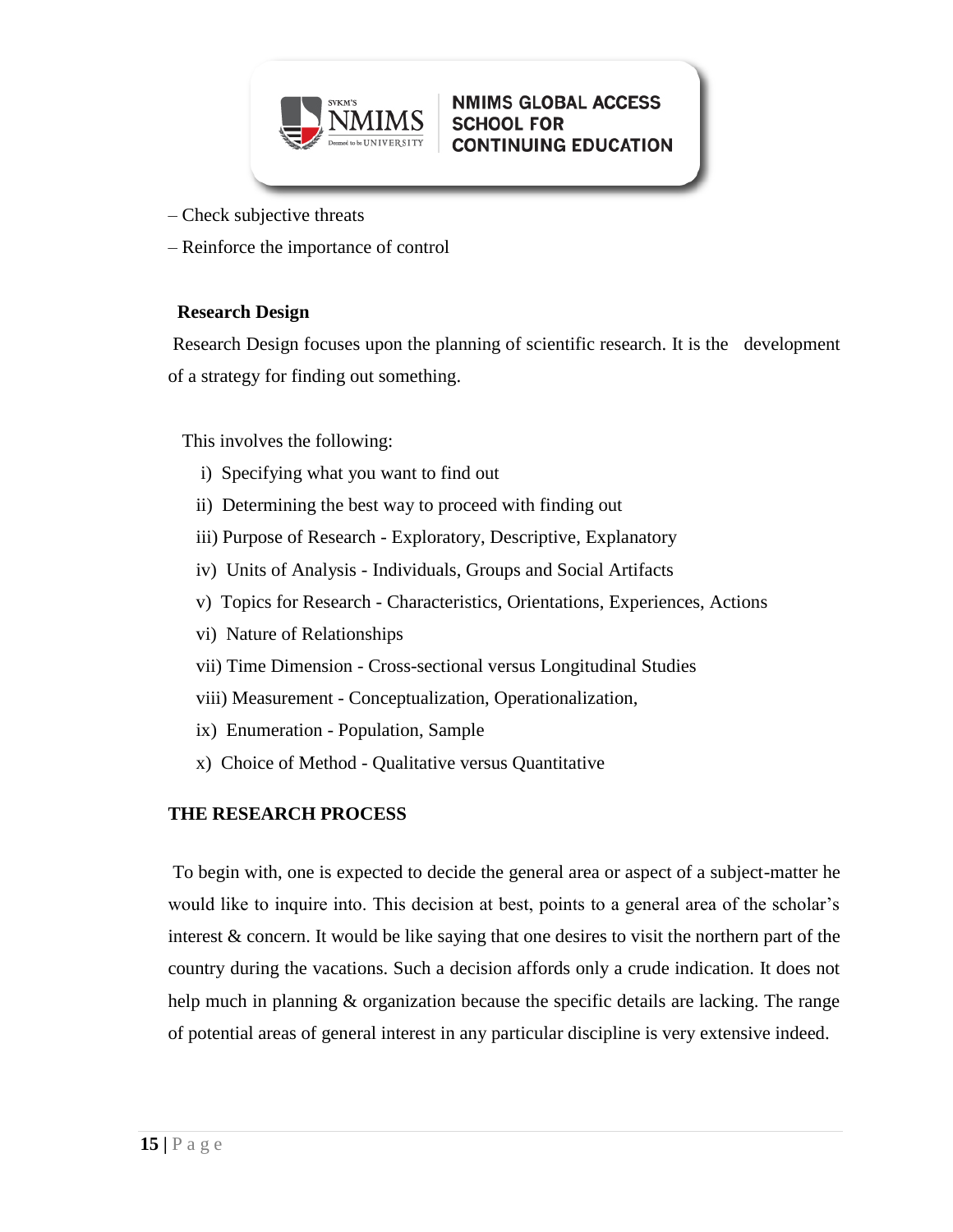– Check subjective threats

– Reinforce the importance of control

**Research Design**

Research Design focuses upon the planning of scientific research. It is the development of a strategy for finding out something.

This involves the following:

i) Specifying what you want to find out

ii) Determining the best way to proceed with finding out

iii) Purpose of Research - Exploratory, Descriptive, Explanatory

iv) Units of Analysis - Individuals, Groups and Social Artifacts

v) Topics for Research - Characteristics, Orientations, Experiences, Actions

vi) Nature of Relationships

vii) Time Dimension - Cross-sectional versus Longitudinal Studies

viii) Measurement - Conceptualization, Operationalization,

ix) Enumeration - Population, Sample

x) Choice of Method - Qualitative versus Quantitative

**THE RESEARCH PROCESS**

To begin with, one is expected to decide the general area or aspect of a subject-matter he would like to inquire into. This decision at best, points to a general area of the scholar's interest & concern. It would be like saying that one desires to visit the northern part of the country during the vacations. Such a decision affords only a crude indication. It does not help much in planning & organization because the specific details are lacking. The range of potential areas of general interest in any particular discipline is very extensive indeed.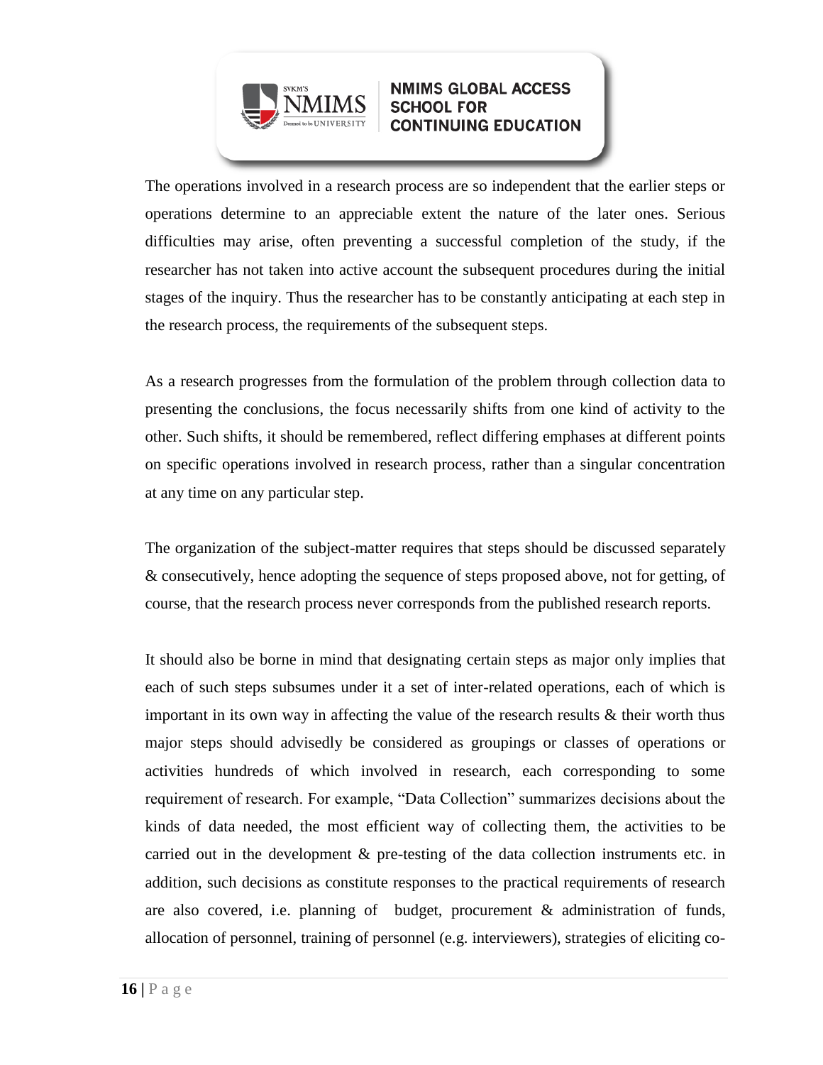The operations involved in a research process are so independent that the earlier steps or operations determine to an appreciable extent the nature of the later ones. Serious difficulties may arise, often preventing a successful completion of the study, if the researcher has not taken into active account the subsequent procedures during the initial stages of the inquiry. Thus the researcher has to be constantly anticipating at each step in the research process, the requirements of the subsequent steps.

As a research progresses from the formulation of the problem through collection data to presenting the conclusions, the focus necessarily shifts from one kind of activity to the other. Such shifts, it should be remembered, reflect differing emphases at different points on specific operations involved in research process, rather than a singular concentration at any time on any particular step.

The organization of the subject-matter requires that steps should be discussed separately & consecutively, hence adopting the sequence of steps proposed above, not for getting, of course, that the research process never corresponds from the published research reports.

It should also be borne in mind that designating certain steps as major only implies that each of such steps subsumes under it a set of inter-related operations, each of which is important in its own way in affecting the value of the research results & their worth thus major steps should advisedly be considered as groupings or classes of operations or activities hundreds of which involved in research, each corresponding to some requirement of research. For example, "Data Collection" summarizes decisions about the kinds of data needed, the most efficient way of collecting them, the activities to be carried out in the development & pre-testing of the data collection instruments etc. in addition, such decisions as constitute responses to the practical requirements of research are also covered, i.e. planning of budget, procurement & administration of funds, allocation of personnel, training of personnel (e.g. interviewers), strategies of eliciting co-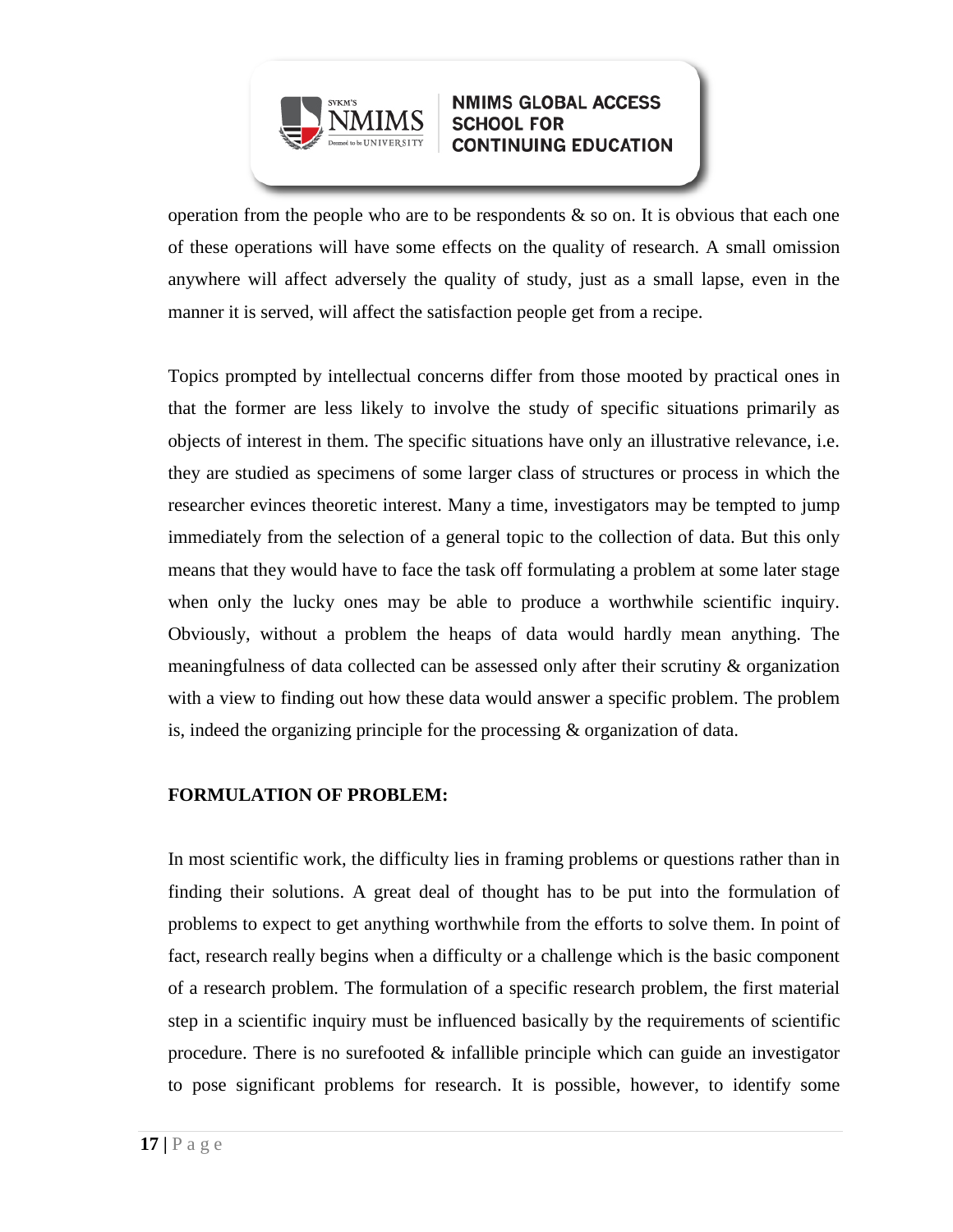operation from the people who are to be respondents & so on. It is obvious that each one of these operations will have some effects on the quality of research. A small omission anywhere will affect adversely the quality of study, just as a small lapse, even in the manner it is served, will affect the satisfaction people get from a recipe.

Topics prompted by intellectual concerns differ from those mooted by practical ones in that the former are less likely to involve the study of specific situations primarily as objects of interest in them. The specific situations have only an illustrative relevance, i.e. they are studied as specimens of some larger class of structures or process in which the researcher evinces theoretic interest. Many a time, investigators may be tempted to jump immediately from the selection of a general topic to the collection of data. But this only means that they would have to face the task off formulating a problem at some later stage when only the lucky ones may be able to produce a worthwhile scientific inquiry. Obviously, without a problem the heaps of data would hardly mean anything. The meaningfulness of data collected can be assessed only after their scrutiny & organization with a view to finding out how these data would answer a specific problem. The problem is, indeed the organizing principle for the processing & organization of data.

**FORMULATION OF PROBLEM:**

In most scientific work, the difficulty lies in framing problems or questions rather than in finding their solutions. A great deal of thought has to be put into the formulation of problems to expect to get anything worthwhile from the efforts to solve them. In point of fact, research really begins when a difficulty or a challenge which is the basic component of a research problem. The formulation of a specific research problem, the first material step in a scientific inquiry must be influenced basically by the requirements of scientific procedure. There is no surefooted & infallible principle which can guide an investigator to pose significant problems for research. It is possible, however, to identify some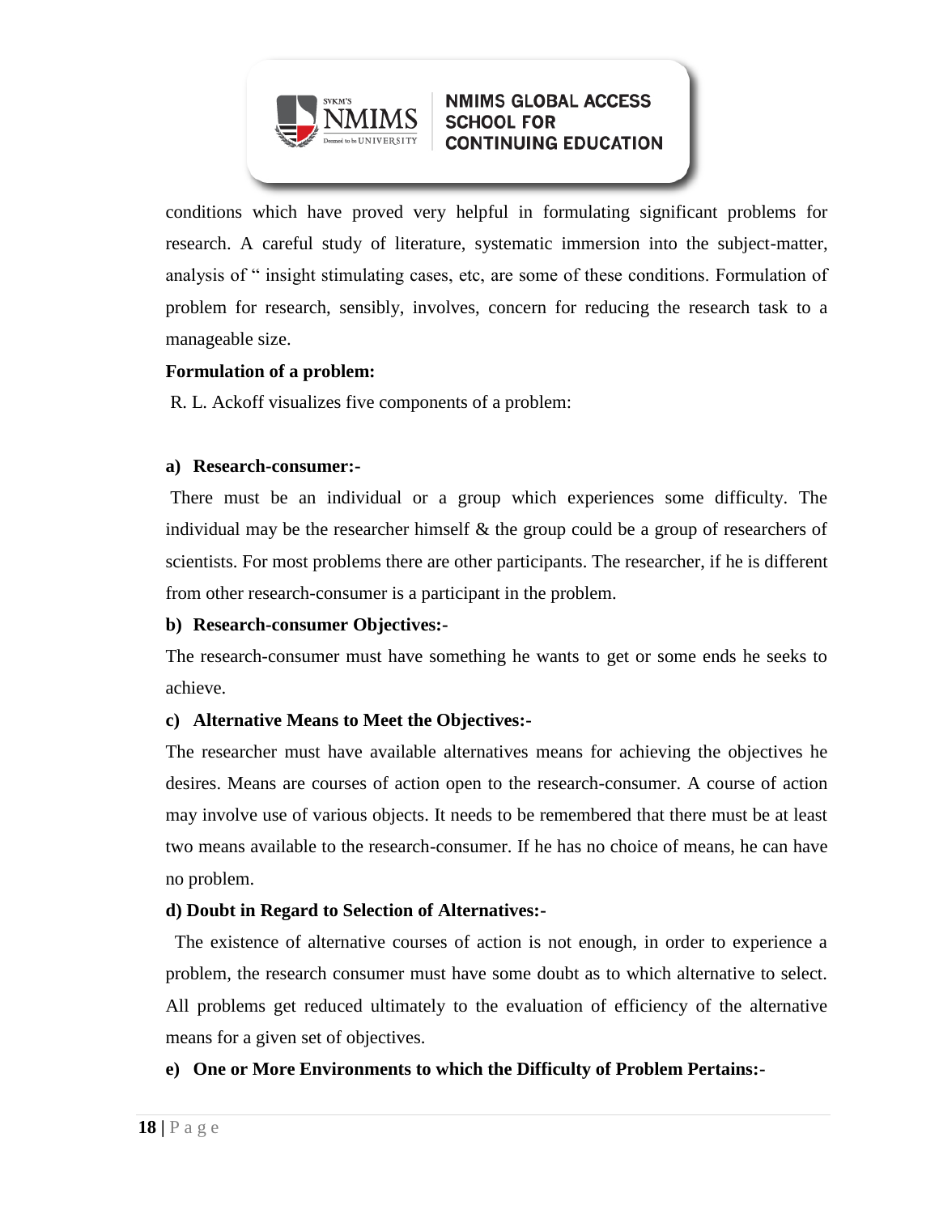conditions which have proved very helpful in formulating significant problems for research. A careful study of literature, systematic immersion into the subject-matter, analysis of " insight stimulating cases, etc, are some of these conditions. Formulation of problem for research, sensibly, involves, concern for reducing the research task to a manageable size.

**Formulation of a problem:**

R. L. Ackoff visualizes five components of a problem:

**a) Research-consumer:-**

There must be an individual or a group which experiences some difficulty. The individual may be the researcher himself & the group could be a group of researchers of scientists. For most problems there are other participants. The researcher, if he is different from other research-consumer is a participant in the problem.

**b) Research-consumer Objectives:-**

The research-consumer must have something he wants to get or some ends he seeks to achieve.

**c) Alternative Means to Meet the Objectives:-**

The researcher must have available alternatives means for achieving the objectives he desires. Means are courses of action open to the research-consumer. A course of action may involve use of various objects. It needs to be remembered that there must be at least two means available to the research-consumer. If he has no choice of means, he can have no problem.

**d) Doubt in Regard to Selection of Alternatives:-**

The existence of alternative courses of action is not enough, in order to experience a problem, the research consumer must have some doubt as to which alternative to select. All problems get reduced ultimately to the evaluation of efficiency of the alternative means for a given set of objectives.

**e) One or More Environments to which the Difficulty of Problem Pertains:-**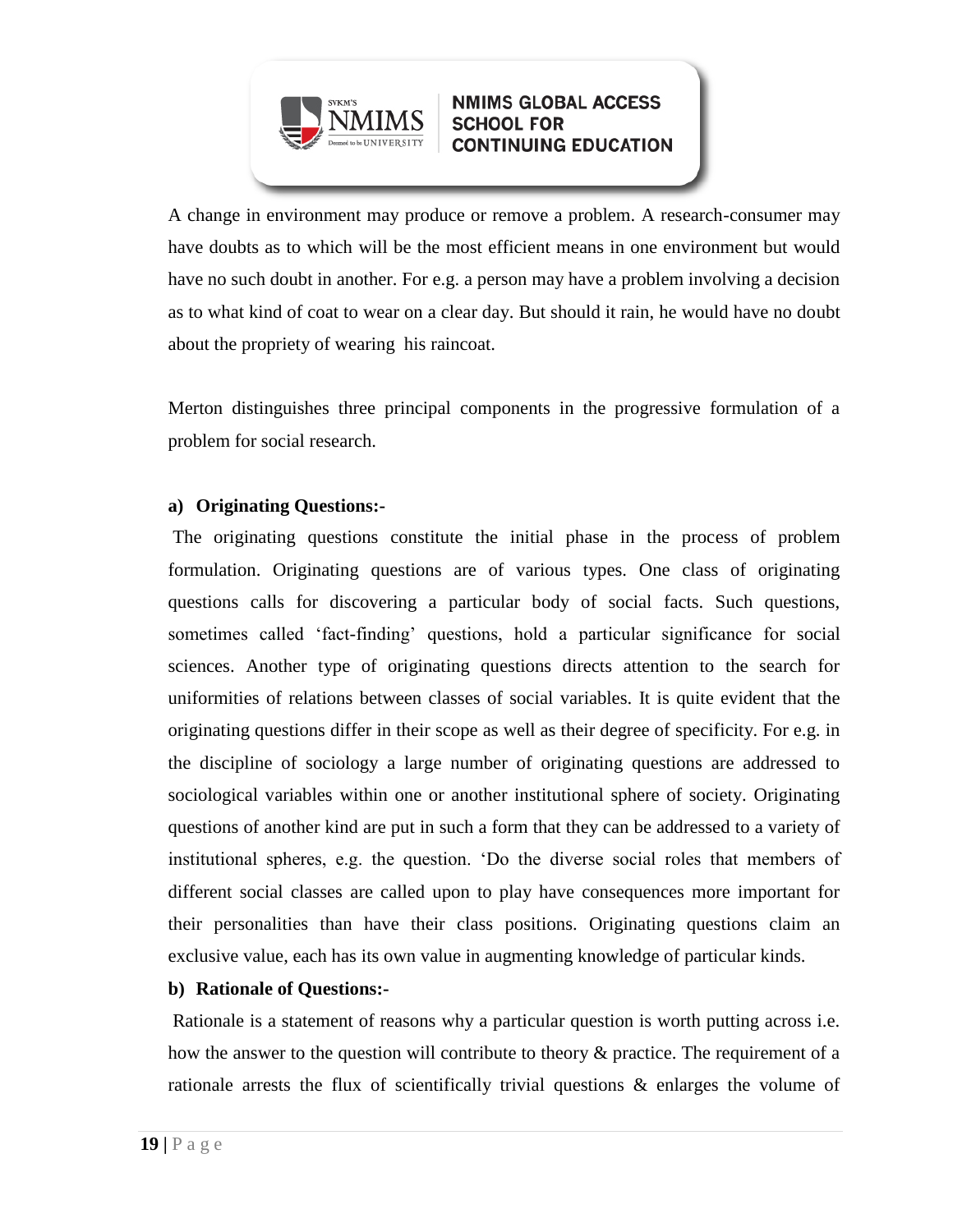A change in environment may produce or remove a problem. A research-consumer may have doubts as to which will be the most efficient means in one environment but would have no such doubt in another. For e.g. a person may have a problem involving a decision as to what kind of coat to wear on a clear day. But should it rain, he would have no doubt about the propriety of wearing his raincoat.

Merton distinguishes three principal components in the progressive formulation of a problem for social research.

**a) Originating Questions:-**

The originating questions constitute the initial phase in the process of problem formulation. Originating questions are of various types. One class of originating questions calls for discovering a particular body of social facts. Such questions, sometimes called 'fact-finding' questions, hold a particular significance for social sciences. Another type of originating questions directs attention to the search for uniformities of relations between classes of social variables. It is quite evident that the originating questions differ in their scope as well as their degree of specificity. For e.g. in the discipline of sociology a large number of originating questions are addressed to sociological variables within one or another institutional sphere of society. Originating questions of another kind are put in such a form that they can be addressed to a variety of institutional spheres, e.g. the question. 'Do the diverse social roles that members of different social classes are called upon to play have consequences more important for their personalities than have their class positions. Originating questions claim an exclusive value, each has its own value in augmenting knowledge of particular kinds.

**b) Rationale of Questions:-**

Rationale is a statement of reasons why a particular question is worth putting across i.e. how the answer to the question will contribute to theory & practice. The requirement of a rationale arrests the flux of scientifically trivial questions & enlarges the volume of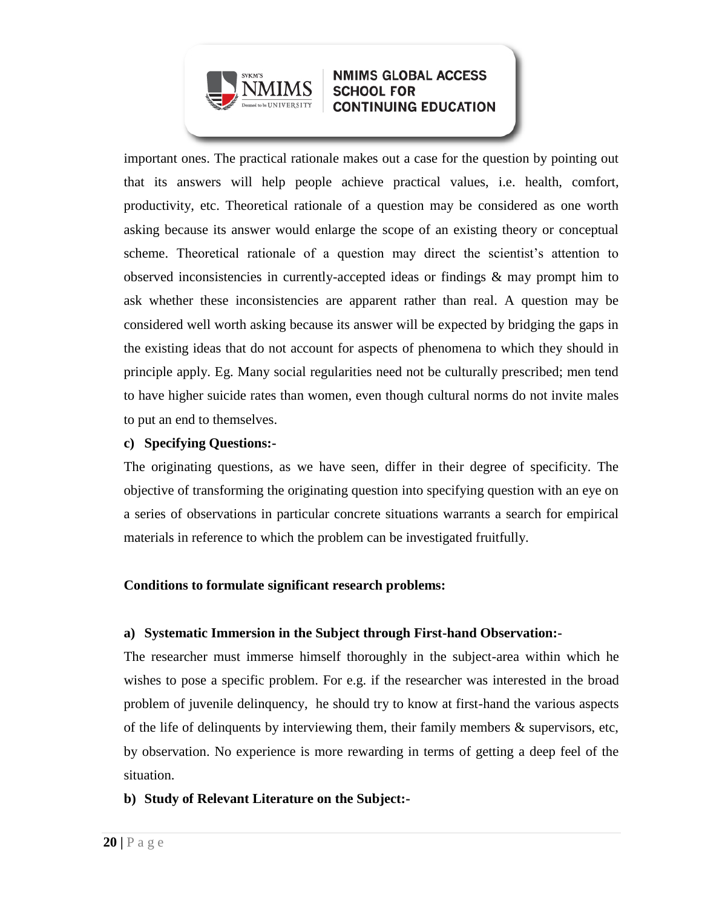important ones. The practical rationale makes out a case for the question by pointing out that its answers will help people achieve practical values, i.e. health, comfort, productivity, etc. Theoretical rationale of a question may be considered as one worth asking because its answer would enlarge the scope of an existing theory or conceptual scheme. Theoretical rationale of a question may direct the scientist's attention to observed inconsistencies in currently-accepted ideas or findings & may prompt him to ask whether these inconsistencies are apparent rather than real. A question may be considered well worth asking because its answer will be expected by bridging the gaps in the existing ideas that do not account for aspects of phenomena to which they should in principle apply. Eg. Many social regularities need not be culturally prescribed; men tend to have higher suicide rates than women, even though cultural norms do not invite males to put an end to themselves.

**c) Specifying Questions:-**

The originating questions, as we have seen, differ in their degree of specificity. The objective of transforming the originating question into specifying question with an eye on a series of observations in particular concrete situations warrants a search for empirical materials in reference to which the problem can be investigated fruitfully.

**Conditions to formulate significant research problems:**

**a) Systematic Immersion in the Subject through First-hand Observation:-**

The researcher must immerse himself thoroughly in the subject-area within which he wishes to pose a specific problem. For e.g. if the researcher was interested in the broad problem of juvenile delinquency, he should try to know at first-hand the various aspects of the life of delinquents by interviewing them, their family members & supervisors, etc, by observation. No experience is more rewarding in terms of getting a deep feel of the situation.

**b) Study of Relevant Literature on the Subject:-**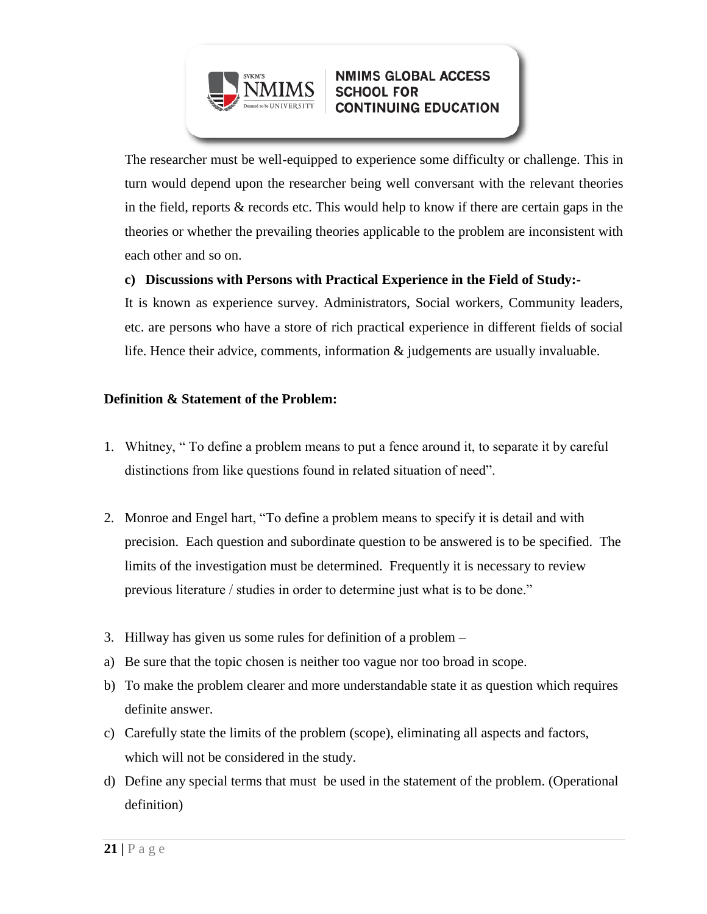The researcher must be well-equipped to experience some difficulty or challenge. This in turn would depend upon the researcher being well conversant with the relevant theories in the field, reports & records etc. This would help to know if there are certain gaps in the theories or whether the prevailing theories applicable to the problem are inconsistent with each other and so on.

**c) Discussions with Persons with Practical Experience in the Field of Study:-**

It is known as experience survey. Administrators, Social workers, Community leaders, etc. are persons who have a store of rich practical experience in different fields of social life. Hence their advice, comments, information & judgements are usually invaluable.

**Definition & Statement of the Problem:**

1. Whitney, " To define a problem means to put a fence around it, to separate it by careful distinctions from like questions found in related situation of need".

2. Monroe and Engel hart, "To define a problem means to specify it is detail and with precision. Each question and subordinate question to be answered is to be specified. The limits of the investigation must be determined. Frequently it is necessary to review previous literature / studies in order to determine just what is to be done."

3. Hillway has given us some rules for definition of a problem –

a) Be sure that the topic chosen is neither too vague nor too broad in scope.
b) To make the problem clearer and more understandable state it as question which requires definite answer.
c) Carefully state the limits of the problem (scope), eliminating all aspects and factors, which will not be considered in the study.
d) Define any special terms that must be used in the statement of the problem. (Operational definition)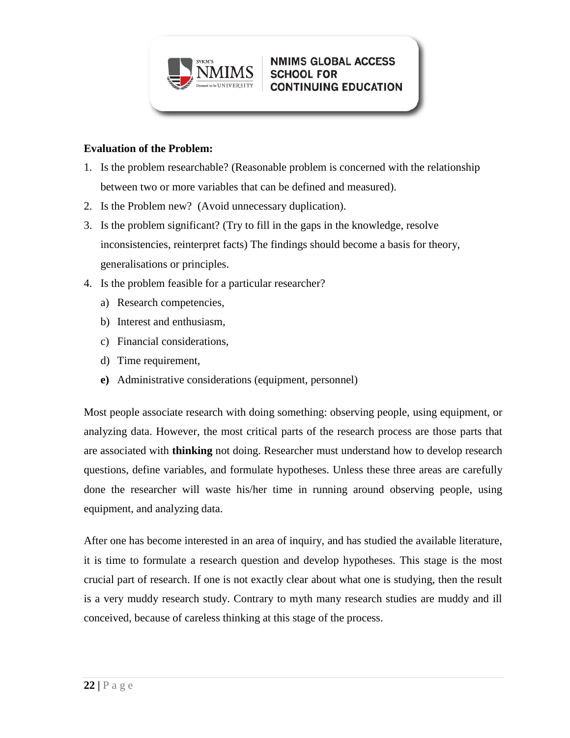**Evaluation of the Problem:**

1. Is the problem researchable? (Reasonable problem is concerned with the relationship between two or more variables that can be defined and measured).
2. Is the Problem new? (Avoid unnecessary duplication).
3. Is the problem significant? (Try to fill in the gaps in the knowledge, resolve inconsistencies, reinterpret facts) The findings should become a basis for theory, generalisations or principles.
4. Is the problem feasible for a particular researcher?
   a) Research competencies,
   b) Interest and enthusiasm,
   c) Financial considerations,
   d) Time requirement,
   **e)** Administrative considerations (equipment, personnel)

Most people associate research with doing something: observing people, using equipment, or analyzing data. However, the most critical parts of the research process are those parts that are associated with **thinking** not doing. Researcher must understand how to develop research questions, define variables, and formulate hypotheses. Unless these three areas are carefully done the researcher will waste his/her time in running around observing people, using equipment, and analyzing data.

After one has become interested in an area of inquiry, and has studied the available literature, it is time to formulate a research question and develop hypotheses. This stage is the most crucial part of research. If one is not exactly clear about what one is studying, then the result is a very muddy research study. Contrary to myth many research studies are muddy and ill conceived, because of careless thinking at this stage of the process.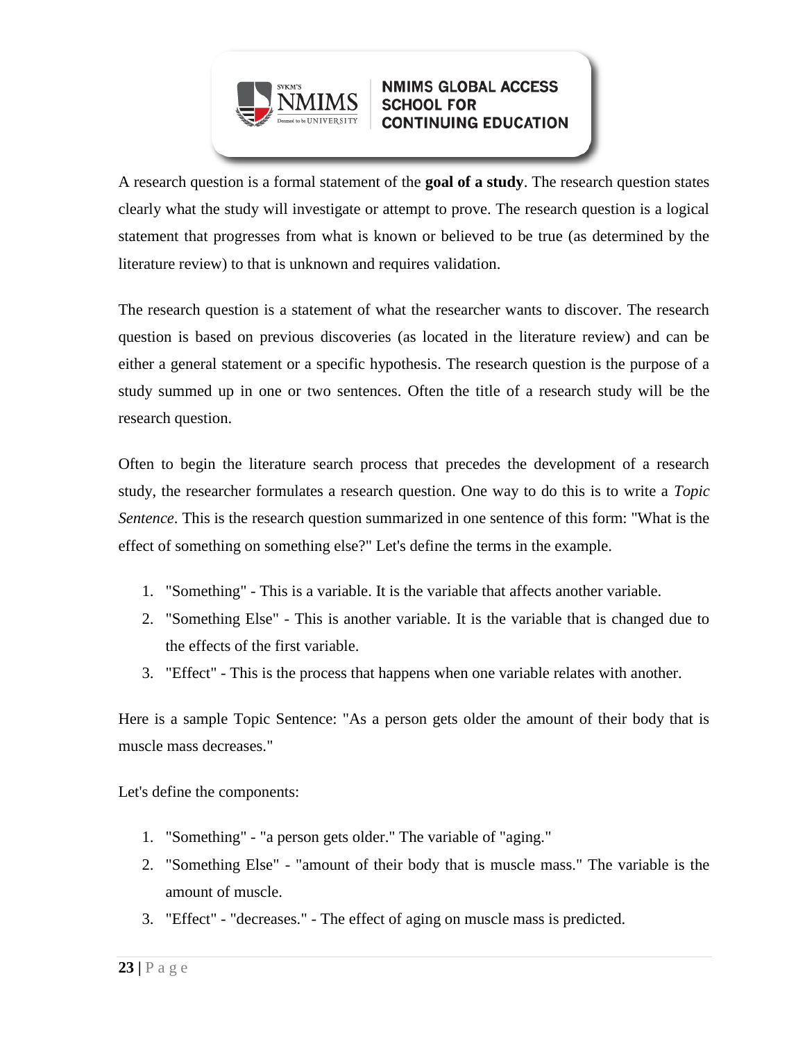A research question is a formal statement of the **goal of a study**. The research question states clearly what the study will investigate or attempt to prove. The research question is a logical statement that progresses from what is known or believed to be true (as determined by the literature review) to that is unknown and requires validation.

The research question is a statement of what the researcher wants to discover. The research question is based on previous discoveries (as located in the literature review) and can be either a general statement or a specific hypothesis. The research question is the purpose of a study summed up in one or two sentences. Often the title of a research study will be the research question.

Often to begin the literature search process that precedes the development of a research study, the researcher formulates a research question. One way to do this is to write a *Topic Sentence*. This is the research question summarized in one sentence of this form: "What is the effect of something on something else?" Let's define the terms in the example.

1. "Something" - This is a variable. It is the variable that affects another variable.
2. "Something Else" - This is another variable. It is the variable that is changed due to the effects of the first variable.
3. "Effect" - This is the process that happens when one variable relates with another.

Here is a sample Topic Sentence: "As a person gets older the amount of their body that is muscle mass decreases."

Let's define the components:

1. "Something" - "a person gets older." The variable of "aging."
2. "Something Else" - "amount of their body that is muscle mass." The variable is the amount of muscle.
3. "Effect" - "decreases." - The effect of aging on muscle mass is predicted.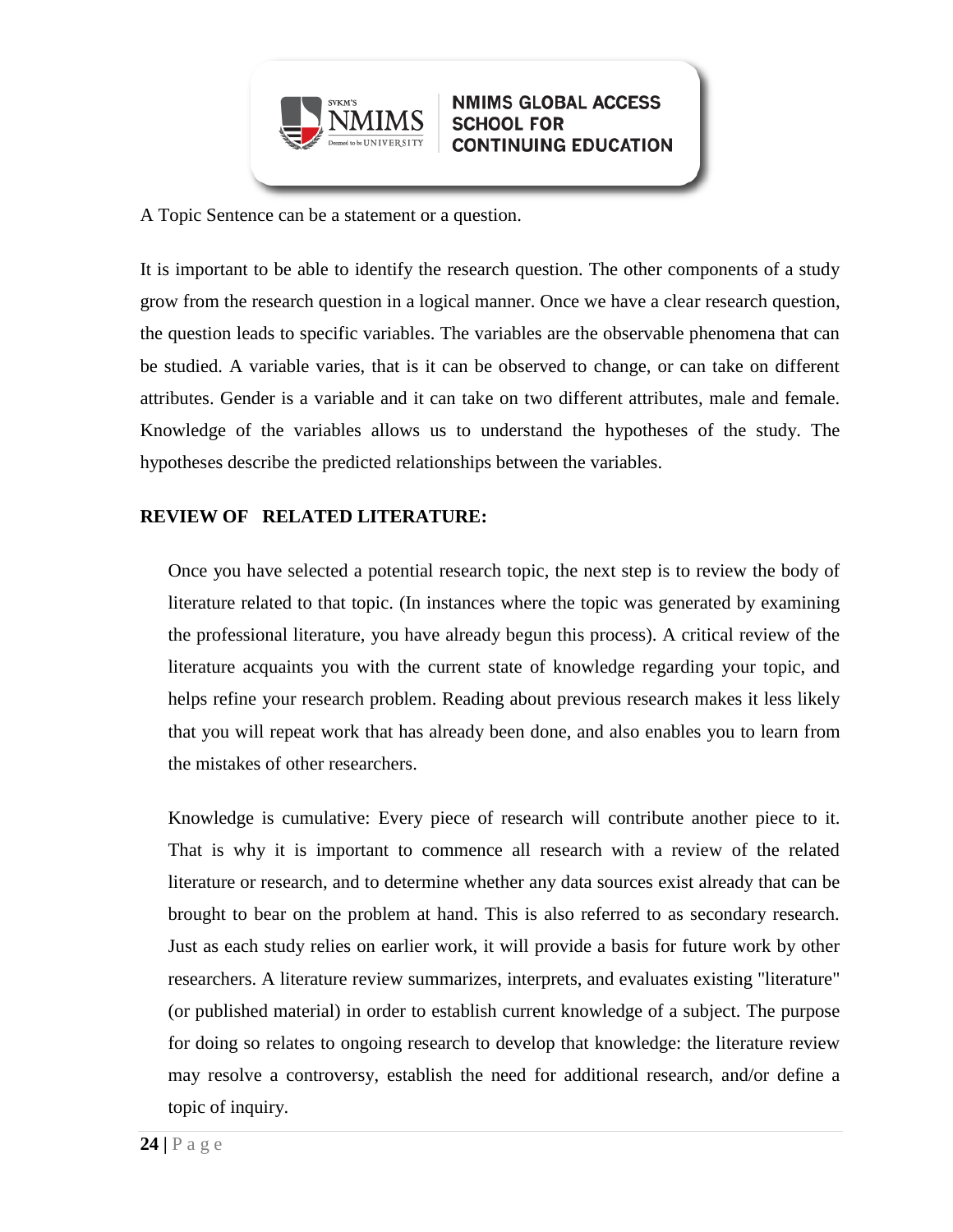A Topic Sentence can be a statement or a question.

It is important to be able to identify the research question. The other components of a study grow from the research question in a logical manner. Once we have a clear research question, the question leads to specific variables. The variables are the observable phenomena that can be studied. A variable varies, that is it can be observed to change, or can take on different attributes. Gender is a variable and it can take on two different attributes, male and female. Knowledge of the variables allows us to understand the hypotheses of the study. The hypotheses describe the predicted relationships between the variables.

**REVIEW OF RELATED LITERATURE:**

Once you have selected a potential research topic, the next step is to review the body of literature related to that topic. (In instances where the topic was generated by examining the professional literature, you have already begun this process). A critical review of the literature acquaints you with the current state of knowledge regarding your topic, and helps refine your research problem. Reading about previous research makes it less likely that you will repeat work that has already been done, and also enables you to learn from the mistakes of other researchers.

Knowledge is cumulative: Every piece of research will contribute another piece to it. That is why it is important to commence all research with a review of the related literature or research, and to determine whether any data sources exist already that can be brought to bear on the problem at hand. This is also referred to as secondary research. Just as each study relies on earlier work, it will provide a basis for future work by other researchers. A literature review summarizes, interprets, and evaluates existing "literature" (or published material) in order to establish current knowledge of a subject. The purpose for doing so relates to ongoing research to develop that knowledge: the literature review may resolve a controversy, establish the need for additional research, and/or define a topic of inquiry.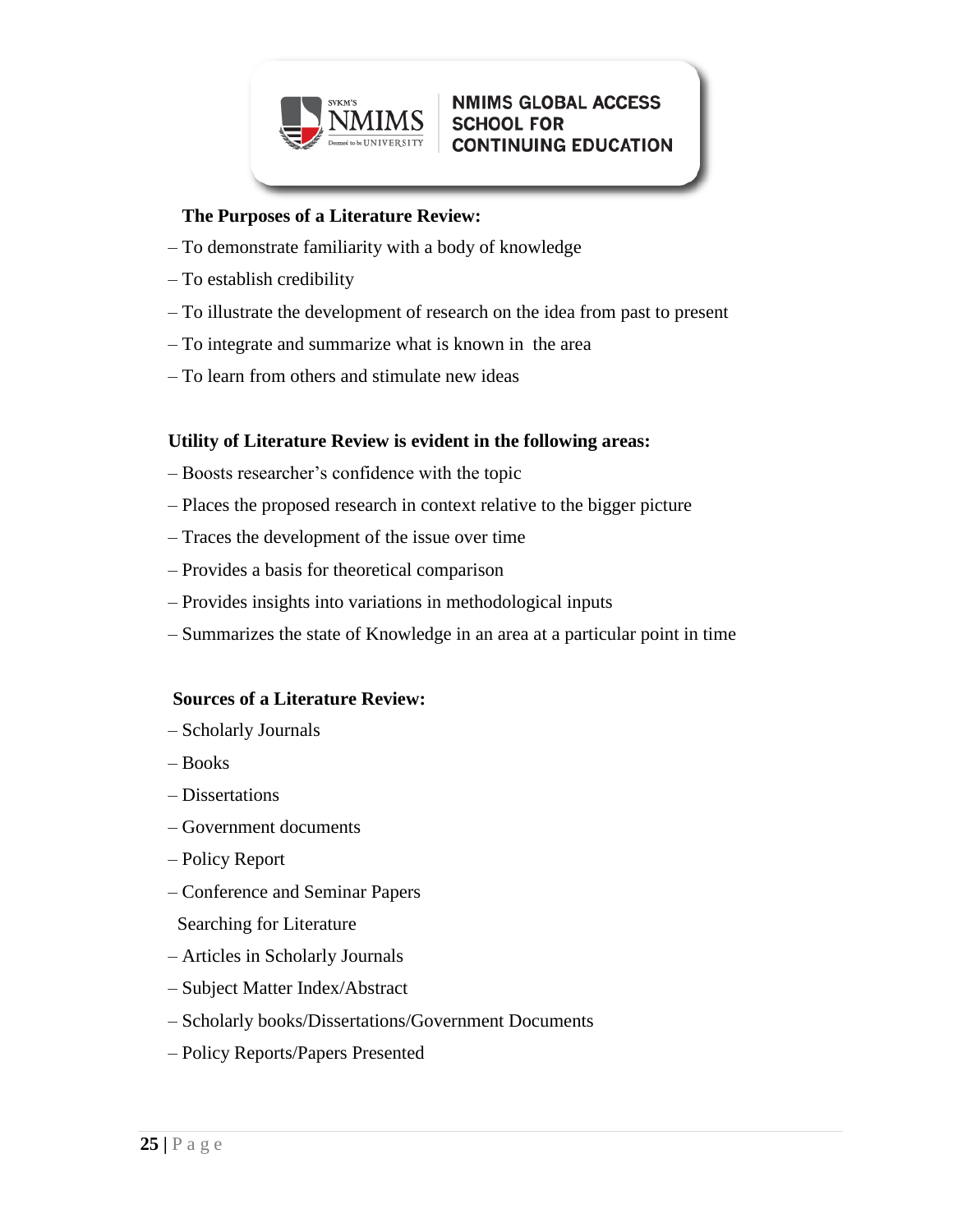**The Purposes of a Literature Review:**

– To demonstrate familiarity with a body of knowledge

– To establish credibility

– To illustrate the development of research on the idea from past to present

– To integrate and summarize what is known in the area

– To learn from others and stimulate new ideas

**Utility of Literature Review is evident in the following areas:**

– Boosts researcher's confidence with the topic

– Places the proposed research in context relative to the bigger picture

– Traces the development of the issue over time

– Provides a basis for theoretical comparison

– Provides insights into variations in methodological inputs

– Summarizes the state of Knowledge in an area at a particular point in time

**Sources of a Literature Review:**

– Scholarly Journals

– Books

– Dissertations

– Government documents

– Policy Report

– Conference and Seminar Papers

Searching for Literature

– Articles in Scholarly Journals

– Subject Matter Index/Abstract

– Scholarly books/Dissertations/Government Documents

– Policy Reports/Papers Presented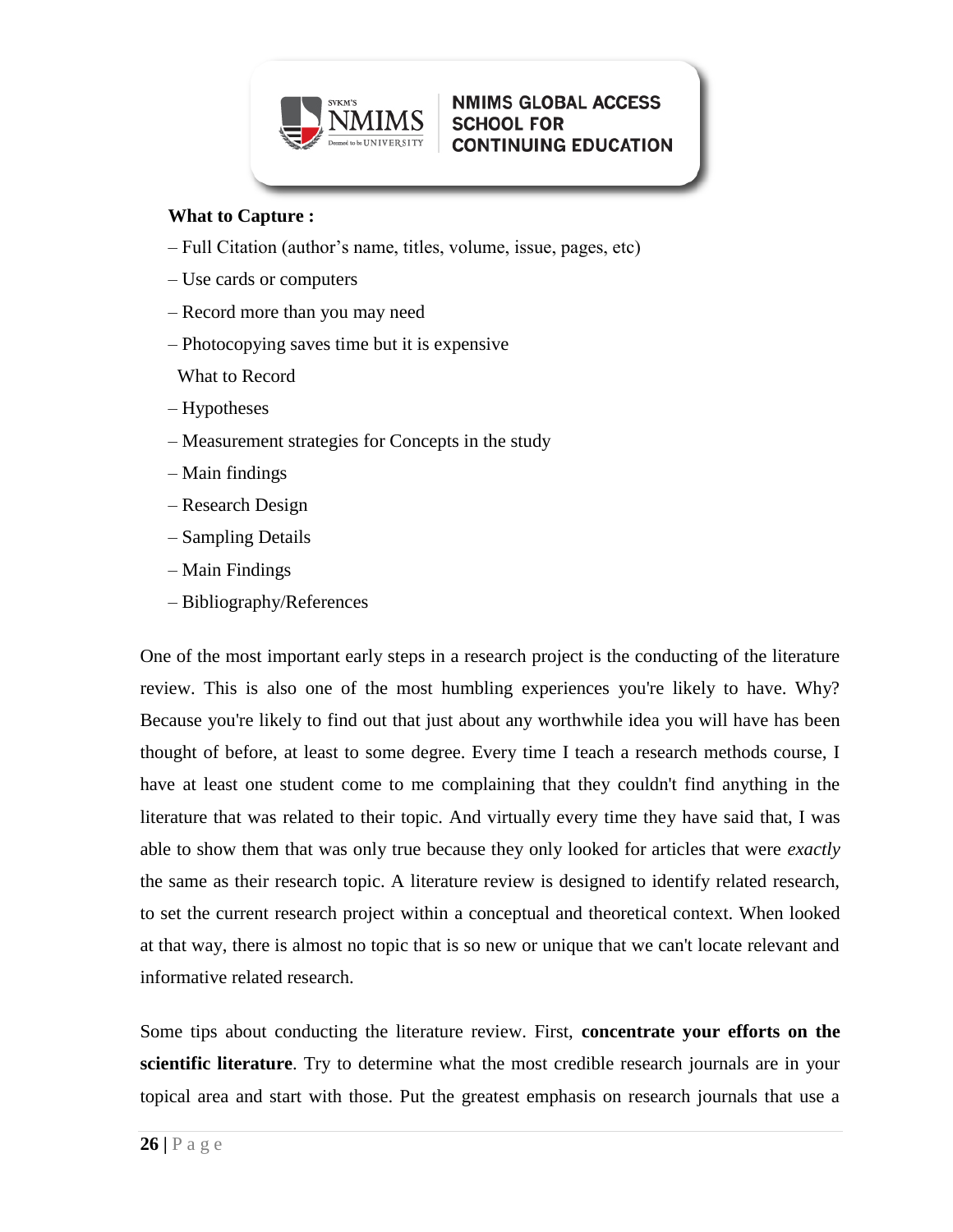**What to Capture :**

– Full Citation (author's name, titles, volume, issue, pages, etc)

– Use cards or computers

– Record more than you may need

– Photocopying saves time but it is expensive

What to Record

– Hypotheses

– Measurement strategies for Concepts in the study

– Main findings

– Research Design

– Sampling Details

– Main Findings

– Bibliography/References

One of the most important early steps in a research project is the conducting of the literature review. This is also one of the most humbling experiences you're likely to have. Why? Because you're likely to find out that just about any worthwhile idea you will have has been thought of before, at least to some degree. Every time I teach a research methods course, I have at least one student come to me complaining that they couldn't find anything in the literature that was related to their topic. And virtually every time they have said that, I was able to show them that was only true because they only looked for articles that were *exactly* the same as their research topic. A literature review is designed to identify related research, to set the current research project within a conceptual and theoretical context. When looked at that way, there is almost no topic that is so new or unique that we can't locate relevant and informative related research.

Some tips about conducting the literature review. First, **concentrate your efforts on the scientific literature**. Try to determine what the most credible research journals are in your topical area and start with those. Put the greatest emphasis on research journals that use a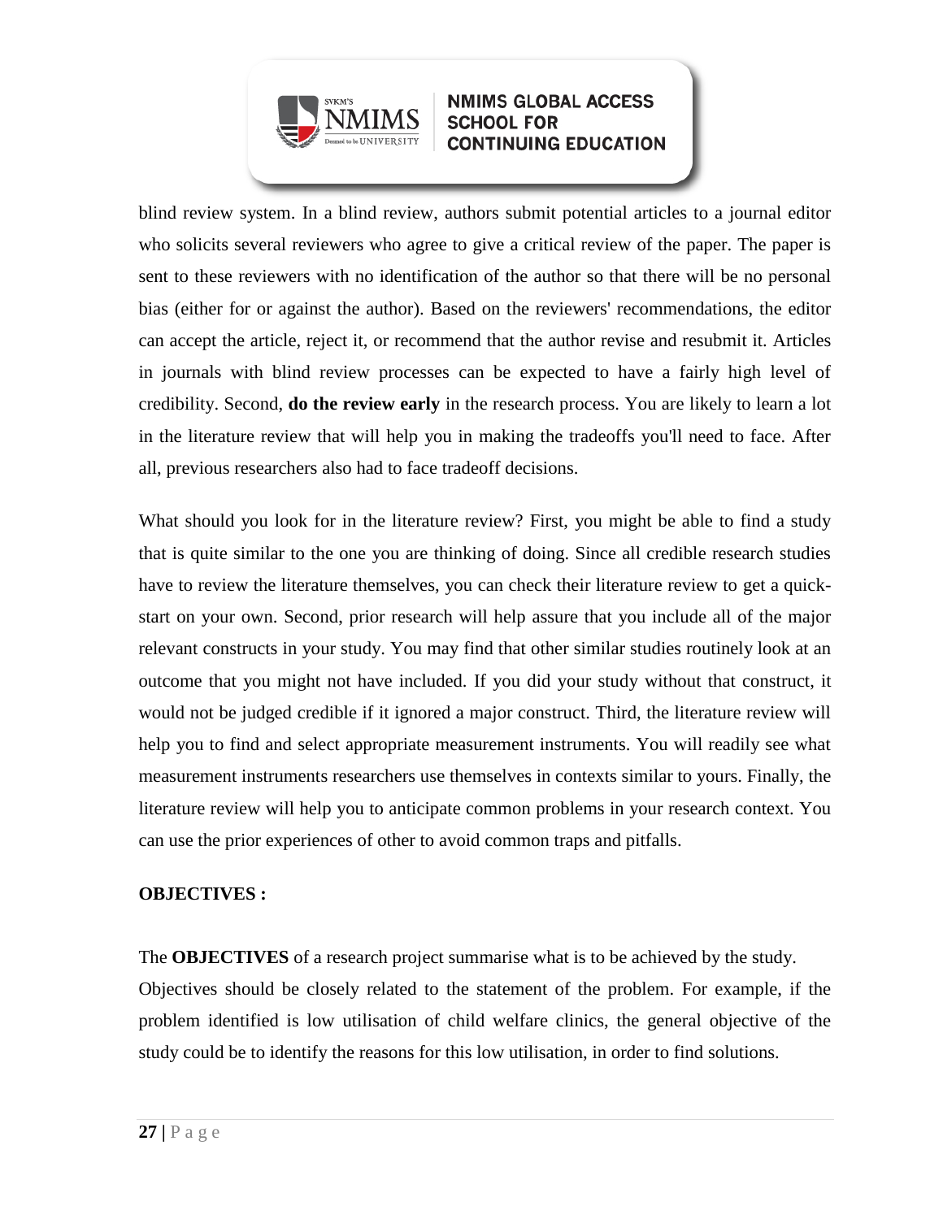blind review system. In a blind review, authors submit potential articles to a journal editor who solicits several reviewers who agree to give a critical review of the paper. The paper is sent to these reviewers with no identification of the author so that there will be no personal bias (either for or against the author). Based on the reviewers' recommendations, the editor can accept the article, reject it, or recommend that the author revise and resubmit it. Articles in journals with blind review processes can be expected to have a fairly high level of credibility. Second, **do the review early** in the research process. You are likely to learn a lot in the literature review that will help you in making the tradeoffs you'll need to face. After all, previous researchers also had to face tradeoff decisions.

What should you look for in the literature review? First, you might be able to find a study that is quite similar to the one you are thinking of doing. Since all credible research studies have to review the literature themselves, you can check their literature review to get a quick-start on your own. Second, prior research will help assure that you include all of the major relevant constructs in your study. You may find that other similar studies routinely look at an outcome that you might not have included. If you did your study without that construct, it would not be judged credible if it ignored a major construct. Third, the literature review will help you to find and select appropriate measurement instruments. You will readily see what measurement instruments researchers use themselves in contexts similar to yours. Finally, the literature review will help you to anticipate common problems in your research context. You can use the prior experiences of other to avoid common traps and pitfalls.

**OBJECTIVES :**

The **OBJECTIVES** of a research project summarise what is to be achieved by the study. Objectives should be closely related to the statement of the problem. For example, if the problem identified is low utilisation of child welfare clinics, the general objective of the study could be to identify the reasons for this low utilisation, in order to find solutions.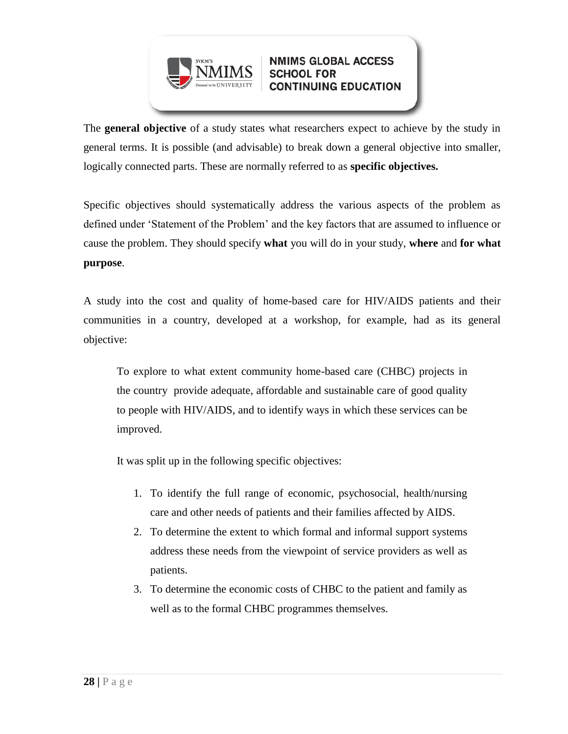The **general objective** of a study states what researchers expect to achieve by the study in general terms. It is possible (and advisable) to break down a general objective into smaller, logically connected parts. These are normally referred to as **specific objectives.**

Specific objectives should systematically address the various aspects of the problem as defined under 'Statement of the Problem' and the key factors that are assumed to influence or cause the problem. They should specify **what** you will do in your study, **where** and **for what purpose**.

A study into the cost and quality of home-based care for HIV/AIDS patients and their communities in a country, developed at a workshop, for example, had as its general objective:

> To explore to what extent community home-based care (CHBC) projects in the country provide adequate, affordable and sustainable care of good quality to people with HIV/AIDS, and to identify ways in which these services can be improved.
>
> It was split up in the following specific objectives:
>
> 1. To identify the full range of economic, psychosocial, health/nursing care and other needs of patients and their families affected by AIDS.
> 2. To determine the extent to which formal and informal support systems address these needs from the viewpoint of service providers as well as patients.
> 3. To determine the economic costs of CHBC to the patient and family as well as to the formal CHBC programmes themselves.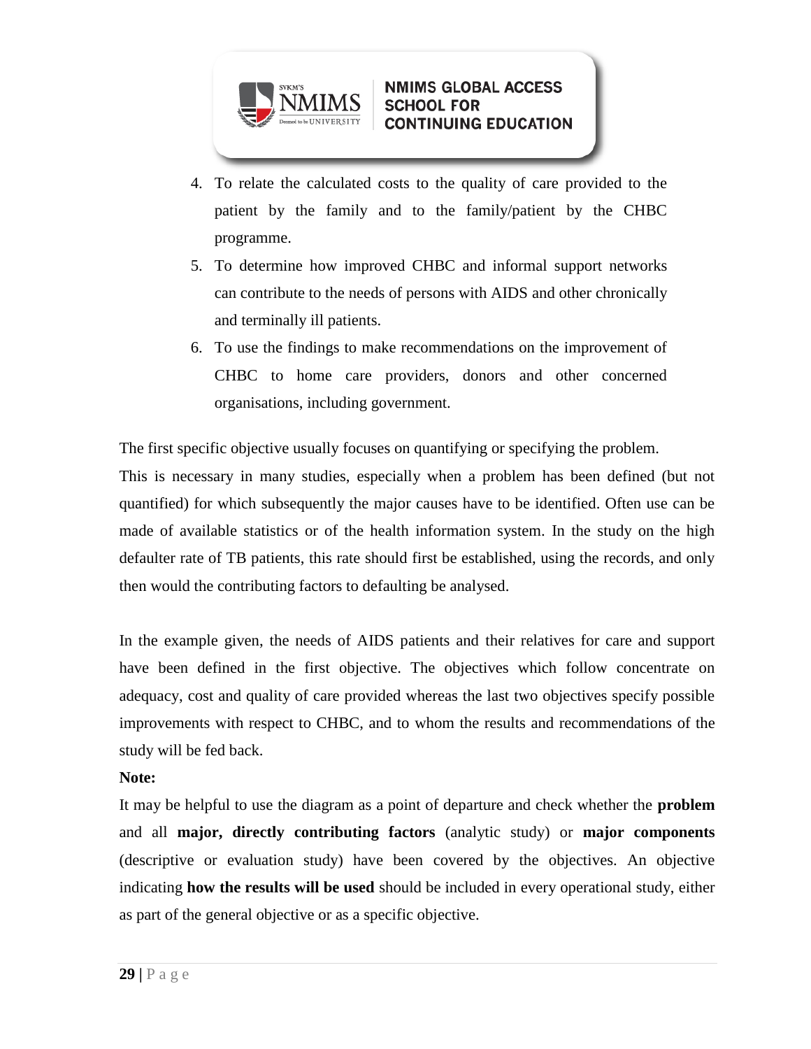4. To relate the calculated costs to the quality of care provided to the patient by the family and to the family/patient by the CHBC programme.
5. To determine how improved CHBC and informal support networks can contribute to the needs of persons with AIDS and other chronically and terminally ill patients.
6. To use the findings to make recommendations on the improvement of CHBC to home care providers, donors and other concerned organisations, including government.

The first specific objective usually focuses on quantifying or specifying the problem.

This is necessary in many studies, especially when a problem has been defined (but not quantified) for which subsequently the major causes have to be identified. Often use can be made of available statistics or of the health information system. In the study on the high defaulter rate of TB patients, this rate should first be established, using the records, and only then would the contributing factors to defaulting be analysed.

In the example given, the needs of AIDS patients and their relatives for care and support have been defined in the first objective. The objectives which follow concentrate on adequacy, cost and quality of care provided whereas the last two objectives specify possible improvements with respect to CHBC, and to whom the results and recommendations of the study will be fed back.

**Note:**

It may be helpful to use the diagram as a point of departure and check whether the **problem** and all **major, directly contributing factors** (analytic study) or **major components** (descriptive or evaluation study) have been covered by the objectives. An objective indicating **how the results will be used** should be included in every operational study, either as part of the general objective or as a specific objective.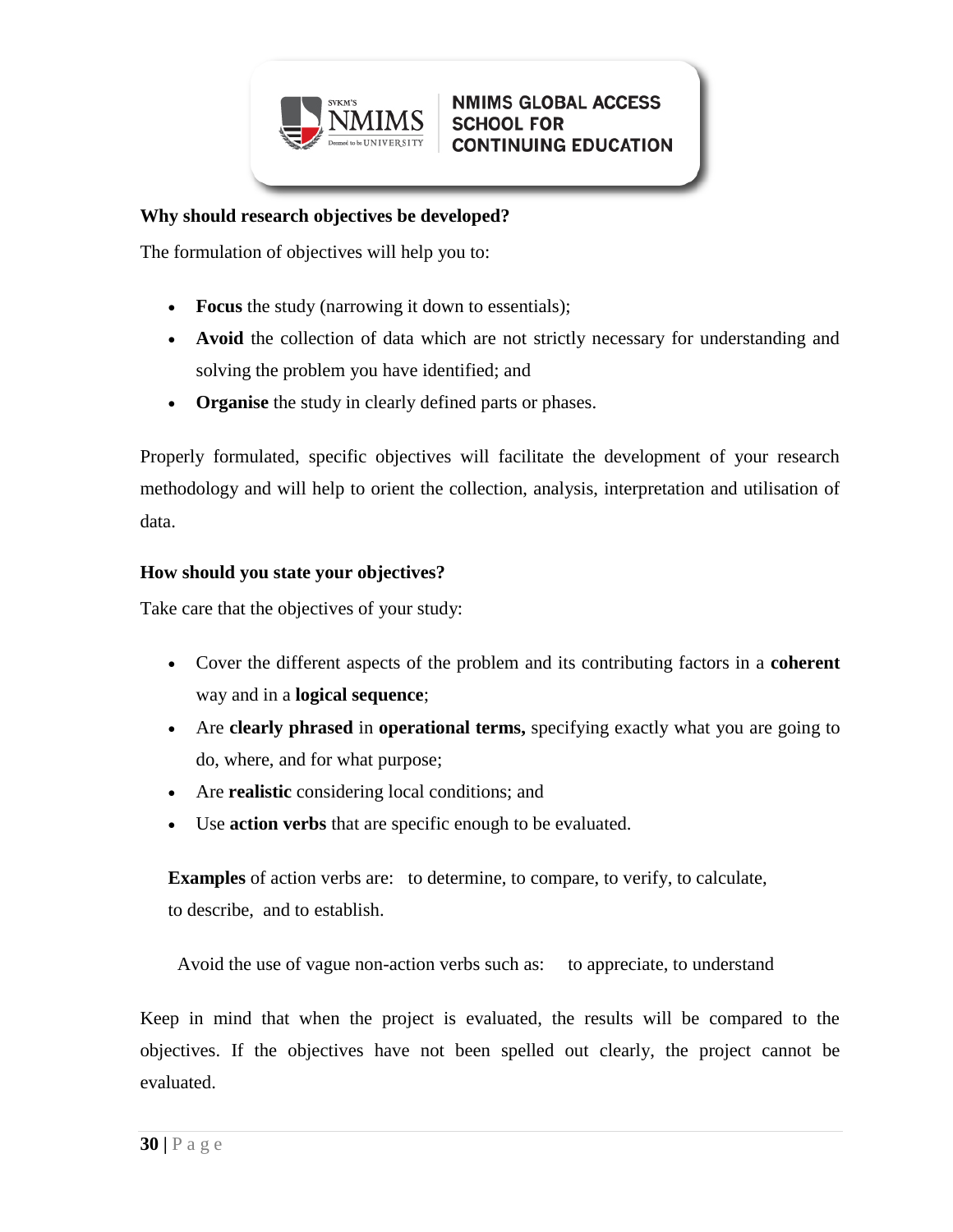**Why should research objectives be developed?**

The formulation of objectives will help you to:

- **Focus** the study (narrowing it down to essentials);
- **Avoid** the collection of data which are not strictly necessary for understanding and solving the problem you have identified; and
- **Organise** the study in clearly defined parts or phases.

Properly formulated, specific objectives will facilitate the development of your research methodology and will help to orient the collection, analysis, interpretation and utilisation of data.

**How should you state your objectives?**

Take care that the objectives of your study:

- Cover the different aspects of the problem and its contributing factors in a **coherent** way and in a **logical sequence**;
- Are **clearly phrased** in **operational terms,** specifying exactly what you are going to do, where, and for what purpose;
- Are **realistic** considering local conditions; and
- Use **action verbs** that are specific enough to be evaluated.

**Examples** of action verbs are: to determine, to compare, to verify, to calculate, to describe, and to establish.

Avoid the use of vague non-action verbs such as: to appreciate, to understand

Keep in mind that when the project is evaluated, the results will be compared to the objectives. If the objectives have not been spelled out clearly, the project cannot be evaluated.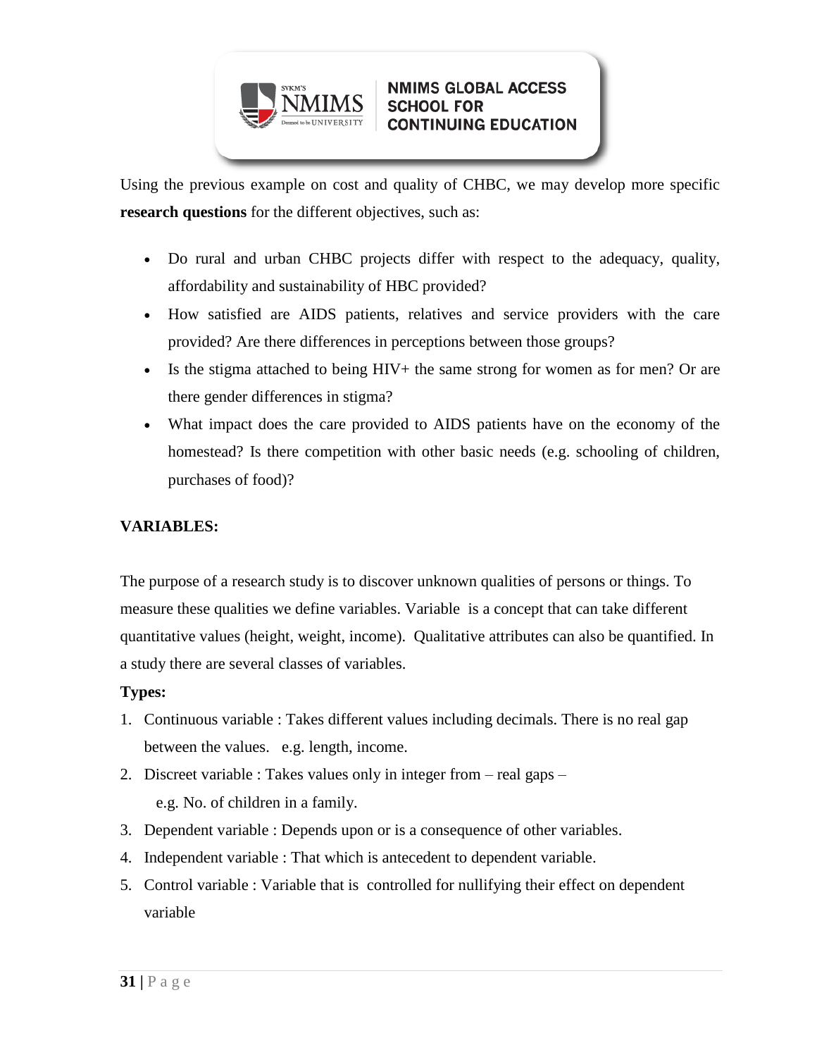Using the previous example on cost and quality of CHBC, we may develop more specific **research questions** for the different objectives, such as:

- Do rural and urban CHBC projects differ with respect to the adequacy, quality, affordability and sustainability of HBC provided?
- How satisfied are AIDS patients, relatives and service providers with the care provided? Are there differences in perceptions between those groups?
- Is the stigma attached to being HIV+ the same strong for women as for men? Or are there gender differences in stigma?
- What impact does the care provided to AIDS patients have on the economy of the homestead? Is there competition with other basic needs (e.g. schooling of children, purchases of food)?

**VARIABLES:**

The purpose of a research study is to discover unknown qualities of persons or things. To measure these qualities we define variables. Variable is a concept that can take different quantitative values (height, weight, income). Qualitative attributes can also be quantified. In a study there are several classes of variables.

**Types:**

1. Continuous variable : Takes different values including decimals. There is no real gap between the values. e.g. length, income.
2. Discreet variable : Takes values only in integer from – real gaps –
   e.g. No. of children in a family.
3. Dependent variable : Depends upon or is a consequence of other variables.
4. Independent variable : That which is antecedent to dependent variable.
5. Control variable : Variable that is controlled for nullifying their effect on dependent variable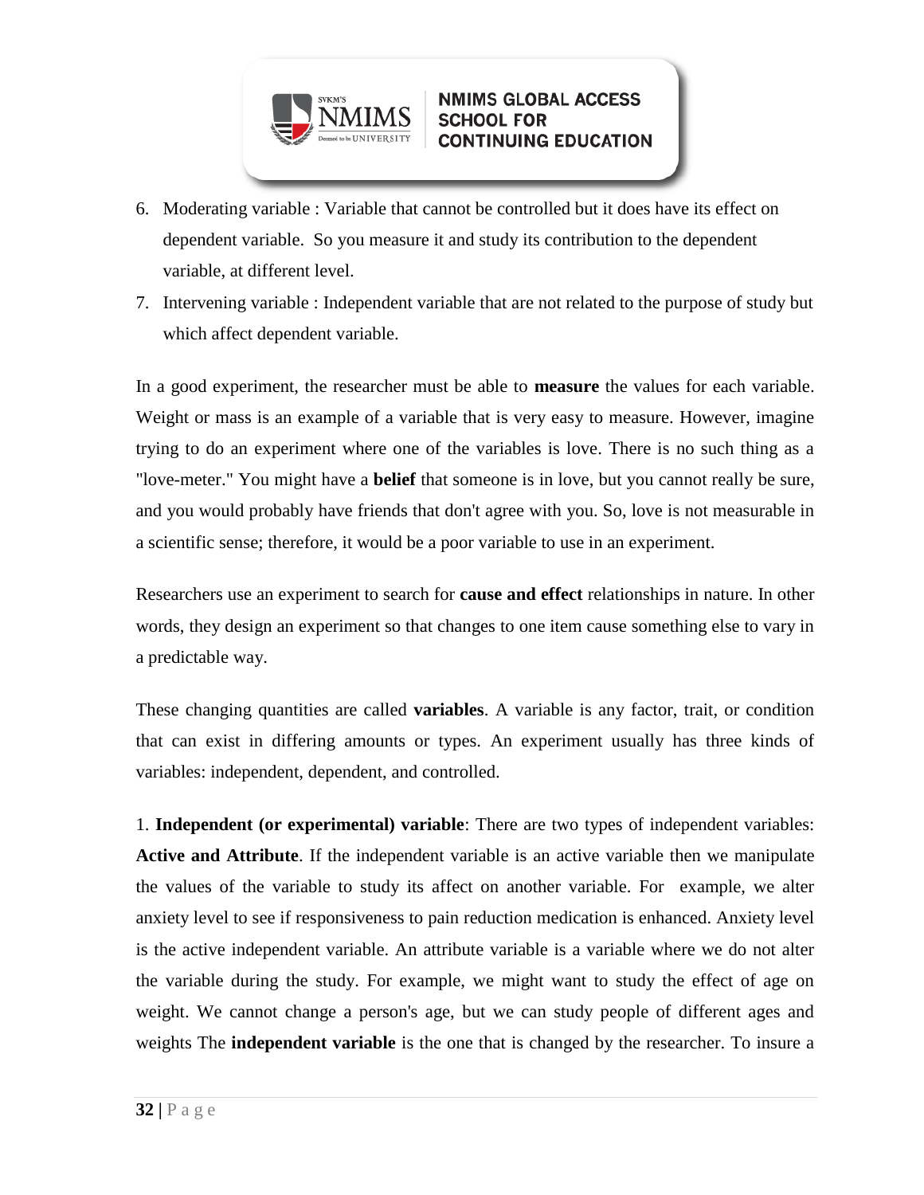6. Moderating variable : Variable that cannot be controlled but it does have its effect on dependent variable. So you measure it and study its contribution to the dependent variable, at different level.
7. Intervening variable : Independent variable that are not related to the purpose of study but which affect dependent variable.

In a good experiment, the researcher must be able to **measure** the values for each variable. Weight or mass is an example of a variable that is very easy to measure. However, imagine trying to do an experiment where one of the variables is love. There is no such thing as a "love-meter." You might have a **belief** that someone is in love, but you cannot really be sure, and you would probably have friends that don't agree with you. So, love is not measurable in a scientific sense; therefore, it would be a poor variable to use in an experiment.

Researchers use an experiment to search for **cause and effect** relationships in nature. In other words, they design an experiment so that changes to one item cause something else to vary in a predictable way.

These changing quantities are called **variables**. A variable is any factor, trait, or condition that can exist in differing amounts or types. An experiment usually has three kinds of variables: independent, dependent, and controlled.

1. **Independent (or experimental) variable**: There are two types of independent variables: **Active and Attribute**. If the independent variable is an active variable then we manipulate the values of the variable to study its affect on another variable. For example, we alter anxiety level to see if responsiveness to pain reduction medication is enhanced. Anxiety level is the active independent variable. An attribute variable is a variable where we do not alter the variable during the study. For example, we might want to study the effect of age on weight. We cannot change a person's age, but we can study people of different ages and weights The **independent variable** is the one that is changed by the researcher. To insure a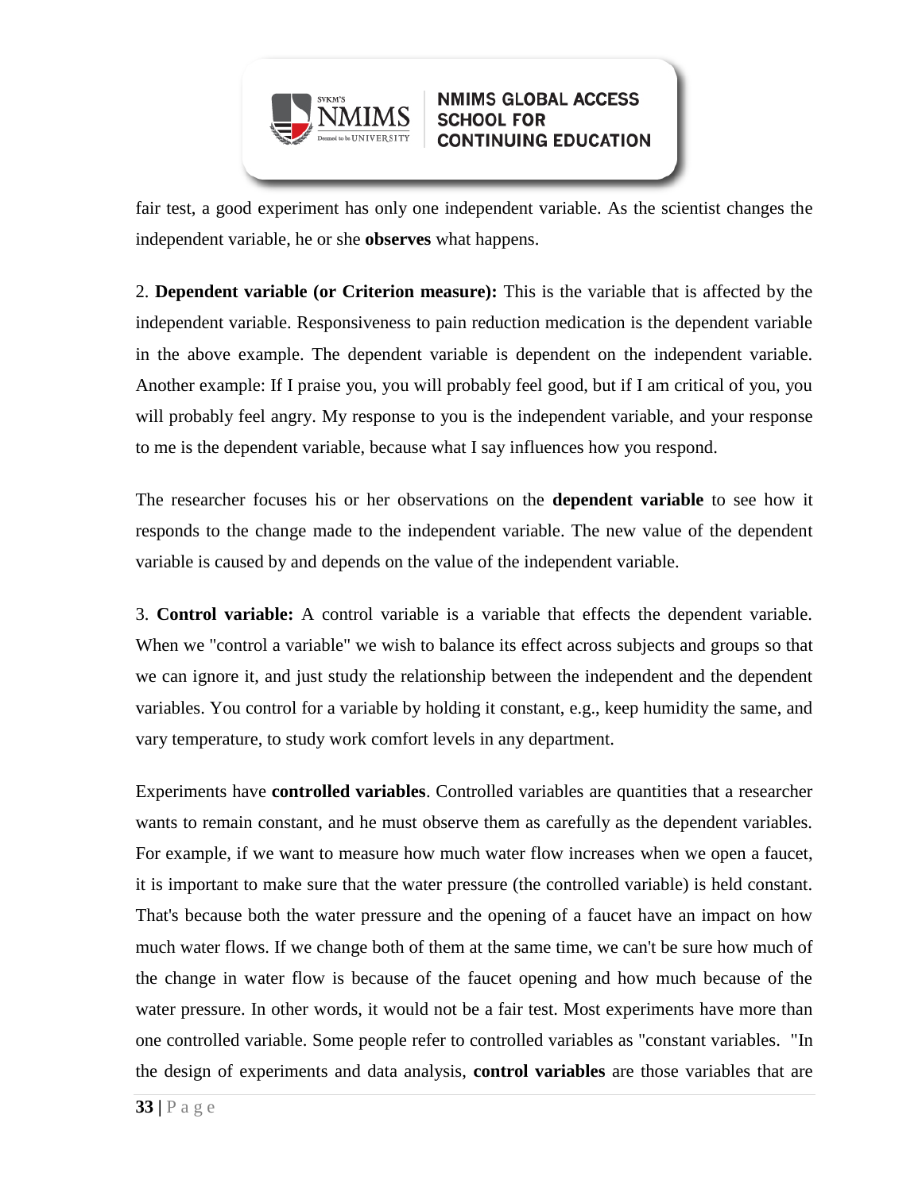fair test, a good experiment has only one independent variable. As the scientist changes the independent variable, he or she **observes** what happens.

2. **Dependent variable (or Criterion measure):** This is the variable that is affected by the independent variable. Responsiveness to pain reduction medication is the dependent variable in the above example. The dependent variable is dependent on the independent variable. Another example: If I praise you, you will probably feel good, but if I am critical of you, you will probably feel angry. My response to you is the independent variable, and your response to me is the dependent variable, because what I say influences how you respond.

The researcher focuses his or her observations on the **dependent variable** to see how it responds to the change made to the independent variable. The new value of the dependent variable is caused by and depends on the value of the independent variable.

3. **Control variable:** A control variable is a variable that effects the dependent variable. When we "control a variable" we wish to balance its effect across subjects and groups so that we can ignore it, and just study the relationship between the independent and the dependent variables. You control for a variable by holding it constant, e.g., keep humidity the same, and vary temperature, to study work comfort levels in any department.

Experiments have **controlled variables**. Controlled variables are quantities that a researcher wants to remain constant, and he must observe them as carefully as the dependent variables. For example, if we want to measure how much water flow increases when we open a faucet, it is important to make sure that the water pressure (the controlled variable) is held constant. That's because both the water pressure and the opening of a faucet have an impact on how much water flows. If we change both of them at the same time, we can't be sure how much of the change in water flow is because of the faucet opening and how much because of the water pressure. In other words, it would not be a fair test. Most experiments have more than one controlled variable. Some people refer to controlled variables as "constant variables. "In the design of experiments and data analysis, **control variables** are those variables that are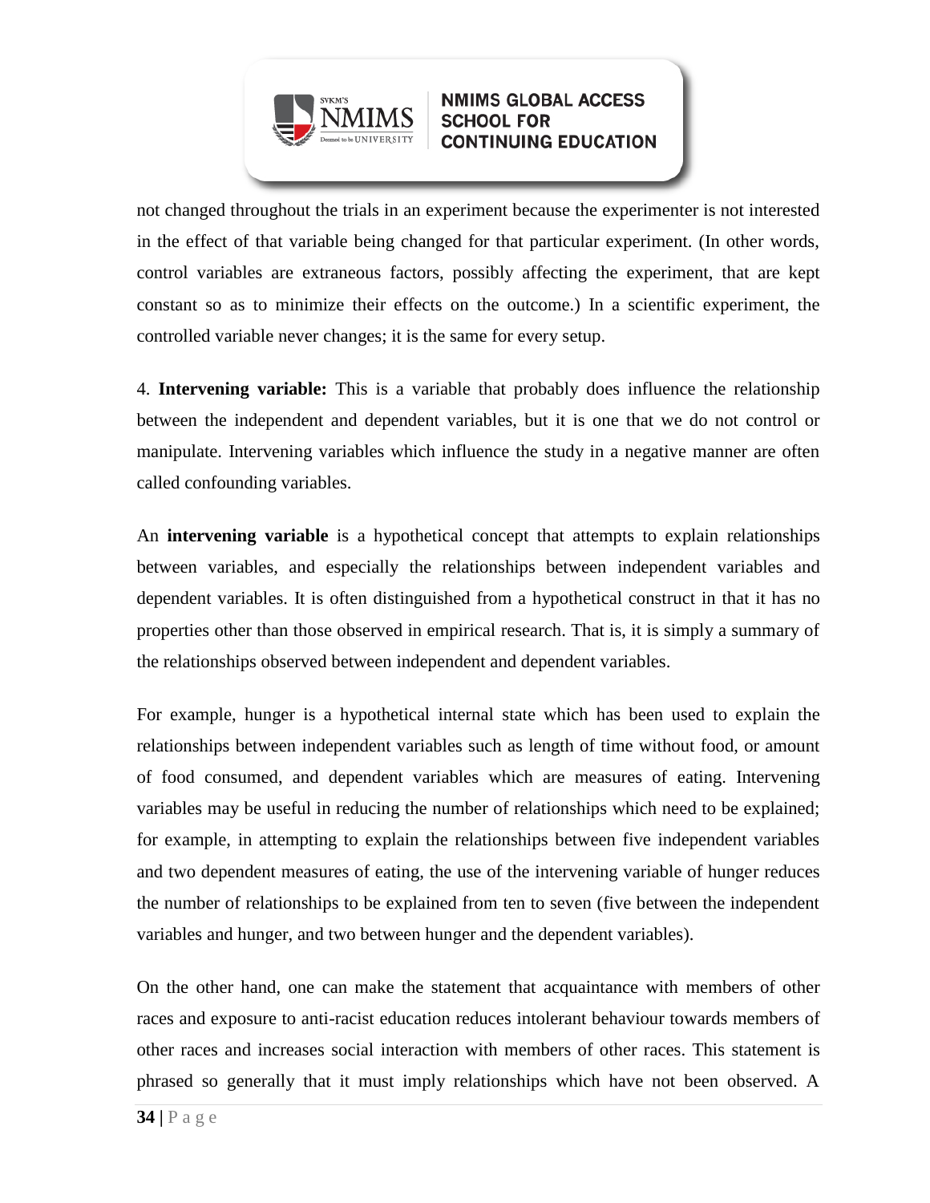not changed throughout the trials in an experiment because the experimenter is not interested in the effect of that variable being changed for that particular experiment. (In other words, control variables are extraneous factors, possibly affecting the experiment, that are kept constant so as to minimize their effects on the outcome.) In a scientific experiment, the controlled variable never changes; it is the same for every setup.

4. **Intervening variable:** This is a variable that probably does influence the relationship between the independent and dependent variables, but it is one that we do not control or manipulate. Intervening variables which influence the study in a negative manner are often called confounding variables.

An **intervening variable** is a hypothetical concept that attempts to explain relationships between variables, and especially the relationships between independent variables and dependent variables. It is often distinguished from a hypothetical construct in that it has no properties other than those observed in empirical research. That is, it is simply a summary of the relationships observed between independent and dependent variables.

For example, hunger is a hypothetical internal state which has been used to explain the relationships between independent variables such as length of time without food, or amount of food consumed, and dependent variables which are measures of eating. Intervening variables may be useful in reducing the number of relationships which need to be explained; for example, in attempting to explain the relationships between five independent variables and two dependent measures of eating, the use of the intervening variable of hunger reduces the number of relationships to be explained from ten to seven (five between the independent variables and hunger, and two between hunger and the dependent variables).

On the other hand, one can make the statement that acquaintance with members of other races and exposure to anti-racist education reduces intolerant behaviour towards members of other races and increases social interaction with members of other races. This statement is phrased so generally that it must imply relationships which have not been observed. A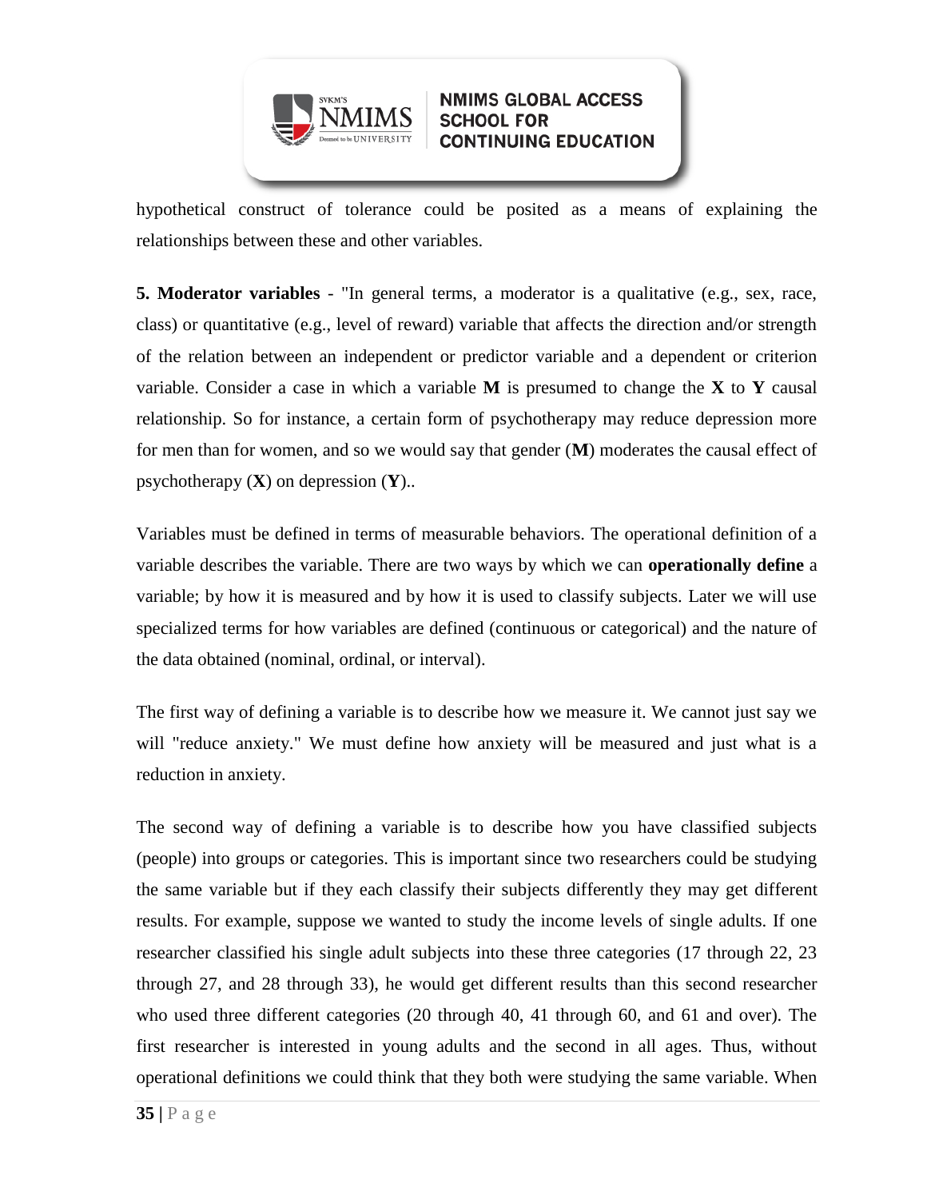hypothetical construct of tolerance could be posited as a means of explaining the relationships between these and other variables.

**5. Moderator variables** - "In general terms, a moderator is a qualitative (e.g., sex, race, class) or quantitative (e.g., level of reward) variable that affects the direction and/or strength of the relation between an independent or predictor variable and a dependent or criterion variable. Consider a case in which a variable **M** is presumed to change the **X** to **Y** causal relationship. So for instance, a certain form of psychotherapy may reduce depression more for men than for women, and so we would say that gender (**M**) moderates the causal effect of psychotherapy (**X**) on depression (**Y**)..

Variables must be defined in terms of measurable behaviors. The operational definition of a variable describes the variable. There are two ways by which we can **operationally define** a variable; by how it is measured and by how it is used to classify subjects. Later we will use specialized terms for how variables are defined (continuous or categorical) and the nature of the data obtained (nominal, ordinal, or interval).

The first way of defining a variable is to describe how we measure it. We cannot just say we will "reduce anxiety." We must define how anxiety will be measured and just what is a reduction in anxiety.

The second way of defining a variable is to describe how you have classified subjects (people) into groups or categories. This is important since two researchers could be studying the same variable but if they each classify their subjects differently they may get different results. For example, suppose we wanted to study the income levels of single adults. If one researcher classified his single adult subjects into these three categories (17 through 22, 23 through 27, and 28 through 33), he would get different results than this second researcher who used three different categories (20 through 40, 41 through 60, and 61 and over). The first researcher is interested in young adults and the second in all ages. Thus, without operational definitions we could think that they both were studying the same variable. When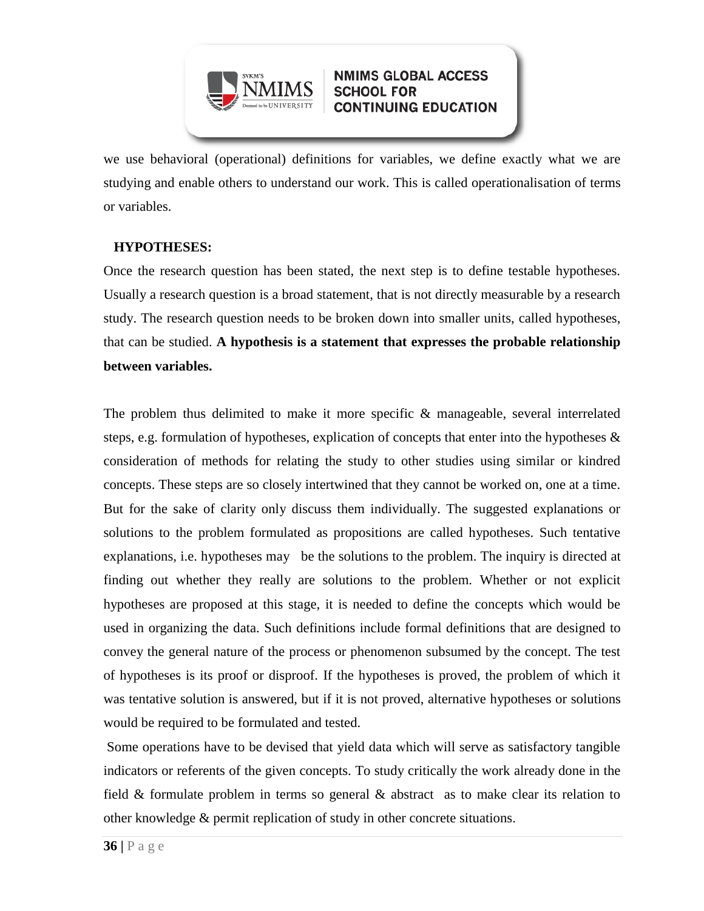we use behavioral (operational) definitions for variables, we define exactly what we are studying and enable others to understand our work. This is called operationalisation of terms or variables.

## HYPOTHESES:

Once the research question has been stated, the next step is to define testable hypotheses. Usually a research question is a broad statement, that is not directly measurable by a research study. The research question needs to be broken down into smaller units, called hypotheses, that can be studied. **A hypothesis is a statement that expresses the probable relationship between variables.**

The problem thus delimited to make it more specific & manageable, several interrelated steps, e.g. formulation of hypotheses, explication of concepts that enter into the hypotheses & consideration of methods for relating the study to other studies using similar or kindred concepts. These steps are so closely intertwined that they cannot be worked on, one at a time. But for the sake of clarity only discuss them individually. The suggested explanations or solutions to the problem formulated as propositions are called hypotheses. Such tentative explanations, i.e. hypotheses may be the solutions to the problem. The inquiry is directed at finding out whether they really are solutions to the problem. Whether or not explicit hypotheses are proposed at this stage, it is needed to define the concepts which would be used in organizing the data. Such definitions include formal definitions that are designed to convey the general nature of the process or phenomenon subsumed by the concept. The test of hypotheses is its proof or disproof. If the hypotheses is proved, the problem of which it was tentative solution is answered, but if it is not proved, alternative hypotheses or solutions would be required to be formulated and tested.

Some operations have to be devised that yield data which will serve as satisfactory tangible indicators or referents of the given concepts. To study critically the work already done in the field & formulate problem in terms so general & abstract as to make clear its relation to other knowledge & permit replication of study in other concrete situations.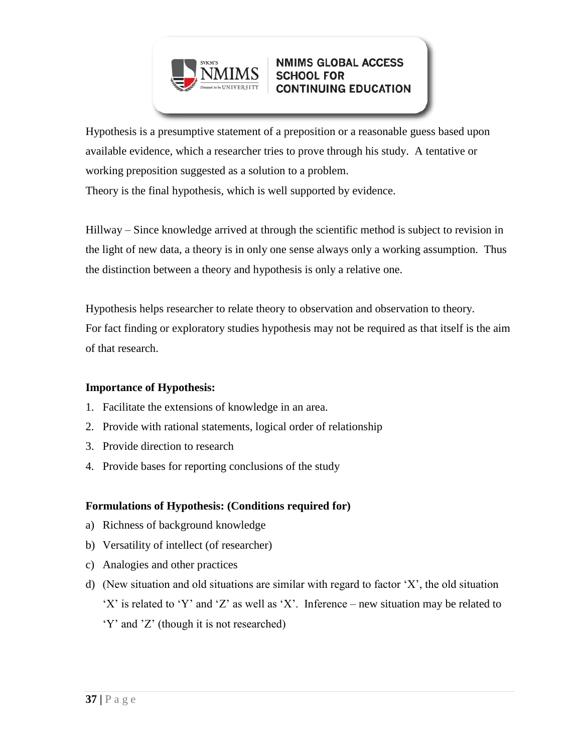Hypothesis is a presumptive statement of a preposition or a reasonable guess based upon available evidence, which a researcher tries to prove through his study. A tentative or working preposition suggested as a solution to a problem.
Theory is the final hypothesis, which is well supported by evidence.

Hillway – Since knowledge arrived at through the scientific method is subject to revision in the light of new data, a theory is in only one sense always only a working assumption. Thus the distinction between a theory and hypothesis is only a relative one.

Hypothesis helps researcher to relate theory to observation and observation to theory.
For fact finding or exploratory studies hypothesis may not be required as that itself is the aim of that research.

**Importance of Hypothesis:**

1. Facilitate the extensions of knowledge in an area.
2. Provide with rational statements, logical order of relationship
3. Provide direction to research
4. Provide bases for reporting conclusions of the study

**Formulations of Hypothesis: (Conditions required for)**

a) Richness of background knowledge
b) Versatility of intellect (of researcher)
c) Analogies and other practices
d) (New situation and old situations are similar with regard to factor 'X', the old situation 'X' is related to 'Y' and 'Z' as well as 'X'. Inference – new situation may be related to 'Y' and 'Z' (though it is not researched)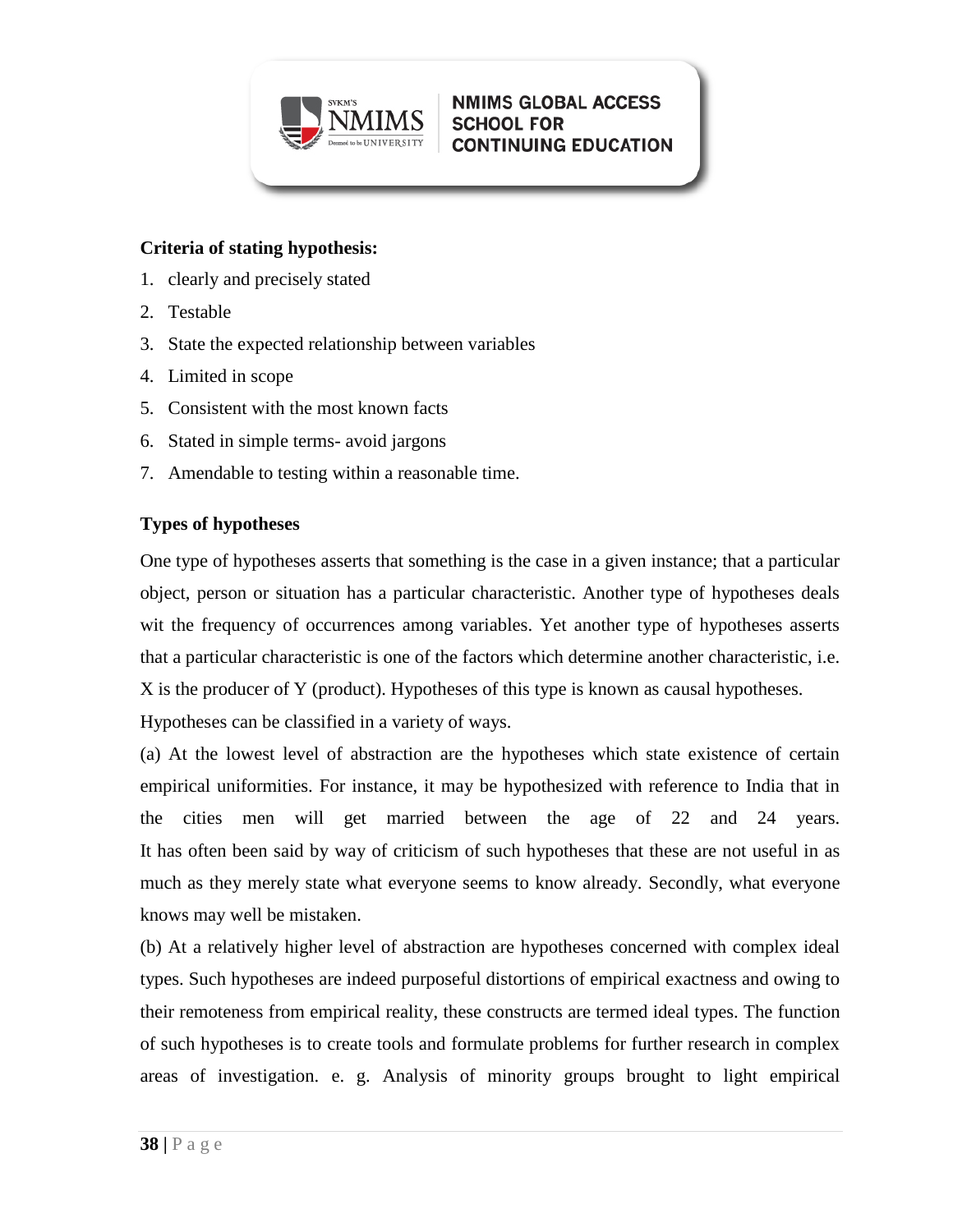**Criteria of stating hypothesis:**

1. clearly and precisely stated
2. Testable
3. State the expected relationship between variables
4. Limited in scope
5. Consistent with the most known facts
6. Stated in simple terms- avoid jargons
7. Amendable to testing within a reasonable time.

**Types of hypotheses**

One type of hypotheses asserts that something is the case in a given instance; that a particular object, person or situation has a particular characteristic. Another type of hypotheses deals wit the frequency of occurrences among variables. Yet another type of hypotheses asserts that a particular characteristic is one of the factors which determine another characteristic, i.e. X is the producer of Y (product). Hypotheses of this type is known as causal hypotheses.

Hypotheses can be classified in a variety of ways.

(a) At the lowest level of abstraction are the hypotheses which state existence of certain empirical uniformities. For instance, it may be hypothesized with reference to India that in the cities men will get married between the age of 22 and 24 years. It has often been said by way of criticism of such hypotheses that these are not useful in as much as they merely state what everyone seems to know already. Secondly, what everyone knows may well be mistaken.

(b) At a relatively higher level of abstraction are hypotheses concerned with complex ideal types. Such hypotheses are indeed purposeful distortions of empirical exactness and owing to their remoteness from empirical reality, these constructs are termed ideal types. The function of such hypotheses is to create tools and formulate problems for further research in complex areas of investigation. e. g. Analysis of minority groups brought to light empirical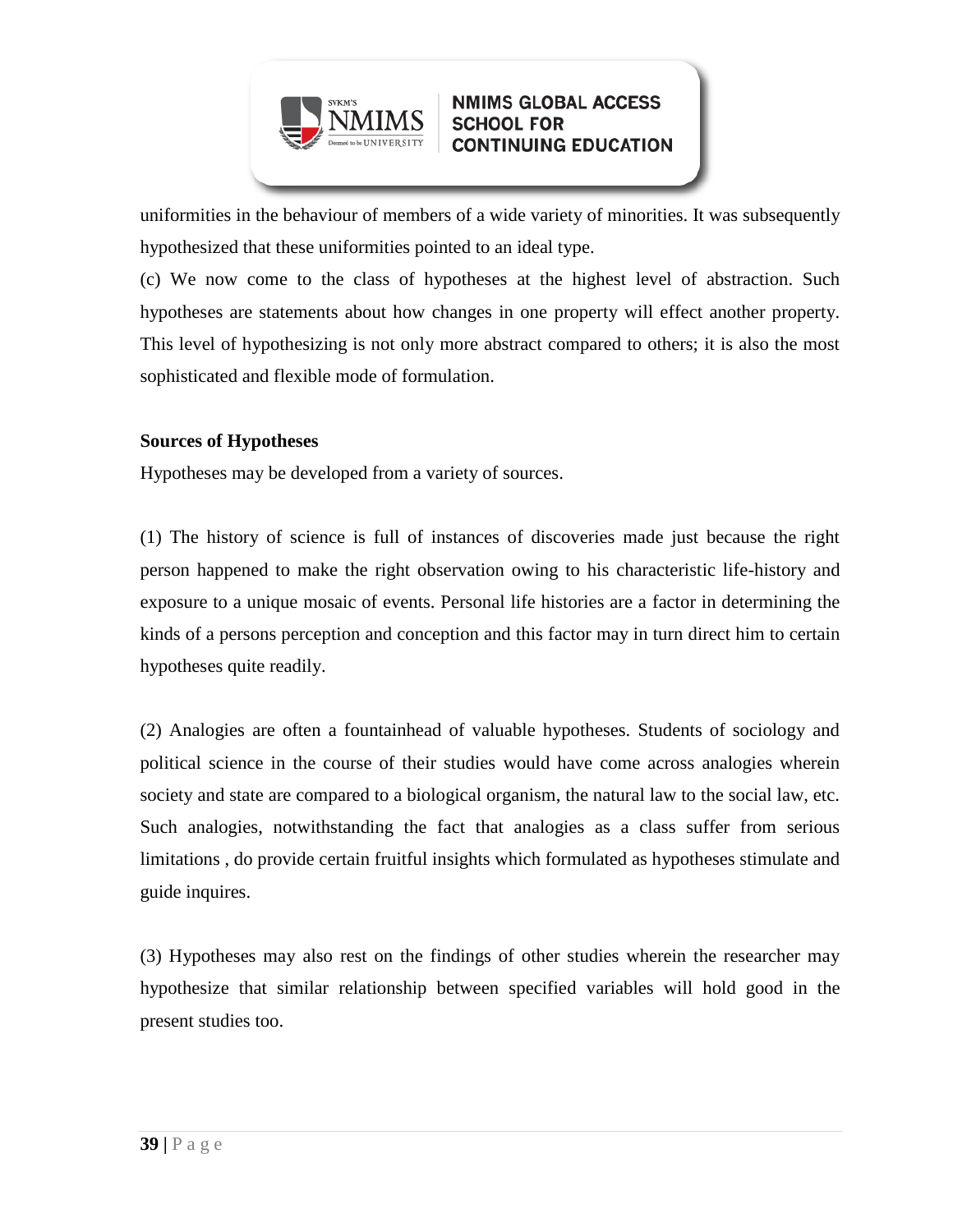uniformities in the behaviour of members of a wide variety of minorities. It was subsequently hypothesized that these uniformities pointed to an ideal type.

(c) We now come to the class of hypotheses at the highest level of abstraction. Such hypotheses are statements about how changes in one property will effect another property. This level of hypothesizing is not only more abstract compared to others; it is also the most sophisticated and flexible mode of formulation.

**Sources of Hypotheses**

Hypotheses may be developed from a variety of sources.

(1) The history of science is full of instances of discoveries made just because the right person happened to make the right observation owing to his characteristic life-history and exposure to a unique mosaic of events. Personal life histories are a factor in determining the kinds of a persons perception and conception and this factor may in turn direct him to certain hypotheses quite readily.

(2) Analogies are often a fountainhead of valuable hypotheses. Students of sociology and political science in the course of their studies would have come across analogies wherein society and state are compared to a biological organism, the natural law to the social law, etc. Such analogies, notwithstanding the fact that analogies as a class suffer from serious limitations , do provide certain fruitful insights which formulated as hypotheses stimulate and guide inquires.

(3) Hypotheses may also rest on the findings of other studies wherein the researcher may hypothesize that similar relationship between specified variables will hold good in the present studies too.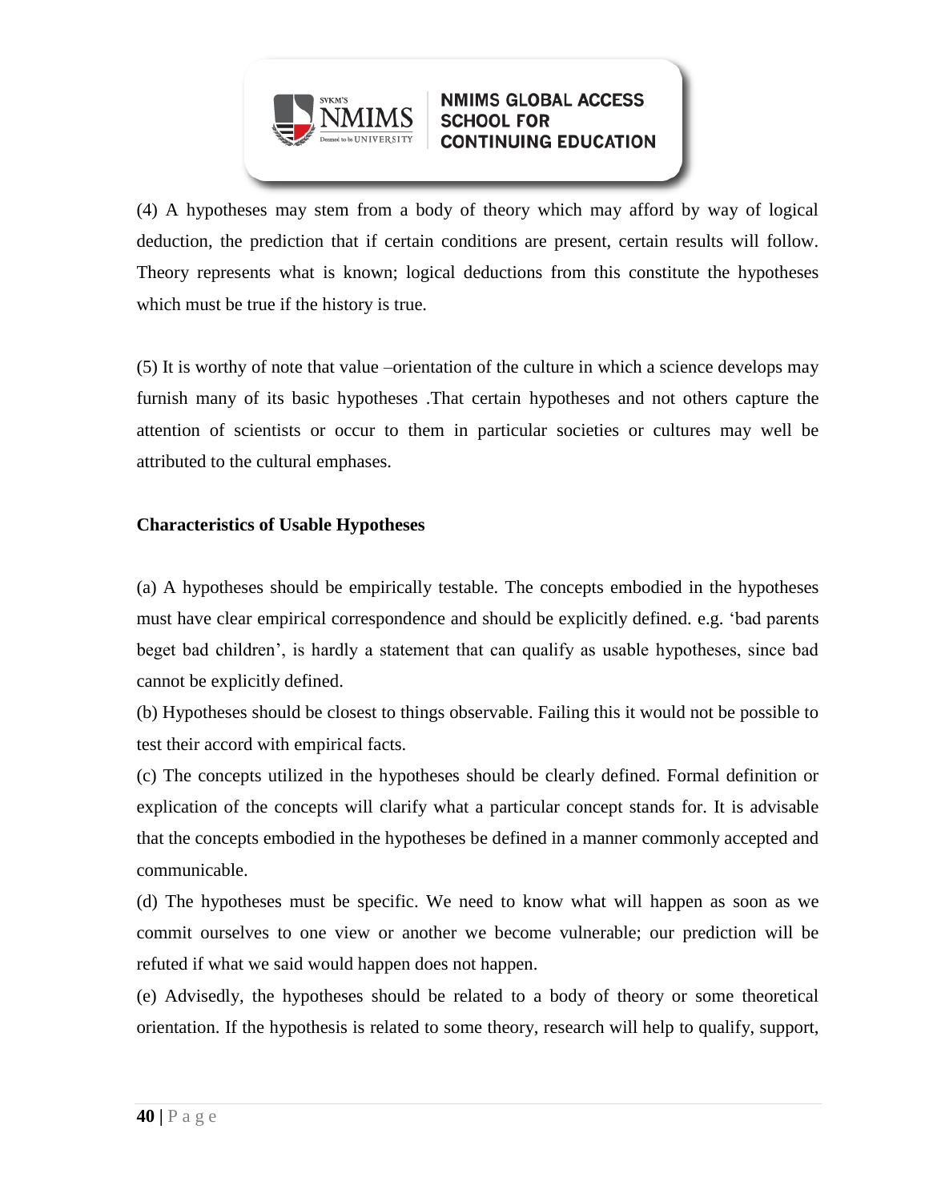(4) A hypotheses may stem from a body of theory which may afford by way of logical deduction, the prediction that if certain conditions are present, certain results will follow. Theory represents what is known; logical deductions from this constitute the hypotheses which must be true if the history is true.

(5) It is worthy of note that value –orientation of the culture in which a science develops may furnish many of its basic hypotheses .That certain hypotheses and not others capture the attention of scientists or occur to them in particular societies or cultures may well be attributed to the cultural emphases.

**Characteristics of Usable Hypotheses**

(a) A hypotheses should be empirically testable. The concepts embodied in the hypotheses must have clear empirical correspondence and should be explicitly defined. e.g. 'bad parents beget bad children', is hardly a statement that can qualify as usable hypotheses, since bad cannot be explicitly defined.

(b) Hypotheses should be closest to things observable. Failing this it would not be possible to test their accord with empirical facts.

(c) The concepts utilized in the hypotheses should be clearly defined. Formal definition or explication of the concepts will clarify what a particular concept stands for. It is advisable that the concepts embodied in the hypotheses be defined in a manner commonly accepted and communicable.

(d) The hypotheses must be specific. We need to know what will happen as soon as we commit ourselves to one view or another we become vulnerable; our prediction will be refuted if what we said would happen does not happen.

(e) Advisedly, the hypotheses should be related to a body of theory or some theoretical orientation. If the hypothesis is related to some theory, research will help to qualify, support,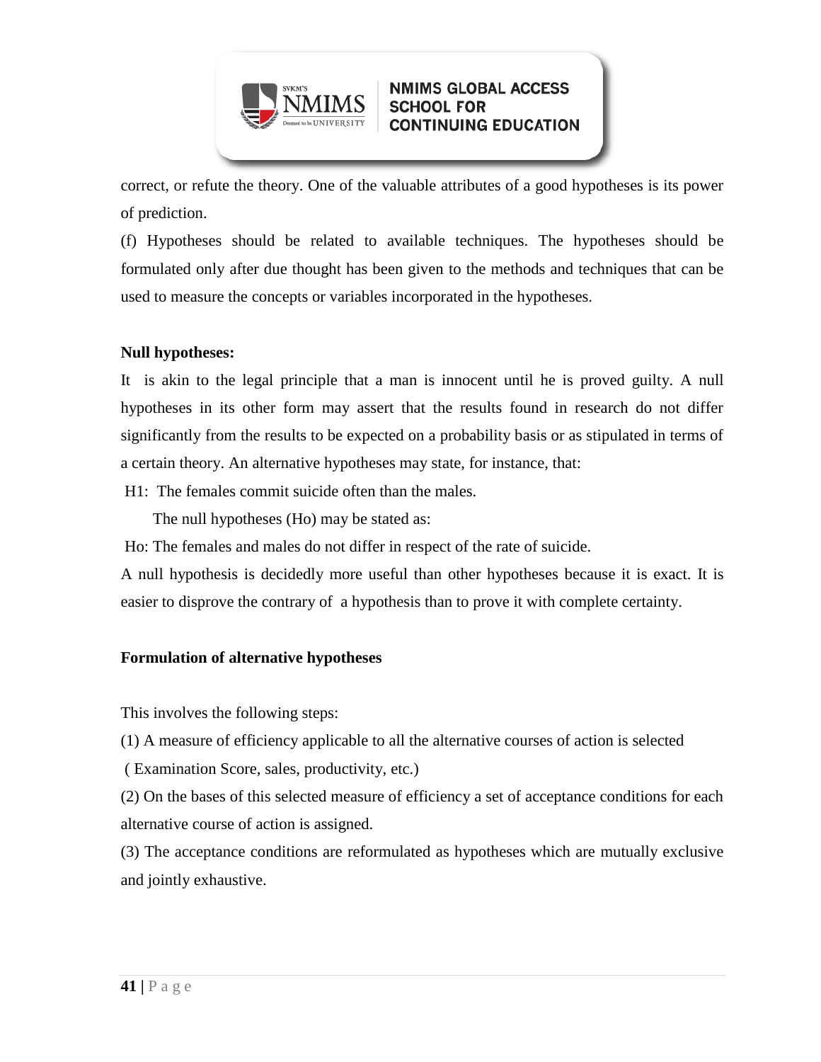correct, or refute the theory. One of the valuable attributes of a good hypotheses is its power of prediction.

(f) Hypotheses should be related to available techniques. The hypotheses should be formulated only after due thought has been given to the methods and techniques that can be used to measure the concepts or variables incorporated in the hypotheses.

**Null hypotheses:**

It is akin to the legal principle that a man is innocent until he is proved guilty. A null hypotheses in its other form may assert that the results found in research do not differ significantly from the results to be expected on a probability basis or as stipulated in terms of a certain theory. An alternative hypotheses may state, for instance, that:

H1: The females commit suicide often than the males.

The null hypotheses (Ho) may be stated as:

Ho: The females and males do not differ in respect of the rate of suicide.

A null hypothesis is decidedly more useful than other hypotheses because it is exact. It is easier to disprove the contrary of a hypothesis than to prove it with complete certainty.

**Formulation of alternative hypotheses**

This involves the following steps:

(1) A measure of efficiency applicable to all the alternative courses of action is selected ( Examination Score, sales, productivity, etc.)

(2) On the bases of this selected measure of efficiency a set of acceptance conditions for each alternative course of action is assigned.

(3) The acceptance conditions are reformulated as hypotheses which are mutually exclusive and jointly exhaustive.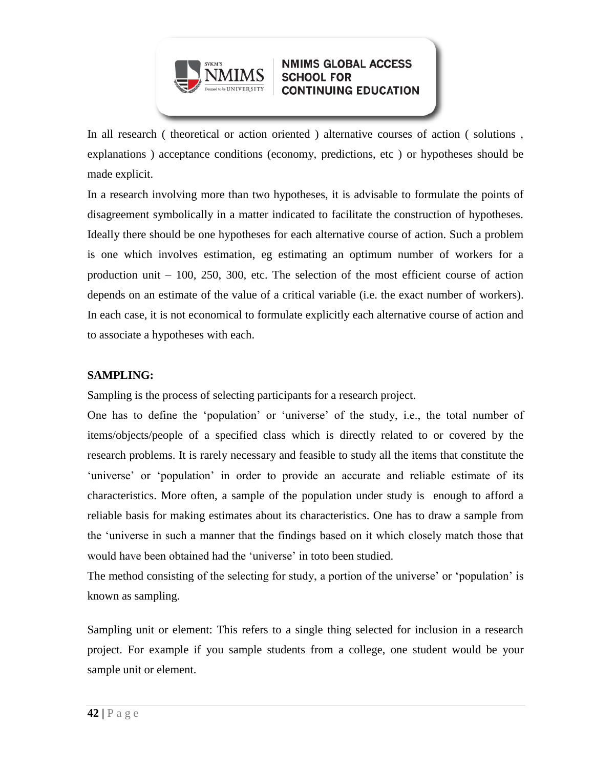In all research ( theoretical or action oriented ) alternative courses of action ( solutions , explanations ) acceptance conditions (economy, predictions, etc ) or hypotheses should be made explicit.

In a research involving more than two hypotheses, it is advisable to formulate the points of disagreement symbolically in a matter indicated to facilitate the construction of hypotheses. Ideally there should be one hypotheses for each alternative course of action. Such a problem is one which involves estimation, eg estimating an optimum number of workers for a production unit – 100, 250, 300, etc. The selection of the most efficient course of action depends on an estimate of the value of a critical variable (i.e. the exact number of workers). In each case, it is not economical to formulate explicitly each alternative course of action and to associate a hypotheses with each.

**SAMPLING:**

Sampling is the process of selecting participants for a research project.

One has to define the 'population' or 'universe' of the study, i.e., the total number of items/objects/people of a specified class which is directly related to or covered by the research problems. It is rarely necessary and feasible to study all the items that constitute the 'universe' or 'population' in order to provide an accurate and reliable estimate of its characteristics. More often, a sample of the population under study is enough to afford a reliable basis for making estimates about its characteristics. One has to draw a sample from the 'universe in such a manner that the findings based on it which closely match those that would have been obtained had the 'universe' in toto been studied.

The method consisting of the selecting for study, a portion of the universe' or 'population' is known as sampling.

Sampling unit or element: This refers to a single thing selected for inclusion in a research project. For example if you sample students from a college, one student would be your sample unit or element.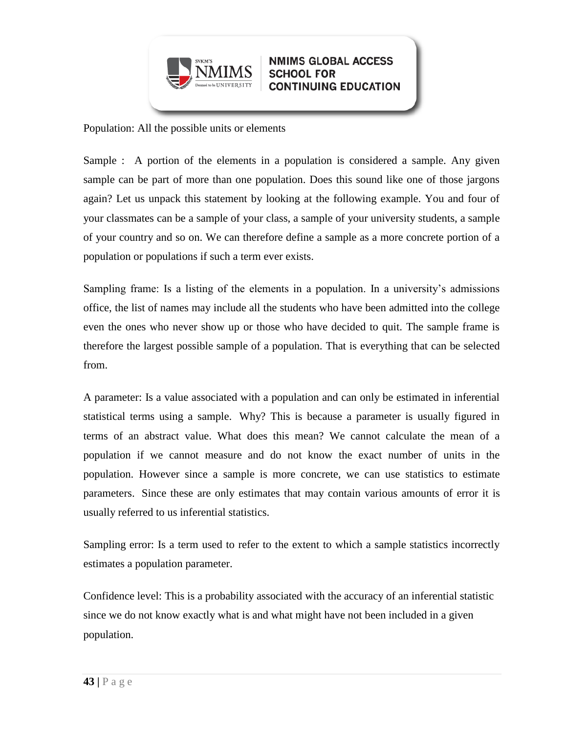Population: All the possible units or elements

Sample : A portion of the elements in a population is considered a sample. Any given sample can be part of more than one population. Does this sound like one of those jargons again? Let us unpack this statement by looking at the following example. You and four of your classmates can be a sample of your class, a sample of your university students, a sample of your country and so on. We can therefore define a sample as a more concrete portion of a population or populations if such a term ever exists.

Sampling frame: Is a listing of the elements in a population. In a university's admissions office, the list of names may include all the students who have been admitted into the college even the ones who never show up or those who have decided to quit. The sample frame is therefore the largest possible sample of a population. That is everything that can be selected from.

A parameter: Is a value associated with a population and can only be estimated in inferential statistical terms using a sample. Why? This is because a parameter is usually figured in terms of an abstract value. What does this mean? We cannot calculate the mean of a population if we cannot measure and do not know the exact number of units in the population. However since a sample is more concrete, we can use statistics to estimate parameters. Since these are only estimates that may contain various amounts of error it is usually referred to us inferential statistics.

Sampling error: Is a term used to refer to the extent to which a sample statistics incorrectly estimates a population parameter.

Confidence level: This is a probability associated with the accuracy of an inferential statistic since we do not know exactly what is and what might have not been included in a given population.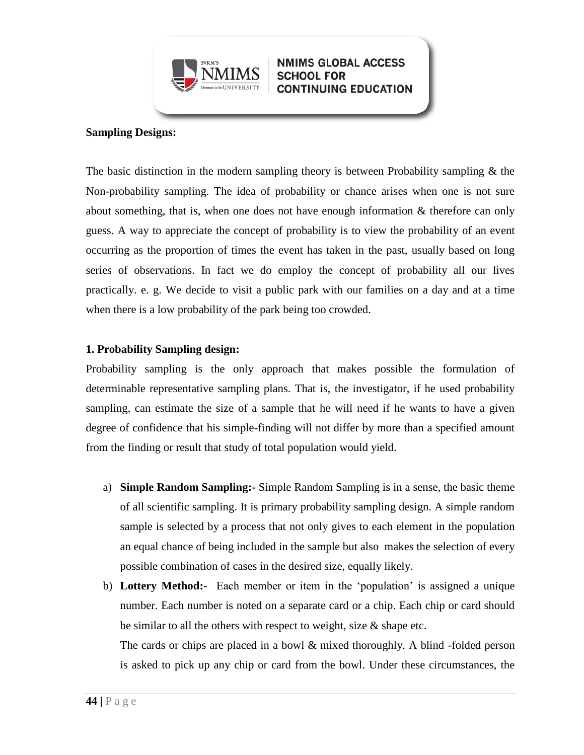**Sampling Designs:**

The basic distinction in the modern sampling theory is between Probability sampling & the Non-probability sampling. The idea of probability or chance arises when one is not sure about something, that is, when one does not have enough information & therefore can only guess. A way to appreciate the concept of probability is to view the probability of an event occurring as the proportion of times the event has taken in the past, usually based on long series of observations. In fact we do employ the concept of probability all our lives practically. e. g. We decide to visit a public park with our families on a day and at a time when there is a low probability of the park being too crowded.

**1. Probability Sampling design:**

Probability sampling is the only approach that makes possible the formulation of determinable representative sampling plans. That is, the investigator, if he used probability sampling, can estimate the size of a sample that he will need if he wants to have a given degree of confidence that his simple-finding will not differ by more than a specified amount from the finding or result that study of total population would yield.

a) **Simple Random Sampling:-** Simple Random Sampling is in a sense, the basic theme of all scientific sampling. It is primary probability sampling design. A simple random sample is selected by a process that not only gives to each element in the population an equal chance of being included in the sample but also makes the selection of every possible combination of cases in the desired size, equally likely.

b) **Lottery Method:-** Each member or item in the 'population' is assigned a unique number. Each number is noted on a separate card or a chip. Each chip or card should be similar to all the others with respect to weight, size & shape etc.

   The cards or chips are placed in a bowl & mixed thoroughly. A blind -folded person is asked to pick up any chip or card from the bowl. Under these circumstances, the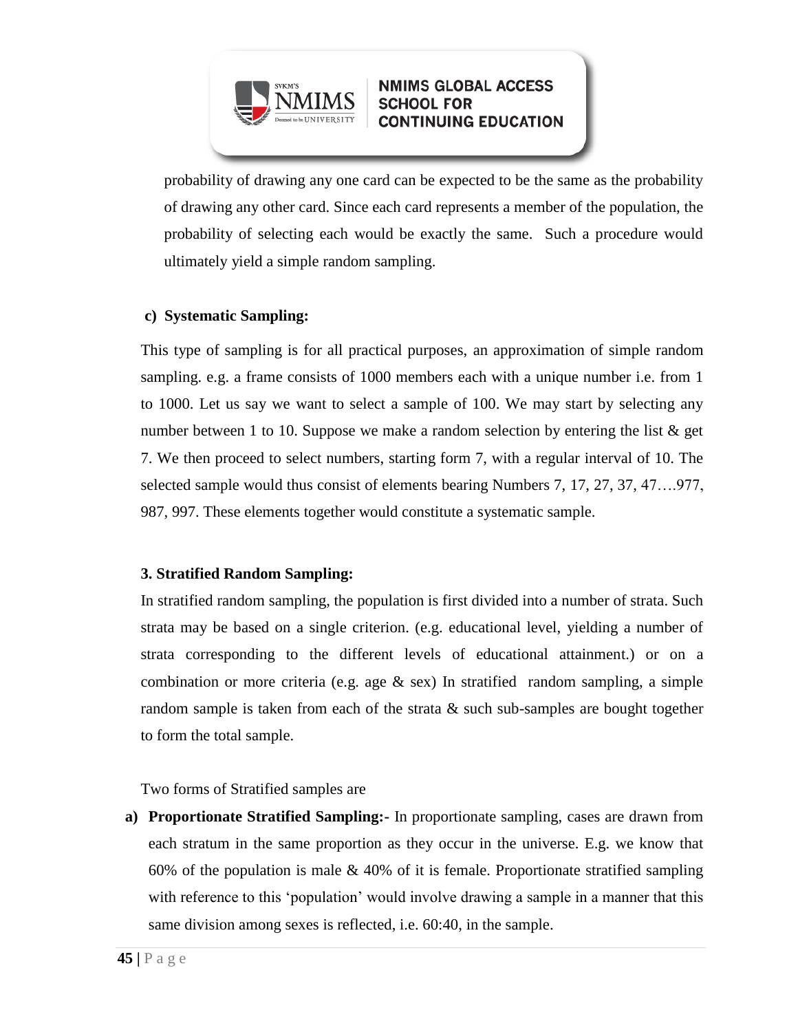probability of drawing any one card can be expected to be the same as the probability of drawing any other card. Since each card represents a member of the population, the probability of selecting each would be exactly the same. Such a procedure would ultimately yield a simple random sampling.

**c) Systematic Sampling:**

This type of sampling is for all practical purposes, an approximation of simple random sampling. e.g. a frame consists of 1000 members each with a unique number i.e. from 1 to 1000. Let us say we want to select a sample of 100. We may start by selecting any number between 1 to 10. Suppose we make a random selection by entering the list & get 7. We then proceed to select numbers, starting form 7, with a regular interval of 10. The selected sample would thus consist of elements bearing Numbers 7, 17, 27, 37, 47….977, 987, 997. These elements together would constitute a systematic sample.

**3. Stratified Random Sampling:**

In stratified random sampling, the population is first divided into a number of strata. Such strata may be based on a single criterion. (e.g. educational level, yielding a number of strata corresponding to the different levels of educational attainment.) or on a combination or more criteria (e.g. age & sex) In stratified random sampling, a simple random sample is taken from each of the strata & such sub-samples are bought together to form the total sample.

Two forms of Stratified samples are

a) **Proportionate Stratified Sampling:-** In proportionate sampling, cases are drawn from each stratum in the same proportion as they occur in the universe. E.g. we know that 60% of the population is male & 40% of it is female. Proportionate stratified sampling with reference to this 'population' would involve drawing a sample in a manner that this same division among sexes is reflected, i.e. 60:40, in the sample.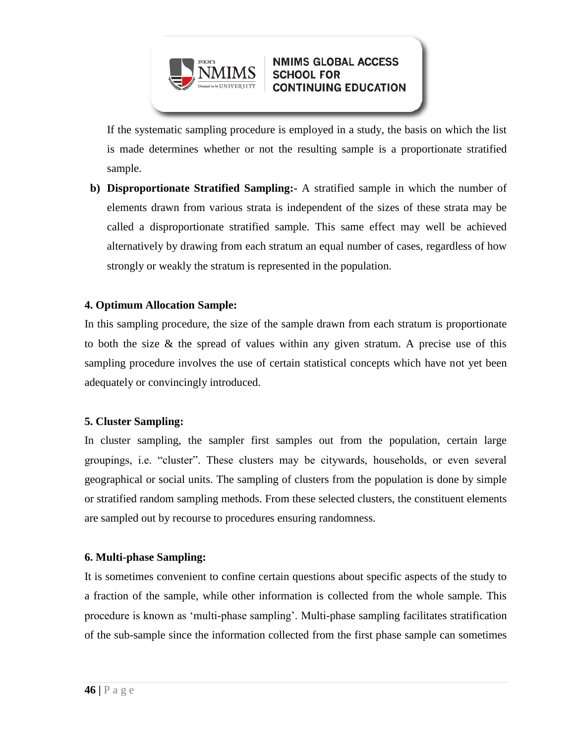If the systematic sampling procedure is employed in a study, the basis on which the list is made determines whether or not the resulting sample is a proportionate stratified sample.

**b) Disproportionate Stratified Sampling:-** A stratified sample in which the number of elements drawn from various strata is independent of the sizes of these strata may be called a disproportionate stratified sample. This same effect may well be achieved alternatively by drawing from each stratum an equal number of cases, regardless of how strongly or weakly the stratum is represented in the population.

**4. Optimum Allocation Sample:**

In this sampling procedure, the size of the sample drawn from each stratum is proportionate to both the size & the spread of values within any given stratum. A precise use of this sampling procedure involves the use of certain statistical concepts which have not yet been adequately or convincingly introduced.

**5. Cluster Sampling:**

In cluster sampling, the sampler first samples out from the population, certain large groupings, i.e. "cluster". These clusters may be citywards, households, or even several geographical or social units. The sampling of clusters from the population is done by simple or stratified random sampling methods. From these selected clusters, the constituent elements are sampled out by recourse to procedures ensuring randomness.

**6. Multi-phase Sampling:**

It is sometimes convenient to confine certain questions about specific aspects of the study to a fraction of the sample, while other information is collected from the whole sample. This procedure is known as 'multi-phase sampling'. Multi-phase sampling facilitates stratification of the sub-sample since the information collected from the first phase sample can sometimes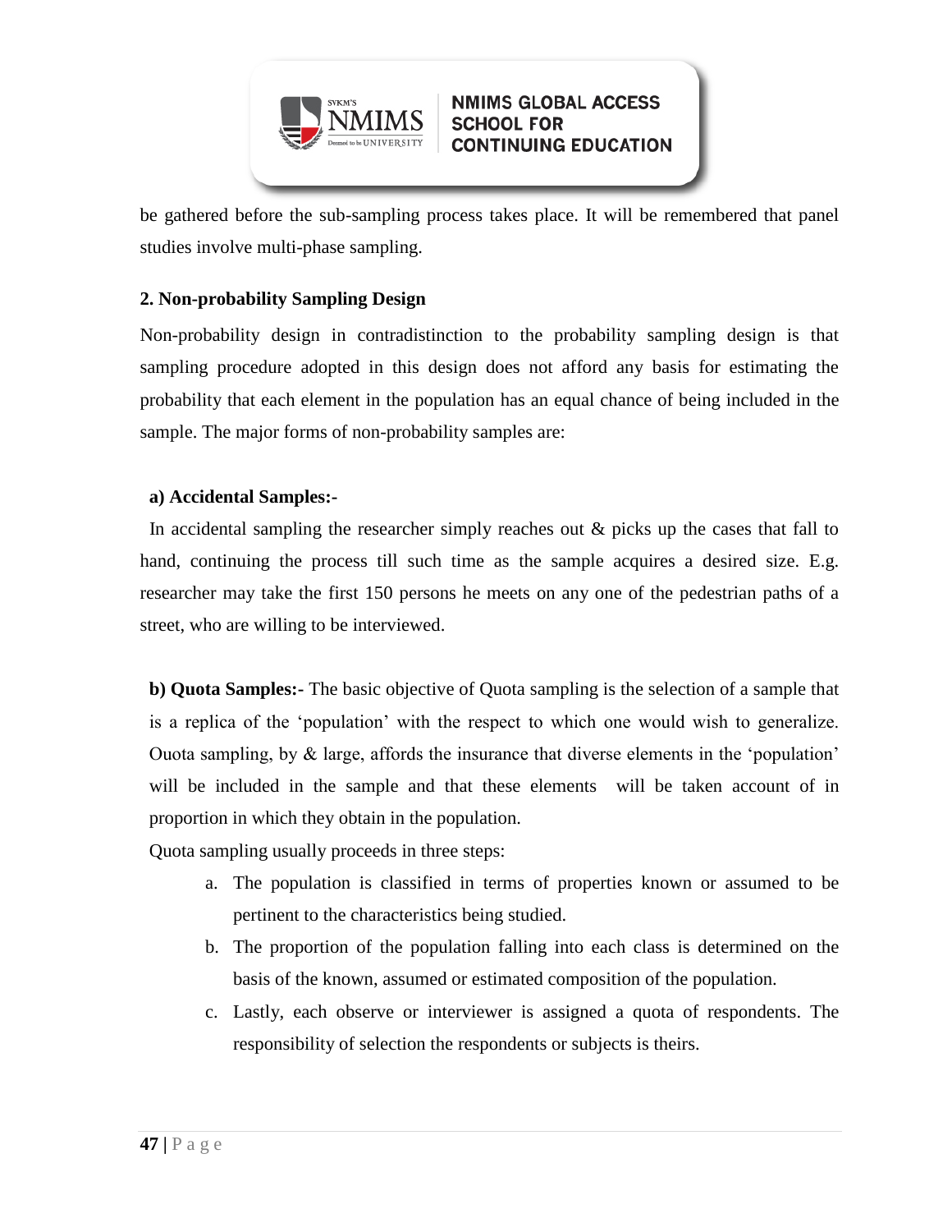be gathered before the sub-sampling process takes place. It will be remembered that panel studies involve multi-phase sampling.

**2. Non-probability Sampling Design**

Non-probability design in contradistinction to the probability sampling design is that sampling procedure adopted in this design does not afford any basis for estimating the probability that each element in the population has an equal chance of being included in the sample. The major forms of non-probability samples are:

**a) Accidental Samples:-**

In accidental sampling the researcher simply reaches out & picks up the cases that fall to hand, continuing the process till such time as the sample acquires a desired size. E.g. researcher may take the first 150 persons he meets on any one of the pedestrian paths of a street, who are willing to be interviewed.

**b) Quota Samples:-** The basic objective of Quota sampling is the selection of a sample that is a replica of the 'population' with the respect to which one would wish to generalize. Ouota sampling, by & large, affords the insurance that diverse elements in the 'population' will be included in the sample and that these elements will be taken account of in proportion in which they obtain in the population.

Quota sampling usually proceeds in three steps:

a. The population is classified in terms of properties known or assumed to be pertinent to the characteristics being studied.
b. The proportion of the population falling into each class is determined on the basis of the known, assumed or estimated composition of the population.
c. Lastly, each observe or interviewer is assigned a quota of respondents. The responsibility of selection the respondents or subjects is theirs.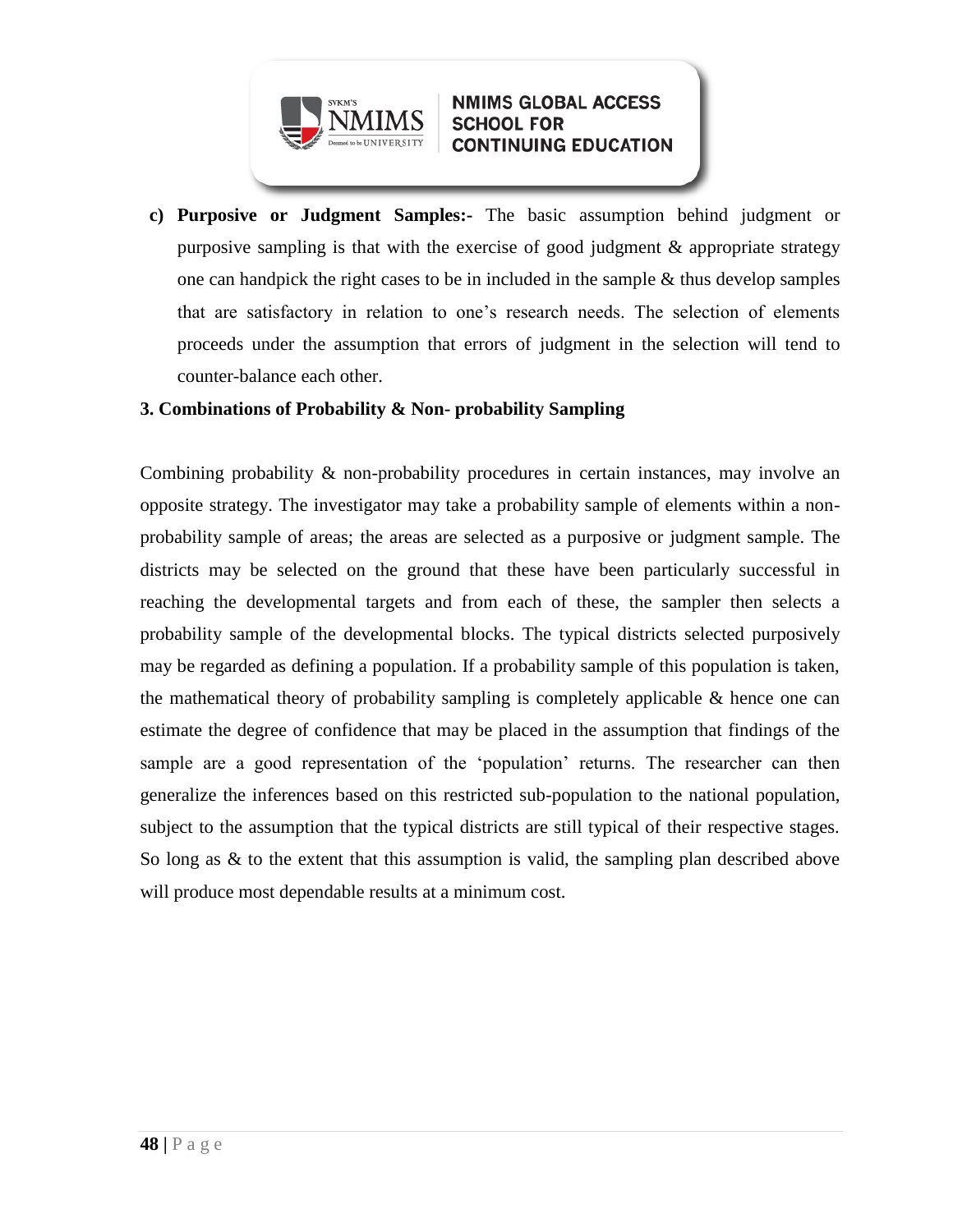c) **Purposive or Judgment Samples:-** The basic assumption behind judgment or purposive sampling is that with the exercise of good judgment & appropriate strategy one can handpick the right cases to be in included in the sample & thus develop samples that are satisfactory in relation to one's research needs. The selection of elements proceeds under the assumption that errors of judgment in the selection will tend to counter-balance each other.

**3. Combinations of Probability & Non- probability Sampling**

Combining probability & non-probability procedures in certain instances, may involve an opposite strategy. The investigator may take a probability sample of elements within a non-probability sample of areas; the areas are selected as a purposive or judgment sample. The districts may be selected on the ground that these have been particularly successful in reaching the developmental targets and from each of these, the sampler then selects a probability sample of the developmental blocks. The typical districts selected purposively may be regarded as defining a population. If a probability sample of this population is taken, the mathematical theory of probability sampling is completely applicable & hence one can estimate the degree of confidence that may be placed in the assumption that findings of the sample are a good representation of the 'population' returns. The researcher can then generalize the inferences based on this restricted sub-population to the national population, subject to the assumption that the typical districts are still typical of their respective stages. So long as & to the extent that this assumption is valid, the sampling plan described above will produce most dependable results at a minimum cost.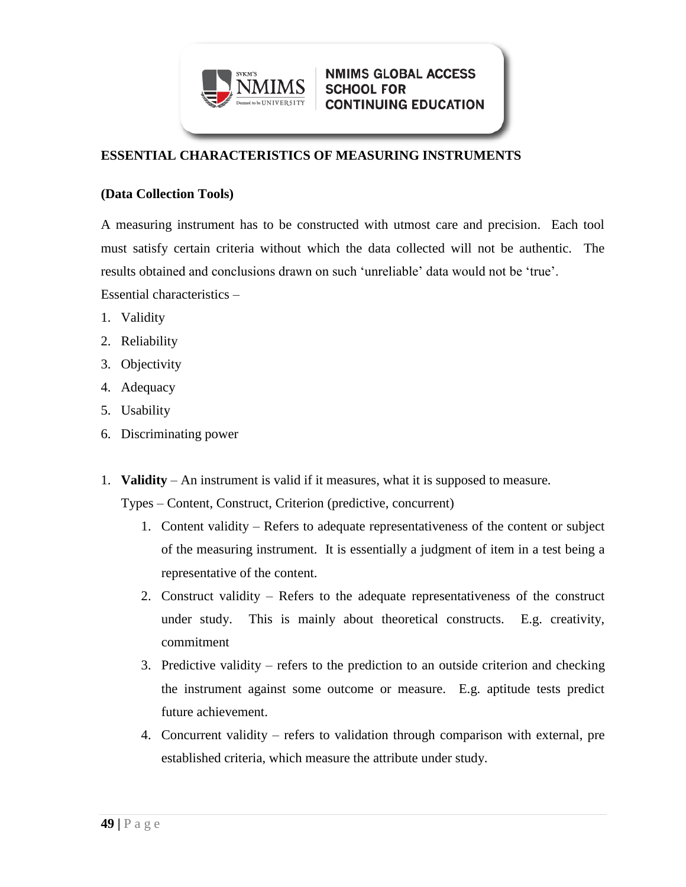## ESSENTIAL CHARACTERISTICS OF MEASURING INSTRUMENTS

### (Data Collection Tools)

A measuring instrument has to be constructed with utmost care and precision. Each tool must satisfy certain criteria without which the data collected will not be authentic. The results obtained and conclusions drawn on such 'unreliable' data would not be 'true'.

Essential characteristics –

1. Validity
2. Reliability
3. Objectivity
4. Adequacy
5. Usability
6. Discriminating power

1. **Validity** – An instrument is valid if it measures, what it is supposed to measure.

   Types – Content, Construct, Criterion (predictive, concurrent)

   1. Content validity – Refers to adequate representativeness of the content or subject of the measuring instrument. It is essentially a judgment of item in a test being a representative of the content.
   2. Construct validity – Refers to the adequate representativeness of the construct under study. This is mainly about theoretical constructs. E.g. creativity, commitment
   3. Predictive validity – refers to the prediction to an outside criterion and checking the instrument against some outcome or measure. E.g. aptitude tests predict future achievement.
   4. Concurrent validity – refers to validation through comparison with external, pre established criteria, which measure the attribute under study.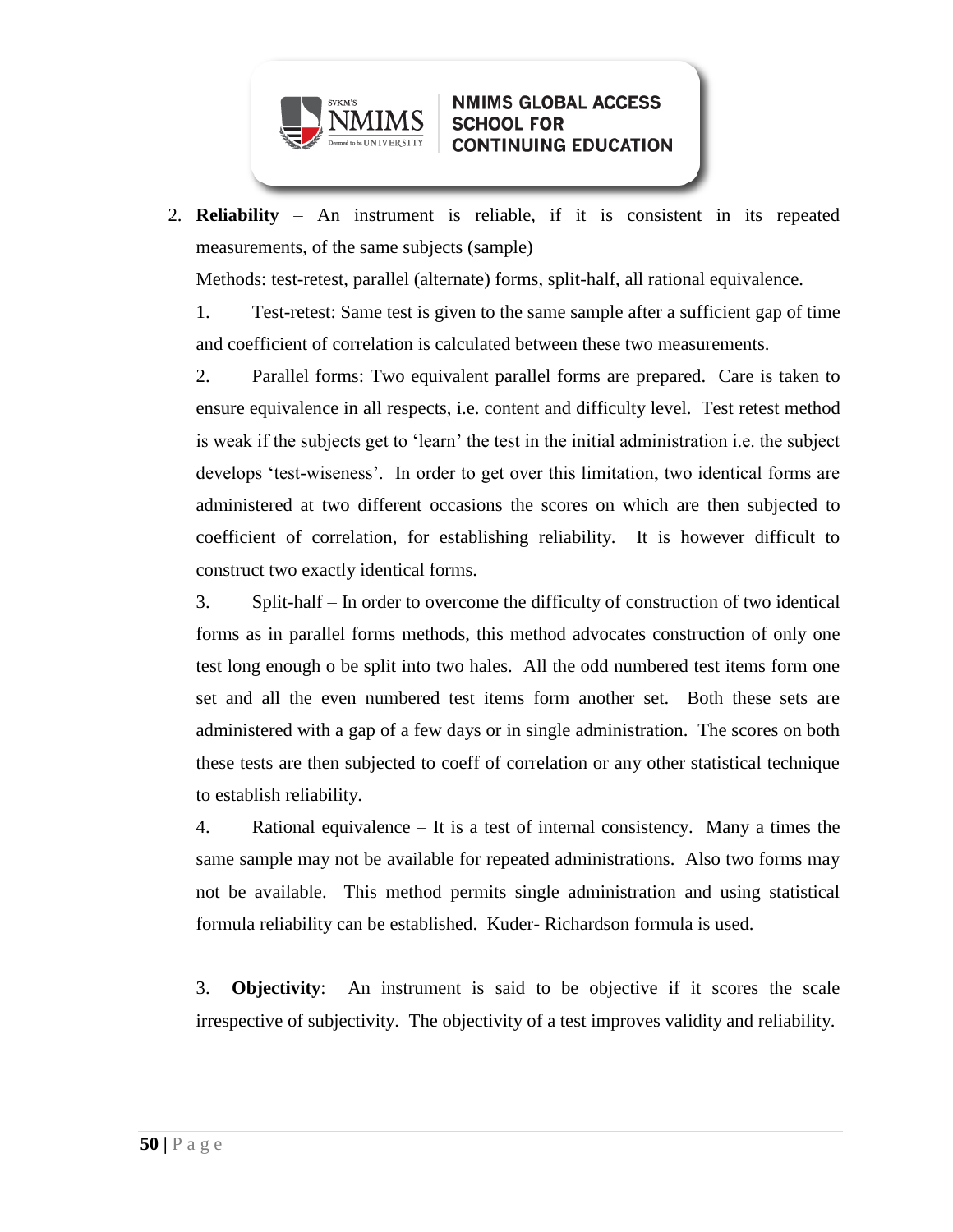2. **Reliability** – An instrument is reliable, if it is consistent in its repeated measurements, of the same subjects (sample)

   Methods: test-retest, parallel (alternate) forms, split-half, all rational equivalence.

   1. Test-retest: Same test is given to the same sample after a sufficient gap of time and coefficient of correlation is calculated between these two measurements.
   2. Parallel forms: Two equivalent parallel forms are prepared. Care is taken to ensure equivalence in all respects, i.e. content and difficulty level. Test retest method is weak if the subjects get to 'learn' the test in the initial administration i.e. the subject develops 'test-wiseness'. In order to get over this limitation, two identical forms are administered at two different occasions the scores on which are then subjected to coefficient of correlation, for establishing reliability. It is however difficult to construct two exactly identical forms.
   3. Split-half – In order to overcome the difficulty of construction of two identical forms as in parallel forms methods, this method advocates construction of only one test long enough o be split into two hales. All the odd numbered test items form one set and all the even numbered test items form another set. Both these sets are administered with a gap of a few days or in single administration. The scores on both these tests are then subjected to coeff of correlation or any other statistical technique to establish reliability.
   4. Rational equivalence – It is a test of internal consistency. Many a times the same sample may not be available for repeated administrations. Also two forms may not be available. This method permits single administration and using statistical formula reliability can be established. Kuder- Richardson formula is used.

3. **Objectivity**: An instrument is said to be objective if it scores the scale irrespective of subjectivity. The objectivity of a test improves validity and reliability.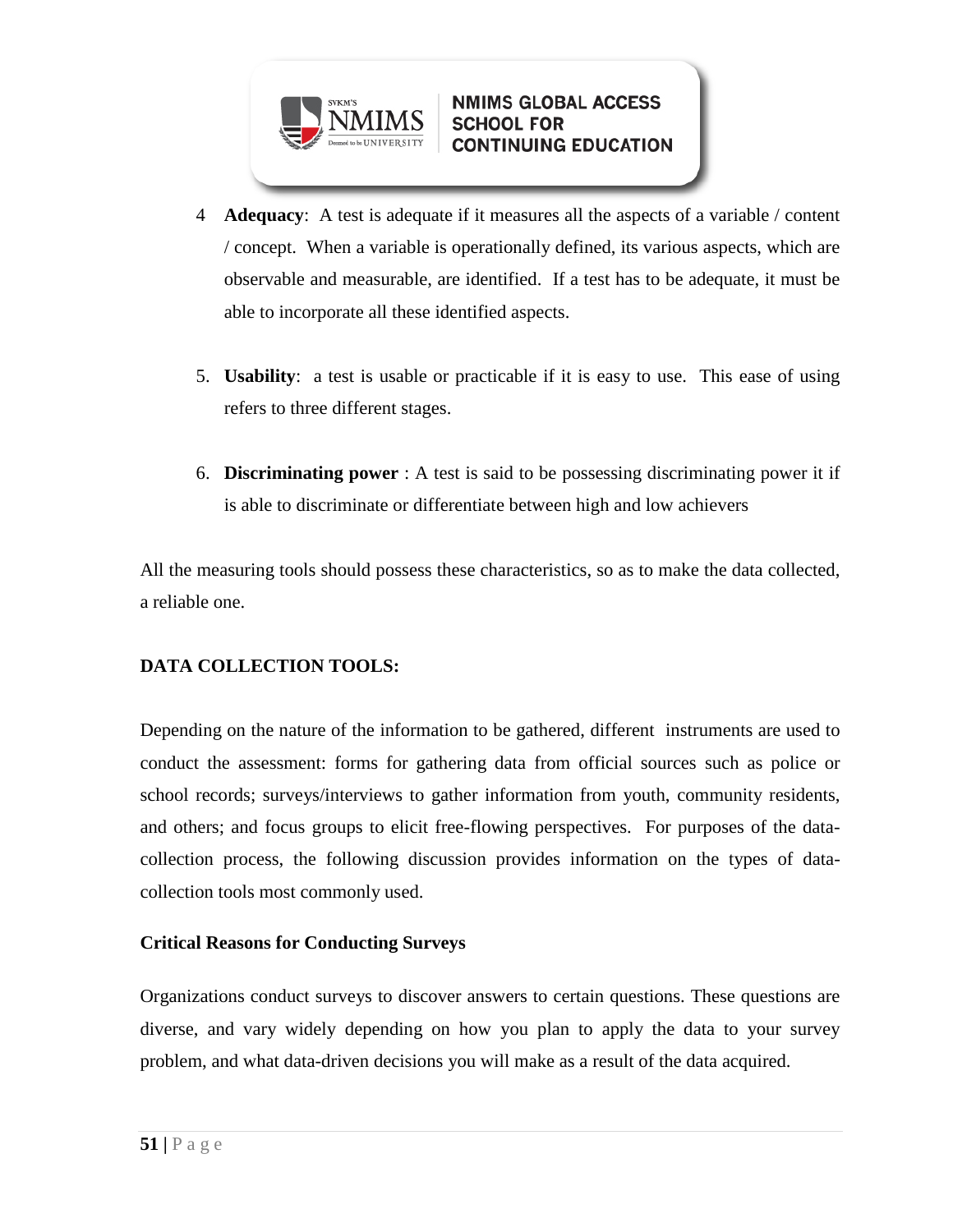4 **Adequacy**: A test is adequate if it measures all the aspects of a variable / content / concept. When a variable is operationally defined, its various aspects, which are observable and measurable, are identified. If a test has to be adequate, it must be able to incorporate all these identified aspects.

5. **Usability**: a test is usable or practicable if it is easy to use. This ease of using refers to three different stages.

6. **Discriminating power** : A test is said to be possessing discriminating power it if is able to discriminate or differentiate between high and low achievers

All the measuring tools should possess these characteristics, so as to make the data collected, a reliable one.

**DATA COLLECTION TOOLS:**

Depending on the nature of the information to be gathered, different instruments are used to conduct the assessment: forms for gathering data from official sources such as police or school records; surveys/interviews to gather information from youth, community residents, and others; and focus groups to elicit free-flowing perspectives. For purposes of the data-collection process, the following discussion provides information on the types of data-collection tools most commonly used.

**Critical Reasons for Conducting Surveys**

Organizations conduct surveys to discover answers to certain questions. These questions are diverse, and vary widely depending on how you plan to apply the data to your survey problem, and what data-driven decisions you will make as a result of the data acquired.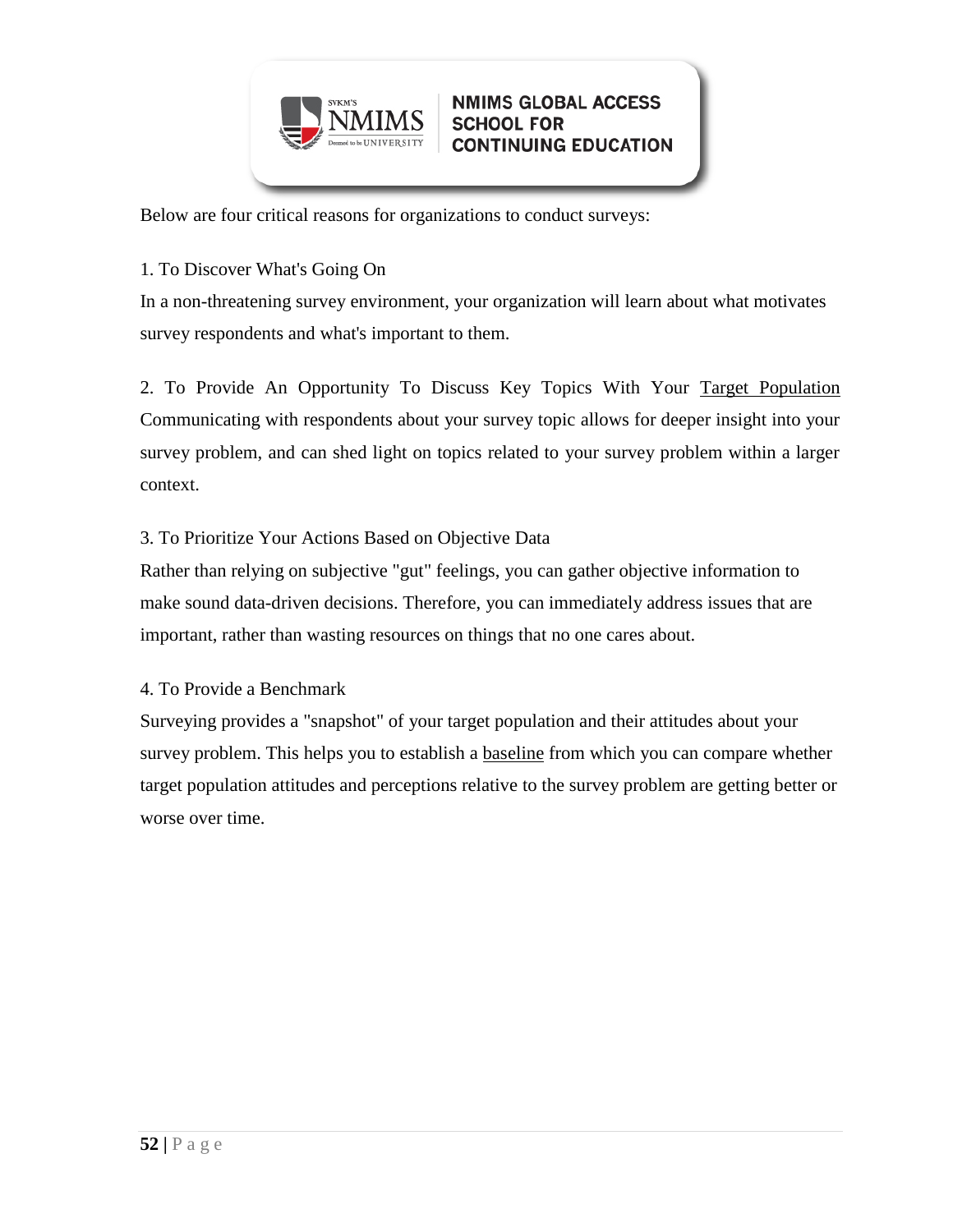Below are four critical reasons for organizations to conduct surveys:

1. To Discover What's Going On

In a non-threatening survey environment, your organization will learn about what motivates survey respondents and what's important to them.

2. To Provide An Opportunity To Discuss Key Topics With Your Target Population

Communicating with respondents about your survey topic allows for deeper insight into your survey problem, and can shed light on topics related to your survey problem within a larger context.

3. To Prioritize Your Actions Based on Objective Data

Rather than relying on subjective "gut" feelings, you can gather objective information to make sound data-driven decisions. Therefore, you can immediately address issues that are important, rather than wasting resources on things that no one cares about.

4. To Provide a Benchmark

Surveying provides a "snapshot" of your target population and their attitudes about your survey problem. This helps you to establish a baseline from which you can compare whether target population attitudes and perceptions relative to the survey problem are getting better or worse over time.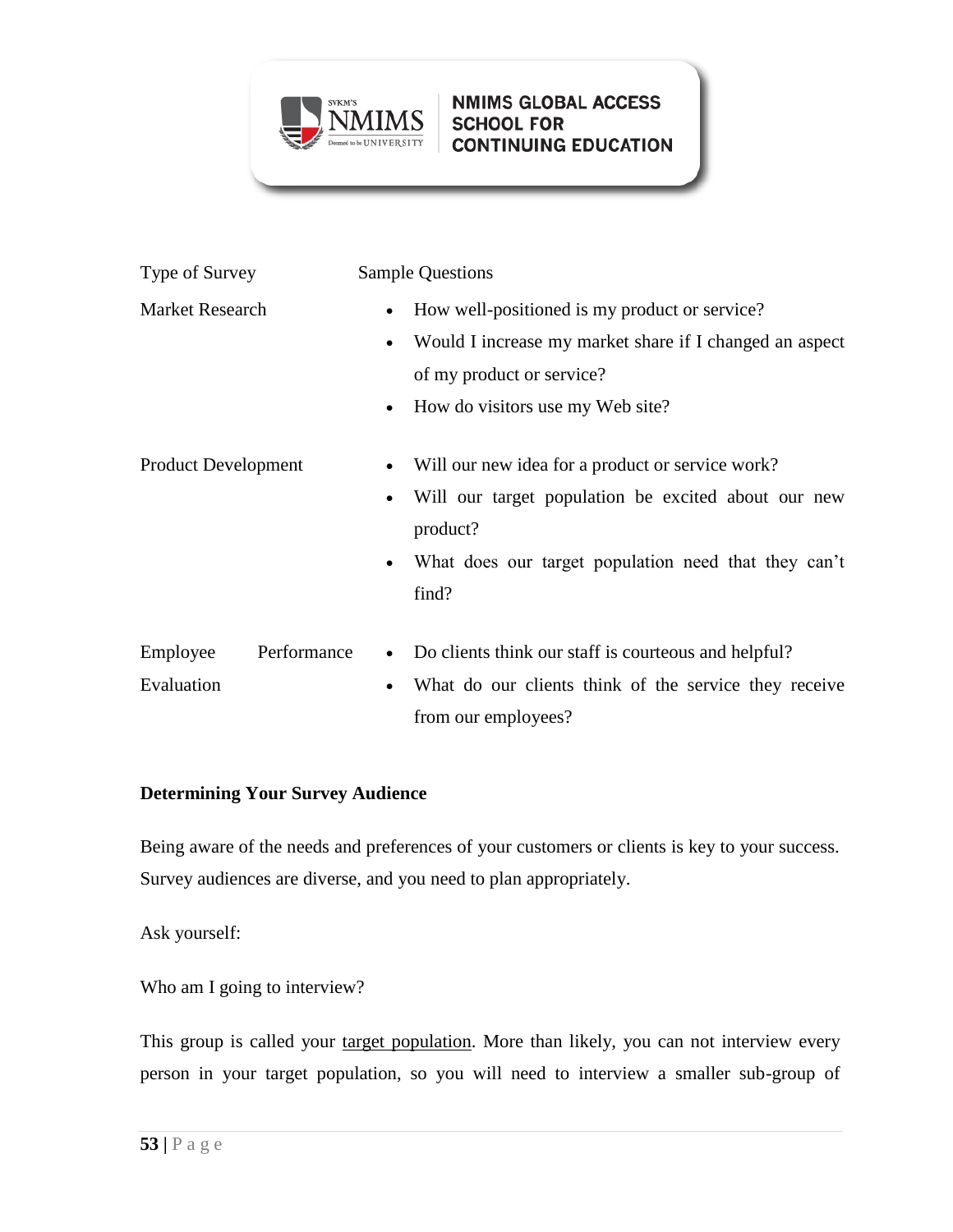| Type of Survey | Sample Questions |
| --- | --- |
| Market Research | • How well-positioned is my product or service?<br>• Would I increase my market share if I changed an aspect of my product or service?<br>• How do visitors use my Web site? |
| Product Development | • Will our new idea for a product or service work?<br>• Will our target population be excited about our new product?<br>• What does our target population need that they can't find? |
| Employee Performance Evaluation | • Do clients think our staff is courteous and helpful?<br>• What do our clients think of the service they receive from our employees? |

**Determining Your Survey Audience**

Being aware of the needs and preferences of your customers or clients is key to your success. Survey audiences are diverse, and you need to plan appropriately.

Ask yourself:

Who am I going to interview?

This group is called your target population. More than likely, you can not interview every person in your target population, so you will need to interview a smaller sub-group of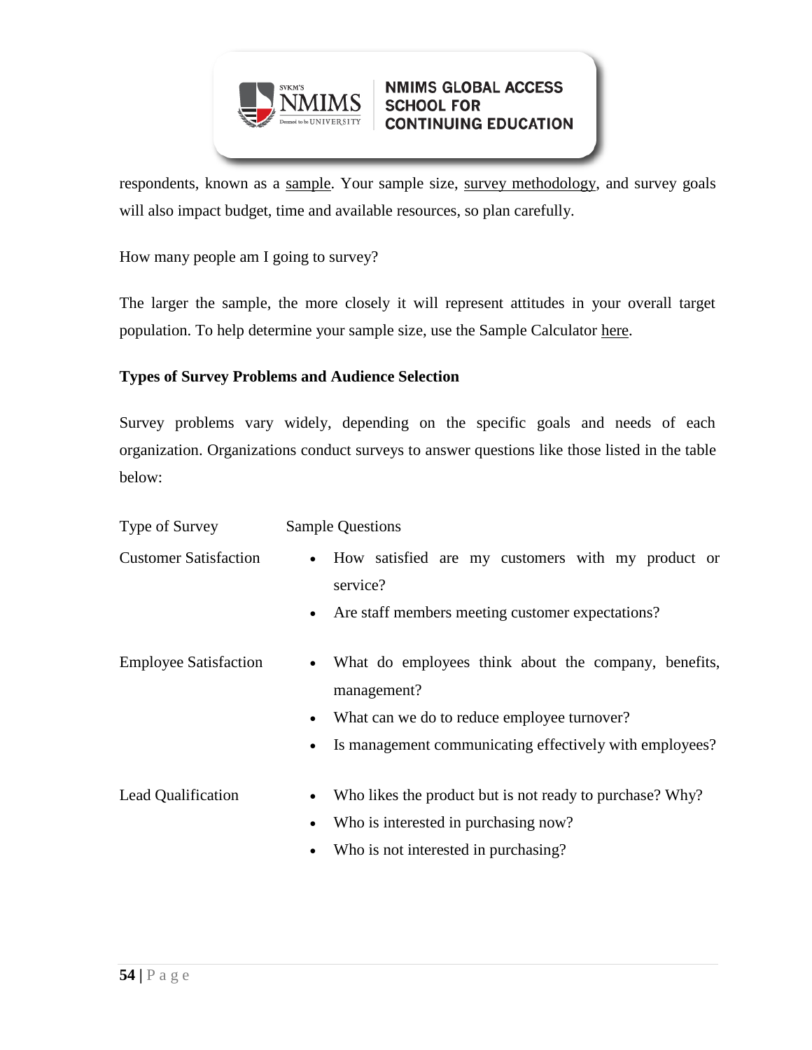respondents, known as a sample. Your sample size, survey methodology, and survey goals will also impact budget, time and available resources, so plan carefully.

How many people am I going to survey?

The larger the sample, the more closely it will represent attitudes in your overall target population. To help determine your sample size, use the Sample Calculator here.

**Types of Survey Problems and Audience Selection**

Survey problems vary widely, depending on the specific goals and needs of each organization. Organizations conduct surveys to answer questions like those listed in the table below:

| Type of Survey | Sample Questions |
| --- | --- |
| Customer Satisfaction | • How satisfied are my customers with my product or service?<br>• Are staff members meeting customer expectations? |
| Employee Satisfaction | • What do employees think about the company, benefits, management?<br>• What can we do to reduce employee turnover?<br>• Is management communicating effectively with employees? |
| Lead Qualification | • Who likes the product but is not ready to purchase? Why?<br>• Who is interested in purchasing now?<br>• Who is not interested in purchasing? |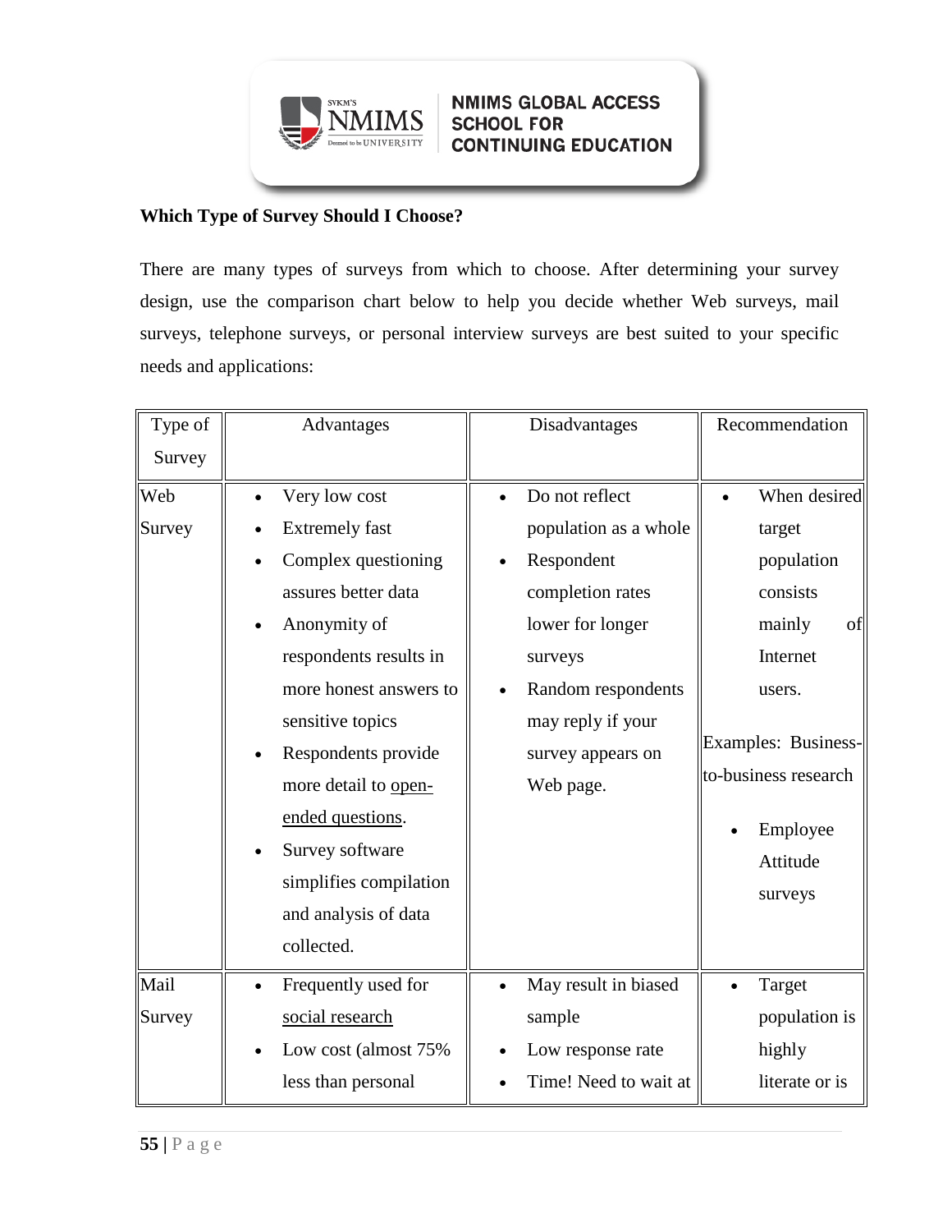**Which Type of Survey Should I Choose?**

There are many types of surveys from which to choose. After determining your survey design, use the comparison chart below to help you decide whether Web surveys, mail surveys, telephone surveys, or personal interview surveys are best suited to your specific needs and applications:

| Type of Survey | Advantages | Disadvantages | Recommendation |
|---|---|---|---|
| Web Survey | • Very low cost<br>• Extremely fast<br>• Complex questioning assures better data<br>• Anonymity of respondents results in more honest answers to sensitive topics<br>• Respondents provide more detail to open-ended questions.<br>• Survey software simplifies compilation and analysis of data collected. | • Do not reflect population as a whole<br>• Respondent completion rates lower for longer surveys<br>• Random respondents may reply if your survey appears on Web page. | • When desired target population consists mainly of Internet users.<br><br>Examples: Business-to-business research<br><br>• Employee Attitude surveys |
| Mail Survey | • Frequently used for social research<br>• Low cost (almost 75% less than personal | • May result in biased sample<br>• Low response rate<br>• Time! Need to wait at | • Target population is highly literate or is |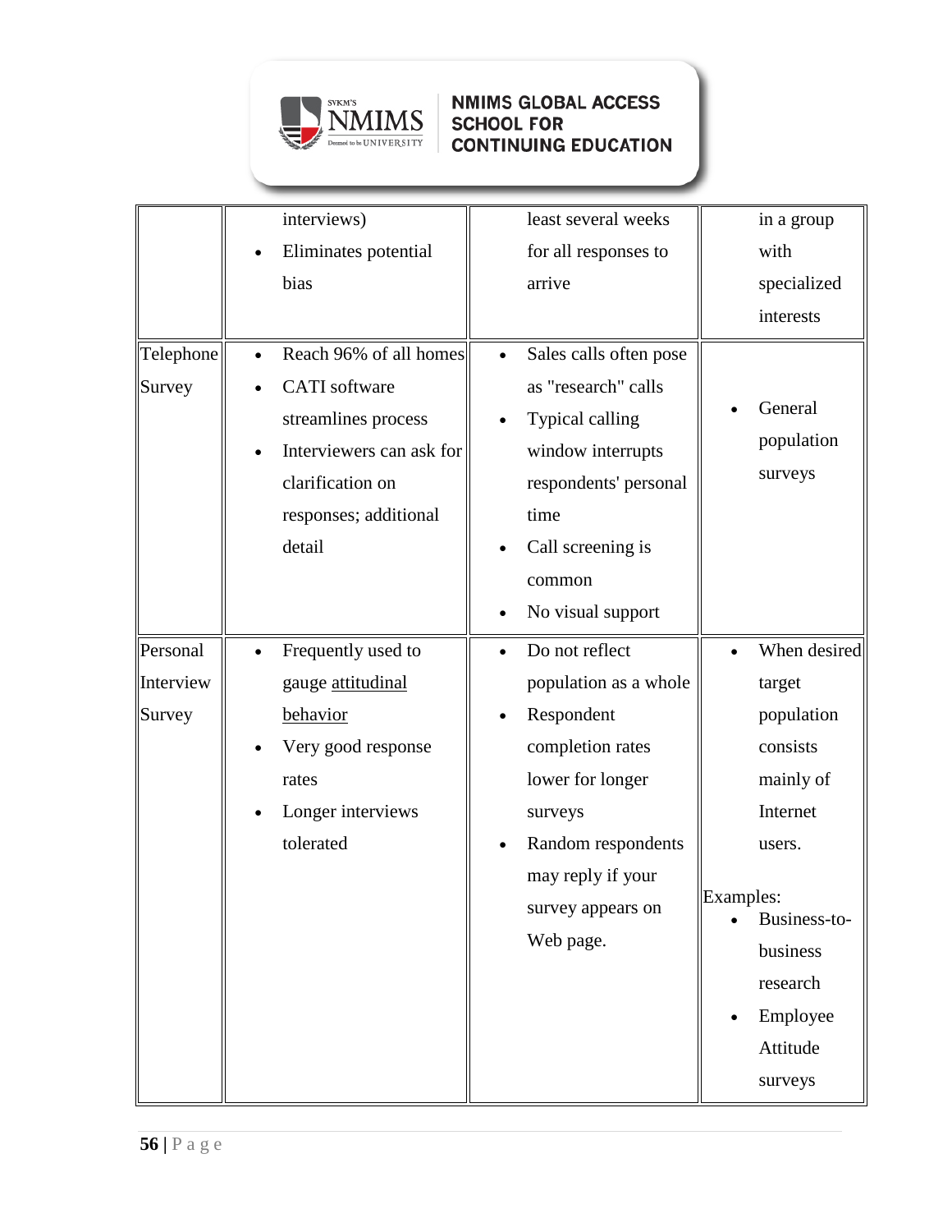| | | | |
|---|---|---|---|
| | interviews)<br>• Eliminates potential bias | least several weeks for all responses to arrive | in a group with specialized interests |
| Telephone Survey | • Reach 96% of all homes<br>• CATI software streamlines process<br>• Interviewers can ask for clarification on responses; additional detail | • Sales calls often pose as "research" calls<br>• Typical calling window interrupts respondents' personal time<br>• Call screening is common<br>• No visual support | • General population surveys |
| Personal Interview Survey | • Frequently used to gauge attitudinal behavior<br>• Very good response rates<br>• Longer interviews tolerated | • Do not reflect population as a whole<br>• Respondent completion rates lower for longer surveys<br>• Random respondents may reply if your survey appears on Web page. | • When desired target population consists mainly of Internet users.<br><br>Examples:<br>• Business-to-business research<br>• Employee Attitude surveys |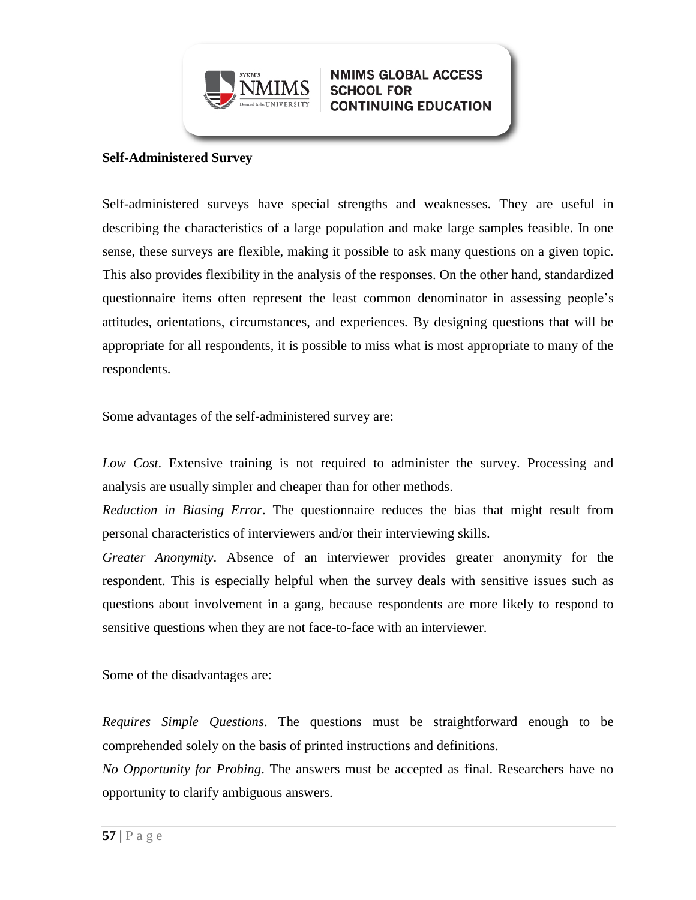**Self-Administered Survey**

Self-administered surveys have special strengths and weaknesses. They are useful in describing the characteristics of a large population and make large samples feasible. In one sense, these surveys are flexible, making it possible to ask many questions on a given topic. This also provides flexibility in the analysis of the responses. On the other hand, standardized questionnaire items often represent the least common denominator in assessing people's attitudes, orientations, circumstances, and experiences. By designing questions that will be appropriate for all respondents, it is possible to miss what is most appropriate to many of the respondents.

Some advantages of the self-administered survey are:

*Low Cost*. Extensive training is not required to administer the survey. Processing and analysis are usually simpler and cheaper than for other methods.

*Reduction in Biasing Error*. The questionnaire reduces the bias that might result from personal characteristics of interviewers and/or their interviewing skills.

*Greater Anonymity*. Absence of an interviewer provides greater anonymity for the respondent. This is especially helpful when the survey deals with sensitive issues such as questions about involvement in a gang, because respondents are more likely to respond to sensitive questions when they are not face-to-face with an interviewer.

Some of the disadvantages are:

*Requires Simple Questions*. The questions must be straightforward enough to be comprehended solely on the basis of printed instructions and definitions.

*No Opportunity for Probing*. The answers must be accepted as final. Researchers have no opportunity to clarify ambiguous answers.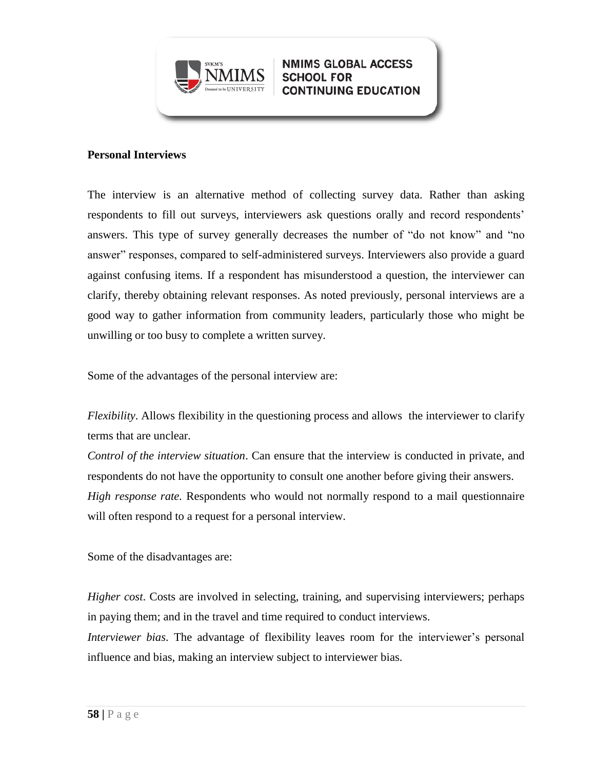**Personal Interviews**

The interview is an alternative method of collecting survey data. Rather than asking respondents to fill out surveys, interviewers ask questions orally and record respondents' answers. This type of survey generally decreases the number of "do not know" and "no answer" responses, compared to self-administered surveys. Interviewers also provide a guard against confusing items. If a respondent has misunderstood a question, the interviewer can clarify, thereby obtaining relevant responses. As noted previously, personal interviews are a good way to gather information from community leaders, particularly those who might be unwilling or too busy to complete a written survey.

Some of the advantages of the personal interview are:

*Flexibility*. Allows flexibility in the questioning process and allows the interviewer to clarify terms that are unclear.

*Control of the interview situation*. Can ensure that the interview is conducted in private, and respondents do not have the opportunity to consult one another before giving their answers.

*High response rate.* Respondents who would not normally respond to a mail questionnaire will often respond to a request for a personal interview.

Some of the disadvantages are:

*Higher cost*. Costs are involved in selecting, training, and supervising interviewers; perhaps in paying them; and in the travel and time required to conduct interviews.

*Interviewer bias*. The advantage of flexibility leaves room for the interviewer's personal influence and bias, making an interview subject to interviewer bias.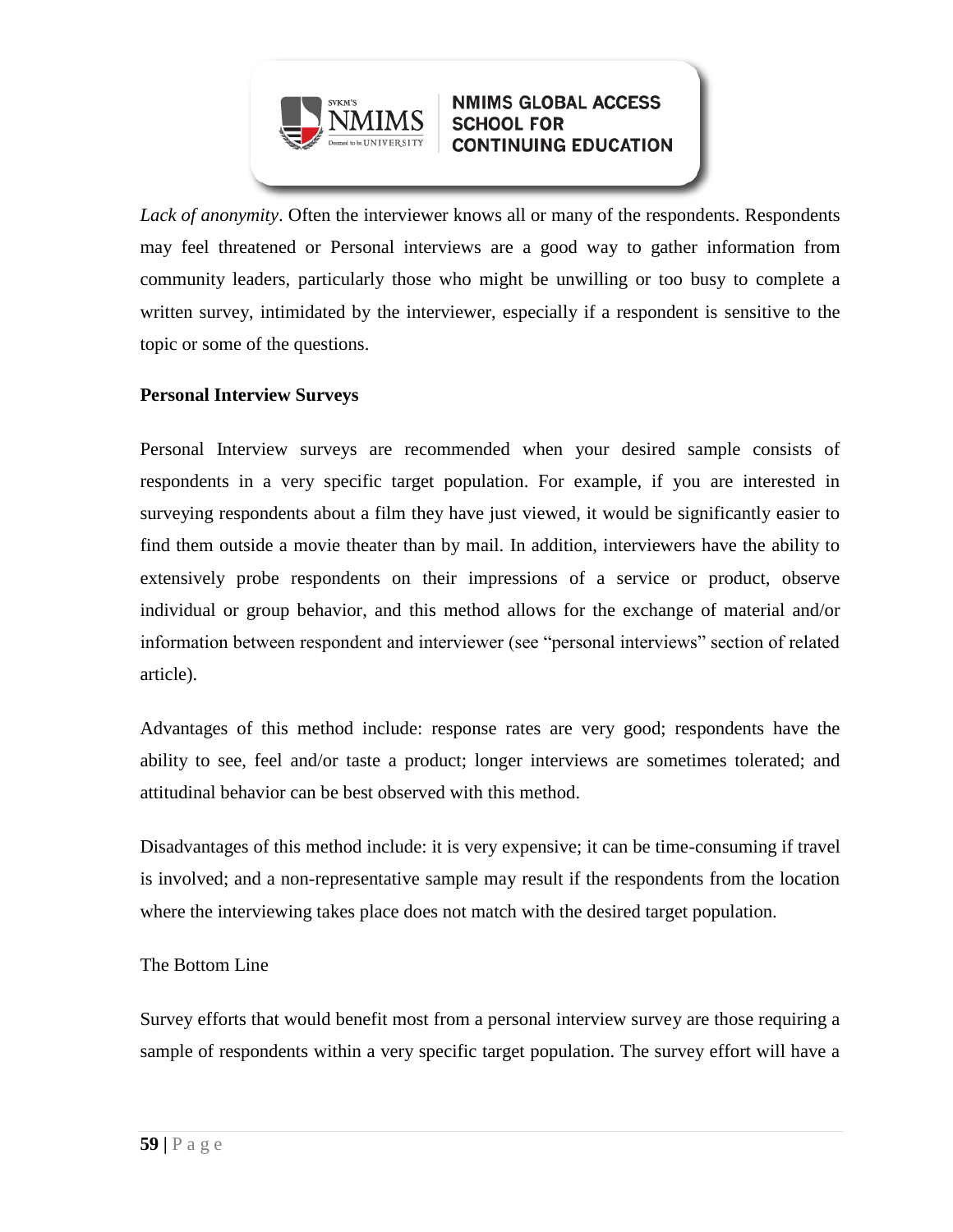*Lack of anonymity*. Often the interviewer knows all or many of the respondents. Respondents may feel threatened or Personal interviews are a good way to gather information from community leaders, particularly those who might be unwilling or too busy to complete a written survey, intimidated by the interviewer, especially if a respondent is sensitive to the topic or some of the questions.

**Personal Interview Surveys**

Personal Interview surveys are recommended when your desired sample consists of respondents in a very specific target population. For example, if you are interested in surveying respondents about a film they have just viewed, it would be significantly easier to find them outside a movie theater than by mail. In addition, interviewers have the ability to extensively probe respondents on their impressions of a service or product, observe individual or group behavior, and this method allows for the exchange of material and/or information between respondent and interviewer (see "personal interviews" section of related article).

Advantages of this method include: response rates are very good; respondents have the ability to see, feel and/or taste a product; longer interviews are sometimes tolerated; and attitudinal behavior can be best observed with this method.

Disadvantages of this method include: it is very expensive; it can be time-consuming if travel is involved; and a non-representative sample may result if the respondents from the location where the interviewing takes place does not match with the desired target population.

The Bottom Line

Survey efforts that would benefit most from a personal interview survey are those requiring a sample of respondents within a very specific target population. The survey effort will have a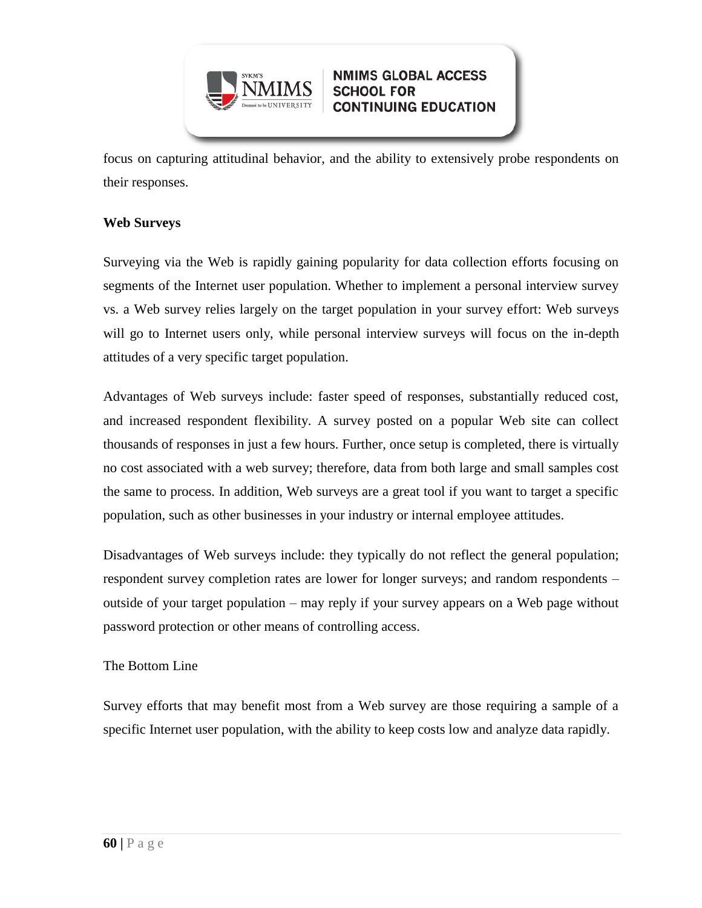focus on capturing attitudinal behavior, and the ability to extensively probe respondents on their responses.

**Web Surveys**

Surveying via the Web is rapidly gaining popularity for data collection efforts focusing on segments of the Internet user population. Whether to implement a personal interview survey vs. a Web survey relies largely on the target population in your survey effort: Web surveys will go to Internet users only, while personal interview surveys will focus on the in-depth attitudes of a very specific target population.

Advantages of Web surveys include: faster speed of responses, substantially reduced cost, and increased respondent flexibility. A survey posted on a popular Web site can collect thousands of responses in just a few hours. Further, once setup is completed, there is virtually no cost associated with a web survey; therefore, data from both large and small samples cost the same to process. In addition, Web surveys are a great tool if you want to target a specific population, such as other businesses in your industry or internal employee attitudes.

Disadvantages of Web surveys include: they typically do not reflect the general population; respondent survey completion rates are lower for longer surveys; and random respondents – outside of your target population – may reply if your survey appears on a Web page without password protection or other means of controlling access.

The Bottom Line

Survey efforts that may benefit most from a Web survey are those requiring a sample of a specific Internet user population, with the ability to keep costs low and analyze data rapidly.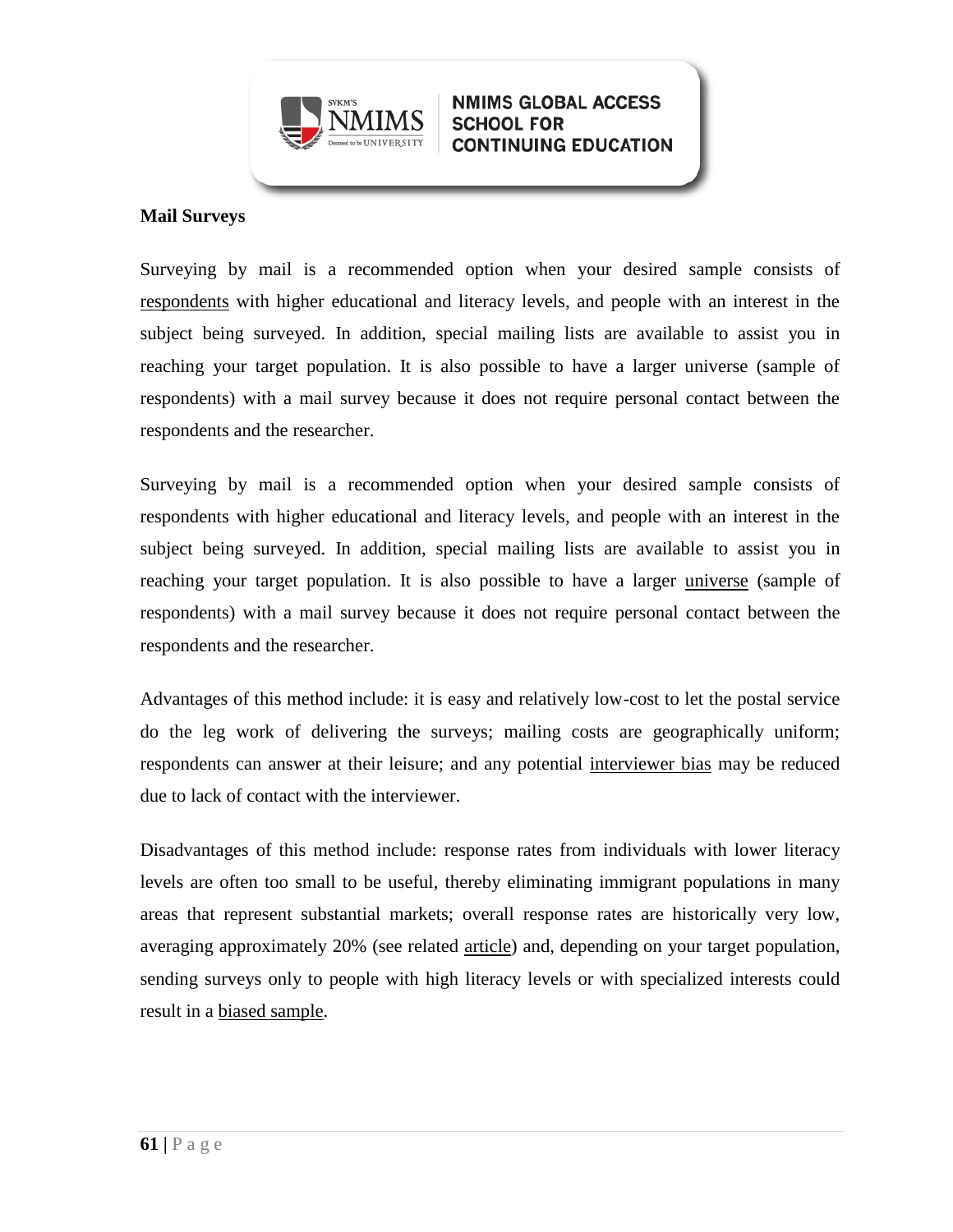**Mail Surveys**

Surveying by mail is a recommended option when your desired sample consists of respondents with higher educational and literacy levels, and people with an interest in the subject being surveyed. In addition, special mailing lists are available to assist you in reaching your target population. It is also possible to have a larger universe (sample of respondents) with a mail survey because it does not require personal contact between the respondents and the researcher.

Surveying by mail is a recommended option when your desired sample consists of respondents with higher educational and literacy levels, and people with an interest in the subject being surveyed. In addition, special mailing lists are available to assist you in reaching your target population. It is also possible to have a larger universe (sample of respondents) with a mail survey because it does not require personal contact between the respondents and the researcher.

Advantages of this method include: it is easy and relatively low-cost to let the postal service do the leg work of delivering the surveys; mailing costs are geographically uniform; respondents can answer at their leisure; and any potential interviewer bias may be reduced due to lack of contact with the interviewer.

Disadvantages of this method include: response rates from individuals with lower literacy levels are often too small to be useful, thereby eliminating immigrant populations in many areas that represent substantial markets; overall response rates are historically very low, averaging approximately 20% (see related article) and, depending on your target population, sending surveys only to people with high literacy levels or with specialized interests could result in a biased sample.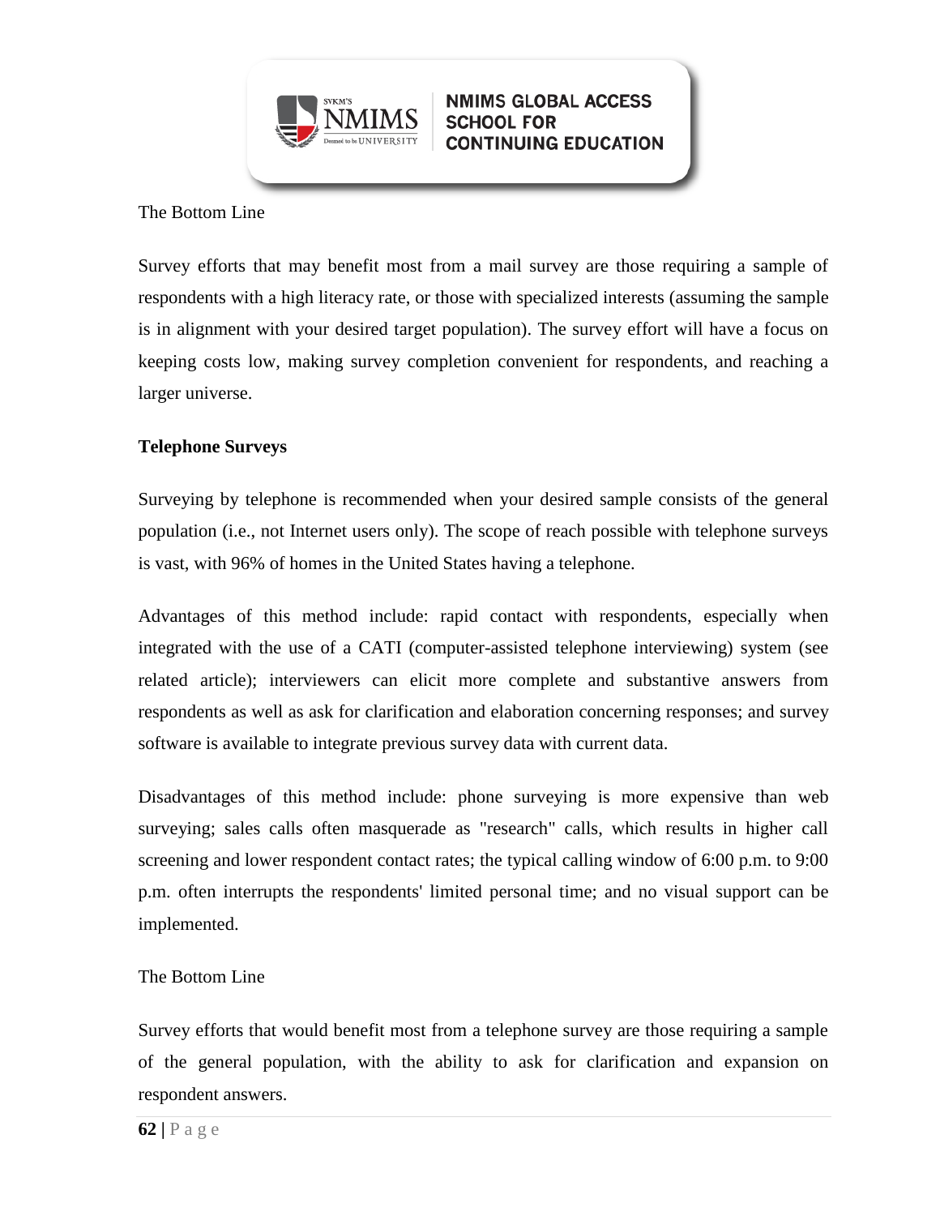The Bottom Line

Survey efforts that may benefit most from a mail survey are those requiring a sample of respondents with a high literacy rate, or those with specialized interests (assuming the sample is in alignment with your desired target population). The survey effort will have a focus on keeping costs low, making survey completion convenient for respondents, and reaching a larger universe.

**Telephone Surveys**

Surveying by telephone is recommended when your desired sample consists of the general population (i.e., not Internet users only). The scope of reach possible with telephone surveys is vast, with 96% of homes in the United States having a telephone.

Advantages of this method include: rapid contact with respondents, especially when integrated with the use of a CATI (computer-assisted telephone interviewing) system (see related article); interviewers can elicit more complete and substantive answers from respondents as well as ask for clarification and elaboration concerning responses; and survey software is available to integrate previous survey data with current data.

Disadvantages of this method include: phone surveying is more expensive than web surveying; sales calls often masquerade as "research" calls, which results in higher call screening and lower respondent contact rates; the typical calling window of 6:00 p.m. to 9:00 p.m. often interrupts the respondents' limited personal time; and no visual support can be implemented.

The Bottom Line

Survey efforts that would benefit most from a telephone survey are those requiring a sample of the general population, with the ability to ask for clarification and expansion on respondent answers.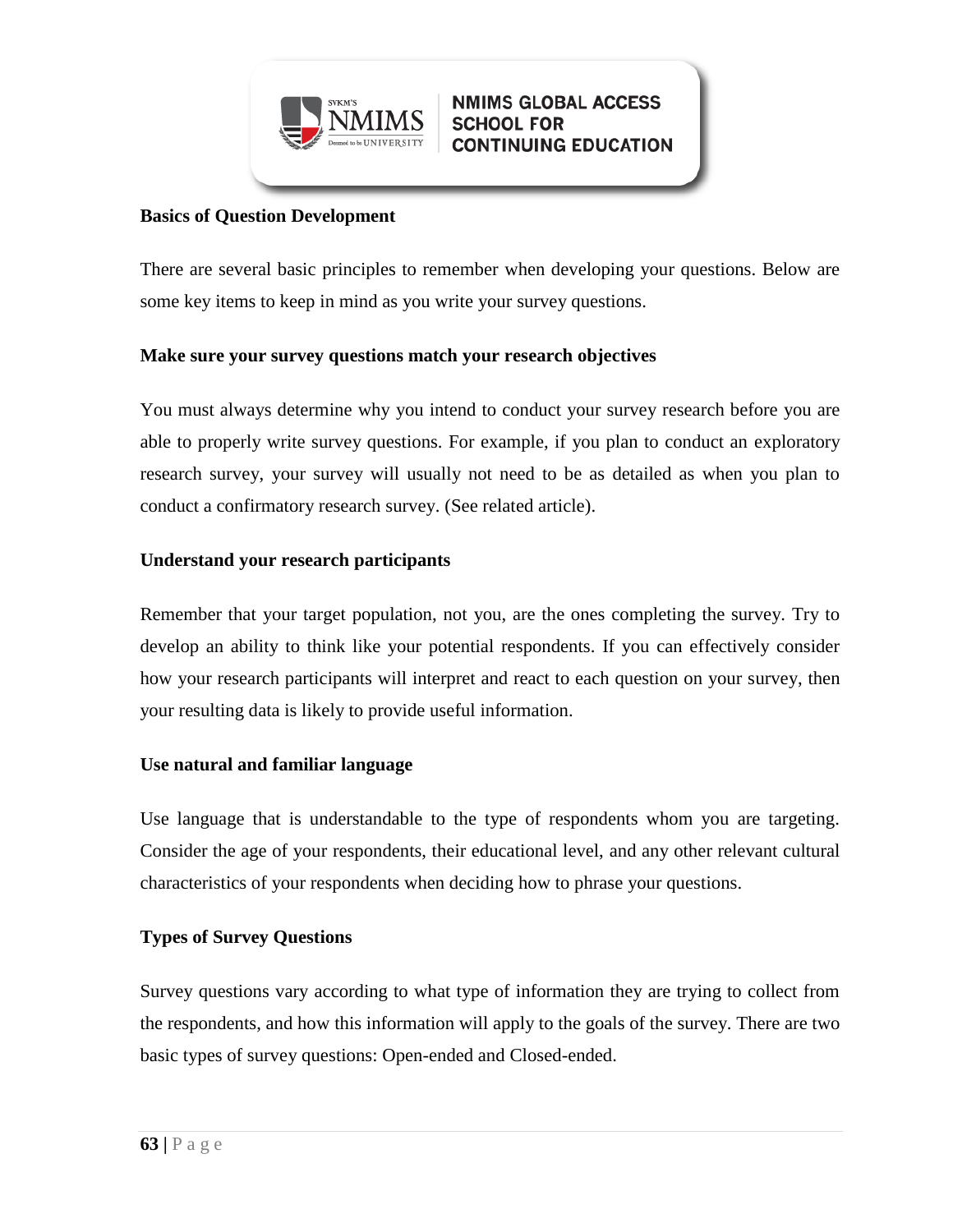**Basics of Question Development**

There are several basic principles to remember when developing your questions. Below are some key items to keep in mind as you write your survey questions.

**Make sure your survey questions match your research objectives**

You must always determine why you intend to conduct your survey research before you are able to properly write survey questions. For example, if you plan to conduct an exploratory research survey, your survey will usually not need to be as detailed as when you plan to conduct a confirmatory research survey. (See related article).

**Understand your research participants**

Remember that your target population, not you, are the ones completing the survey. Try to develop an ability to think like your potential respondents. If you can effectively consider how your research participants will interpret and react to each question on your survey, then your resulting data is likely to provide useful information.

**Use natural and familiar language**

Use language that is understandable to the type of respondents whom you are targeting. Consider the age of your respondents, their educational level, and any other relevant cultural characteristics of your respondents when deciding how to phrase your questions.

**Types of Survey Questions**

Survey questions vary according to what type of information they are trying to collect from the respondents, and how this information will apply to the goals of the survey. There are two basic types of survey questions: Open-ended and Closed-ended.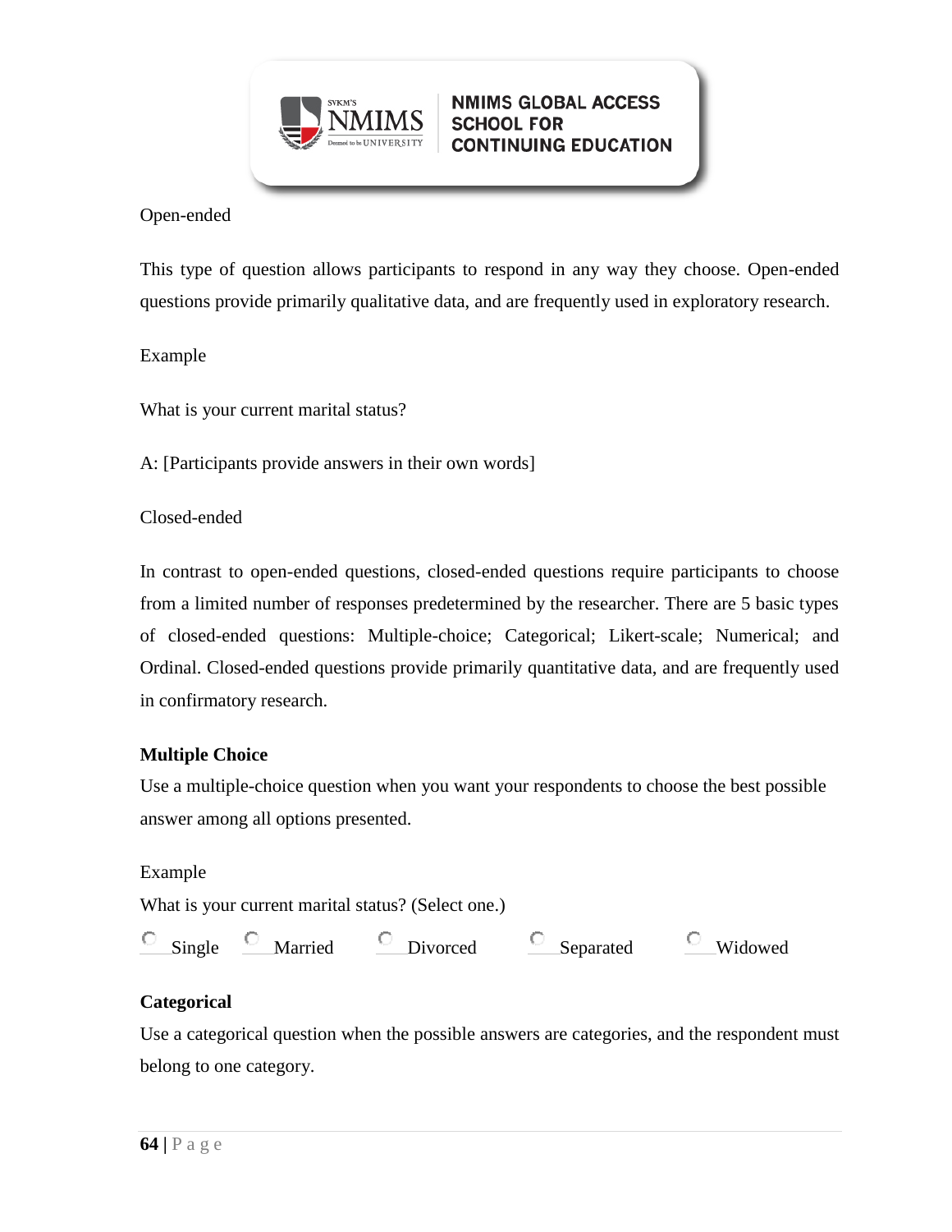Open-ended

This type of question allows participants to respond in any way they choose. Open-ended questions provide primarily qualitative data, and are frequently used in exploratory research.

Example

What is your current marital status?

A: [Participants provide answers in their own words]

Closed-ended

In contrast to open-ended questions, closed-ended questions require participants to choose from a limited number of responses predetermined by the researcher. There are 5 basic types of closed-ended questions: Multiple-choice; Categorical; Likert-scale; Numerical; and Ordinal. Closed-ended questions provide primarily quantitative data, and are frequently used in confirmatory research.

**Multiple Choice**

Use a multiple-choice question when you want your respondents to choose the best possible answer among all options presented.

Example

What is your current marital status? (Select one.)

○ Single ○ Married ○ Divorced ○ Separated ○ Widowed

**Categorical**

Use a categorical question when the possible answers are categories, and the respondent must belong to one category.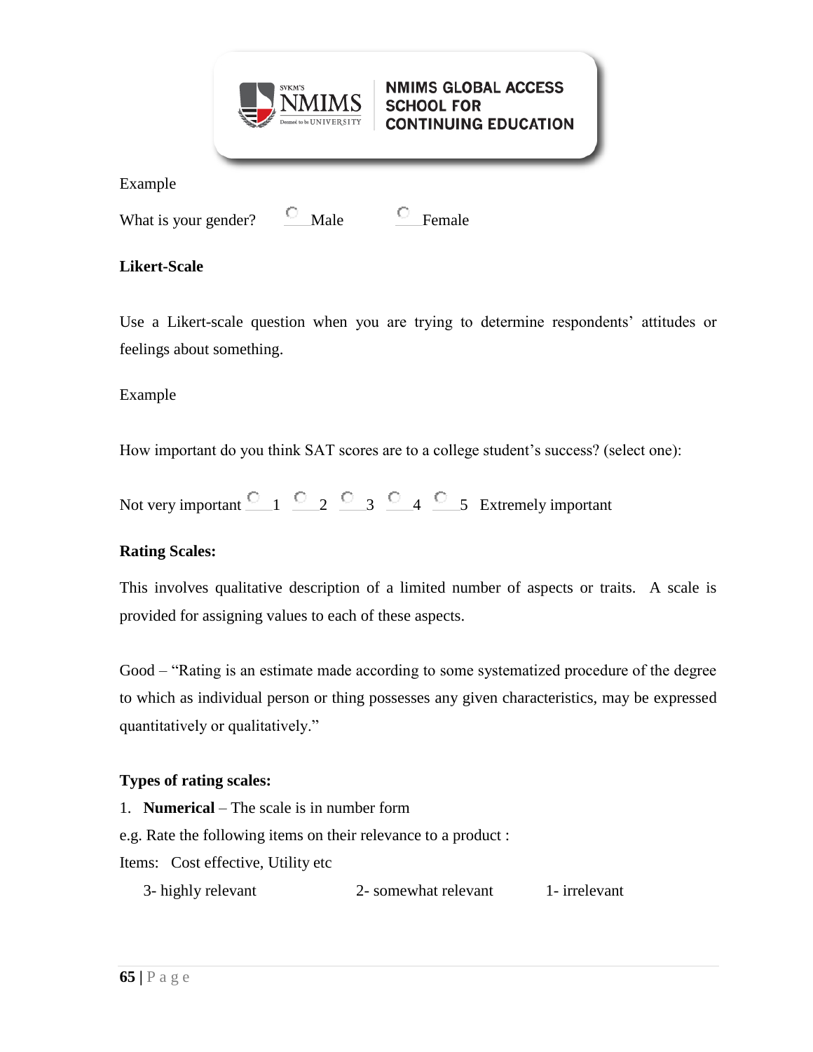Example

What is your gender? ○ Male ○ Female

**Likert-Scale**

Use a Likert-scale question when you are trying to determine respondents' attitudes or feelings about something.

Example

How important do you think SAT scores are to a college student's success? (select one):

Not very important ○ 1 ○ 2 ○ 3 ○ 4 ○ 5 Extremely important

**Rating Scales:**

This involves qualitative description of a limited number of aspects or traits. A scale is provided for assigning values to each of these aspects.

Good – "Rating is an estimate made according to some systematized procedure of the degree to which as individual person or thing possesses any given characteristics, may be expressed quantitatively or qualitatively."

**Types of rating scales:**

1. **Numerical** – The scale is in number form

e.g. Rate the following items on their relevance to a product :

Items: Cost effective, Utility etc

3- highly relevant 2- somewhat relevant 1- irrelevant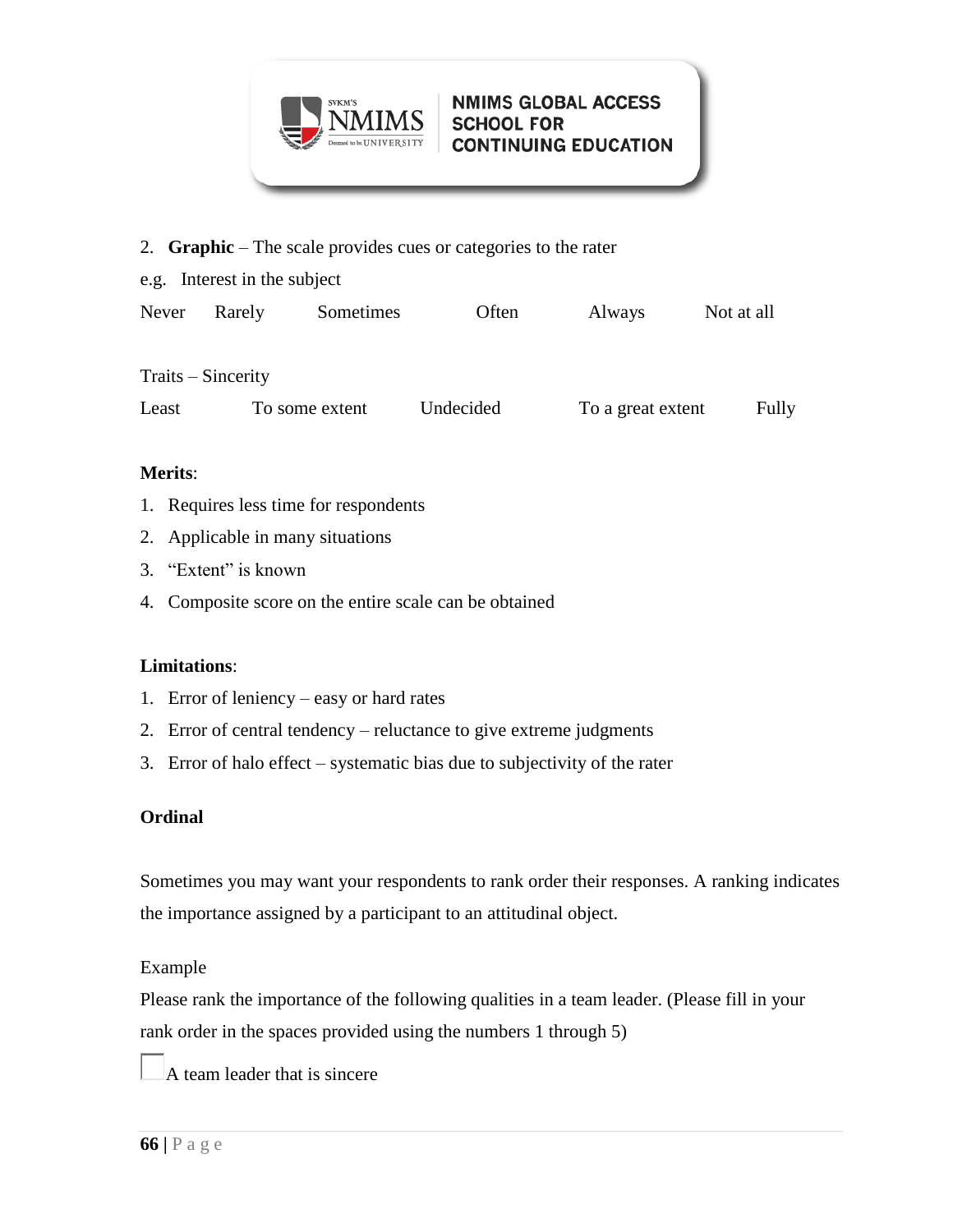2. **Graphic** – The scale provides cues or categories to the rater

e.g. Interest in the subject

| Never | Rarely | Sometimes | Often | Always | Not at all |
|---|---|---|---|---|---|

Traits – Sincerity

| Least | To some extent | Undecided | To a great extent | Fully |
|---|---|---|---|---|

**Merits**:

1. Requires less time for respondents
2. Applicable in many situations
3. "Extent" is known
4. Composite score on the entire scale can be obtained

**Limitations**:

1. Error of leniency – easy or hard rates
2. Error of central tendency – reluctance to give extreme judgments
3. Error of halo effect – systematic bias due to subjectivity of the rater

**Ordinal**

Sometimes you may want your respondents to rank order their responses. A ranking indicates the importance assigned by a participant to an attitudinal object.

Example

Please rank the importance of the following qualities in a team leader. (Please fill in your rank order in the spaces provided using the numbers 1 through 5)

☐ A team leader that is sincere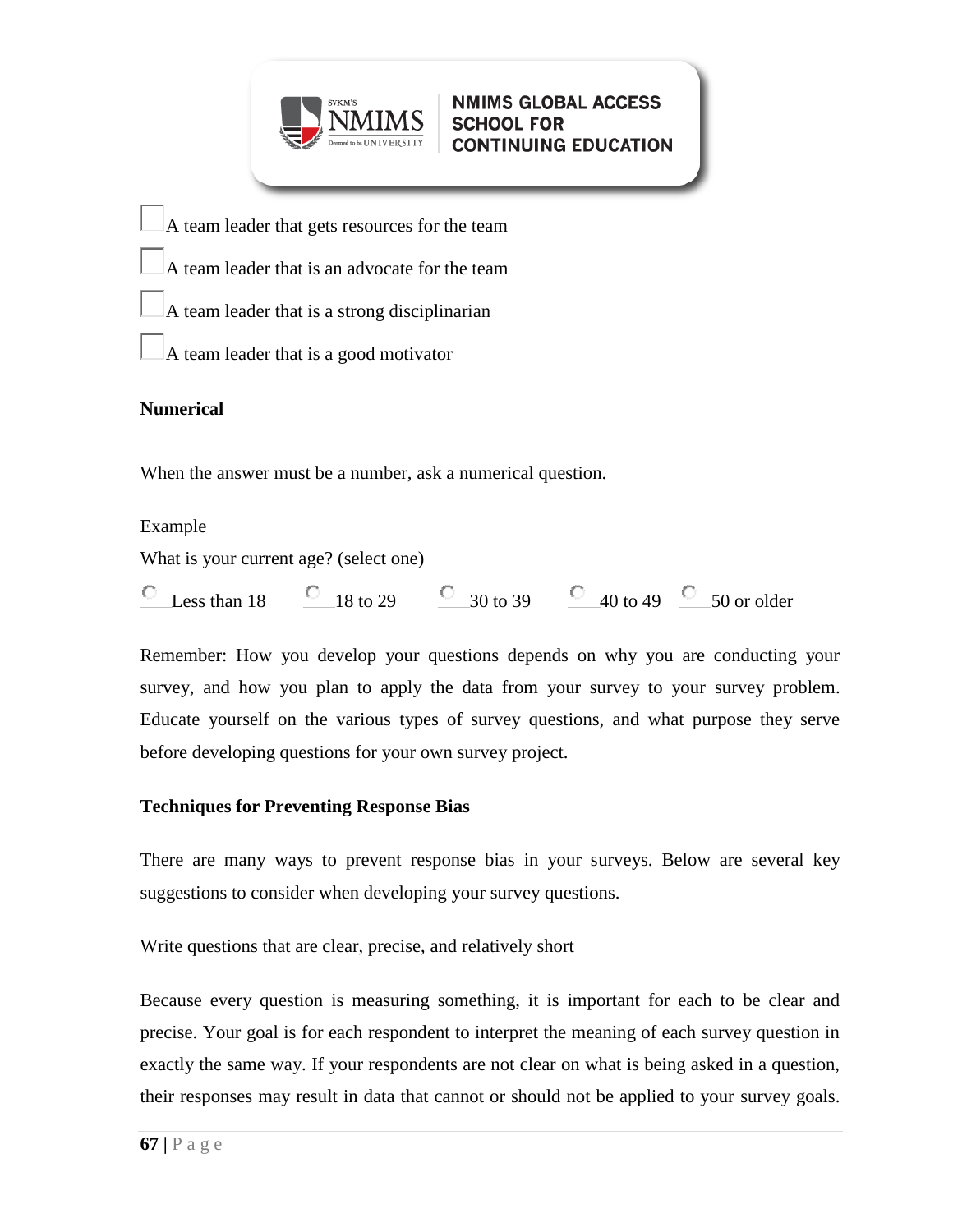- [ ] A team leader that gets resources for the team
- [ ] A team leader that is an advocate for the team
- [ ] A team leader that is a strong disciplinarian
- [ ] A team leader that is a good motivator

**Numerical**

When the answer must be a number, ask a numerical question.

Example

What is your current age? (select one)

○ Less than 18 ○ 18 to 29 ○ 30 to 39 ○ 40 to 49 ○ 50 or older

Remember: How you develop your questions depends on why you are conducting your survey, and how you plan to apply the data from your survey to your survey problem. Educate yourself on the various types of survey questions, and what purpose they serve before developing questions for your own survey project.

**Techniques for Preventing Response Bias**

There are many ways to prevent response bias in your surveys. Below are several key suggestions to consider when developing your survey questions.

Write questions that are clear, precise, and relatively short

Because every question is measuring something, it is important for each to be clear and precise. Your goal is for each respondent to interpret the meaning of each survey question in exactly the same way. If your respondents are not clear on what is being asked in a question, their responses may result in data that cannot or should not be applied to your survey goals.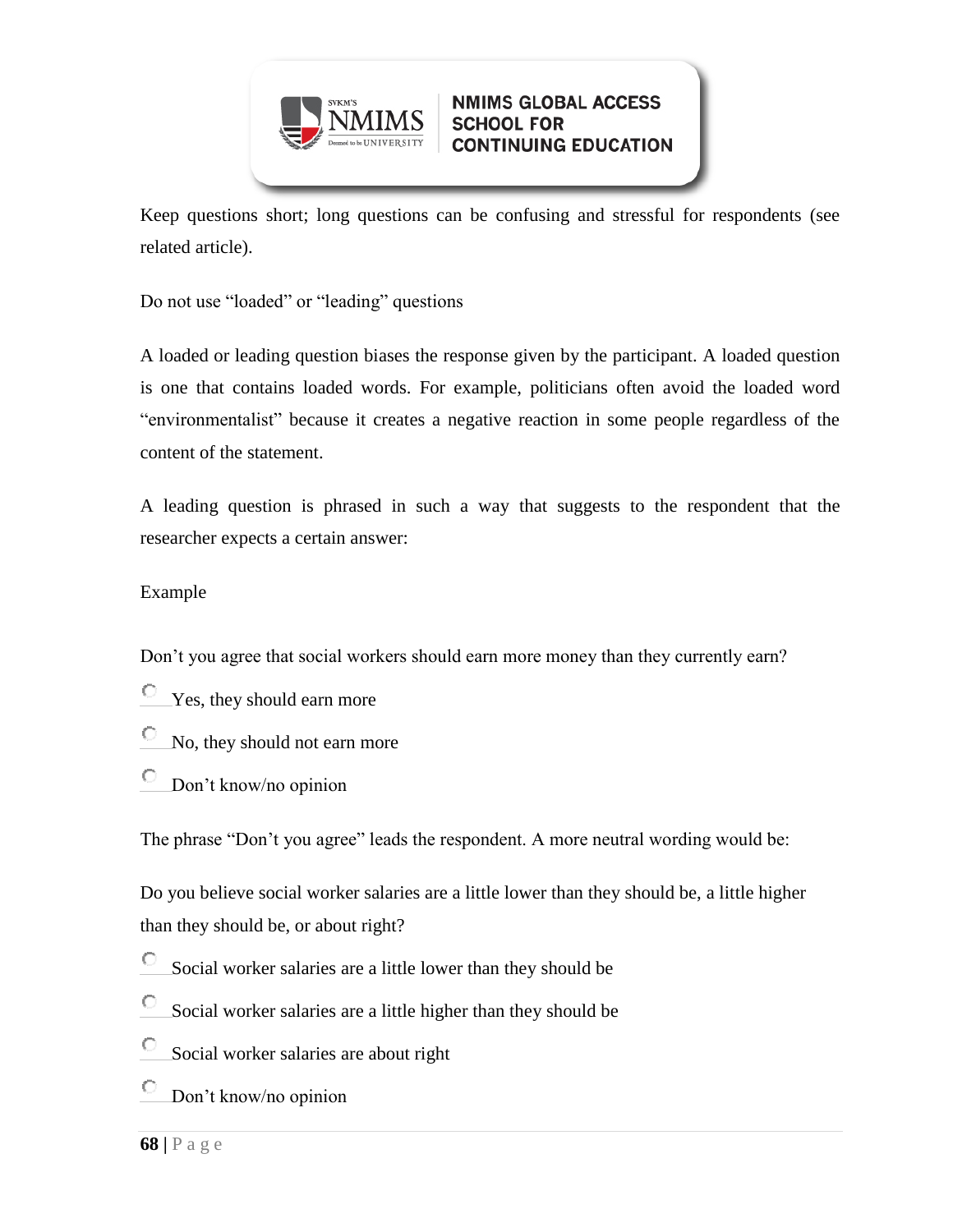Keep questions short; long questions can be confusing and stressful for respondents (see related article).

Do not use "loaded" or "leading" questions

A loaded or leading question biases the response given by the participant. A loaded question is one that contains loaded words. For example, politicians often avoid the loaded word "environmentalist" because it creates a negative reaction in some people regardless of the content of the statement.

A leading question is phrased in such a way that suggests to the respondent that the researcher expects a certain answer:

Example

Don't you agree that social workers should earn more money than they currently earn?

- Yes, they should earn more
- No, they should not earn more
- Don't know/no opinion

The phrase "Don't you agree" leads the respondent. A more neutral wording would be:

Do you believe social worker salaries are a little lower than they should be, a little higher than they should be, or about right?

- Social worker salaries are a little lower than they should be
- Social worker salaries are a little higher than they should be
- Social worker salaries are about right
- Don't know/no opinion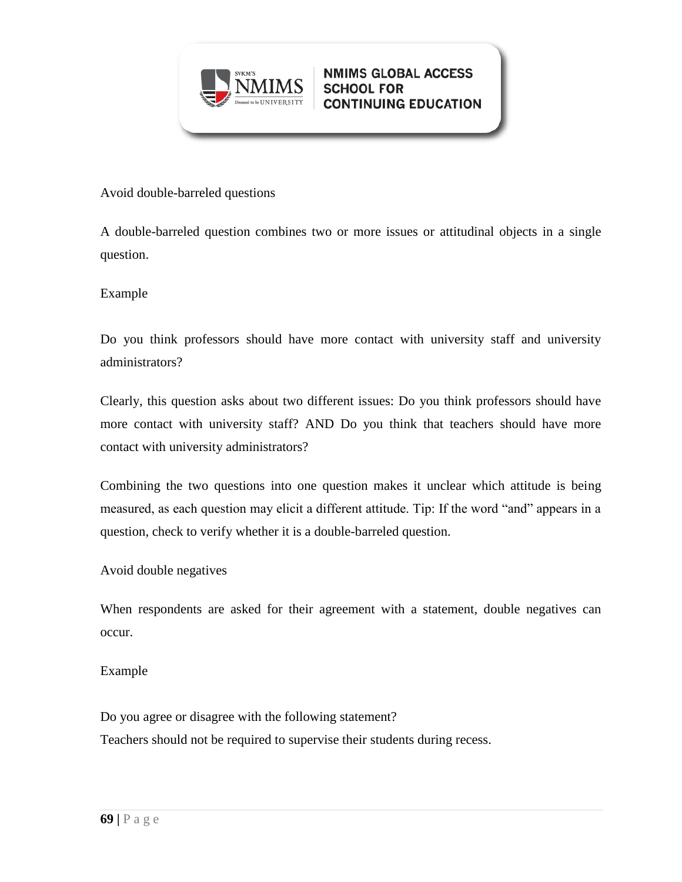Avoid double-barreled questions

A double-barreled question combines two or more issues or attitudinal objects in a single question.

Example

Do you think professors should have more contact with university staff and university administrators?

Clearly, this question asks about two different issues: Do you think professors should have more contact with university staff? AND Do you think that teachers should have more contact with university administrators?

Combining the two questions into one question makes it unclear which attitude is being measured, as each question may elicit a different attitude. Tip: If the word "and" appears in a question, check to verify whether it is a double-barreled question.

Avoid double negatives

When respondents are asked for their agreement with a statement, double negatives can occur.

Example

Do you agree or disagree with the following statement?
Teachers should not be required to supervise their students during recess.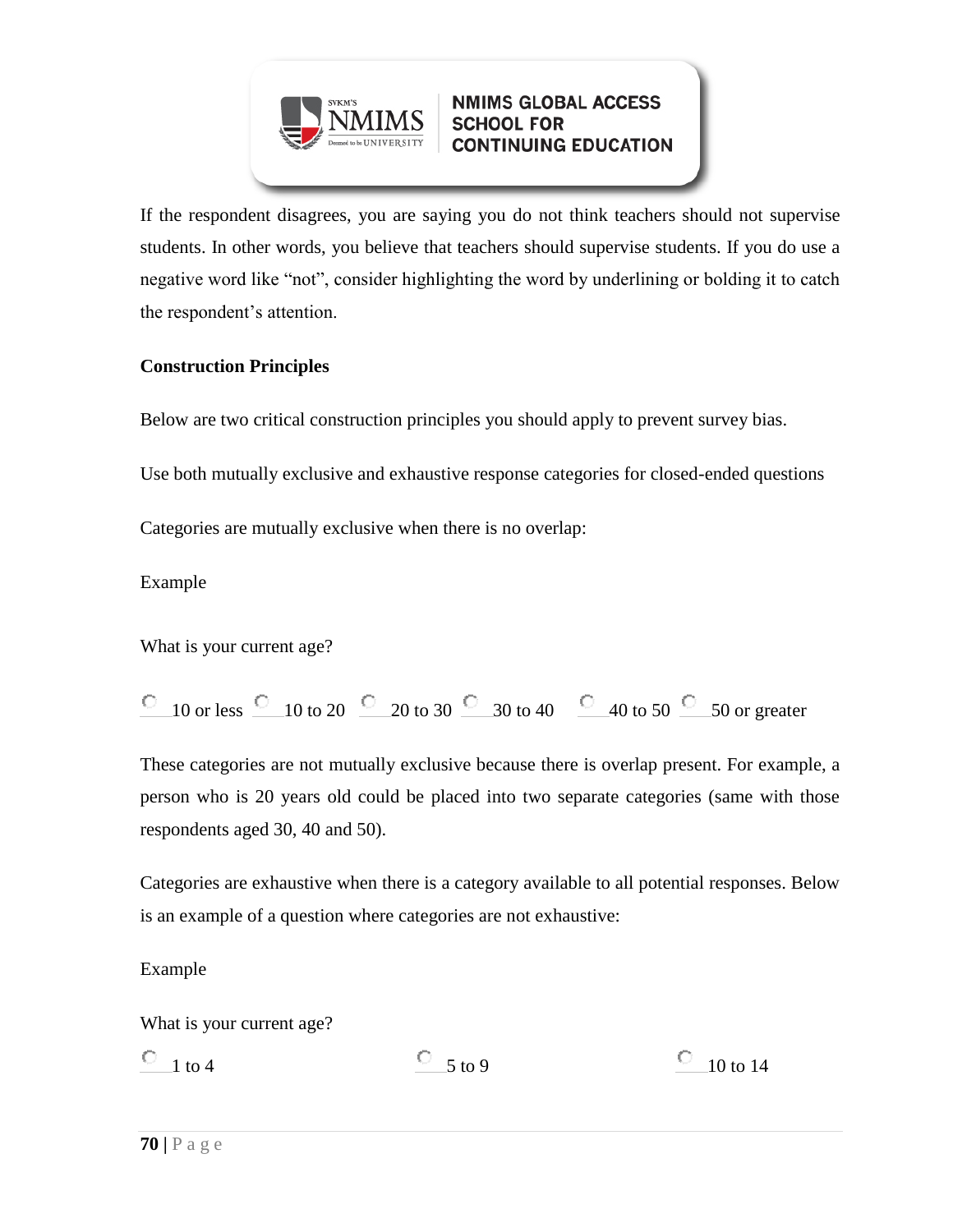If the respondent disagrees, you are saying you do not think teachers should not supervise students. In other words, you believe that teachers should supervise students. If you do use a negative word like “not”, consider highlighting the word by underlining or bolding it to catch the respondent’s attention.

**Construction Principles**

Below are two critical construction principles you should apply to prevent survey bias.

Use both mutually exclusive and exhaustive response categories for closed-ended questions

Categories are mutually exclusive when there is no overlap:

Example

What is your current age?

○ 10 or less ○ 10 to 20 ○ 20 to 30 ○ 30 to 40 ○ 40 to 50 ○ 50 or greater

These categories are not mutually exclusive because there is overlap present. For example, a person who is 20 years old could be placed into two separate categories (same with those respondents aged 30, 40 and 50).

Categories are exhaustive when there is a category available to all potential responses. Below is an example of a question where categories are not exhaustive:

Example

What is your current age?

○ 1 to 4 ○ 5 to 9 ○ 10 to 14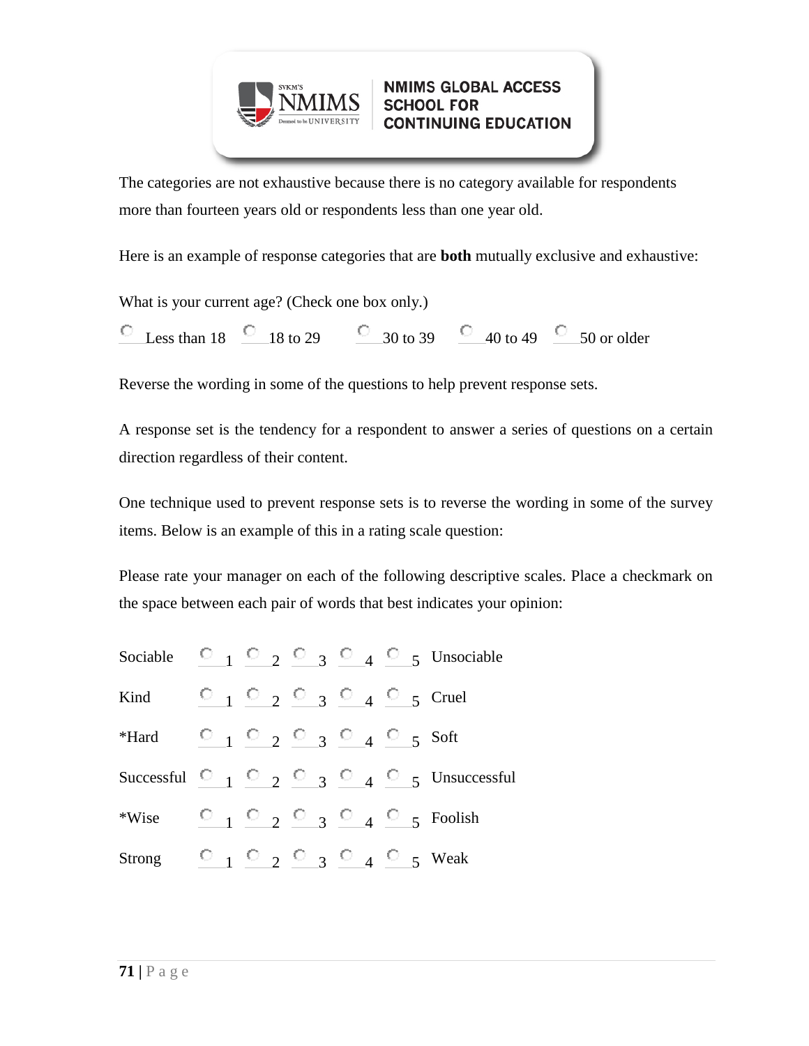The categories are not exhaustive because there is no category available for respondents more than fourteen years old or respondents less than one year old.

Here is an example of response categories that are **both** mutually exclusive and exhaustive:

What is your current age? (Check one box only.)

○ Less than 18 ○ 18 to 29 ○ 30 to 39 ○ 40 to 49 ○ 50 or older

Reverse the wording in some of the questions to help prevent response sets.

A response set is the tendency for a respondent to answer a series of questions on a certain direction regardless of their content.

One technique used to prevent response sets is to reverse the wording in some of the survey items. Below is an example of this in a rating scale question:

Please rate your manager on each of the following descriptive scales. Place a checkmark on the space between each pair of words that best indicates your opinion:

| | | | | | | |
|---|---|---|---|---|---|---|
| Sociable | ○ 1 | ○ 2 | ○ 3 | ○ 4 | ○ 5 | Unsociable |
| Kind | ○ 1 | ○ 2 | ○ 3 | ○ 4 | ○ 5 | Cruel |
| *Hard | ○ 1 | ○ 2 | ○ 3 | ○ 4 | ○ 5 | Soft |
| Successful | ○ 1 | ○ 2 | ○ 3 | ○ 4 | ○ 5 | Unsuccessful |
| *Wise | ○ 1 | ○ 2 | ○ 3 | ○ 4 | ○ 5 | Foolish |
| Strong | ○ 1 | ○ 2 | ○ 3 | ○ 4 | ○ 5 | Weak |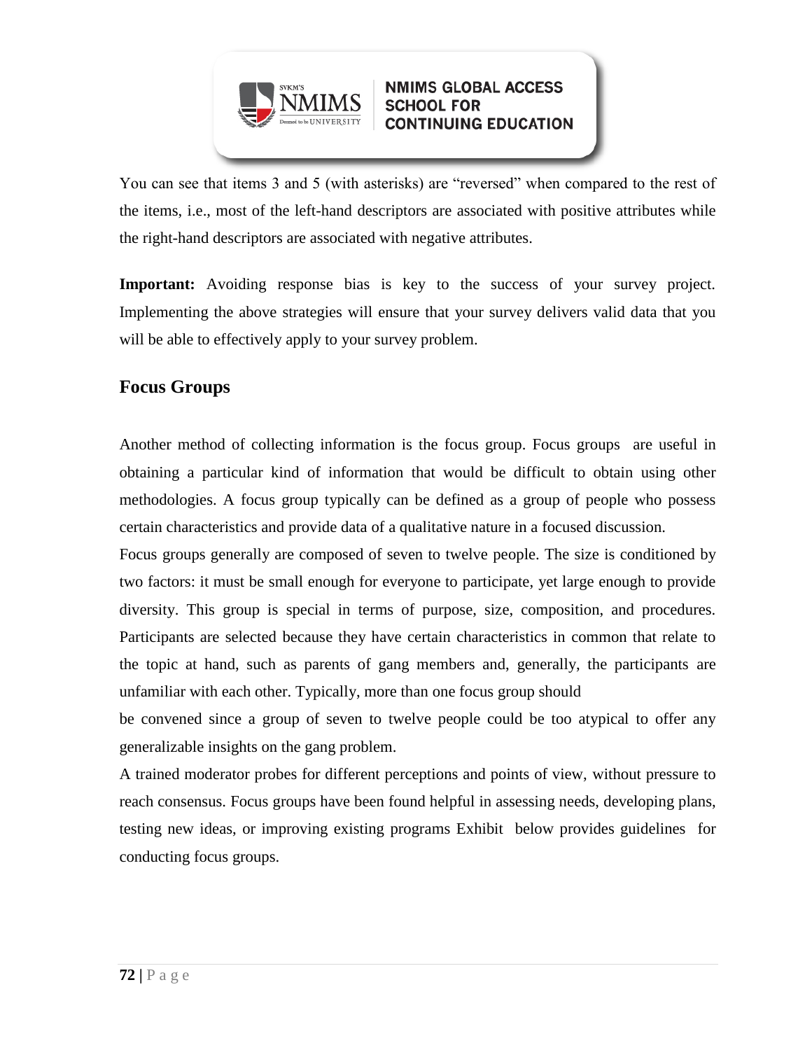You can see that items 3 and 5 (with asterisks) are "reversed" when compared to the rest of the items, i.e., most of the left-hand descriptors are associated with positive attributes while the right-hand descriptors are associated with negative attributes.

**Important:** Avoiding response bias is key to the success of your survey project. Implementing the above strategies will ensure that your survey delivers valid data that you will be able to effectively apply to your survey problem.

## Focus Groups

Another method of collecting information is the focus group. Focus groups are useful in obtaining a particular kind of information that would be difficult to obtain using other methodologies. A focus group typically can be defined as a group of people who possess certain characteristics and provide data of a qualitative nature in a focused discussion.

Focus groups generally are composed of seven to twelve people. The size is conditioned by two factors: it must be small enough for everyone to participate, yet large enough to provide diversity. This group is special in terms of purpose, size, composition, and procedures. Participants are selected because they have certain characteristics in common that relate to the topic at hand, such as parents of gang members and, generally, the participants are unfamiliar with each other. Typically, more than one focus group should be convened since a group of seven to twelve people could be too atypical to offer any generalizable insights on the gang problem.

A trained moderator probes for different perceptions and points of view, without pressure to reach consensus. Focus groups have been found helpful in assessing needs, developing plans, testing new ideas, or improving existing programs Exhibit below provides guidelines for conducting focus groups.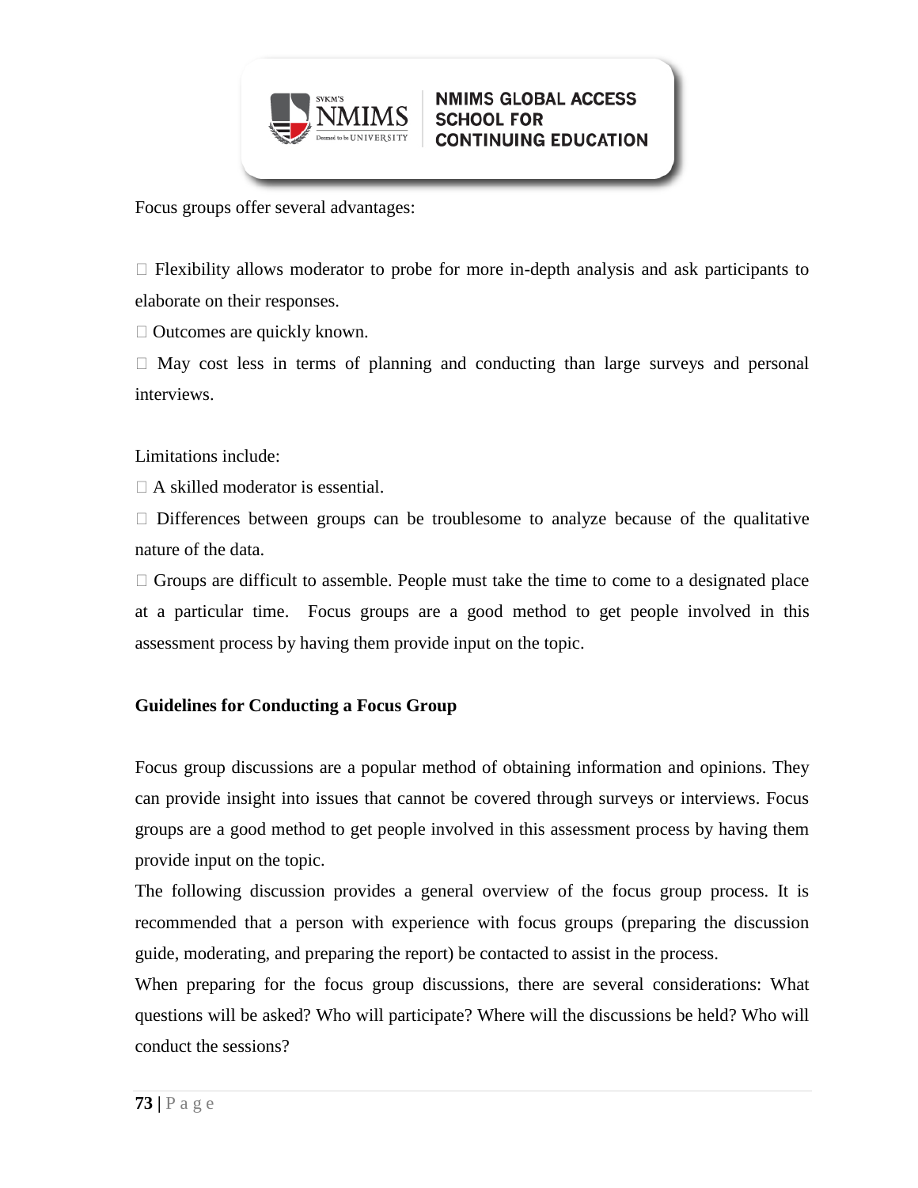Focus groups offer several advantages:

- Flexibility allows moderator to probe for more in-depth analysis and ask participants to elaborate on their responses.
- Outcomes are quickly known.
- May cost less in terms of planning and conducting than large surveys and personal interviews.

Limitations include:

- A skilled moderator is essential.
- Differences between groups can be troublesome to analyze because of the qualitative nature of the data.
- Groups are difficult to assemble. People must take the time to come to a designated place at a particular time. Focus groups are a good method to get people involved in this assessment process by having them provide input on the topic.

**Guidelines for Conducting a Focus Group**

Focus group discussions are a popular method of obtaining information and opinions. They can provide insight into issues that cannot be covered through surveys or interviews. Focus groups are a good method to get people involved in this assessment process by having them provide input on the topic.

The following discussion provides a general overview of the focus group process. It is recommended that a person with experience with focus groups (preparing the discussion guide, moderating, and preparing the report) be contacted to assist in the process.

When preparing for the focus group discussions, there are several considerations: What questions will be asked? Who will participate? Where will the discussions be held? Who will conduct the sessions?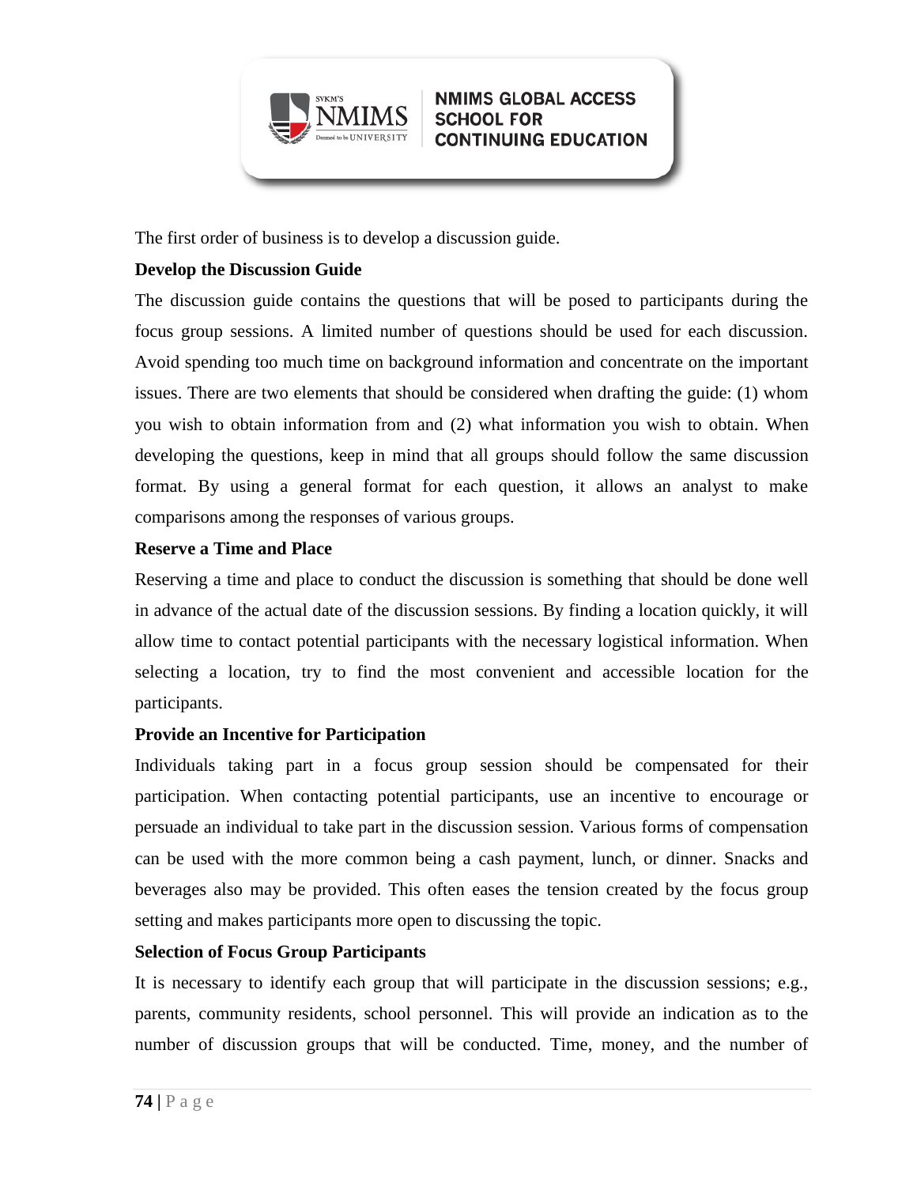The first order of business is to develop a discussion guide.

**Develop the Discussion Guide**

The discussion guide contains the questions that will be posed to participants during the focus group sessions. A limited number of questions should be used for each discussion. Avoid spending too much time on background information and concentrate on the important issues. There are two elements that should be considered when drafting the guide: (1) whom you wish to obtain information from and (2) what information you wish to obtain. When developing the questions, keep in mind that all groups should follow the same discussion format. By using a general format for each question, it allows an analyst to make comparisons among the responses of various groups.

**Reserve a Time and Place**

Reserving a time and place to conduct the discussion is something that should be done well in advance of the actual date of the discussion sessions. By finding a location quickly, it will allow time to contact potential participants with the necessary logistical information. When selecting a location, try to find the most convenient and accessible location for the participants.

**Provide an Incentive for Participation**

Individuals taking part in a focus group session should be compensated for their participation. When contacting potential participants, use an incentive to encourage or persuade an individual to take part in the discussion session. Various forms of compensation can be used with the more common being a cash payment, lunch, or dinner. Snacks and beverages also may be provided. This often eases the tension created by the focus group setting and makes participants more open to discussing the topic.

**Selection of Focus Group Participants**

It is necessary to identify each group that will participate in the discussion sessions; e.g., parents, community residents, school personnel. This will provide an indication as to the number of discussion groups that will be conducted. Time, money, and the number of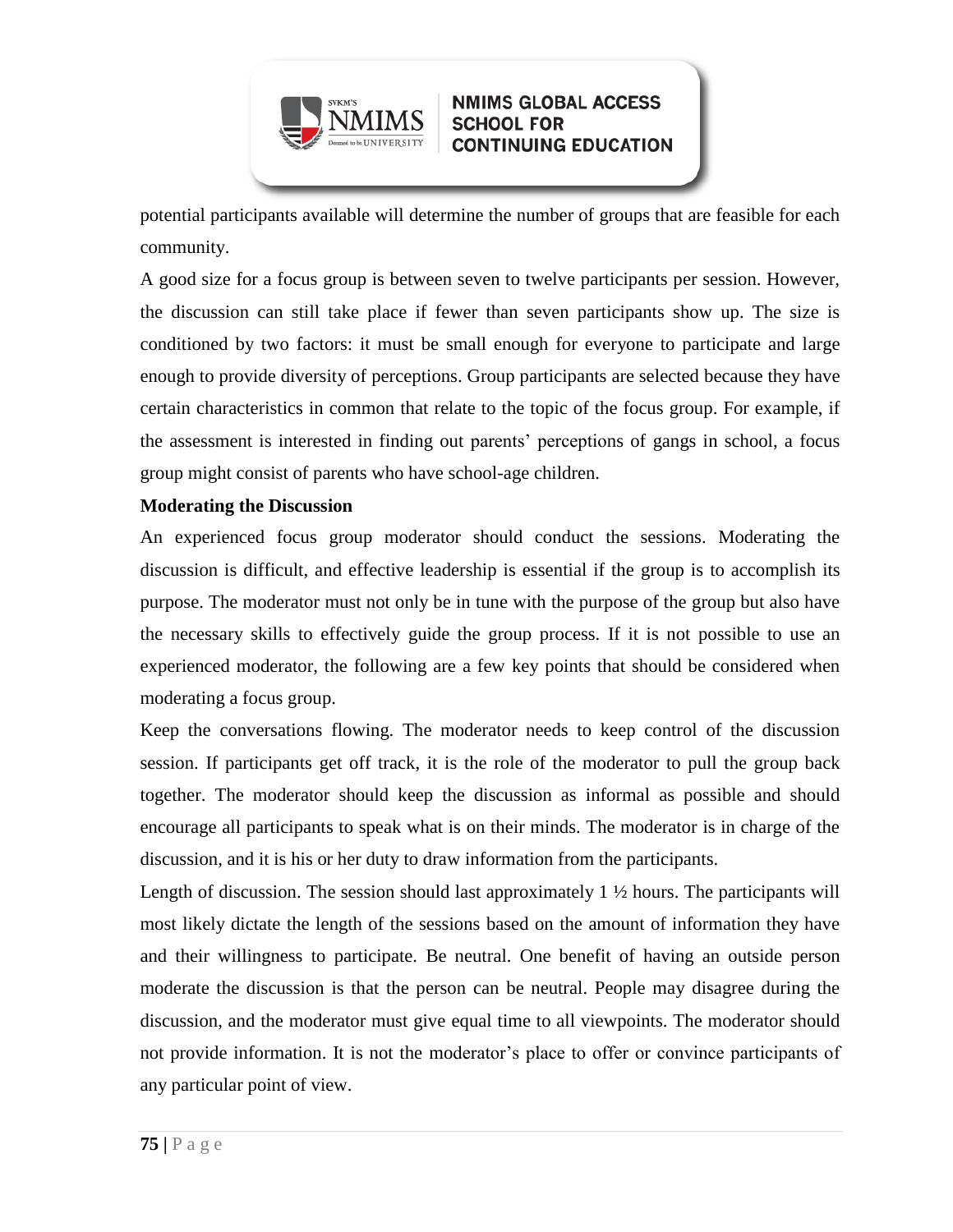potential participants available will determine the number of groups that are feasible for each community.

A good size for a focus group is between seven to twelve participants per session. However, the discussion can still take place if fewer than seven participants show up. The size is conditioned by two factors: it must be small enough for everyone to participate and large enough to provide diversity of perceptions. Group participants are selected because they have certain characteristics in common that relate to the topic of the focus group. For example, if the assessment is interested in finding out parents' perceptions of gangs in school, a focus group might consist of parents who have school-age children.

**Moderating the Discussion**

An experienced focus group moderator should conduct the sessions. Moderating the discussion is difficult, and effective leadership is essential if the group is to accomplish its purpose. The moderator must not only be in tune with the purpose of the group but also have the necessary skills to effectively guide the group process. If it is not possible to use an experienced moderator, the following are a few key points that should be considered when moderating a focus group.

Keep the conversations flowing. The moderator needs to keep control of the discussion session. If participants get off track, it is the role of the moderator to pull the group back together. The moderator should keep the discussion as informal as possible and should encourage all participants to speak what is on their minds. The moderator is in charge of the discussion, and it is his or her duty to draw information from the participants.

Length of discussion. The session should last approximately 1 ½ hours. The participants will most likely dictate the length of the sessions based on the amount of information they have and their willingness to participate. Be neutral. One benefit of having an outside person moderate the discussion is that the person can be neutral. People may disagree during the discussion, and the moderator must give equal time to all viewpoints. The moderator should not provide information. It is not the moderator's place to offer or convince participants of any particular point of view.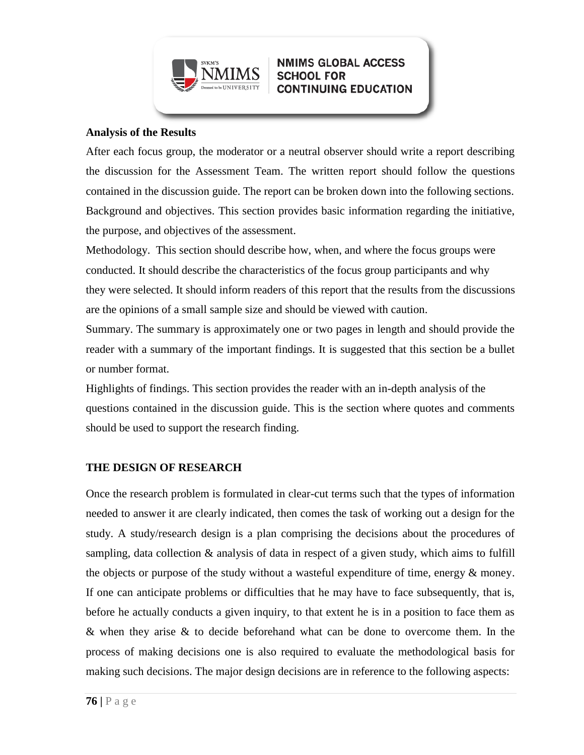**Analysis of the Results**

After each focus group, the moderator or a neutral observer should write a report describing the discussion for the Assessment Team. The written report should follow the questions contained in the discussion guide. The report can be broken down into the following sections.

Background and objectives. This section provides basic information regarding the initiative, the purpose, and objectives of the assessment.

Methodology. This section should describe how, when, and where the focus groups were conducted. It should describe the characteristics of the focus group participants and why they were selected. It should inform readers of this report that the results from the discussions are the opinions of a small sample size and should be viewed with caution.

Summary. The summary is approximately one or two pages in length and should provide the reader with a summary of the important findings. It is suggested that this section be a bullet or number format.

Highlights of findings. This section provides the reader with an in-depth analysis of the questions contained in the discussion guide. This is the section where quotes and comments should be used to support the research finding.

**THE DESIGN OF RESEARCH**

Once the research problem is formulated in clear-cut terms such that the types of information needed to answer it are clearly indicated, then comes the task of working out a design for the study. A study/research design is a plan comprising the decisions about the procedures of sampling, data collection & analysis of data in respect of a given study, which aims to fulfill the objects or purpose of the study without a wasteful expenditure of time, energy & money. If one can anticipate problems or difficulties that he may have to face subsequently, that is, before he actually conducts a given inquiry, to that extent he is in a position to face them as & when they arise & to decide beforehand what can be done to overcome them. In the process of making decisions one is also required to evaluate the methodological basis for making such decisions. The major design decisions are in reference to the following aspects: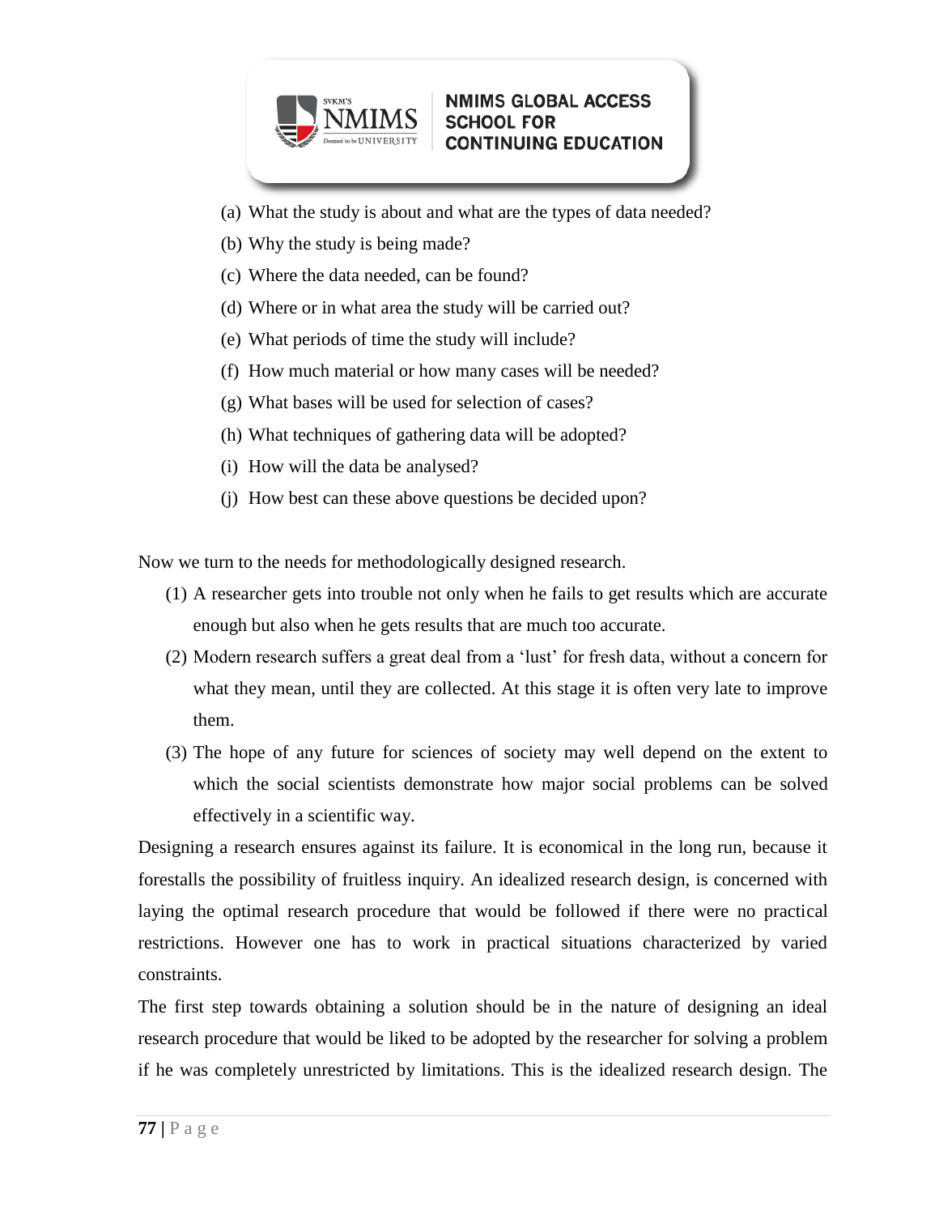(a) What the study is about and what are the types of data needed?

(b) Why the study is being made?

(c) Where the data needed, can be found?

(d) Where or in what area the study will be carried out?

(e) What periods of time the study will include?

(f) How much material or how many cases will be needed?

(g) What bases will be used for selection of cases?

(h) What techniques of gathering data will be adopted?

(i) How will the data be analysed?

(j) How best can these above questions be decided upon?

Now we turn to the needs for methodologically designed research.

(1) A researcher gets into trouble not only when he fails to get results which are accurate enough but also when he gets results that are much too accurate.

(2) Modern research suffers a great deal from a 'lust' for fresh data, without a concern for what they mean, until they are collected. At this stage it is often very late to improve them.

(3) The hope of any future for sciences of society may well depend on the extent to which the social scientists demonstrate how major social problems can be solved effectively in a scientific way.

Designing a research ensures against its failure. It is economical in the long run, because it forestalls the possibility of fruitless inquiry. An idealized research design, is concerned with laying the optimal research procedure that would be followed if there were no practical restrictions. However one has to work in practical situations characterized by varied constraints.

The first step towards obtaining a solution should be in the nature of designing an ideal research procedure that would be liked to be adopted by the researcher for solving a problem if he was completely unrestricted by limitations. This is the idealized research design. The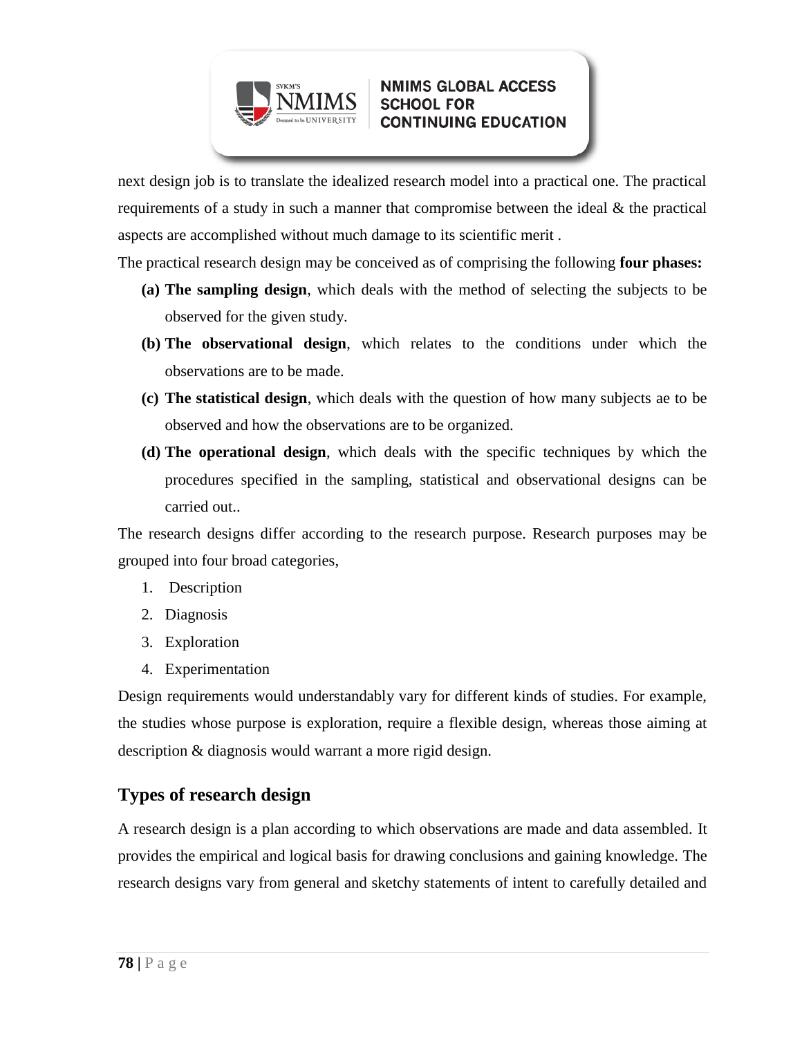next design job is to translate the idealized research model into a practical one. The practical requirements of a study in such a manner that compromise between the ideal & the practical aspects are accomplished without much damage to its scientific merit .

The practical research design may be conceived as of comprising the following **four phases:**

**(a) The sampling design**, which deals with the method of selecting the subjects to be observed for the given study.

**(b) The observational design**, which relates to the conditions under which the observations are to be made.

**(c) The statistical design**, which deals with the question of how many subjects ae to be observed and how the observations are to be organized.

**(d) The operational design**, which deals with the specific techniques by which the procedures specified in the sampling, statistical and observational designs can be carried out..

The research designs differ according to the research purpose. Research purposes may be grouped into four broad categories,

1. Description
2. Diagnosis
3. Exploration
4. Experimentation

Design requirements would understandably vary for different kinds of studies. For example, the studies whose purpose is exploration, require a flexible design, whereas those aiming at description & diagnosis would warrant a more rigid design.

## Types of research design

A research design is a plan according to which observations are made and data assembled. It provides the empirical and logical basis for drawing conclusions and gaining knowledge. The research designs vary from general and sketchy statements of intent to carefully detailed and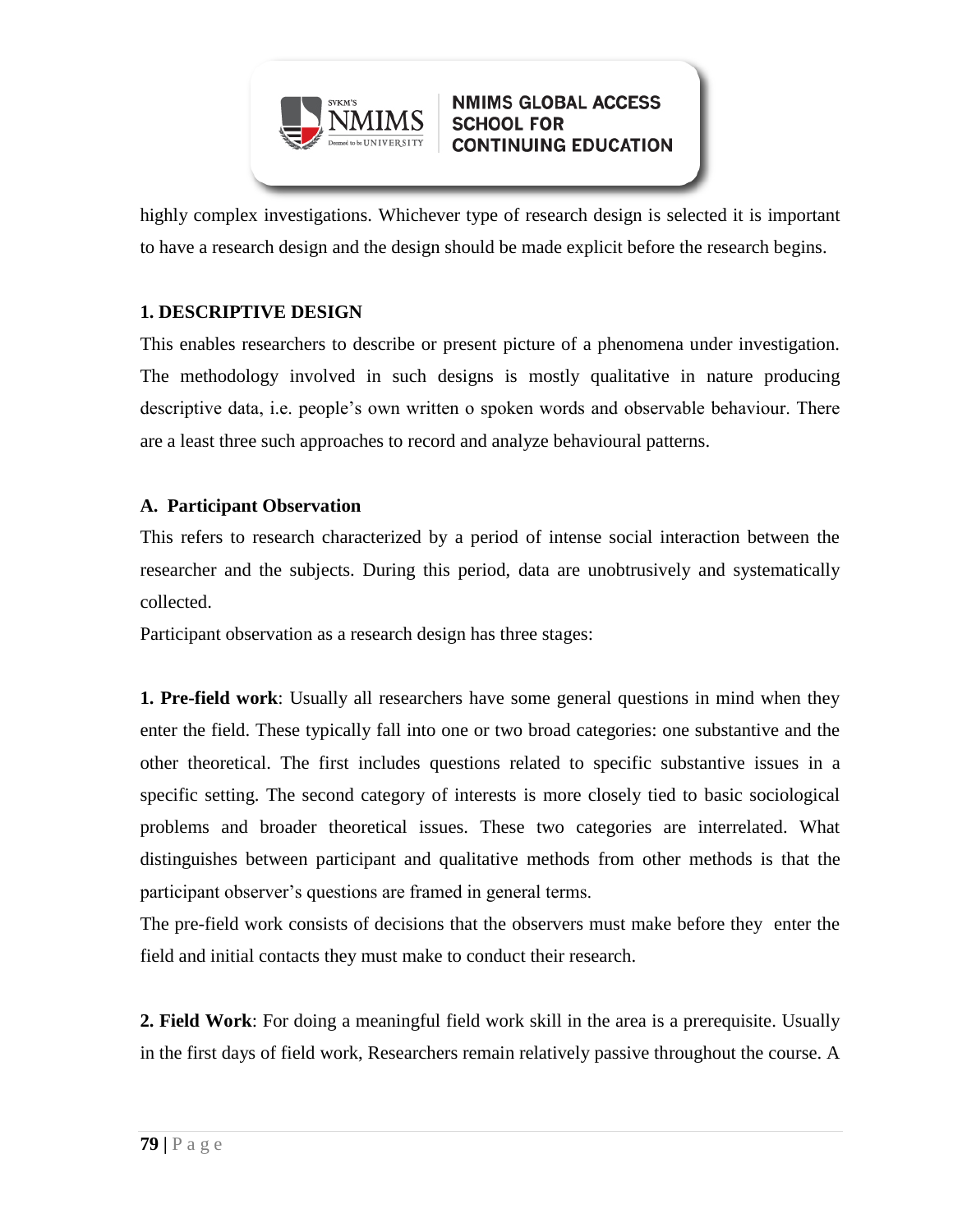highly complex investigations. Whichever type of research design is selected it is important to have a research design and the design should be made explicit before the research begins.

**1. DESCRIPTIVE DESIGN**

This enables researchers to describe or present picture of a phenomena under investigation. The methodology involved in such designs is mostly qualitative in nature producing descriptive data, i.e. people's own written o spoken words and observable behaviour. There are a least three such approaches to record and analyze behavioural patterns.

**A. Participant Observation**

This refers to research characterized by a period of intense social interaction between the researcher and the subjects. During this period, data are unobtrusively and systematically collected.

Participant observation as a research design has three stages:

**1. Pre-field work**: Usually all researchers have some general questions in mind when they enter the field. These typically fall into one or two broad categories: one substantive and the other theoretical. The first includes questions related to specific substantive issues in a specific setting. The second category of interests is more closely tied to basic sociological problems and broader theoretical issues. These two categories are interrelated. What distinguishes between participant and qualitative methods from other methods is that the participant observer's questions are framed in general terms.

The pre-field work consists of decisions that the observers must make before they enter the field and initial contacts they must make to conduct their research.

**2. Field Work**: For doing a meaningful field work skill in the area is a prerequisite. Usually in the first days of field work, Researchers remain relatively passive throughout the course. A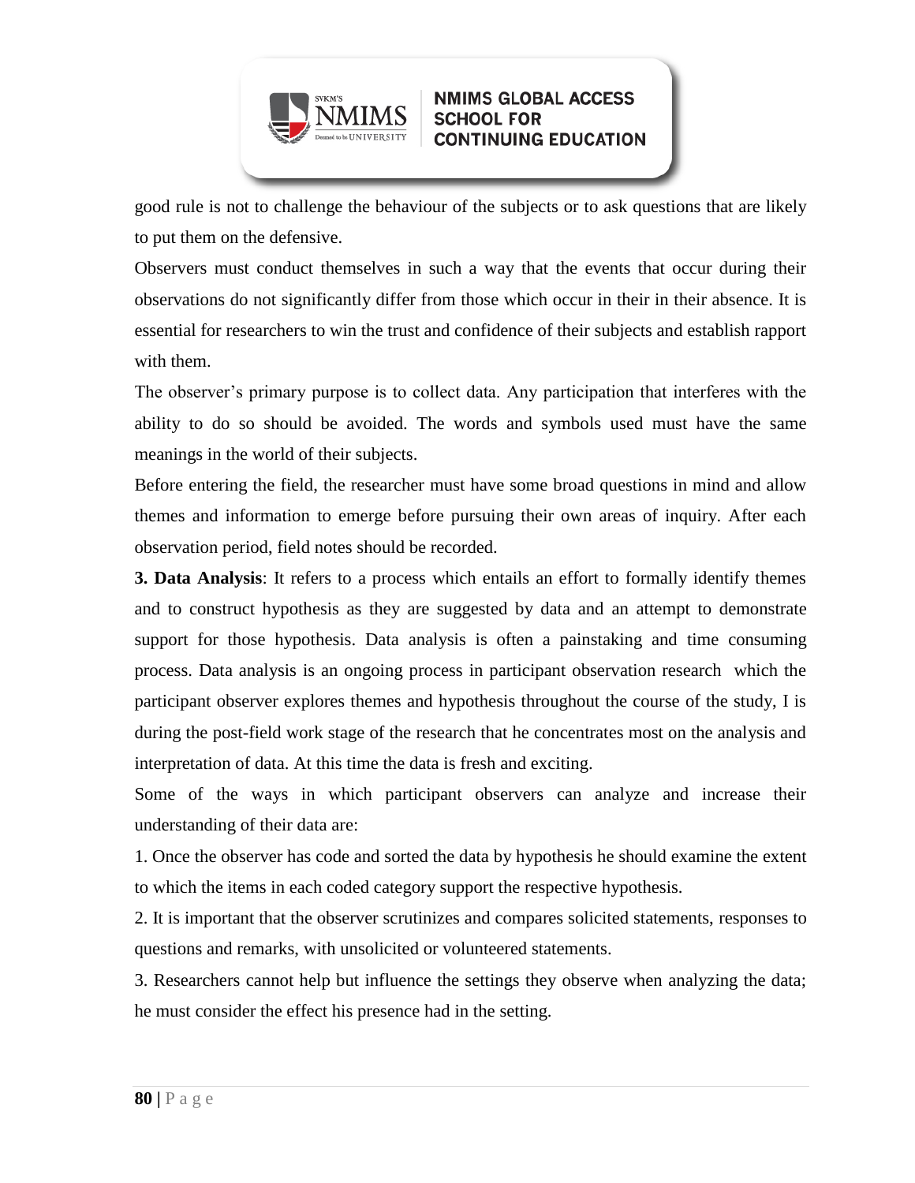good rule is not to challenge the behaviour of the subjects or to ask questions that are likely to put them on the defensive.

Observers must conduct themselves in such a way that the events that occur during their observations do not significantly differ from those which occur in their in their absence. It is essential for researchers to win the trust and confidence of their subjects and establish rapport with them.

The observer's primary purpose is to collect data. Any participation that interferes with the ability to do so should be avoided. The words and symbols used must have the same meanings in the world of their subjects.

Before entering the field, the researcher must have some broad questions in mind and allow themes and information to emerge before pursuing their own areas of inquiry. After each observation period, field notes should be recorded.

**3. Data Analysis**: It refers to a process which entails an effort to formally identify themes and to construct hypothesis as they are suggested by data and an attempt to demonstrate support for those hypothesis. Data analysis is often a painstaking and time consuming process. Data analysis is an ongoing process in participant observation research which the participant observer explores themes and hypothesis throughout the course of the study, I is during the post-field work stage of the research that he concentrates most on the analysis and interpretation of data. At this time the data is fresh and exciting.

Some of the ways in which participant observers can analyze and increase their understanding of their data are:

1. Once the observer has code and sorted the data by hypothesis he should examine the extent to which the items in each coded category support the respective hypothesis.

2. It is important that the observer scrutinizes and compares solicited statements, responses to questions and remarks, with unsolicited or volunteered statements.

3. Researchers cannot help but influence the settings they observe when analyzing the data; he must consider the effect his presence had in the setting.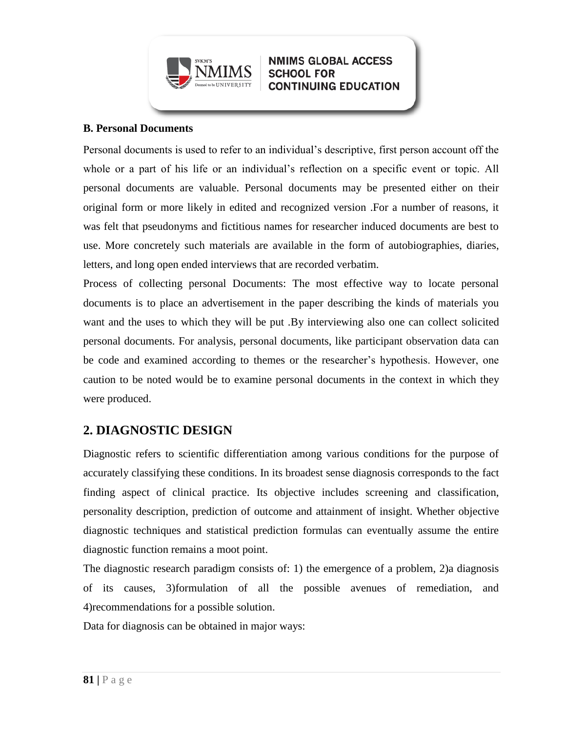**B. Personal Documents**

Personal documents is used to refer to an individual's descriptive, first person account off the whole or a part of his life or an individual's reflection on a specific event or topic. All personal documents are valuable. Personal documents may be presented either on their original form or more likely in edited and recognized version .For a number of reasons, it was felt that pseudonyms and fictitious names for researcher induced documents are best to use. More concretely such materials are available in the form of autobiographies, diaries, letters, and long open ended interviews that are recorded verbatim.

Process of collecting personal Documents: The most effective way to locate personal documents is to place an advertisement in the paper describing the kinds of materials you want and the uses to which they will be put .By interviewing also one can collect solicited personal documents. For analysis, personal documents, like participant observation data can be code and examined according to themes or the researcher's hypothesis. However, one caution to be noted would be to examine personal documents in the context in which they were produced.

## 2. DIAGNOSTIC DESIGN

Diagnostic refers to scientific differentiation among various conditions for the purpose of accurately classifying these conditions. In its broadest sense diagnosis corresponds to the fact finding aspect of clinical practice. Its objective includes screening and classification, personality description, prediction of outcome and attainment of insight. Whether objective diagnostic techniques and statistical prediction formulas can eventually assume the entire diagnostic function remains a moot point.

The diagnostic research paradigm consists of: 1) the emergence of a problem, 2)a diagnosis of its causes, 3)formulation of all the possible avenues of remediation, and 4)recommendations for a possible solution.

Data for diagnosis can be obtained in major ways: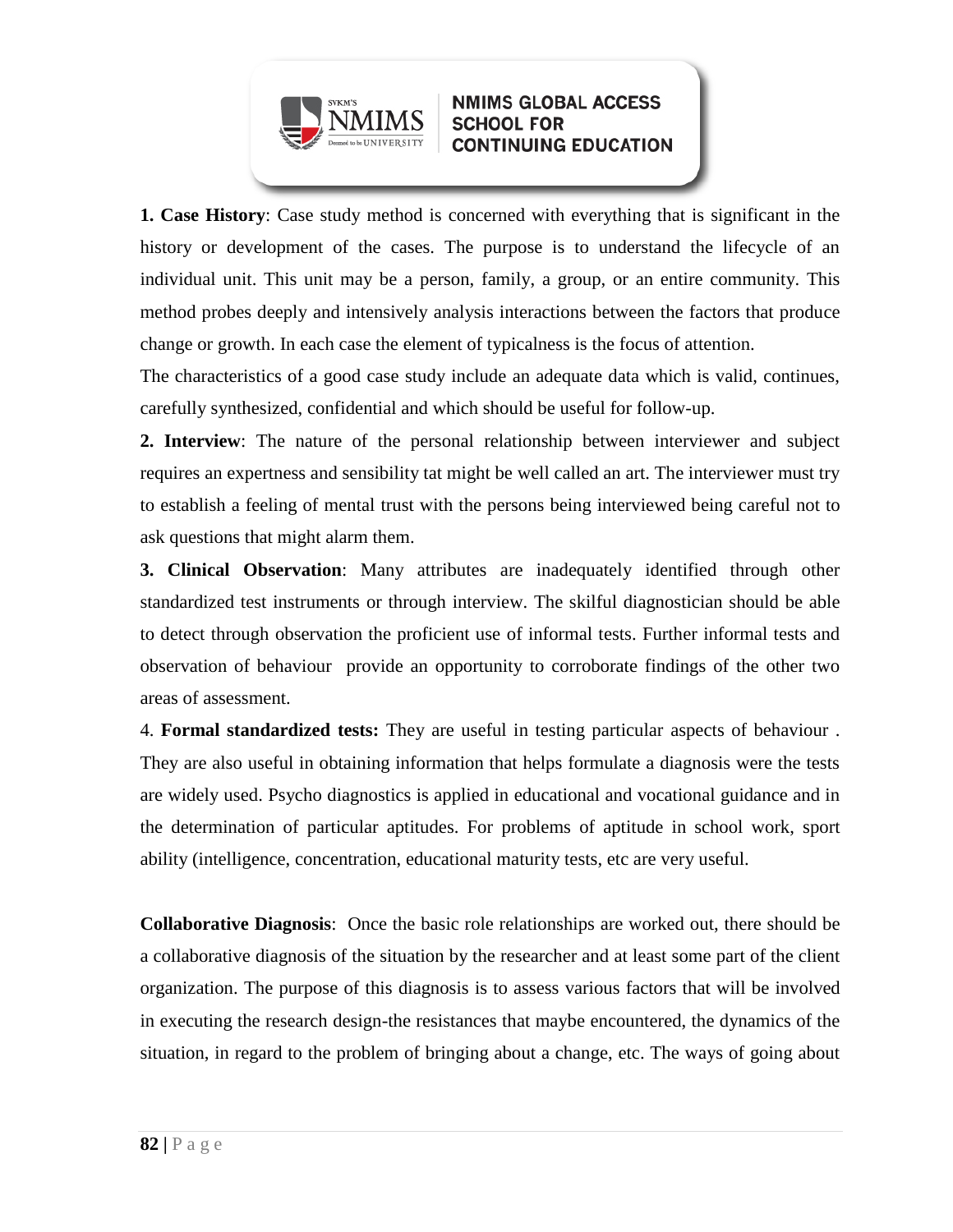**1. Case History**: Case study method is concerned with everything that is significant in the history or development of the cases. The purpose is to understand the lifecycle of an individual unit. This unit may be a person, family, a group, or an entire community. This method probes deeply and intensively analysis interactions between the factors that produce change or growth. In each case the element of typicalness is the focus of attention.

The characteristics of a good case study include an adequate data which is valid, continues, carefully synthesized, confidential and which should be useful for follow-up.

**2. Interview**: The nature of the personal relationship between interviewer and subject requires an expertness and sensibility tat might be well called an art. The interviewer must try to establish a feeling of mental trust with the persons being interviewed being careful not to ask questions that might alarm them.

**3. Clinical Observation**: Many attributes are inadequately identified through other standardized test instruments or through interview. The skilful diagnostician should be able to detect through observation the proficient use of informal tests. Further informal tests and observation of behaviour provide an opportunity to corroborate findings of the other two areas of assessment.

4. **Formal standardized tests:** They are useful in testing particular aspects of behaviour . They are also useful in obtaining information that helps formulate a diagnosis were the tests are widely used. Psycho diagnostics is applied in educational and vocational guidance and in the determination of particular aptitudes. For problems of aptitude in school work, sport ability (intelligence, concentration, educational maturity tests, etc are very useful.

**Collaborative Diagnosis**: Once the basic role relationships are worked out, there should be a collaborative diagnosis of the situation by the researcher and at least some part of the client organization. The purpose of this diagnosis is to assess various factors that will be involved in executing the research design-the resistances that maybe encountered, the dynamics of the situation, in regard to the problem of bringing about a change, etc. The ways of going about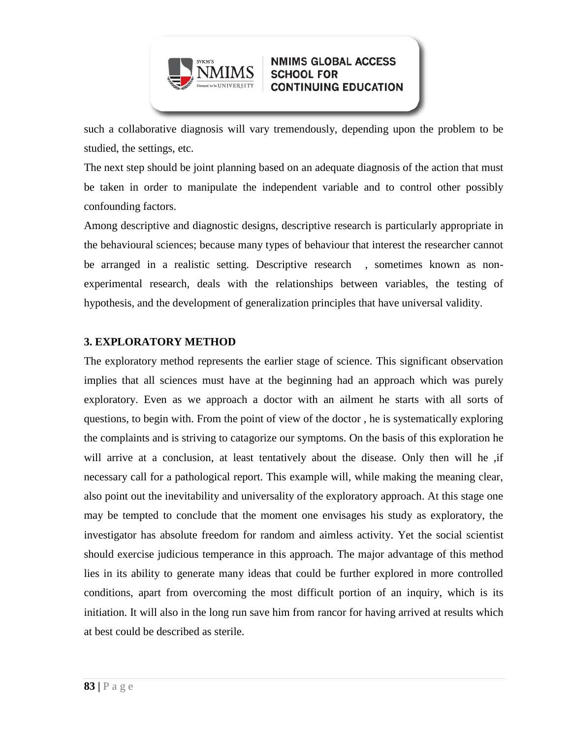such a collaborative diagnosis will vary tremendously, depending upon the problem to be studied, the settings, etc.

The next step should be joint planning based on an adequate diagnosis of the action that must be taken in order to manipulate the independent variable and to control other possibly confounding factors.

Among descriptive and diagnostic designs, descriptive research is particularly appropriate in the behavioural sciences; because many types of behaviour that interest the researcher cannot be arranged in a realistic setting. Descriptive research , sometimes known as non-experimental research, deals with the relationships between variables, the testing of hypothesis, and the development of generalization principles that have universal validity.

### 3. EXPLORATORY METHOD

The exploratory method represents the earlier stage of science. This significant observation implies that all sciences must have at the beginning had an approach which was purely exploratory. Even as we approach a doctor with an ailment he starts with all sorts of questions, to begin with. From the point of view of the doctor , he is systematically exploring the complaints and is striving to catagorize our symptoms. On the basis of this exploration he will arrive at a conclusion, at least tentatively about the disease. Only then will he ,if necessary call for a pathological report. This example will, while making the meaning clear, also point out the inevitability and universality of the exploratory approach. At this stage one may be tempted to conclude that the moment one envisages his study as exploratory, the investigator has absolute freedom for random and aimless activity. Yet the social scientist should exercise judicious temperance in this approach. The major advantage of this method lies in its ability to generate many ideas that could be further explored in more controlled conditions, apart from overcoming the most difficult portion of an inquiry, which is its initiation. It will also in the long run save him from rancor for having arrived at results which at best could be described as sterile.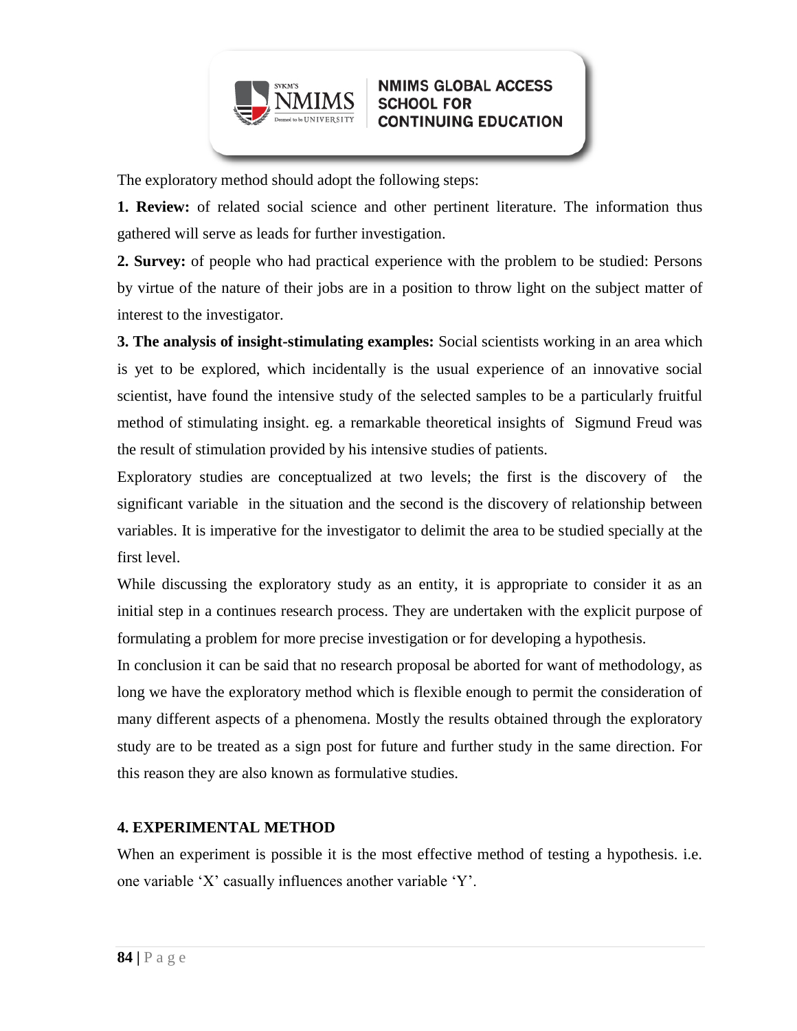The exploratory method should adopt the following steps:

**1. Review:** of related social science and other pertinent literature. The information thus gathered will serve as leads for further investigation.

**2. Survey:** of people who had practical experience with the problem to be studied: Persons by virtue of the nature of their jobs are in a position to throw light on the subject matter of interest to the investigator.

**3. The analysis of insight-stimulating examples:** Social scientists working in an area which is yet to be explored, which incidentally is the usual experience of an innovative social scientist, have found the intensive study of the selected samples to be a particularly fruitful method of stimulating insight. eg. a remarkable theoretical insights of Sigmund Freud was the result of stimulation provided by his intensive studies of patients.

Exploratory studies are conceptualized at two levels; the first is the discovery of the significant variable in the situation and the second is the discovery of relationship between variables. It is imperative for the investigator to delimit the area to be studied specially at the first level.

While discussing the exploratory study as an entity, it is appropriate to consider it as an initial step in a continues research process. They are undertaken with the explicit purpose of formulating a problem for more precise investigation or for developing a hypothesis.

In conclusion it can be said that no research proposal be aborted for want of methodology, as long we have the exploratory method which is flexible enough to permit the consideration of many different aspects of a phenomena. Mostly the results obtained through the exploratory study are to be treated as a sign post for future and further study in the same direction. For this reason they are also known as formulative studies.

### 4. EXPERIMENTAL METHOD

When an experiment is possible it is the most effective method of testing a hypothesis. i.e. one variable 'X' casually influences another variable 'Y'.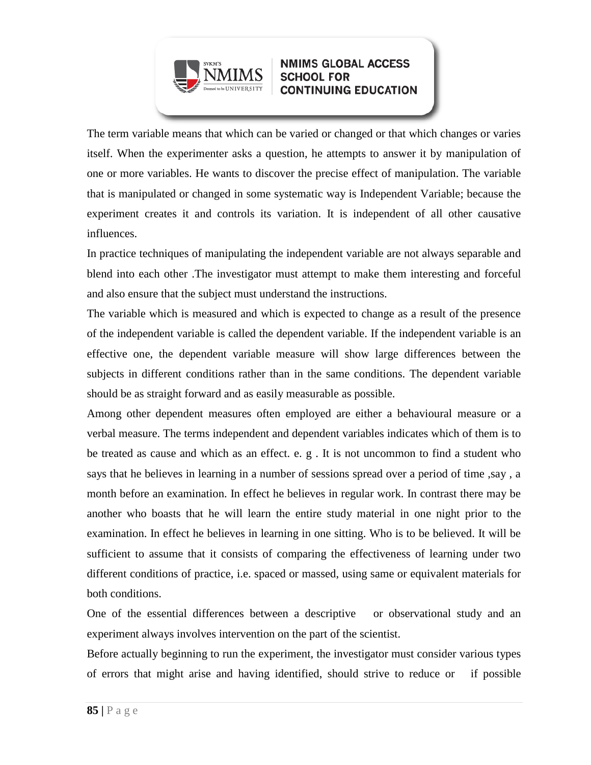The term variable means that which can be varied or changed or that which changes or varies itself. When the experimenter asks a question, he attempts to answer it by manipulation of one or more variables. He wants to discover the precise effect of manipulation. The variable that is manipulated or changed in some systematic way is Independent Variable; because the experiment creates it and controls its variation. It is independent of all other causative influences.

In practice techniques of manipulating the independent variable are not always separable and blend into each other .The investigator must attempt to make them interesting and forceful and also ensure that the subject must understand the instructions.

The variable which is measured and which is expected to change as a result of the presence of the independent variable is called the dependent variable. If the independent variable is an effective one, the dependent variable measure will show large differences between the subjects in different conditions rather than in the same conditions. The dependent variable should be as straight forward and as easily measurable as possible.

Among other dependent measures often employed are either a behavioural measure or a verbal measure. The terms independent and dependent variables indicates which of them is to be treated as cause and which as an effect. e. g . It is not uncommon to find a student who says that he believes in learning in a number of sessions spread over a period of time ,say , a month before an examination. In effect he believes in regular work. In contrast there may be another who boasts that he will learn the entire study material in one night prior to the examination. In effect he believes in learning in one sitting. Who is to be believed. It will be sufficient to assume that it consists of comparing the effectiveness of learning under two different conditions of practice, i.e. spaced or massed, using same or equivalent materials for both conditions.

One of the essential differences between a descriptive or observational study and an experiment always involves intervention on the part of the scientist.

Before actually beginning to run the experiment, the investigator must consider various types of errors that might arise and having identified, should strive to reduce or if possible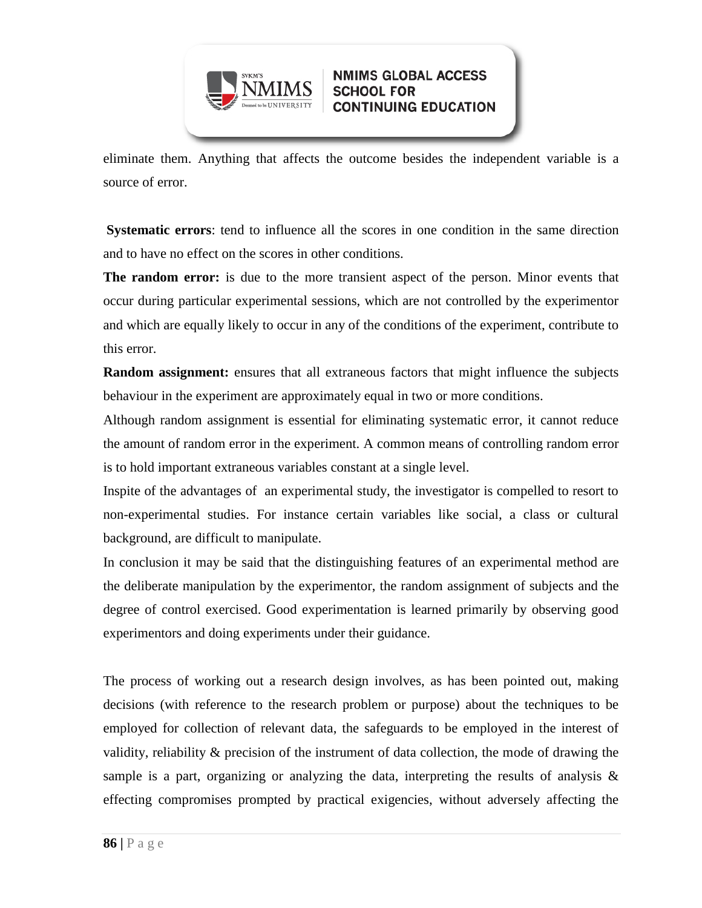eliminate them. Anything that affects the outcome besides the independent variable is a source of error.

**Systematic errors**: tend to influence all the scores in one condition in the same direction and to have no effect on the scores in other conditions.

**The random error:** is due to the more transient aspect of the person. Minor events that occur during particular experimental sessions, which are not controlled by the experimentor and which are equally likely to occur in any of the conditions of the experiment, contribute to this error.

**Random assignment:** ensures that all extraneous factors that might influence the subjects behaviour in the experiment are approximately equal in two or more conditions.

Although random assignment is essential for eliminating systematic error, it cannot reduce the amount of random error in the experiment. A common means of controlling random error is to hold important extraneous variables constant at a single level.

Inspite of the advantages of an experimental study, the investigator is compelled to resort to non-experimental studies. For instance certain variables like social, a class or cultural background, are difficult to manipulate.

In conclusion it may be said that the distinguishing features of an experimental method are the deliberate manipulation by the experimentor, the random assignment of subjects and the degree of control exercised. Good experimentation is learned primarily by observing good experimentors and doing experiments under their guidance.

The process of working out a research design involves, as has been pointed out, making decisions (with reference to the research problem or purpose) about the techniques to be employed for collection of relevant data, the safeguards to be employed in the interest of validity, reliability & precision of the instrument of data collection, the mode of drawing the sample is a part, organizing or analyzing the data, interpreting the results of analysis & effecting compromises prompted by practical exigencies, without adversely affecting the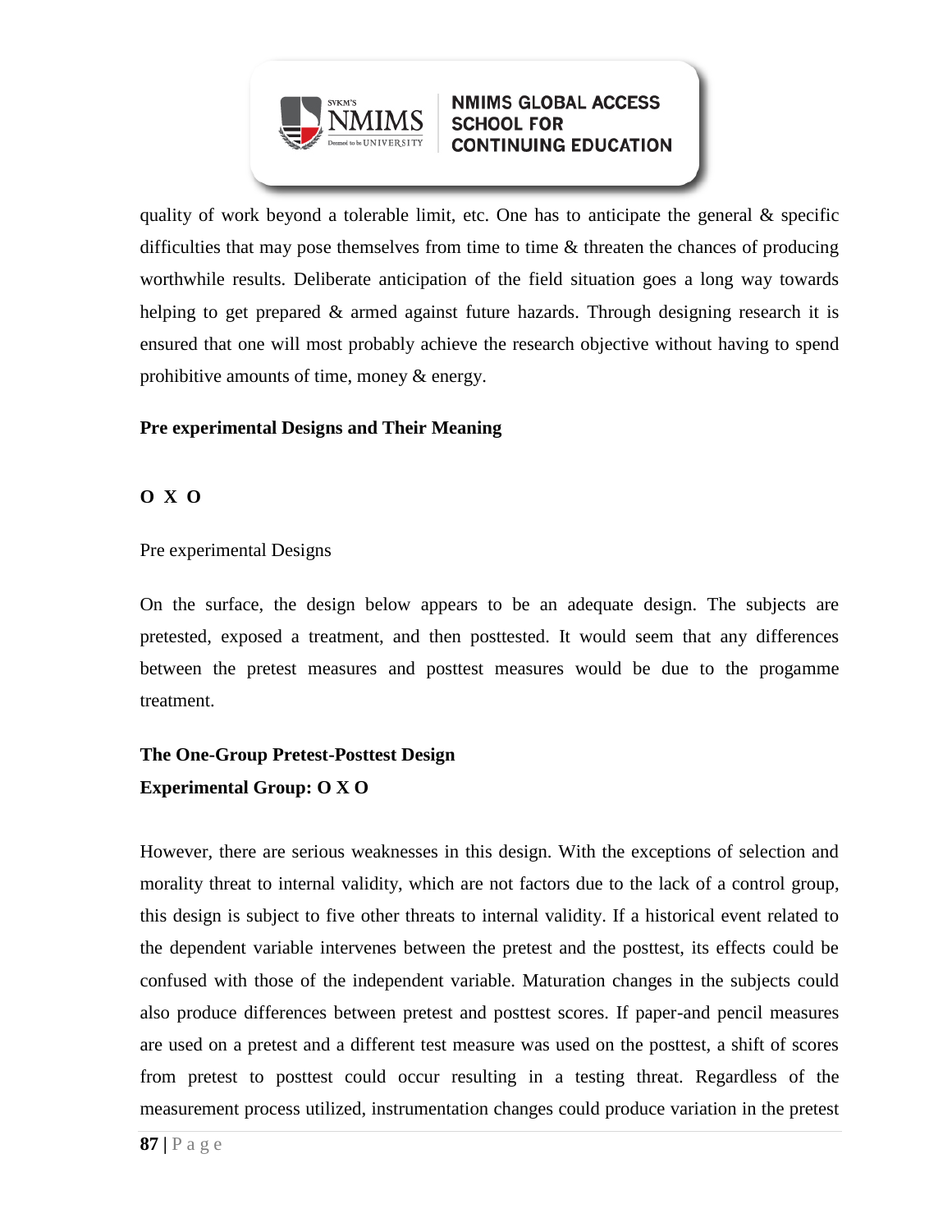quality of work beyond a tolerable limit, etc. One has to anticipate the general & specific difficulties that may pose themselves from time to time & threaten the chances of producing worthwhile results. Deliberate anticipation of the field situation goes a long way towards helping to get prepared & armed against future hazards. Through designing research it is ensured that one will most probably achieve the research objective without having to spend prohibitive amounts of time, money & energy.

**Pre experimental Designs and Their Meaning**

**O X O**

Pre experimental Designs

On the surface, the design below appears to be an adequate design. The subjects are pretested, exposed a treatment, and then posttested. It would seem that any differences between the pretest measures and posttest measures would be due to the progamme treatment.

**The One-Group Pretest-Posttest Design**
**Experimental Group: O X O**

However, there are serious weaknesses in this design. With the exceptions of selection and morality threat to internal validity, which are not factors due to the lack of a control group, this design is subject to five other threats to internal validity. If a historical event related to the dependent variable intervenes between the pretest and the posttest, its effects could be confused with those of the independent variable. Maturation changes in the subjects could also produce differences between pretest and posttest scores. If paper-and pencil measures are used on a pretest and a different test measure was used on the posttest, a shift of scores from pretest to posttest could occur resulting in a testing threat. Regardless of the measurement process utilized, instrumentation changes could produce variation in the pretest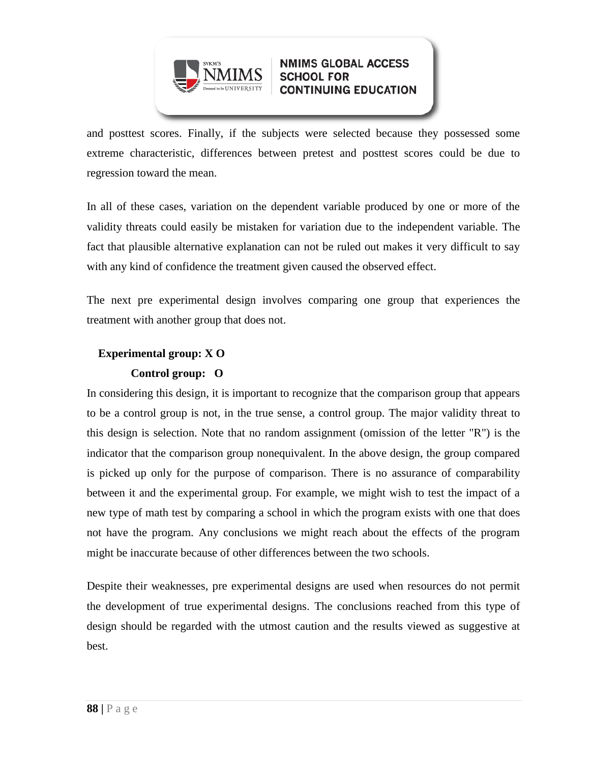and posttest scores. Finally, if the subjects were selected because they possessed some extreme characteristic, differences between pretest and posttest scores could be due to regression toward the mean.

In all of these cases, variation on the dependent variable produced by one or more of the validity threats could easily be mistaken for variation due to the independent variable. The fact that plausible alternative explanation can not be ruled out makes it very difficult to say with any kind of confidence the treatment given caused the observed effect.

The next pre experimental design involves comparing one group that experiences the treatment with another group that does not.

**Experimental group: X O**

**Control group: O**

In considering this design, it is important to recognize that the comparison group that appears to be a control group is not, in the true sense, a control group. The major validity threat to this design is selection. Note that no random assignment (omission of the letter "R") is the indicator that the comparison group nonequivalent. In the above design, the group compared is picked up only for the purpose of comparison. There is no assurance of comparability between it and the experimental group. For example, we might wish to test the impact of a new type of math test by comparing a school in which the program exists with one that does not have the program. Any conclusions we might reach about the effects of the program might be inaccurate because of other differences between the two schools.

Despite their weaknesses, pre experimental designs are used when resources do not permit the development of true experimental designs. The conclusions reached from this type of design should be regarded with the utmost caution and the results viewed as suggestive at best.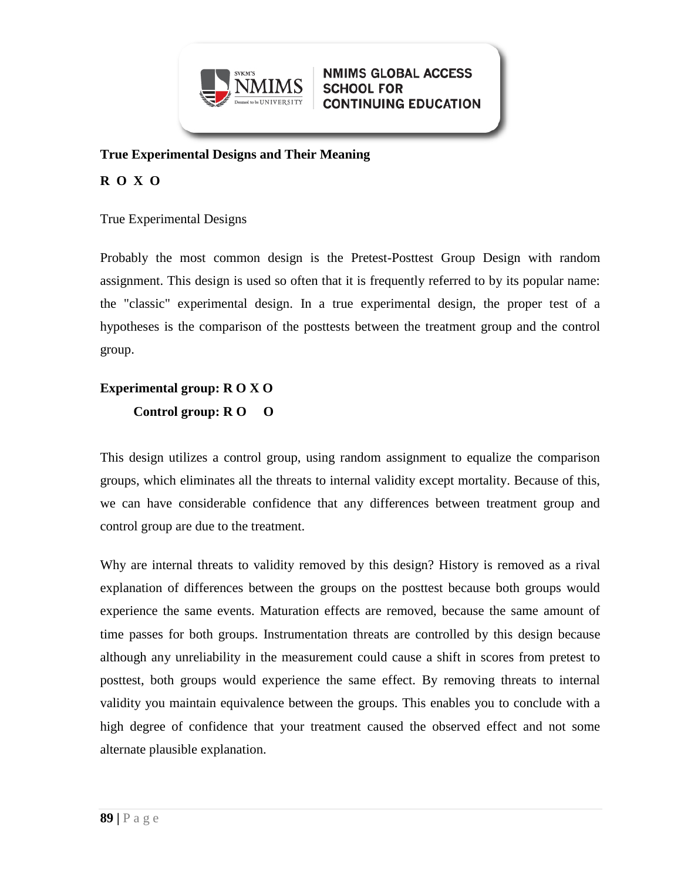**True Experimental Designs and Their Meaning**

**R O X O**

True Experimental Designs

Probably the most common design is the Pretest-Posttest Group Design with random assignment. This design is used so often that it is frequently referred to by its popular name: the "classic" experimental design. In a true experimental design, the proper test of a hypotheses is the comparison of the posttests between the treatment group and the control group.

**Experimental group: R O X O**

**Control group: R O O**

This design utilizes a control group, using random assignment to equalize the comparison groups, which eliminates all the threats to internal validity except mortality. Because of this, we can have considerable confidence that any differences between treatment group and control group are due to the treatment.

Why are internal threats to validity removed by this design? History is removed as a rival explanation of differences between the groups on the posttest because both groups would experience the same events. Maturation effects are removed, because the same amount of time passes for both groups. Instrumentation threats are controlled by this design because although any unreliability in the measurement could cause a shift in scores from pretest to posttest, both groups would experience the same effect. By removing threats to internal validity you maintain equivalence between the groups. This enables you to conclude with a high degree of confidence that your treatment caused the observed effect and not some alternate plausible explanation.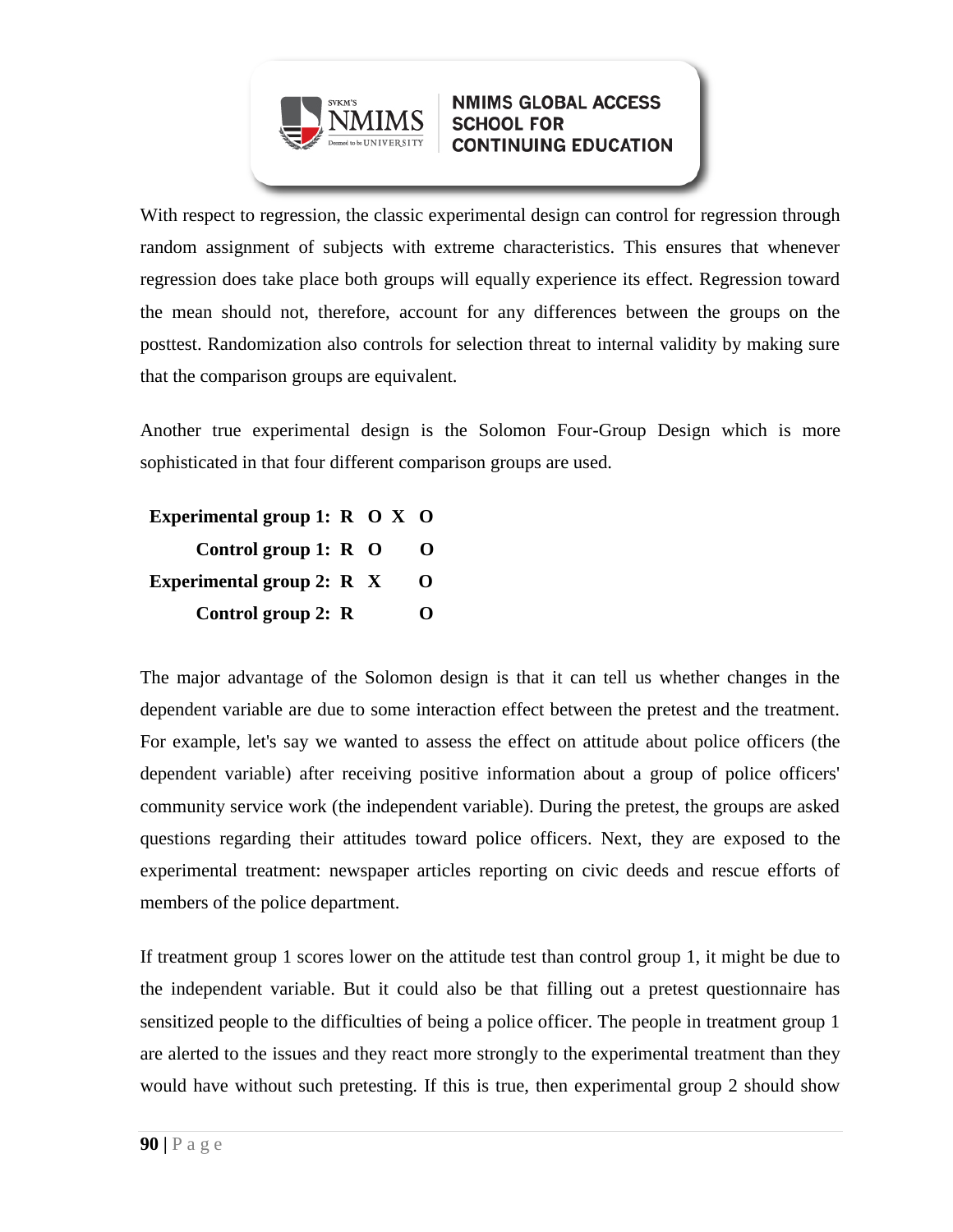With respect to regression, the classic experimental design can control for regression through random assignment of subjects with extreme characteristics. This ensures that whenever regression does take place both groups will equally experience its effect. Regression toward the mean should not, therefore, account for any differences between the groups on the posttest. Randomization also controls for selection threat to internal validity by making sure that the comparison groups are equivalent.

Another true experimental design is the Solomon Four-Group Design which is more sophisticated in that four different comparison groups are used.

| | | | | |
|---|---|---|---|---|
| **Experimental group 1:** | **R** | **O** | **X** | **O** |
| **Control group 1:** | **R** | **O** | | **O** |
| **Experimental group 2:** | **R** | | **X** | **O** |
| **Control group 2:** | **R** | | | **O** |

The major advantage of the Solomon design is that it can tell us whether changes in the dependent variable are due to some interaction effect between the pretest and the treatment. For example, let's say we wanted to assess the effect on attitude about police officers (the dependent variable) after receiving positive information about a group of police officers' community service work (the independent variable). During the pretest, the groups are asked questions regarding their attitudes toward police officers. Next, they are exposed to the experimental treatment: newspaper articles reporting on civic deeds and rescue efforts of members of the police department.

If treatment group 1 scores lower on the attitude test than control group 1, it might be due to the independent variable. But it could also be that filling out a pretest questionnaire has sensitized people to the difficulties of being a police officer. The people in treatment group 1 are alerted to the issues and they react more strongly to the experimental treatment than they would have without such pretesting. If this is true, then experimental group 2 should show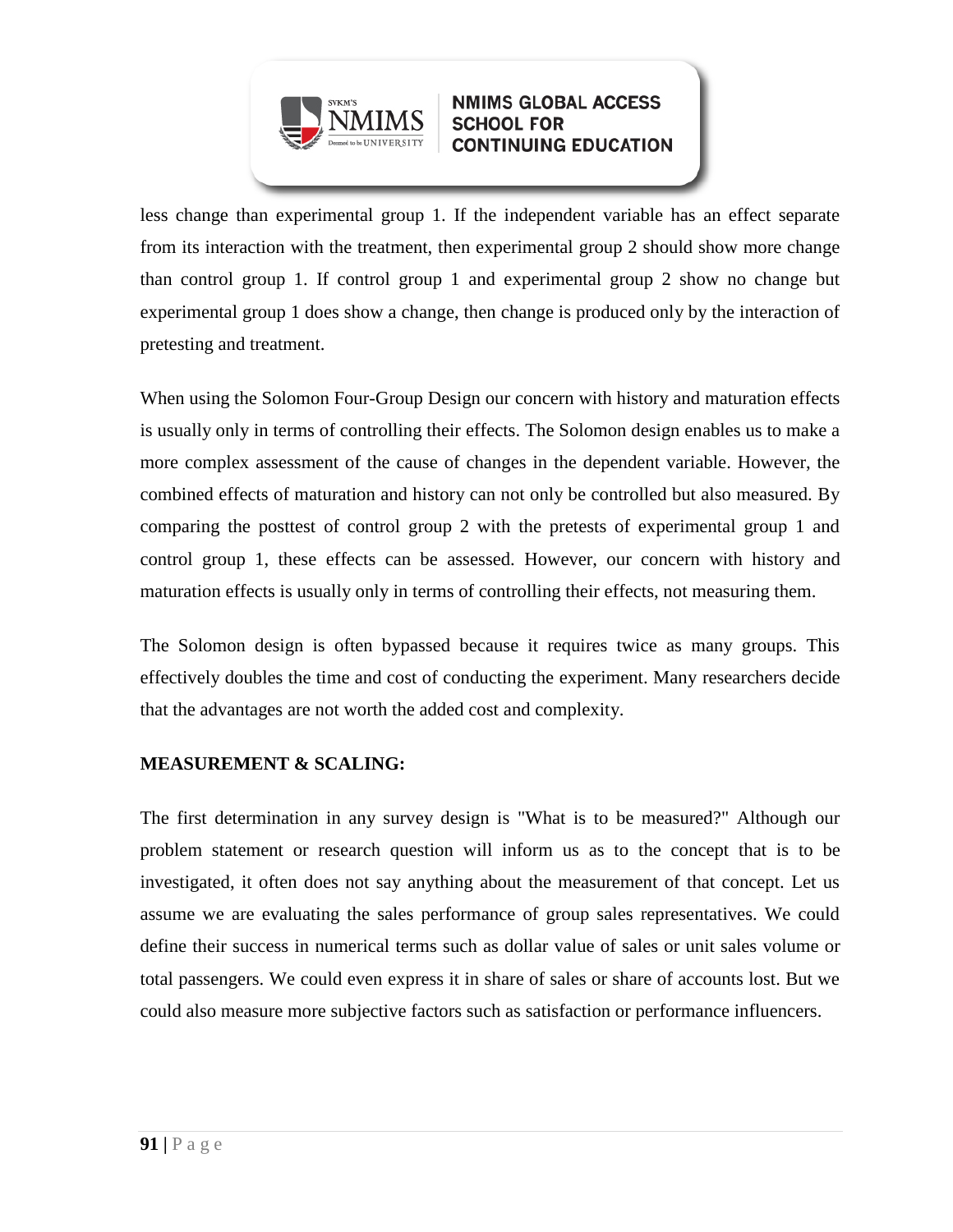less change than experimental group 1. If the independent variable has an effect separate from its interaction with the treatment, then experimental group 2 should show more change than control group 1. If control group 1 and experimental group 2 show no change but experimental group 1 does show a change, then change is produced only by the interaction of pretesting and treatment.

When using the Solomon Four-Group Design our concern with history and maturation effects is usually only in terms of controlling their effects. The Solomon design enables us to make a more complex assessment of the cause of changes in the dependent variable. However, the combined effects of maturation and history can not only be controlled but also measured. By comparing the posttest of control group 2 with the pretests of experimental group 1 and control group 1, these effects can be assessed. However, our concern with history and maturation effects is usually only in terms of controlling their effects, not measuring them.

The Solomon design is often bypassed because it requires twice as many groups. This effectively doubles the time and cost of conducting the experiment. Many researchers decide that the advantages are not worth the added cost and complexity.

**MEASUREMENT & SCALING:**

The first determination in any survey design is "What is to be measured?" Although our problem statement or research question will inform us as to the concept that is to be investigated, it often does not say anything about the measurement of that concept. Let us assume we are evaluating the sales performance of group sales representatives. We could define their success in numerical terms such as dollar value of sales or unit sales volume or total passengers. We could even express it in share of sales or share of accounts lost. But we could also measure more subjective factors such as satisfaction or performance influencers.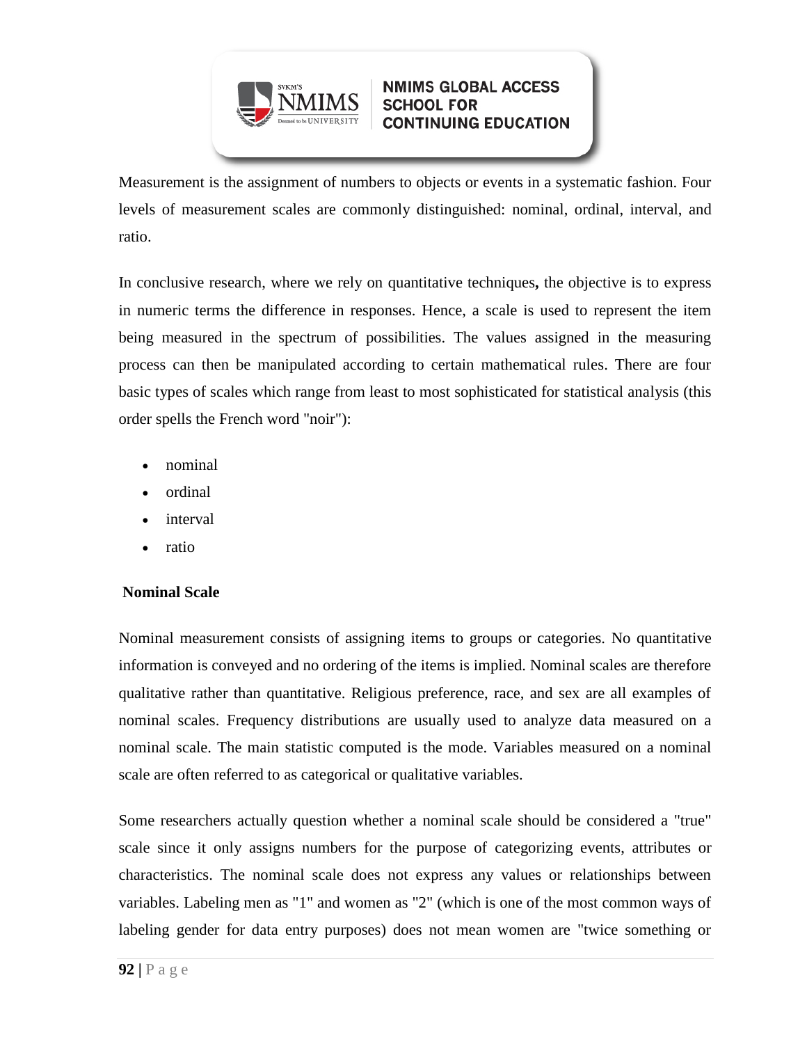Measurement is the assignment of numbers to objects or events in a systematic fashion. Four levels of measurement scales are commonly distinguished: nominal, ordinal, interval, and ratio.

In conclusive research, where we rely on quantitative techniques**,** the objective is to express in numeric terms the difference in responses. Hence, a scale is used to represent the item being measured in the spectrum of possibilities. The values assigned in the measuring process can then be manipulated according to certain mathematical rules. There are four basic types of scales which range from least to most sophisticated for statistical analysis (this order spells the French word "noir"):

- nominal
- ordinal
- interval
- ratio

**Nominal Scale**

Nominal measurement consists of assigning items to groups or categories. No quantitative information is conveyed and no ordering of the items is implied. Nominal scales are therefore qualitative rather than quantitative. Religious preference, race, and sex are all examples of nominal scales. Frequency distributions are usually used to analyze data measured on a nominal scale. The main statistic computed is the mode. Variables measured on a nominal scale are often referred to as categorical or qualitative variables.

Some researchers actually question whether a nominal scale should be considered a "true" scale since it only assigns numbers for the purpose of categorizing events, attributes or characteristics. The nominal scale does not express any values or relationships between variables. Labeling men as "1" and women as "2" (which is one of the most common ways of labeling gender for data entry purposes) does not mean women are "twice something or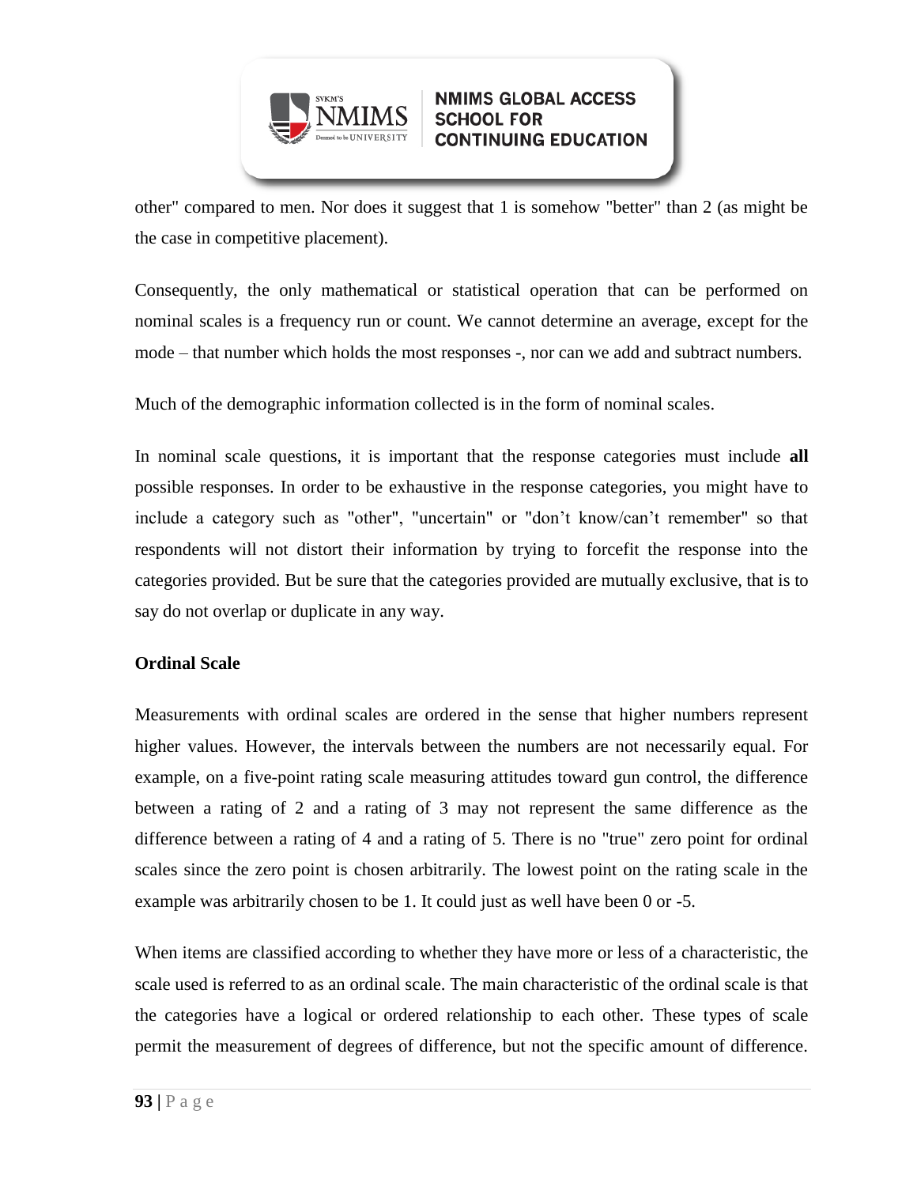other" compared to men. Nor does it suggest that 1 is somehow "better" than 2 (as might be the case in competitive placement).

Consequently, the only mathematical or statistical operation that can be performed on nominal scales is a frequency run or count. We cannot determine an average, except for the mode – that number which holds the most responses -, nor can we add and subtract numbers.

Much of the demographic information collected is in the form of nominal scales.

In nominal scale questions, it is important that the response categories must include **all** possible responses. In order to be exhaustive in the response categories, you might have to include a category such as "other", "uncertain" or "don't know/can't remember" so that respondents will not distort their information by trying to forcefit the response into the categories provided. But be sure that the categories provided are mutually exclusive, that is to say do not overlap or duplicate in any way.

**Ordinal Scale**

Measurements with ordinal scales are ordered in the sense that higher numbers represent higher values. However, the intervals between the numbers are not necessarily equal. For example, on a five-point rating scale measuring attitudes toward gun control, the difference between a rating of 2 and a rating of 3 may not represent the same difference as the difference between a rating of 4 and a rating of 5. There is no "true" zero point for ordinal scales since the zero point is chosen arbitrarily. The lowest point on the rating scale in the example was arbitrarily chosen to be 1. It could just as well have been 0 or -5.

When items are classified according to whether they have more or less of a characteristic, the scale used is referred to as an ordinal scale. The main characteristic of the ordinal scale is that the categories have a logical or ordered relationship to each other. These types of scale permit the measurement of degrees of difference, but not the specific amount of difference.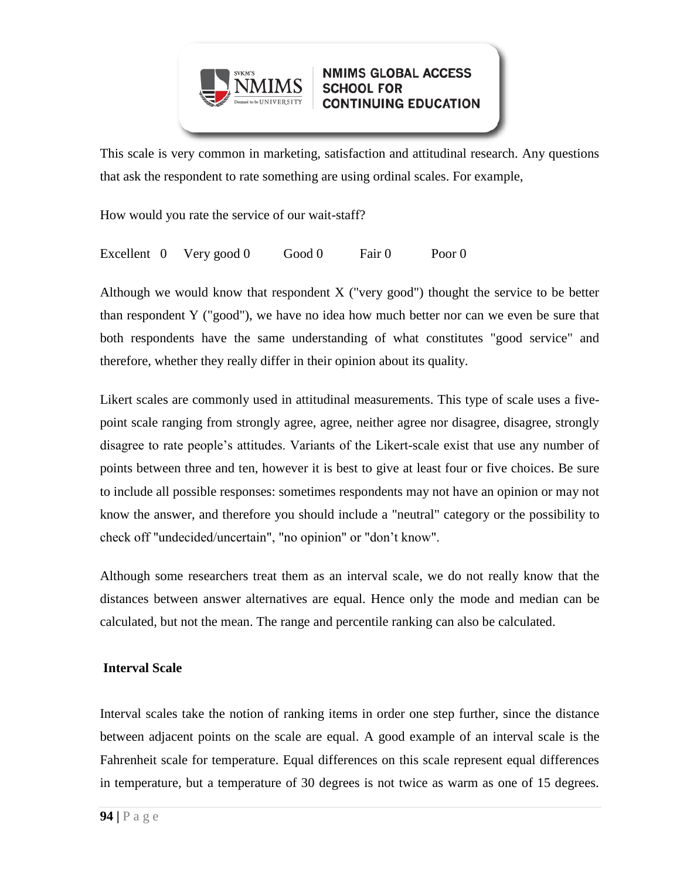This scale is very common in marketing, satisfaction and attitudinal research. Any questions that ask the respondent to rate something are using ordinal scales. For example,

How would you rate the service of our wait-staff?

Excellent 0 Very good 0 Good 0 Fair 0 Poor 0

Although we would know that respondent X ("very good") thought the service to be better than respondent Y ("good"), we have no idea how much better nor can we even be sure that both respondents have the same understanding of what constitutes "good service" and therefore, whether they really differ in their opinion about its quality.

Likert scales are commonly used in attitudinal measurements. This type of scale uses a five-point scale ranging from strongly agree, agree, neither agree nor disagree, disagree, strongly disagree to rate people's attitudes. Variants of the Likert-scale exist that use any number of points between three and ten, however it is best to give at least four or five choices. Be sure to include all possible responses: sometimes respondents may not have an opinion or may not know the answer, and therefore you should include a "neutral" category or the possibility to check off "undecided/uncertain", "no opinion" or "don't know".

Although some researchers treat them as an interval scale, we do not really know that the distances between answer alternatives are equal. Hence only the mode and median can be calculated, but not the mean. The range and percentile ranking can also be calculated.

**Interval Scale**

Interval scales take the notion of ranking items in order one step further, since the distance between adjacent points on the scale are equal. A good example of an interval scale is the Fahrenheit scale for temperature. Equal differences on this scale represent equal differences in temperature, but a temperature of 30 degrees is not twice as warm as one of 15 degrees.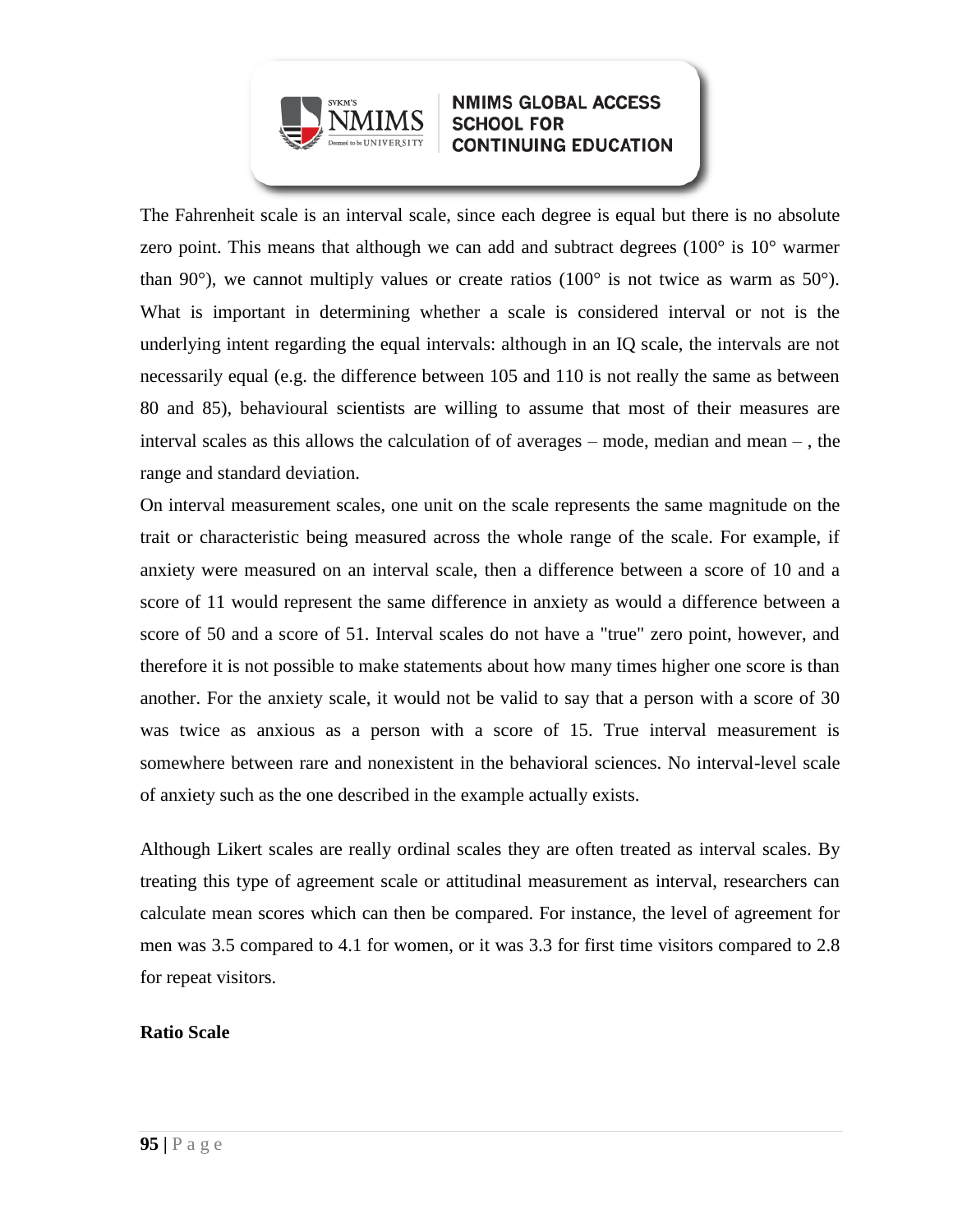The Fahrenheit scale is an interval scale, since each degree is equal but there is no absolute zero point. This means that although we can add and subtract degrees (100° is 10° warmer than 90°), we cannot multiply values or create ratios (100° is not twice as warm as 50°). What is important in determining whether a scale is considered interval or not is the underlying intent regarding the equal intervals: although in an IQ scale, the intervals are not necessarily equal (e.g. the difference between 105 and 110 is not really the same as between 80 and 85), behavioural scientists are willing to assume that most of their measures are interval scales as this allows the calculation of of averages – mode, median and mean – , the range and standard deviation.

On interval measurement scales, one unit on the scale represents the same magnitude on the trait or characteristic being measured across the whole range of the scale. For example, if anxiety were measured on an interval scale, then a difference between a score of 10 and a score of 11 would represent the same difference in anxiety as would a difference between a score of 50 and a score of 51. Interval scales do not have a "true" zero point, however, and therefore it is not possible to make statements about how many times higher one score is than another. For the anxiety scale, it would not be valid to say that a person with a score of 30 was twice as anxious as a person with a score of 15. True interval measurement is somewhere between rare and nonexistent in the behavioral sciences. No interval-level scale of anxiety such as the one described in the example actually exists.

Although Likert scales are really ordinal scales they are often treated as interval scales. By treating this type of agreement scale or attitudinal measurement as interval, researchers can calculate mean scores which can then be compared. For instance, the level of agreement for men was 3.5 compared to 4.1 for women, or it was 3.3 for first time visitors compared to 2.8 for repeat visitors.

**Ratio Scale**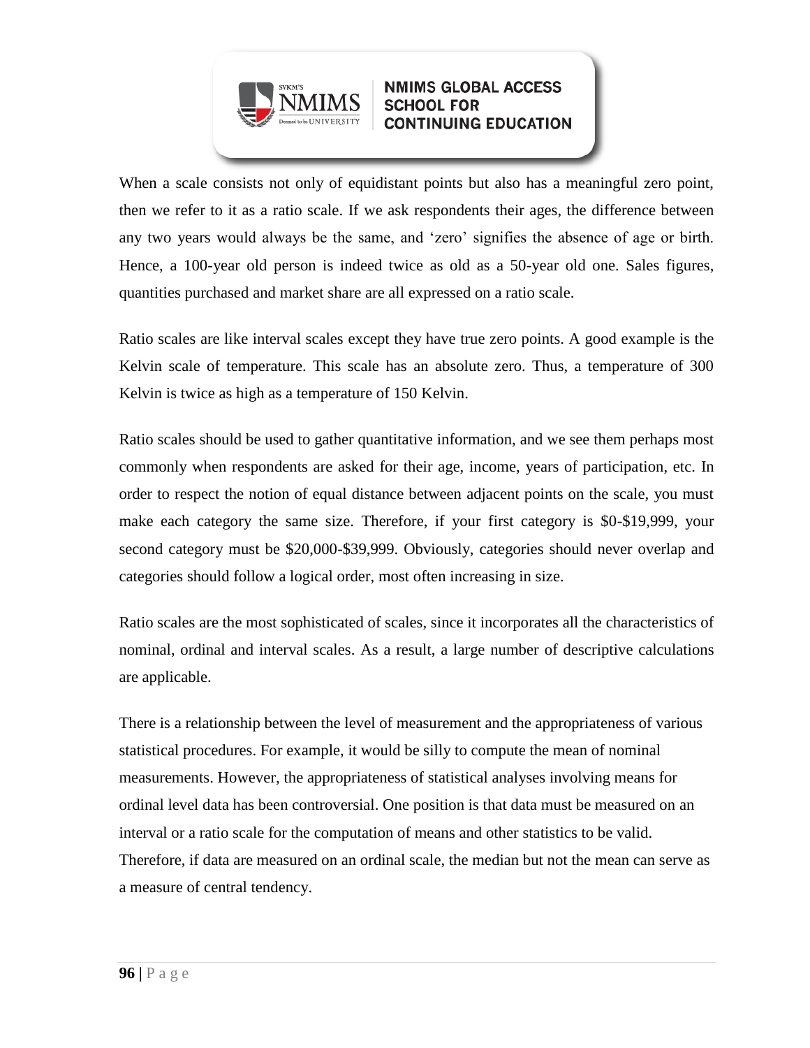When a scale consists not only of equidistant points but also has a meaningful zero point, then we refer to it as a ratio scale. If we ask respondents their ages, the difference between any two years would always be the same, and 'zero' signifies the absence of age or birth. Hence, a 100-year old person is indeed twice as old as a 50-year old one. Sales figures, quantities purchased and market share are all expressed on a ratio scale.

Ratio scales are like interval scales except they have true zero points. A good example is the Kelvin scale of temperature. This scale has an absolute zero. Thus, a temperature of 300 Kelvin is twice as high as a temperature of 150 Kelvin.

Ratio scales should be used to gather quantitative information, and we see them perhaps most commonly when respondents are asked for their age, income, years of participation, etc. In order to respect the notion of equal distance between adjacent points on the scale, you must make each category the same size. Therefore, if your first category is $0-$19,999, your second category must be $20,000-$39,999. Obviously, categories should never overlap and categories should follow a logical order, most often increasing in size.

Ratio scales are the most sophisticated of scales, since it incorporates all the characteristics of nominal, ordinal and interval scales. As a result, a large number of descriptive calculations are applicable.

There is a relationship between the level of measurement and the appropriateness of various statistical procedures. For example, it would be silly to compute the mean of nominal measurements. However, the appropriateness of statistical analyses involving means for ordinal level data has been controversial. One position is that data must be measured on an interval or a ratio scale for the computation of means and other statistics to be valid. Therefore, if data are measured on an ordinal scale, the median but not the mean can serve as a measure of central tendency.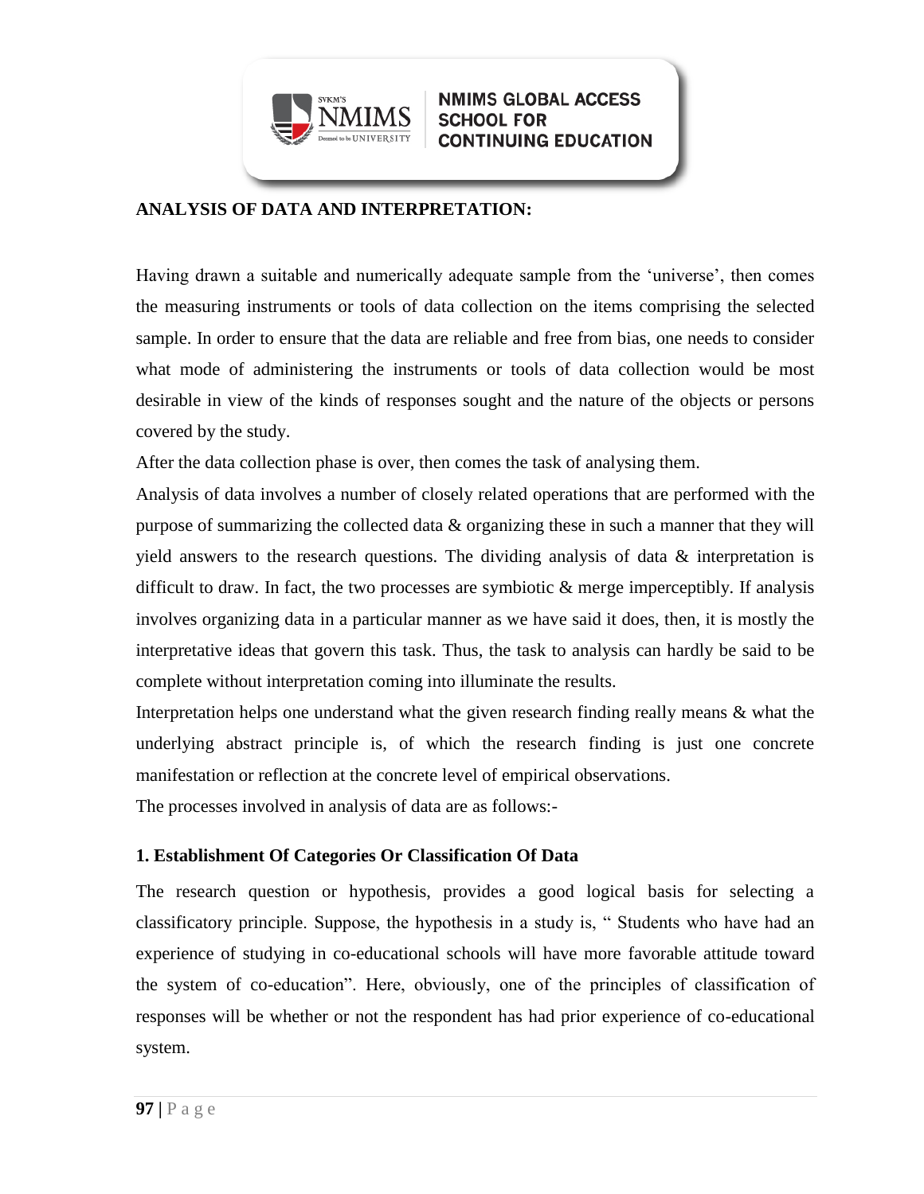## ANALYSIS OF DATA AND INTERPRETATION:

Having drawn a suitable and numerically adequate sample from the 'universe', then comes the measuring instruments or tools of data collection on the items comprising the selected sample. In order to ensure that the data are reliable and free from bias, one needs to consider what mode of administering the instruments or tools of data collection would be most desirable in view of the kinds of responses sought and the nature of the objects or persons covered by the study.

After the data collection phase is over, then comes the task of analysing them.

Analysis of data involves a number of closely related operations that are performed with the purpose of summarizing the collected data & organizing these in such a manner that they will yield answers to the research questions. The dividing analysis of data & interpretation is difficult to draw. In fact, the two processes are symbiotic & merge imperceptibly. If analysis involves organizing data in a particular manner as we have said it does, then, it is mostly the interpretative ideas that govern this task. Thus, the task to analysis can hardly be said to be complete without interpretation coming into illuminate the results.

Interpretation helps one understand what the given research finding really means & what the underlying abstract principle is, of which the research finding is just one concrete manifestation or reflection at the concrete level of empirical observations.

The processes involved in analysis of data are as follows:-

### 1. Establishment Of Categories Or Classification Of Data

The research question or hypothesis, provides a good logical basis for selecting a classificatory principle. Suppose, the hypothesis in a study is, " Students who have had an experience of studying in co-educational schools will have more favorable attitude toward the system of co-education". Here, obviously, one of the principles of classification of responses will be whether or not the respondent has had prior experience of co-educational system.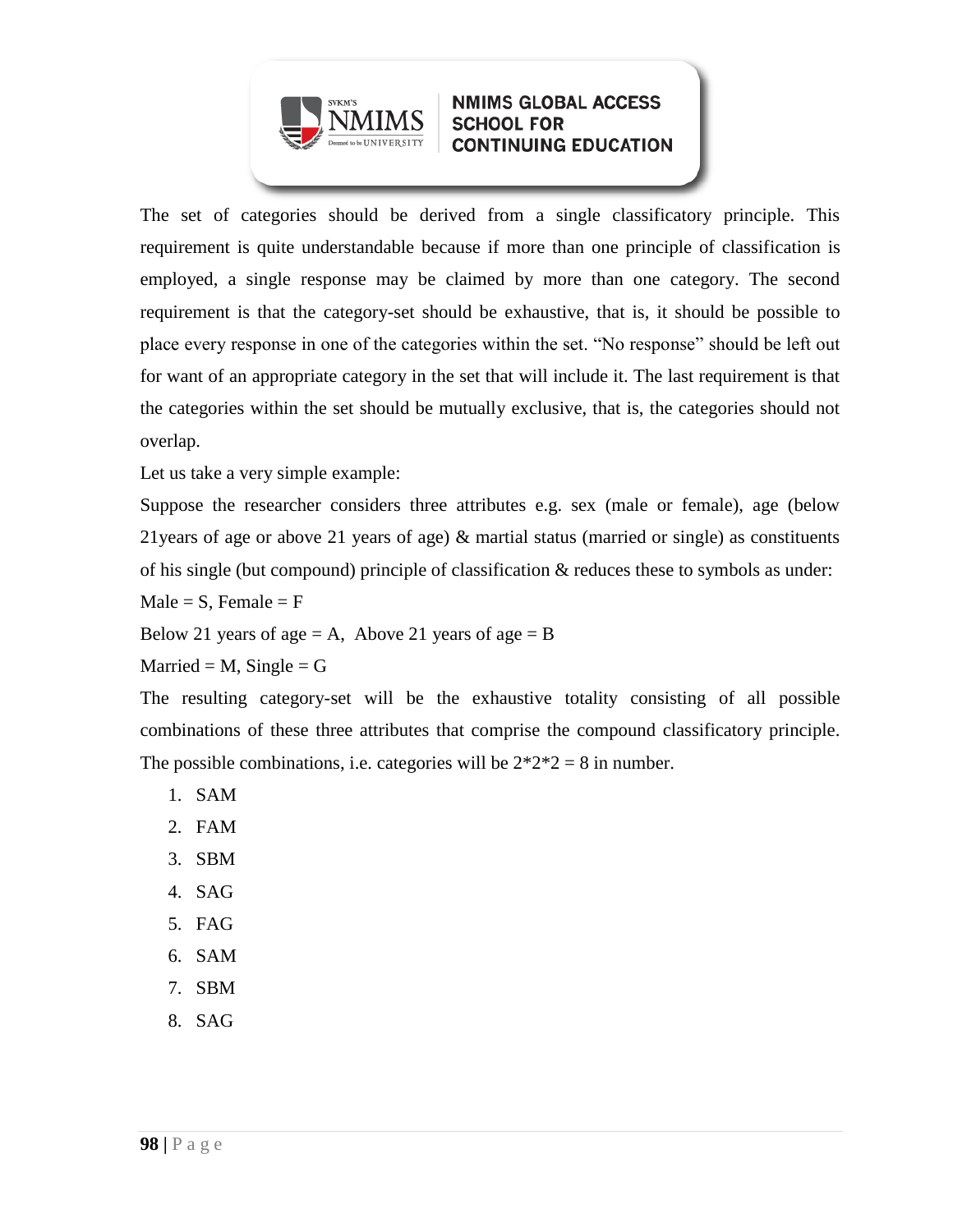The set of categories should be derived from a single classificatory principle. This requirement is quite understandable because if more than one principle of classification is employed, a single response may be claimed by more than one category. The second requirement is that the category-set should be exhaustive, that is, it should be possible to place every response in one of the categories within the set. "No response" should be left out for want of an appropriate category in the set that will include it. The last requirement is that the categories within the set should be mutually exclusive, that is, the categories should not overlap.

Let us take a very simple example:

Suppose the researcher considers three attributes e.g. sex (male or female), age (below 21years of age or above 21 years of age) & martial status (married or single) as constituents of his single (but compound) principle of classification & reduces these to symbols as under:

Male = S, Female = F

Below 21 years of age = A, Above 21 years of age = B

Married = M, Single = G

The resulting category-set will be the exhaustive totality consisting of all possible combinations of these three attributes that comprise the compound classificatory principle. The possible combinations, i.e. categories will be 2*2*2 = 8 in number.

1. SAM
2. FAM
3. SBM
4. SAG
5. FAG
6. SAM
7. SBM
8. SAG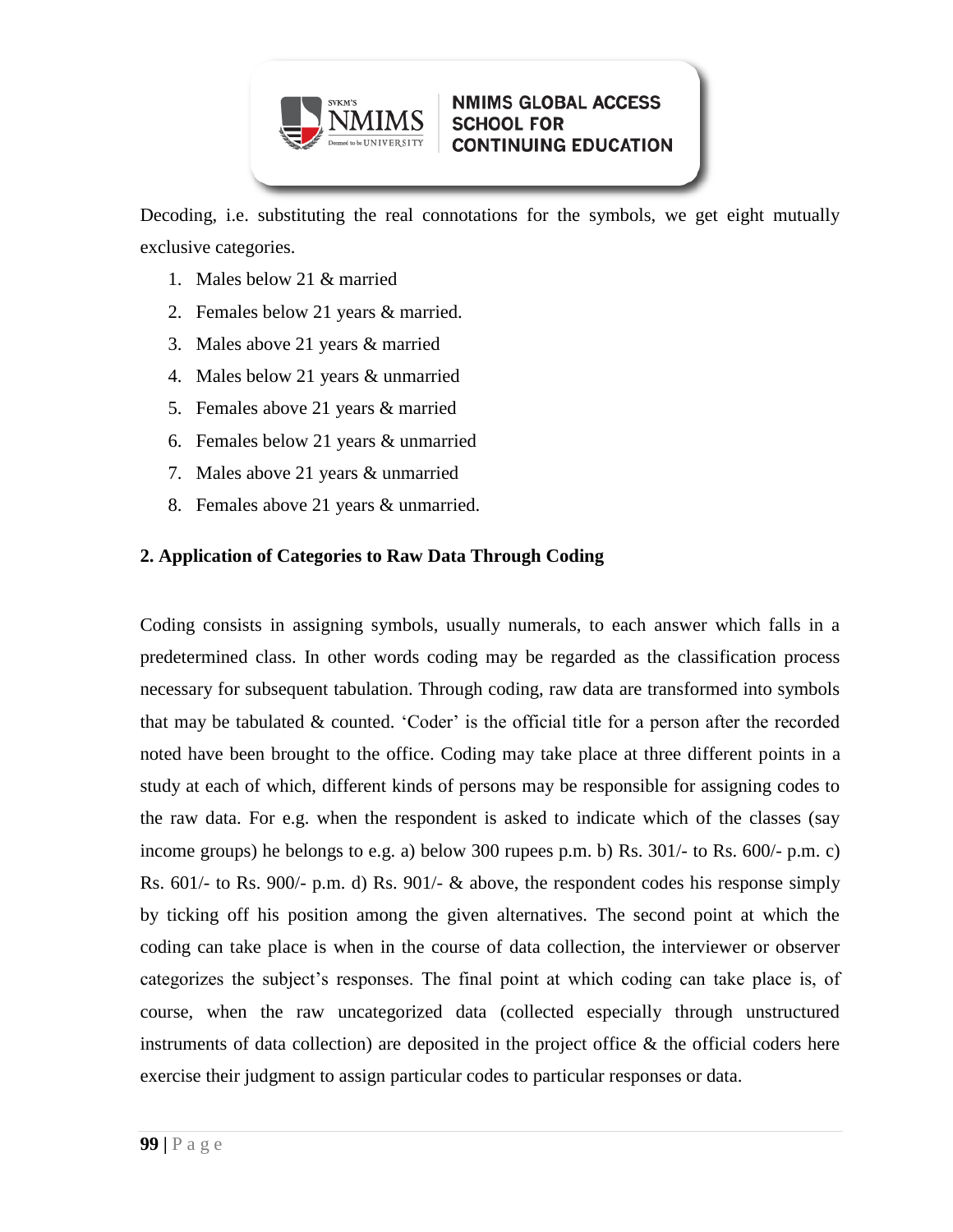Decoding, i.e. substituting the real connotations for the symbols, we get eight mutually exclusive categories.

1. Males below 21 & married
2. Females below 21 years & married.
3. Males above 21 years & married
4. Males below 21 years & unmarried
5. Females above 21 years & married
6. Females below 21 years & unmarried
7. Males above 21 years & unmarried
8. Females above 21 years & unmarried.

**2. Application of Categories to Raw Data Through Coding**

Coding consists in assigning symbols, usually numerals, to each answer which falls in a predetermined class. In other words coding may be regarded as the classification process necessary for subsequent tabulation. Through coding, raw data are transformed into symbols that may be tabulated & counted. 'Coder' is the official title for a person after the recorded noted have been brought to the office. Coding may take place at three different points in a study at each of which, different kinds of persons may be responsible for assigning codes to the raw data. For e.g. when the respondent is asked to indicate which of the classes (say income groups) he belongs to e.g. a) below 300 rupees p.m. b) Rs. 301/- to Rs. 600/- p.m. c) Rs. 601/- to Rs. 900/- p.m. d) Rs. 901/- & above, the respondent codes his response simply by ticking off his position among the given alternatives. The second point at which the coding can take place is when in the course of data collection, the interviewer or observer categorizes the subject's responses. The final point at which coding can take place is, of course, when the raw uncategorized data (collected especially through unstructured instruments of data collection) are deposited in the project office & the official coders here exercise their judgment to assign particular codes to particular responses or data.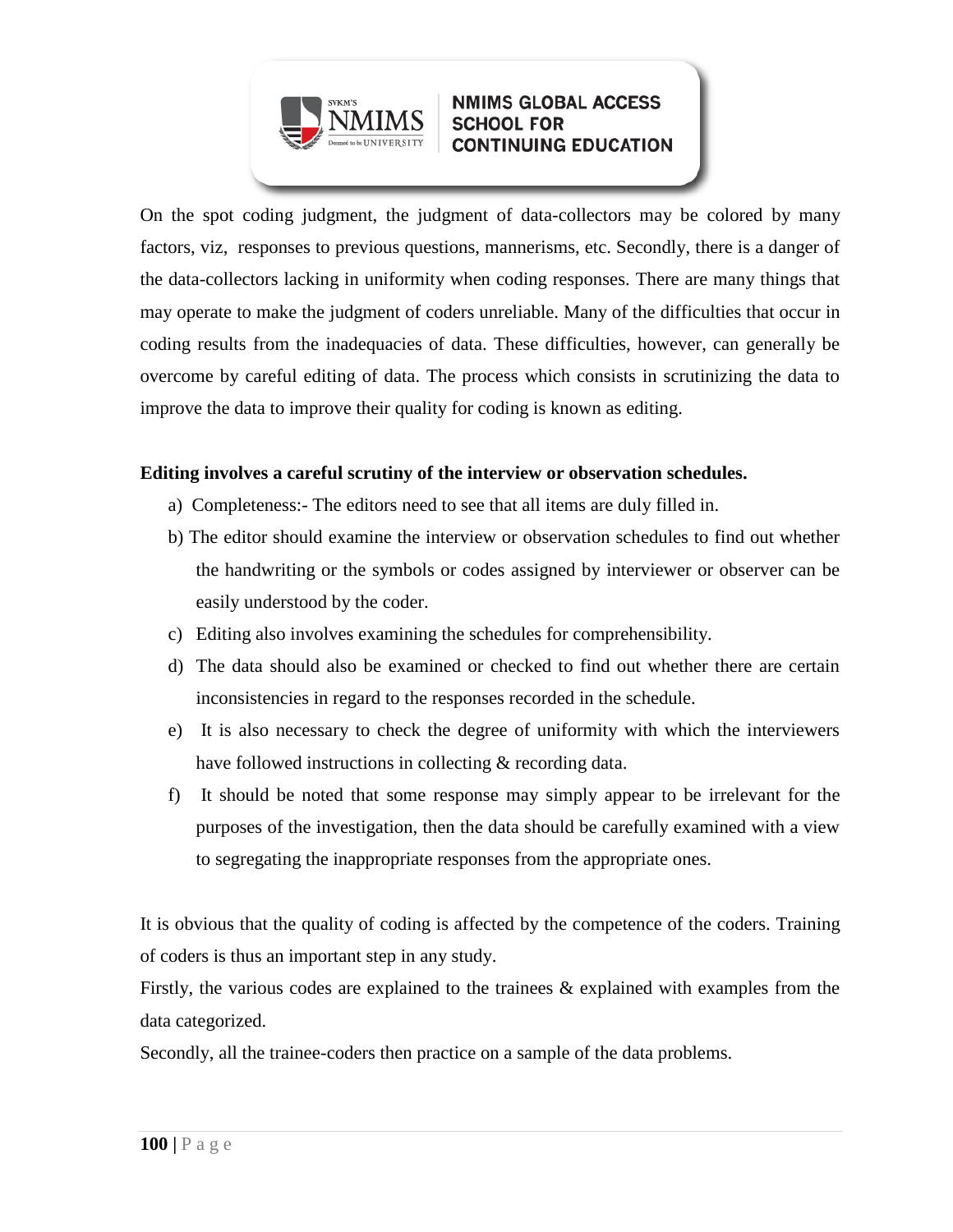On the spot coding judgment, the judgment of data-collectors may be colored by many factors, viz, responses to previous questions, mannerisms, etc. Secondly, there is a danger of the data-collectors lacking in uniformity when coding responses. There are many things that may operate to make the judgment of coders unreliable. Many of the difficulties that occur in coding results from the inadequacies of data. These difficulties, however, can generally be overcome by careful editing of data. The process which consists in scrutinizing the data to improve the data to improve their quality for coding is known as editing.

**Editing involves a careful scrutiny of the interview or observation schedules.**

a) Completeness:- The editors need to see that all items are duly filled in.

b) The editor should examine the interview or observation schedules to find out whether the handwriting or the symbols or codes assigned by interviewer or observer can be easily understood by the coder.

c) Editing also involves examining the schedules for comprehensibility.

d) The data should also be examined or checked to find out whether there are certain inconsistencies in regard to the responses recorded in the schedule.

e) It is also necessary to check the degree of uniformity with which the interviewers have followed instructions in collecting & recording data.

f) It should be noted that some response may simply appear to be irrelevant for the purposes of the investigation, then the data should be carefully examined with a view to segregating the inappropriate responses from the appropriate ones.

It is obvious that the quality of coding is affected by the competence of the coders. Training of coders is thus an important step in any study.

Firstly, the various codes are explained to the trainees & explained with examples from the data categorized.

Secondly, all the trainee-coders then practice on a sample of the data problems.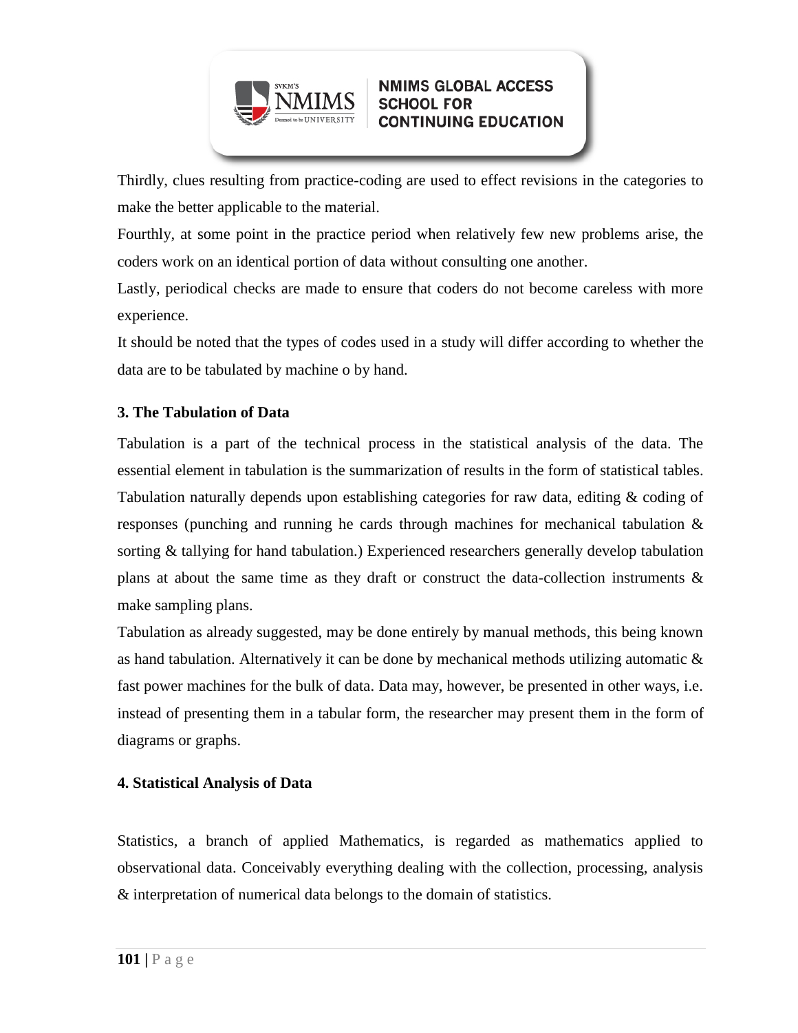Thirdly, clues resulting from practice-coding are used to effect revisions in the categories to make the better applicable to the material.

Fourthly, at some point in the practice period when relatively few new problems arise, the coders work on an identical portion of data without consulting one another.

Lastly, periodical checks are made to ensure that coders do not become careless with more experience.

It should be noted that the types of codes used in a study will differ according to whether the data are to be tabulated by machine o by hand.

**3. The Tabulation of Data**

Tabulation is a part of the technical process in the statistical analysis of the data. The essential element in tabulation is the summarization of results in the form of statistical tables. Tabulation naturally depends upon establishing categories for raw data, editing & coding of responses (punching and running he cards through machines for mechanical tabulation & sorting & tallying for hand tabulation.) Experienced researchers generally develop tabulation plans at about the same time as they draft or construct the data-collection instruments & make sampling plans.

Tabulation as already suggested, may be done entirely by manual methods, this being known as hand tabulation. Alternatively it can be done by mechanical methods utilizing automatic & fast power machines for the bulk of data. Data may, however, be presented in other ways, i.e. instead of presenting them in a tabular form, the researcher may present them in the form of diagrams or graphs.

**4. Statistical Analysis of Data**

Statistics, a branch of applied Mathematics, is regarded as mathematics applied to observational data. Conceivably everything dealing with the collection, processing, analysis & interpretation of numerical data belongs to the domain of statistics.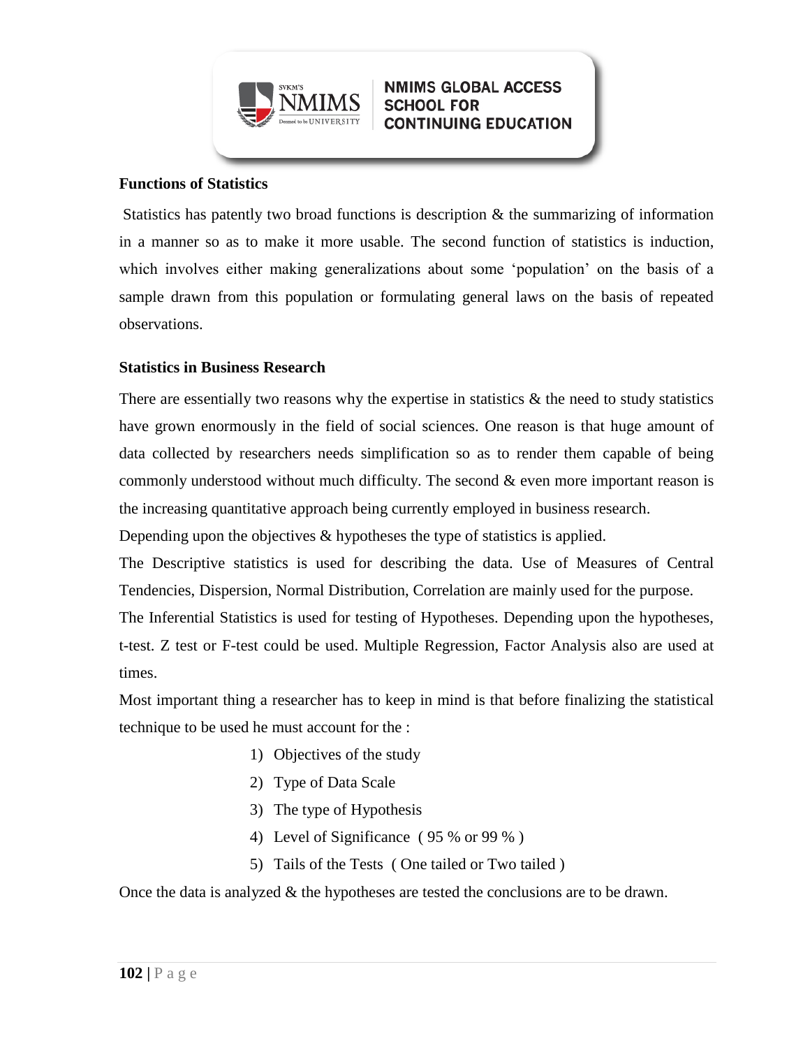**Functions of Statistics**

Statistics has patently two broad functions is description & the summarizing of information in a manner so as to make it more usable. The second function of statistics is induction, which involves either making generalizations about some 'population' on the basis of a sample drawn from this population or formulating general laws on the basis of repeated observations.

**Statistics in Business Research**

There are essentially two reasons why the expertise in statistics & the need to study statistics have grown enormously in the field of social sciences. One reason is that huge amount of data collected by researchers needs simplification so as to render them capable of being commonly understood without much difficulty. The second & even more important reason is the increasing quantitative approach being currently employed in business research.

Depending upon the objectives & hypotheses the type of statistics is applied.

The Descriptive statistics is used for describing the data. Use of Measures of Central Tendencies, Dispersion, Normal Distribution, Correlation are mainly used for the purpose.

The Inferential Statistics is used for testing of Hypotheses. Depending upon the hypotheses, t-test. Z test or F-test could be used. Multiple Regression, Factor Analysis also are used at times.

Most important thing a researcher has to keep in mind is that before finalizing the statistical technique to be used he must account for the :

1) Objectives of the study
2) Type of Data Scale
3) The type of Hypothesis
4) Level of Significance ( 95 % or 99 % )
5) Tails of the Tests ( One tailed or Two tailed )

Once the data is analyzed & the hypotheses are tested the conclusions are to be drawn.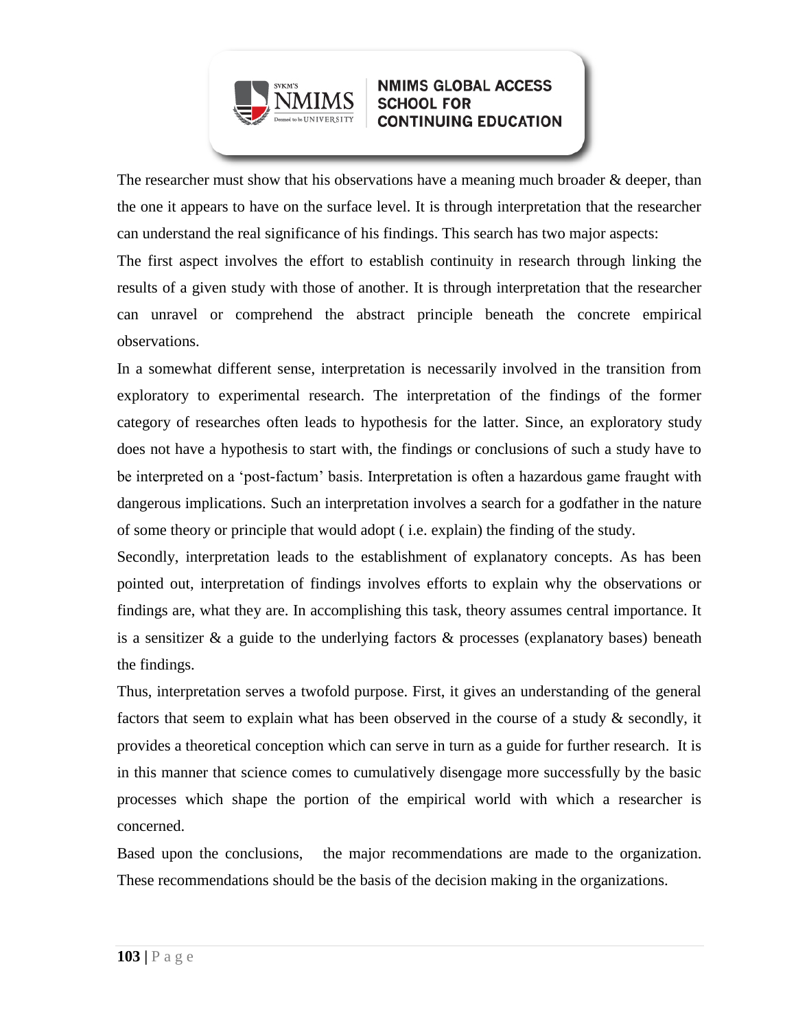The researcher must show that his observations have a meaning much broader & deeper, than the one it appears to have on the surface level. It is through interpretation that the researcher can understand the real significance of his findings. This search has two major aspects:

The first aspect involves the effort to establish continuity in research through linking the results of a given study with those of another. It is through interpretation that the researcher can unravel or comprehend the abstract principle beneath the concrete empirical observations.

In a somewhat different sense, interpretation is necessarily involved in the transition from exploratory to experimental research. The interpretation of the findings of the former category of researches often leads to hypothesis for the latter. Since, an exploratory study does not have a hypothesis to start with, the findings or conclusions of such a study have to be interpreted on a 'post-factum' basis. Interpretation is often a hazardous game fraught with dangerous implications. Such an interpretation involves a search for a godfather in the nature of some theory or principle that would adopt ( i.e. explain) the finding of the study.

Secondly, interpretation leads to the establishment of explanatory concepts. As has been pointed out, interpretation of findings involves efforts to explain why the observations or findings are, what they are. In accomplishing this task, theory assumes central importance. It is a sensitizer & a guide to the underlying factors & processes (explanatory bases) beneath the findings.

Thus, interpretation serves a twofold purpose. First, it gives an understanding of the general factors that seem to explain what has been observed in the course of a study & secondly, it provides a theoretical conception which can serve in turn as a guide for further research. It is in this manner that science comes to cumulatively disengage more successfully by the basic processes which shape the portion of the empirical world with which a researcher is concerned.

Based upon the conclusions, the major recommendations are made to the organization. These recommendations should be the basis of the decision making in the organizations.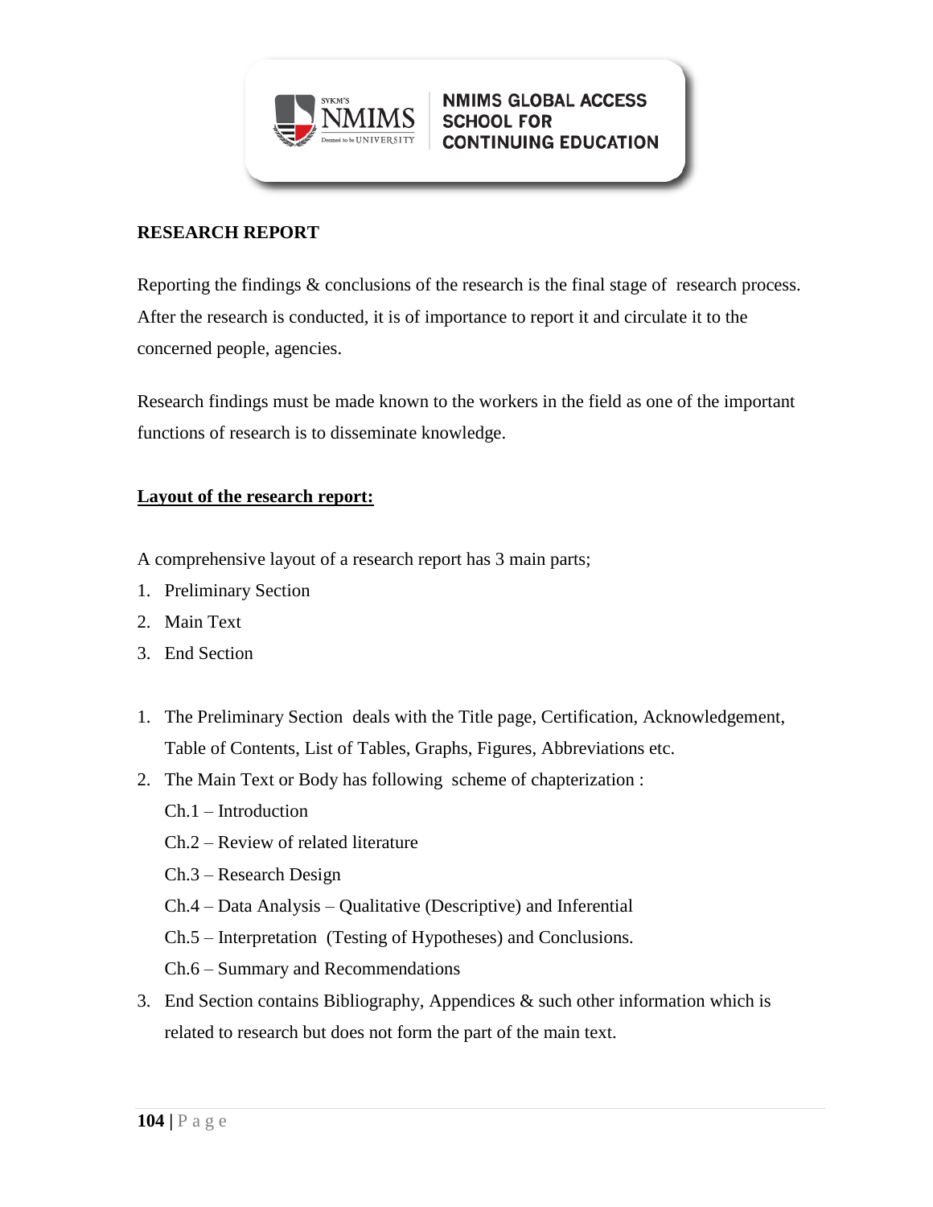## RESEARCH REPORT

Reporting the findings & conclusions of the research is the final stage of research process. After the research is conducted, it is of importance to report it and circulate it to the concerned people, agencies.

Research findings must be made known to the workers in the field as one of the important functions of research is to disseminate knowledge.

### Layout of the research report:

A comprehensive layout of a research report has 3 main parts;

1. Preliminary Section
2. Main Text
3. End Section

1. The Preliminary Section deals with the Title page, Certification, Acknowledgement, Table of Contents, List of Tables, Graphs, Figures, Abbreviations etc.
2. The Main Text or Body has following scheme of chapterization :
   - Ch.1 – Introduction
   - Ch.2 – Review of related literature
   - Ch.3 – Research Design
   - Ch.4 – Data Analysis – Qualitative (Descriptive) and Inferential
   - Ch.5 – Interpretation (Testing of Hypotheses) and Conclusions.
   - Ch.6 – Summary and Recommendations
3. End Section contains Bibliography, Appendices & such other information which is related to research but does not form the part of the main text.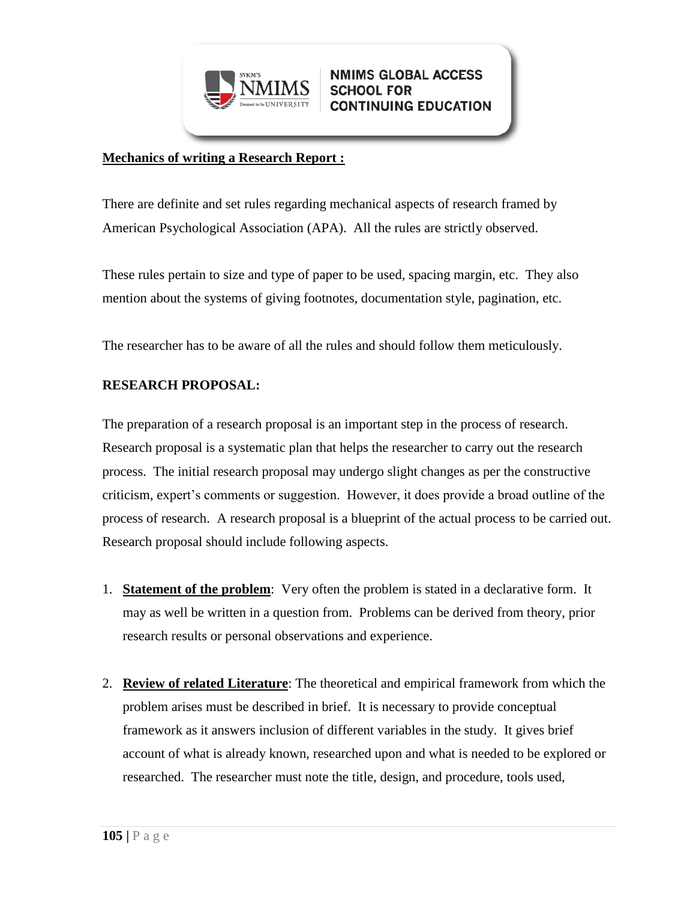**Mechanics of writing a Research Report :**

There are definite and set rules regarding mechanical aspects of research framed by American Psychological Association (APA). All the rules are strictly observed.

These rules pertain to size and type of paper to be used, spacing margin, etc. They also mention about the systems of giving footnotes, documentation style, pagination, etc.

The researcher has to be aware of all the rules and should follow them meticulously.

**RESEARCH PROPOSAL:**

The preparation of a research proposal is an important step in the process of research. Research proposal is a systematic plan that helps the researcher to carry out the research process. The initial research proposal may undergo slight changes as per the constructive criticism, expert's comments or suggestion. However, it does provide a broad outline of the process of research. A research proposal is a blueprint of the actual process to be carried out. Research proposal should include following aspects.

1. **Statement of the problem**: Very often the problem is stated in a declarative form. It may as well be written in a question from. Problems can be derived from theory, prior research results or personal observations and experience.

2. **Review of related Literature**: The theoretical and empirical framework from which the problem arises must be described in brief. It is necessary to provide conceptual framework as it answers inclusion of different variables in the study. It gives brief account of what is already known, researched upon and what is needed to be explored or researched. The researcher must note the title, design, and procedure, tools used,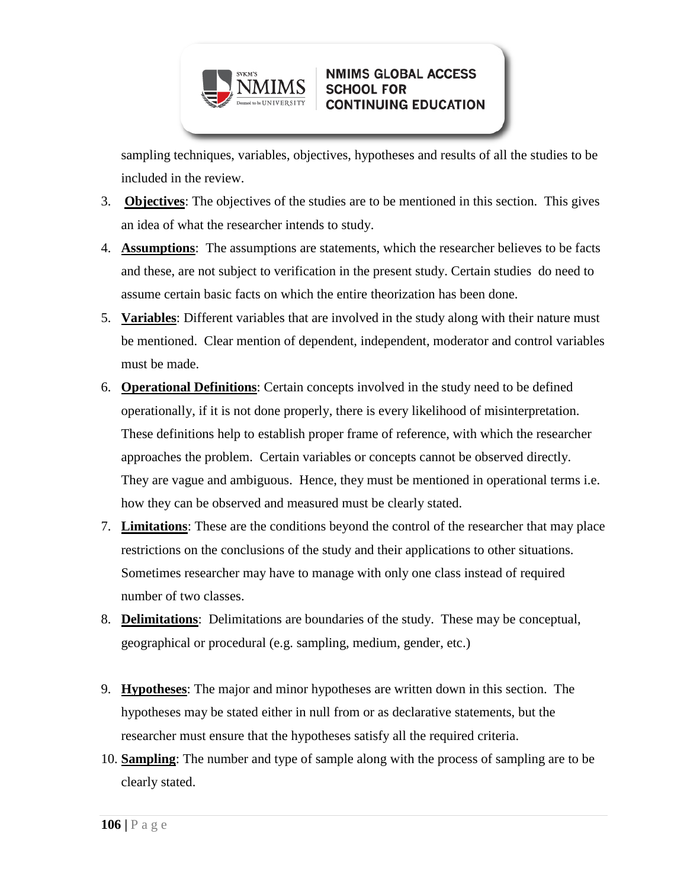sampling techniques, variables, objectives, hypotheses and results of all the studies to be included in the review.

3. **Objectives**: The objectives of the studies are to be mentioned in this section. This gives an idea of what the researcher intends to study.
4. **Assumptions**: The assumptions are statements, which the researcher believes to be facts and these, are not subject to verification in the present study. Certain studies do need to assume certain basic facts on which the entire theorization has been done.
5. **Variables**: Different variables that are involved in the study along with their nature must be mentioned. Clear mention of dependent, independent, moderator and control variables must be made.
6. **Operational Definitions**: Certain concepts involved in the study need to be defined operationally, if it is not done properly, there is every likelihood of misinterpretation. These definitions help to establish proper frame of reference, with which the researcher approaches the problem. Certain variables or concepts cannot be observed directly. They are vague and ambiguous. Hence, they must be mentioned in operational terms i.e. how they can be observed and measured must be clearly stated.
7. **Limitations**: These are the conditions beyond the control of the researcher that may place restrictions on the conclusions of the study and their applications to other situations. Sometimes researcher may have to manage with only one class instead of required number of two classes.
8. **Delimitations**: Delimitations are boundaries of the study. These may be conceptual, geographical or procedural (e.g. sampling, medium, gender, etc.)
9. **Hypotheses**: The major and minor hypotheses are written down in this section. The hypotheses may be stated either in null from or as declarative statements, but the researcher must ensure that the hypotheses satisfy all the required criteria.
10. **Sampling**: The number and type of sample along with the process of sampling are to be clearly stated.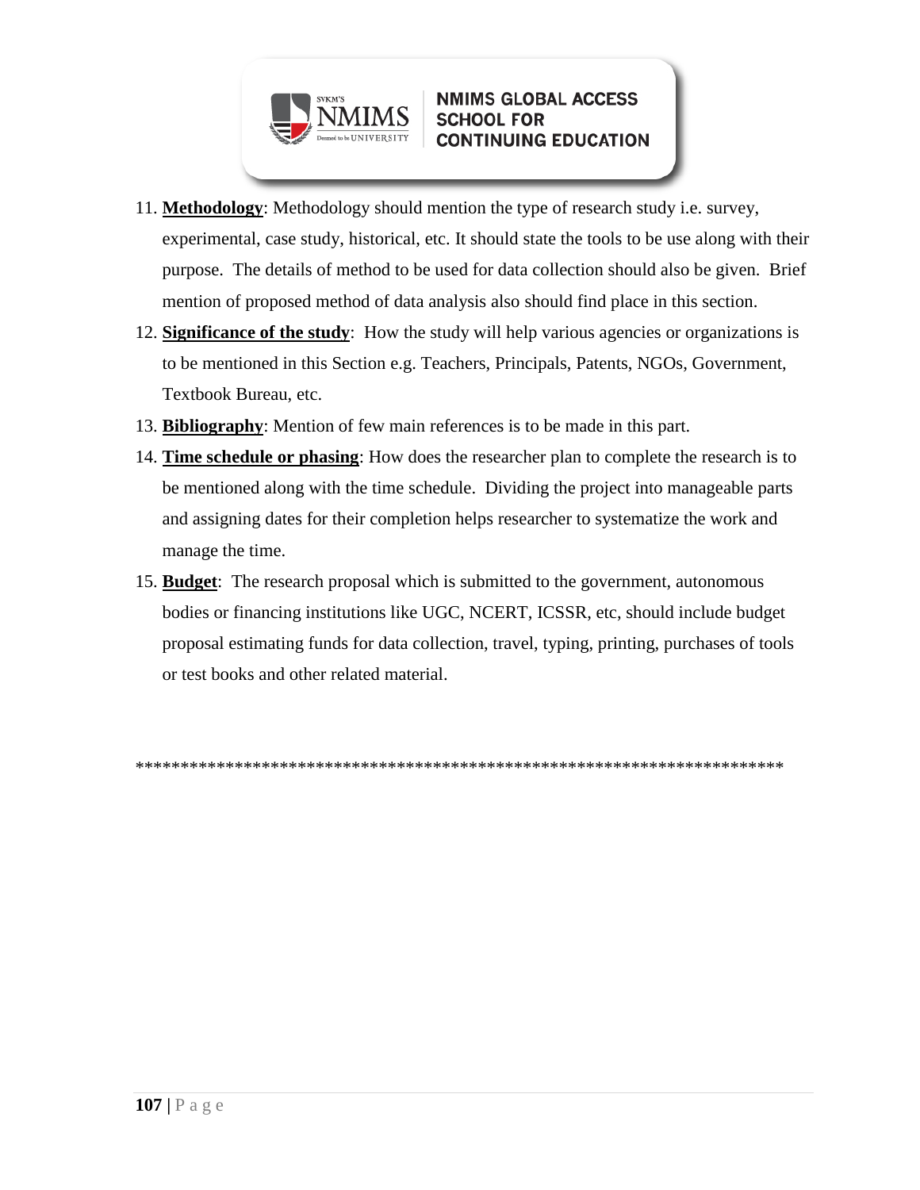11. **Methodology**: Methodology should mention the type of research study i.e. survey, experimental, case study, historical, etc. It should state the tools to be use along with their purpose. The details of method to be used for data collection should also be given. Brief mention of proposed method of data analysis also should find place in this section.
12. **Significance of the study**: How the study will help various agencies or organizations is to be mentioned in this Section e.g. Teachers, Principals, Patents, NGOs, Government, Textbook Bureau, etc.
13. **Bibliography**: Mention of few main references is to be made in this part.
14. **Time schedule or phasing**: How does the researcher plan to complete the research is to be mentioned along with the time schedule. Dividing the project into manageable parts and assigning dates for their completion helps researcher to systematize the work and manage the time.
15. **Budget**: The research proposal which is submitted to the government, autonomous bodies or financing institutions like UGC, NCERT, ICSSR, etc, should include budget proposal estimating funds for data collection, travel, typing, printing, purchases of tools or test books and other related material.

*************************************************************************